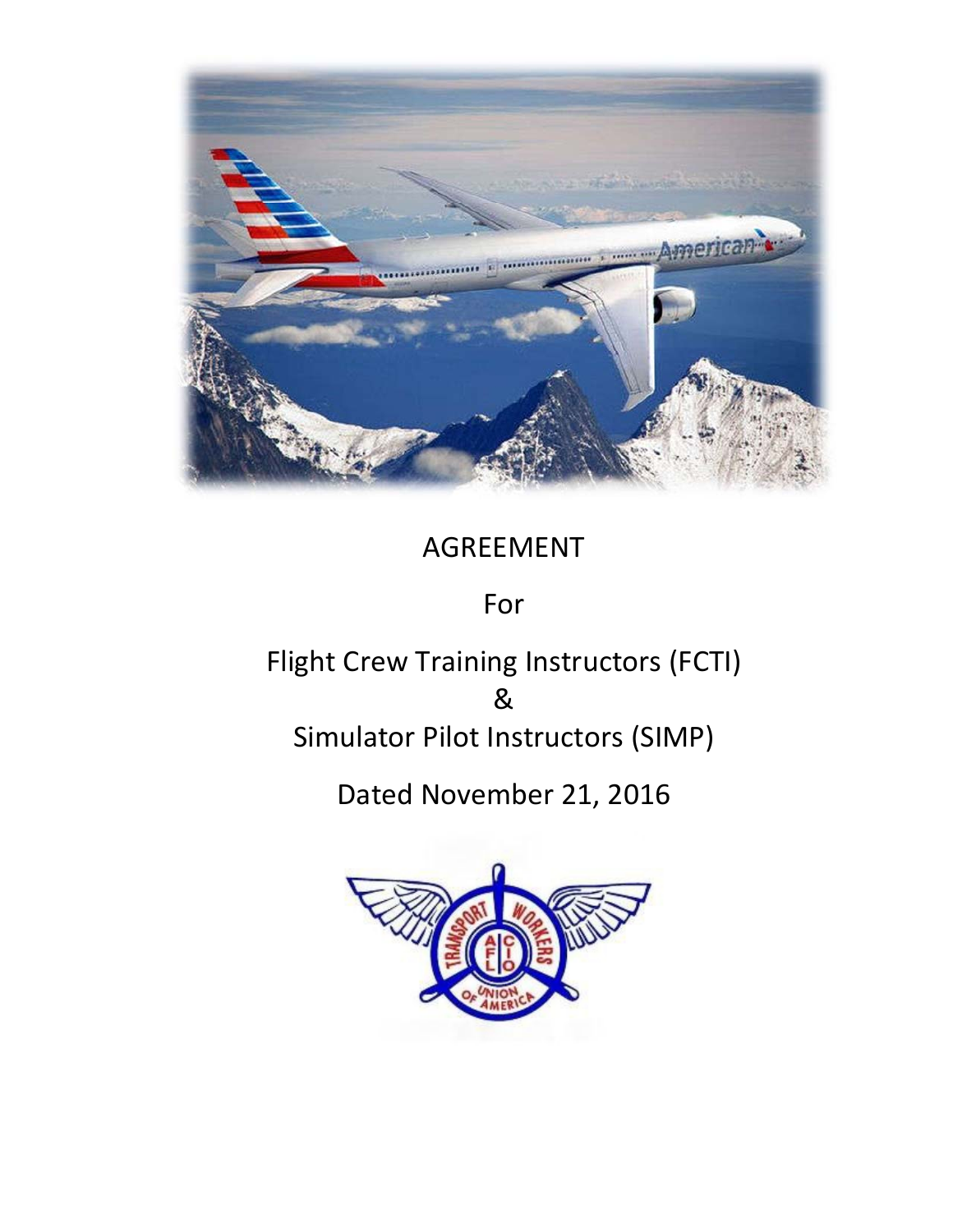# AGREEMENT

For

Flight Crew Training Instructors (FCTI)

&

Simulator Pilot Instructors (SIMP)

Dated November 21, 2016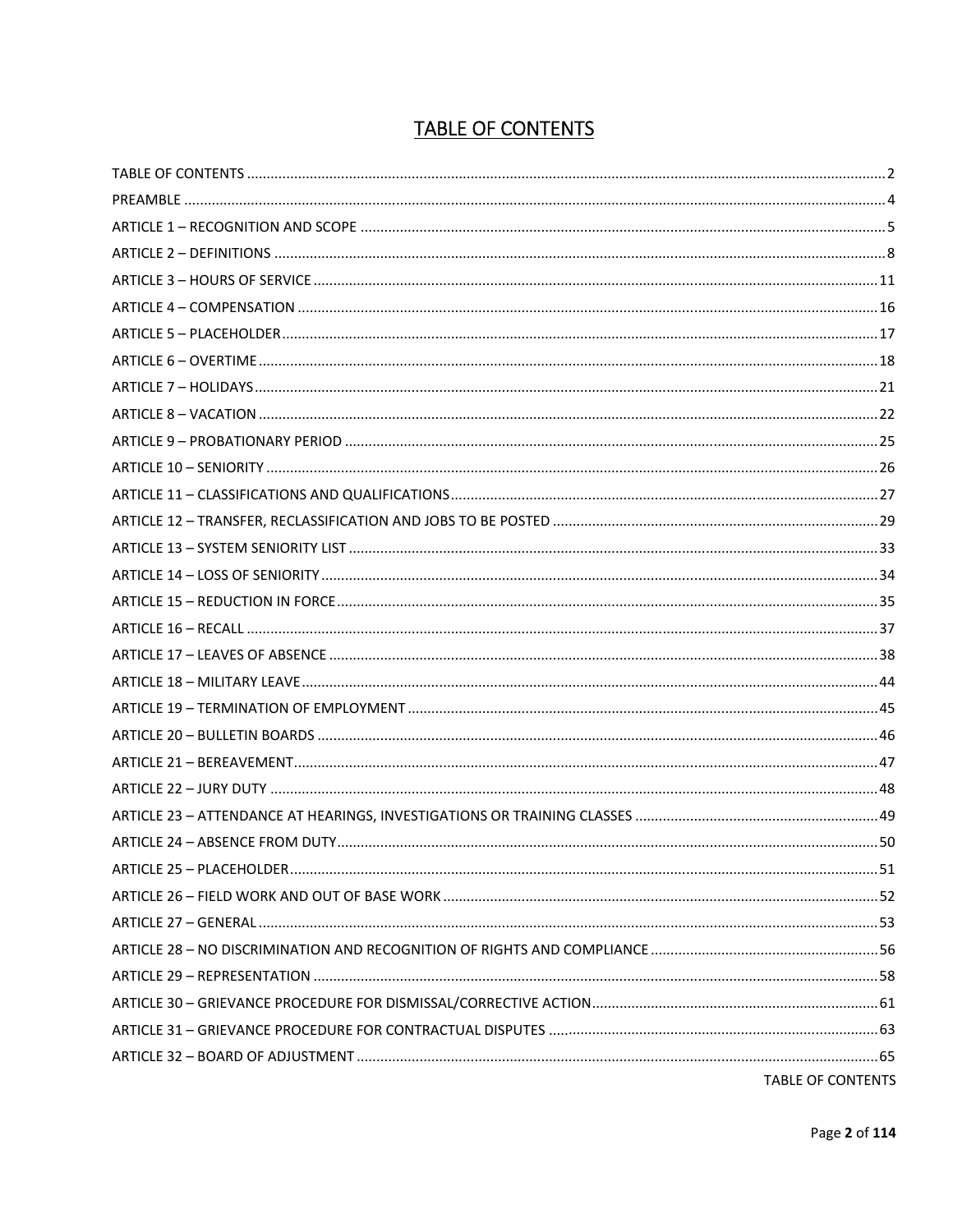# TABLE OF CONTENTS

TABLE OF CONTENTS ........................................................................ 2
PREAMBLE ........................................................................ 4
ARTICLE 1 – RECOGNITION AND SCOPE ........................................................................ 5
ARTICLE 2 – DEFINITIONS ........................................................................ 8
ARTICLE 3 – HOURS OF SERVICE ........................................................................ 11
ARTICLE 4 – COMPENSATION ........................................................................ 16
ARTICLE 5 – PLACEHOLDER ........................................................................ 17
ARTICLE 6 – OVERTIME ........................................................................ 18
ARTICLE 7 – HOLIDAYS ........................................................................ 21
ARTICLE 8 – VACATION ........................................................................ 22
ARTICLE 9 – PROBATIONARY PERIOD ........................................................................ 25
ARTICLE 10 – SENIORITY ........................................................................ 26
ARTICLE 11 – CLASSIFICATIONS AND QUALIFICATIONS ........................................................................ 27
ARTICLE 12 – TRANSFER, RECLASSIFICATION AND JOBS TO BE POSTED ........................................................................ 29
ARTICLE 13 – SYSTEM SENIORITY LIST ........................................................................ 33
ARTICLE 14 – LOSS OF SENIORITY ........................................................................ 34
ARTICLE 15 – REDUCTION IN FORCE ........................................................................ 35
ARTICLE 16 – RECALL ........................................................................ 37
ARTICLE 17 – LEAVES OF ABSENCE ........................................................................ 38
ARTICLE 18 – MILITARY LEAVE ........................................................................ 44
ARTICLE 19 – TERMINATION OF EMPLOYMENT ........................................................................ 45
ARTICLE 20 – BULLETIN BOARDS ........................................................................ 46
ARTICLE 21 – BEREAVEMENT ........................................................................ 47
ARTICLE 22 – JURY DUTY ........................................................................ 48
ARTICLE 23 – ATTENDANCE AT HEARINGS, INVESTIGATIONS OR TRAINING CLASSES ........................................................................ 49
ARTICLE 24 – ABSENCE FROM DUTY ........................................................................ 50
ARTICLE 25 – PLACEHOLDER ........................................................................ 51
ARTICLE 26 – FIELD WORK AND OUT OF BASE WORK ........................................................................ 52
ARTICLE 27 – GENERAL ........................................................................ 53
ARTICLE 28 – NO DISCRIMINATION AND RECOGNITION OF RIGHTS AND COMPLIANCE ........................................................................ 56
ARTICLE 29 – REPRESENTATION ........................................................................ 58
ARTICLE 30 – GRIEVANCE PROCEDURE FOR DISMISSAL/CORRECTIVE ACTION ........................................................................ 61
ARTICLE 31 – GRIEVANCE PROCEDURE FOR CONTRACTUAL DISPUTES ........................................................................ 63
ARTICLE 32 – BOARD OF ADJUSTMENT ........................................................................ 65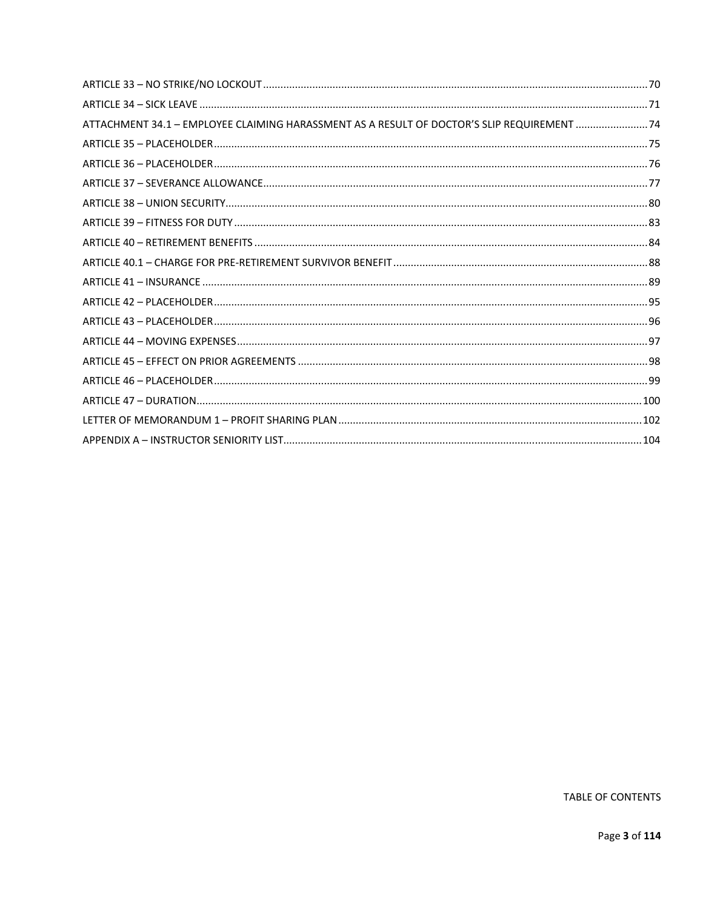| | |
|---|---|
| ARTICLE 33 – NO STRIKE/NO LOCKOUT | 70 |
| ARTICLE 34 – SICK LEAVE | 71 |
| ATTACHMENT 34.1 – EMPLOYEE CLAIMING HARASSMENT AS A RESULT OF DOCTOR'S SLIP REQUIREMENT | 74 |
| ARTICLE 35 – PLACEHOLDER | 75 |
| ARTICLE 36 – PLACEHOLDER | 76 |
| ARTICLE 37 – SEVERANCE ALLOWANCE | 77 |
| ARTICLE 38 – UNION SECURITY | 80 |
| ARTICLE 39 – FITNESS FOR DUTY | 83 |
| ARTICLE 40 – RETIREMENT BENEFITS | 84 |
| ARTICLE 40.1 – CHARGE FOR PRE-RETIREMENT SURVIVOR BENEFIT | 88 |
| ARTICLE 41 – INSURANCE | 89 |
| ARTICLE 42 – PLACEHOLDER | 95 |
| ARTICLE 43 – PLACEHOLDER | 96 |
| ARTICLE 44 – MOVING EXPENSES | 97 |
| ARTICLE 45 – EFFECT ON PRIOR AGREEMENTS | 98 |
| ARTICLE 46 – PLACEHOLDER | 99 |
| ARTICLE 47 – DURATION | 100 |
| LETTER OF MEMORANDUM 1 – PROFIT SHARING PLAN | 102 |
| APPENDIX A – INSTRUCTOR SENIORITY LIST | 104 |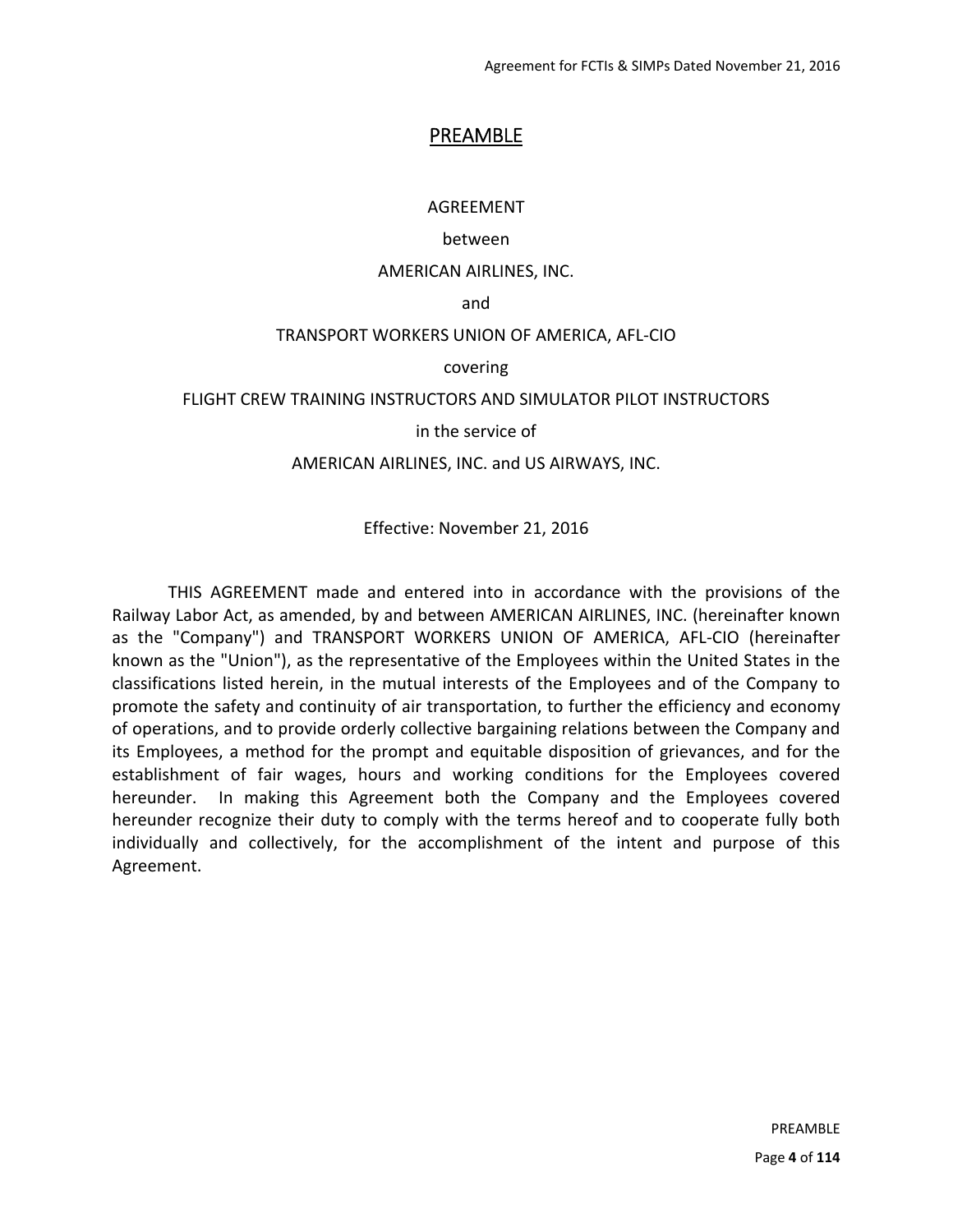# PREAMBLE

AGREEMENT

between

AMERICAN AIRLINES, INC.

and

TRANSPORT WORKERS UNION OF AMERICA, AFL-CIO

covering

FLIGHT CREW TRAINING INSTRUCTORS AND SIMULATOR PILOT INSTRUCTORS

in the service of

AMERICAN AIRLINES, INC. and US AIRWAYS, INC.

Effective: November 21, 2016

THIS AGREEMENT made and entered into in accordance with the provisions of the Railway Labor Act, as amended, by and between AMERICAN AIRLINES, INC. (hereinafter known as the "Company") and TRANSPORT WORKERS UNION OF AMERICA, AFL-CIO (hereinafter known as the "Union"), as the representative of the Employees within the United States in the classifications listed herein, in the mutual interests of the Employees and of the Company to promote the safety and continuity of air transportation, to further the efficiency and economy of operations, and to provide orderly collective bargaining relations between the Company and its Employees, a method for the prompt and equitable disposition of grievances, and for the establishment of fair wages, hours and working conditions for the Employees covered hereunder. In making this Agreement both the Company and the Employees covered hereunder recognize their duty to comply with the terms hereof and to cooperate fully both individually and collectively, for the accomplishment of the intent and purpose of this Agreement.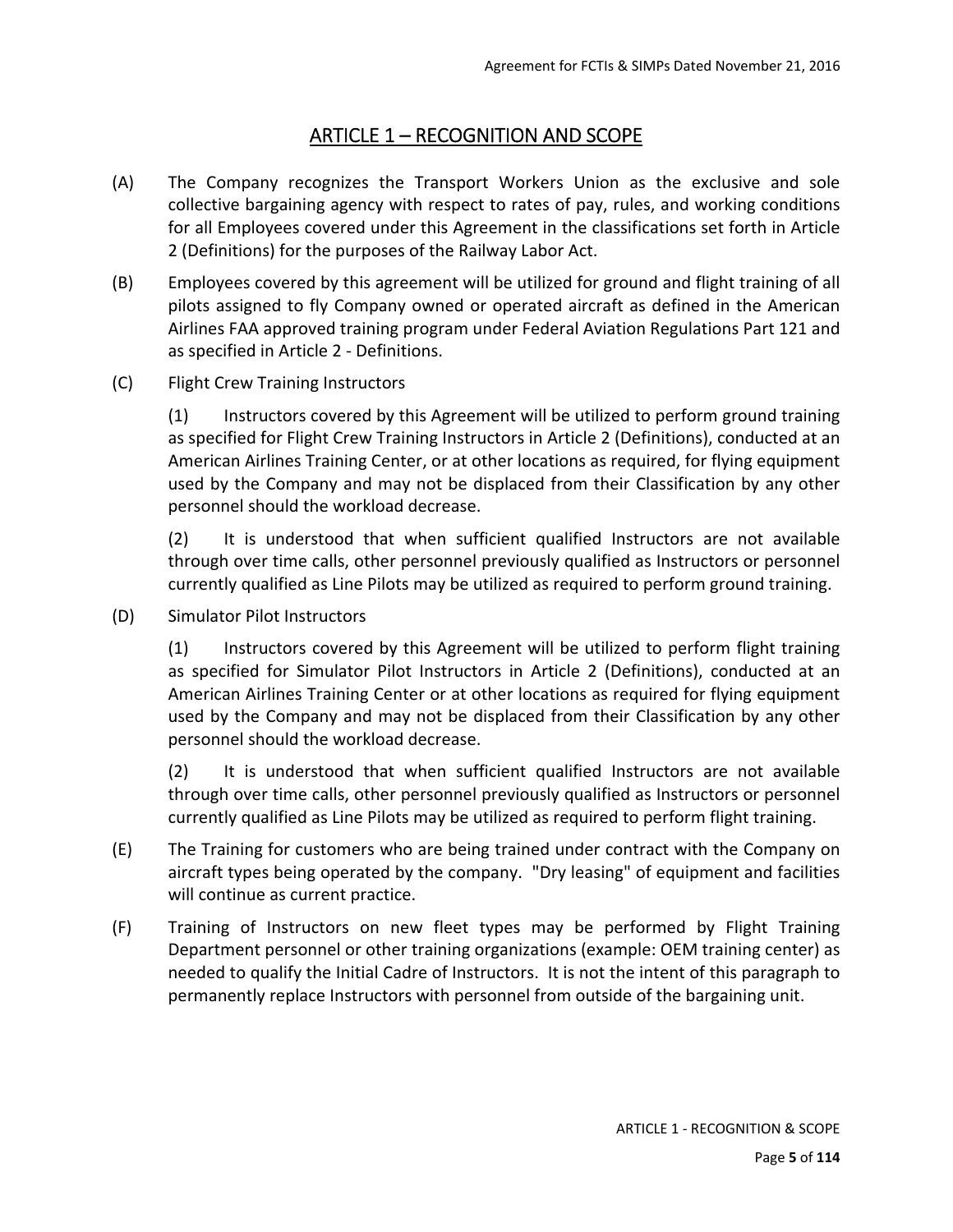# ARTICLE 1 – RECOGNITION AND SCOPE

(A) The Company recognizes the Transport Workers Union as the exclusive and sole collective bargaining agency with respect to rates of pay, rules, and working conditions for all Employees covered under this Agreement in the classifications set forth in Article 2 (Definitions) for the purposes of the Railway Labor Act.

(B) Employees covered by this agreement will be utilized for ground and flight training of all pilots assigned to fly Company owned or operated aircraft as defined in the American Airlines FAA approved training program under Federal Aviation Regulations Part 121 and as specified in Article 2 - Definitions.

(C) Flight Crew Training Instructors

(1) Instructors covered by this Agreement will be utilized to perform ground training as specified for Flight Crew Training Instructors in Article 2 (Definitions), conducted at an American Airlines Training Center, or at other locations as required, for flying equipment used by the Company and may not be displaced from their Classification by any other personnel should the workload decrease.

(2) It is understood that when sufficient qualified Instructors are not available through over time calls, other personnel previously qualified as Instructors or personnel currently qualified as Line Pilots may be utilized as required to perform ground training.

(D) Simulator Pilot Instructors

(1) Instructors covered by this Agreement will be utilized to perform flight training as specified for Simulator Pilot Instructors in Article 2 (Definitions), conducted at an American Airlines Training Center or at other locations as required for flying equipment used by the Company and may not be displaced from their Classification by any other personnel should the workload decrease.

(2) It is understood that when sufficient qualified Instructors are not available through over time calls, other personnel previously qualified as Instructors or personnel currently qualified as Line Pilots may be utilized as required to perform flight training.

(E) The Training for customers who are being trained under contract with the Company on aircraft types being operated by the company. "Dry leasing" of equipment and facilities will continue as current practice.

(F) Training of Instructors on new fleet types may be performed by Flight Training Department personnel or other training organizations (example: OEM training center) as needed to qualify the Initial Cadre of Instructors. It is not the intent of this paragraph to permanently replace Instructors with personnel from outside of the bargaining unit.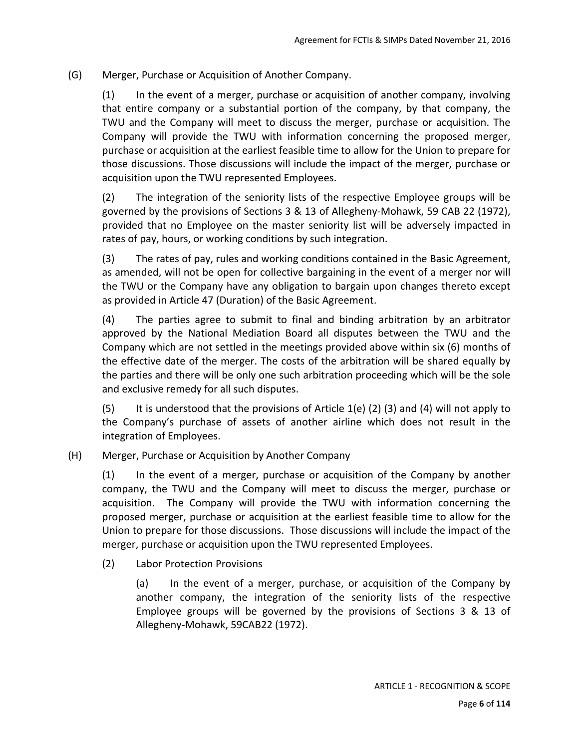(G) Merger, Purchase or Acquisition of Another Company.

(1) In the event of a merger, purchase or acquisition of another company, involving that entire company or a substantial portion of the company, by that company, the TWU and the Company will meet to discuss the merger, purchase or acquisition. The Company will provide the TWU with information concerning the proposed merger, purchase or acquisition at the earliest feasible time to allow for the Union to prepare for those discussions. Those discussions will include the impact of the merger, purchase or acquisition upon the TWU represented Employees.

(2) The integration of the seniority lists of the respective Employee groups will be governed by the provisions of Sections 3 & 13 of Allegheny-Mohawk, 59 CAB 22 (1972), provided that no Employee on the master seniority list will be adversely impacted in rates of pay, hours, or working conditions by such integration.

(3) The rates of pay, rules and working conditions contained in the Basic Agreement, as amended, will not be open for collective bargaining in the event of a merger nor will the TWU or the Company have any obligation to bargain upon changes thereto except as provided in Article 47 (Duration) of the Basic Agreement.

(4) The parties agree to submit to final and binding arbitration by an arbitrator approved by the National Mediation Board all disputes between the TWU and the Company which are not settled in the meetings provided above within six (6) months of the effective date of the merger. The costs of the arbitration will be shared equally by the parties and there will be only one such arbitration proceeding which will be the sole and exclusive remedy for all such disputes.

(5) It is understood that the provisions of Article 1(e) (2) (3) and (4) will not apply to the Company's purchase of assets of another airline which does not result in the integration of Employees.

(H) Merger, Purchase or Acquisition by Another Company

(1) In the event of a merger, purchase or acquisition of the Company by another company, the TWU and the Company will meet to discuss the merger, purchase or acquisition. The Company will provide the TWU with information concerning the proposed merger, purchase or acquisition at the earliest feasible time to allow for the Union to prepare for those discussions. Those discussions will include the impact of the merger, purchase or acquisition upon the TWU represented Employees.

(2) Labor Protection Provisions

(a) In the event of a merger, purchase, or acquisition of the Company by another company, the integration of the seniority lists of the respective Employee groups will be governed by the provisions of Sections 3 & 13 of Allegheny-Mohawk, 59CAB22 (1972).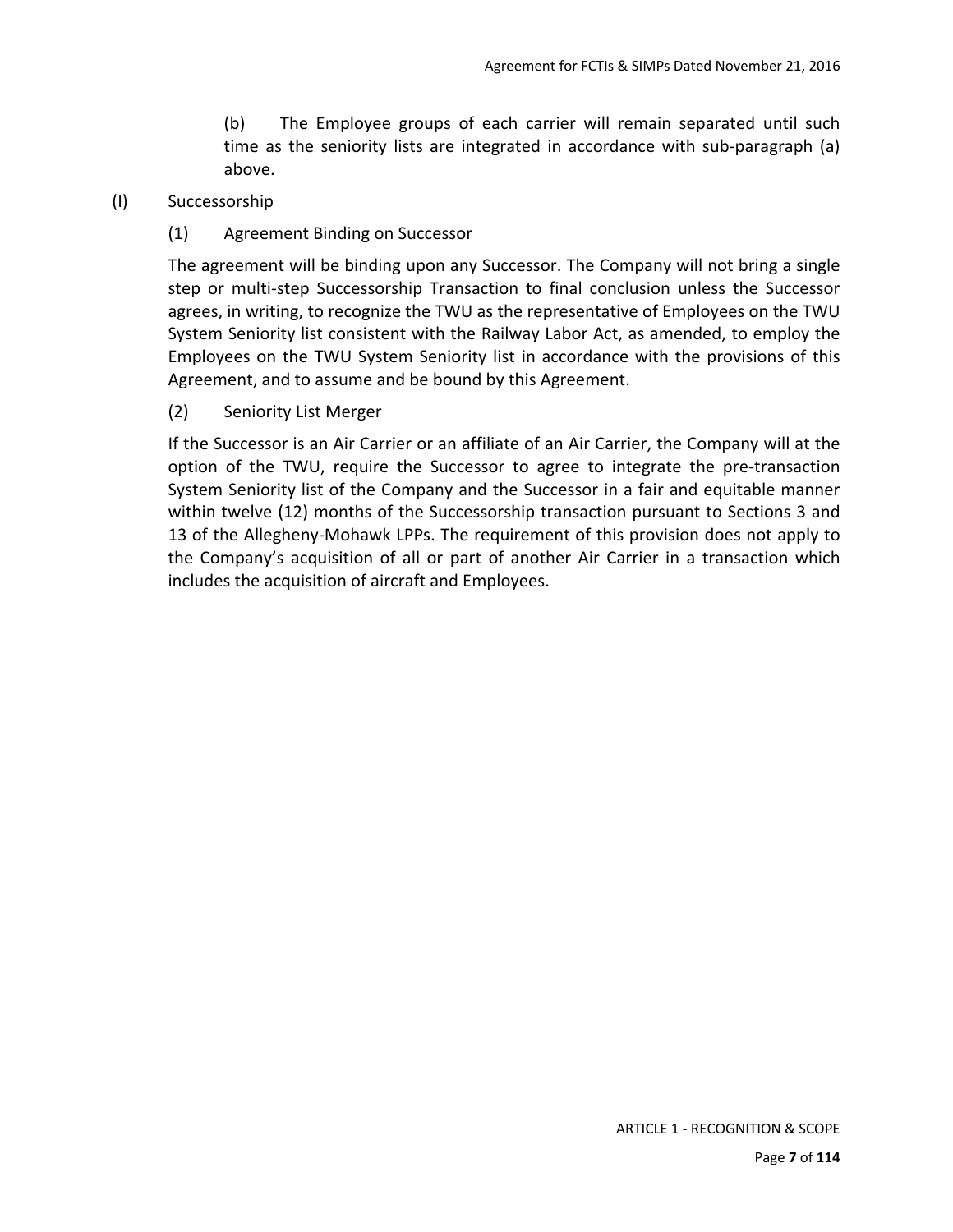(b) The Employee groups of each carrier will remain separated until such time as the seniority lists are integrated in accordance with sub-paragraph (a) above.

(I) Successorship

(1) Agreement Binding on Successor

The agreement will be binding upon any Successor. The Company will not bring a single step or multi-step Successorship Transaction to final conclusion unless the Successor agrees, in writing, to recognize the TWU as the representative of Employees on the TWU System Seniority list consistent with the Railway Labor Act, as amended, to employ the Employees on the TWU System Seniority list in accordance with the provisions of this Agreement, and to assume and be bound by this Agreement.

(2) Seniority List Merger

If the Successor is an Air Carrier or an affiliate of an Air Carrier, the Company will at the option of the TWU, require the Successor to agree to integrate the pre-transaction System Seniority list of the Company and the Successor in a fair and equitable manner within twelve (12) months of the Successorship transaction pursuant to Sections 3 and 13 of the Allegheny-Mohawk LPPs. The requirement of this provision does not apply to the Company's acquisition of all or part of another Air Carrier in a transaction which includes the acquisition of aircraft and Employees.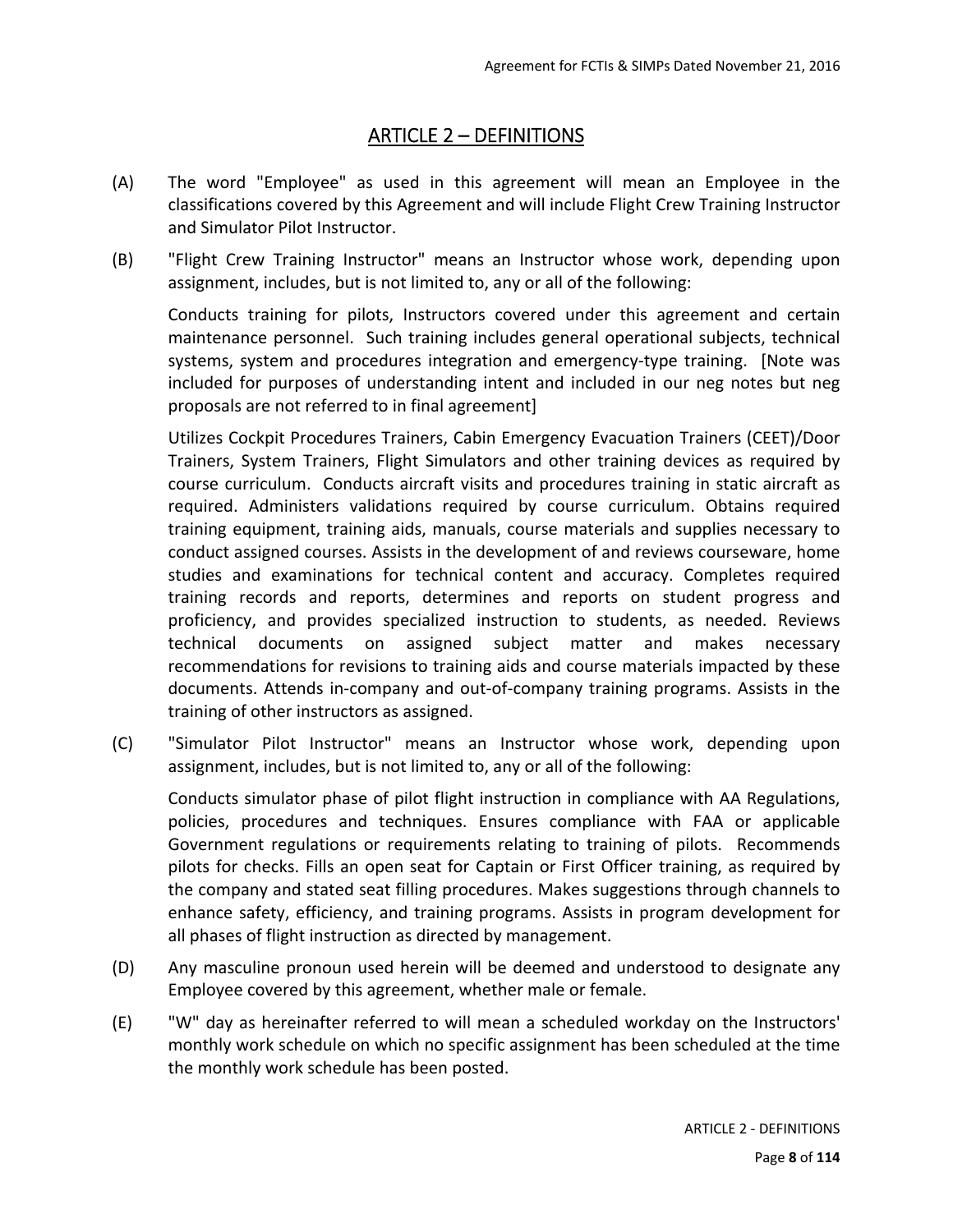## ARTICLE 2 – DEFINITIONS

(A) The word "Employee" as used in this agreement will mean an Employee in the classifications covered by this Agreement and will include Flight Crew Training Instructor and Simulator Pilot Instructor.

(B) "Flight Crew Training Instructor" means an Instructor whose work, depending upon assignment, includes, but is not limited to, any or all of the following:

Conducts training for pilots, Instructors covered under this agreement and certain maintenance personnel. Such training includes general operational subjects, technical systems, system and procedures integration and emergency-type training. [Note was included for purposes of understanding intent and included in our neg notes but neg proposals are not referred to in final agreement]

Utilizes Cockpit Procedures Trainers, Cabin Emergency Evacuation Trainers (CEET)/Door Trainers, System Trainers, Flight Simulators and other training devices as required by course curriculum. Conducts aircraft visits and procedures training in static aircraft as required. Administers validations required by course curriculum. Obtains required training equipment, training aids, manuals, course materials and supplies necessary to conduct assigned courses. Assists in the development of and reviews courseware, home studies and examinations for technical content and accuracy. Completes required training records and reports, determines and reports on student progress and proficiency, and provides specialized instruction to students, as needed. Reviews technical documents on assigned subject matter and makes necessary recommendations for revisions to training aids and course materials impacted by these documents. Attends in-company and out-of-company training programs. Assists in the training of other instructors as assigned.

(C) "Simulator Pilot Instructor" means an Instructor whose work, depending upon assignment, includes, but is not limited to, any or all of the following:

Conducts simulator phase of pilot flight instruction in compliance with AA Regulations, policies, procedures and techniques. Ensures compliance with FAA or applicable Government regulations or requirements relating to training of pilots. Recommends pilots for checks. Fills an open seat for Captain or First Officer training, as required by the company and stated seat filling procedures. Makes suggestions through channels to enhance safety, efficiency, and training programs. Assists in program development for all phases of flight instruction as directed by management.

(D) Any masculine pronoun used herein will be deemed and understood to designate any Employee covered by this agreement, whether male or female.

(E) "W" day as hereinafter referred to will mean a scheduled workday on the Instructors' monthly work schedule on which no specific assignment has been scheduled at the time the monthly work schedule has been posted.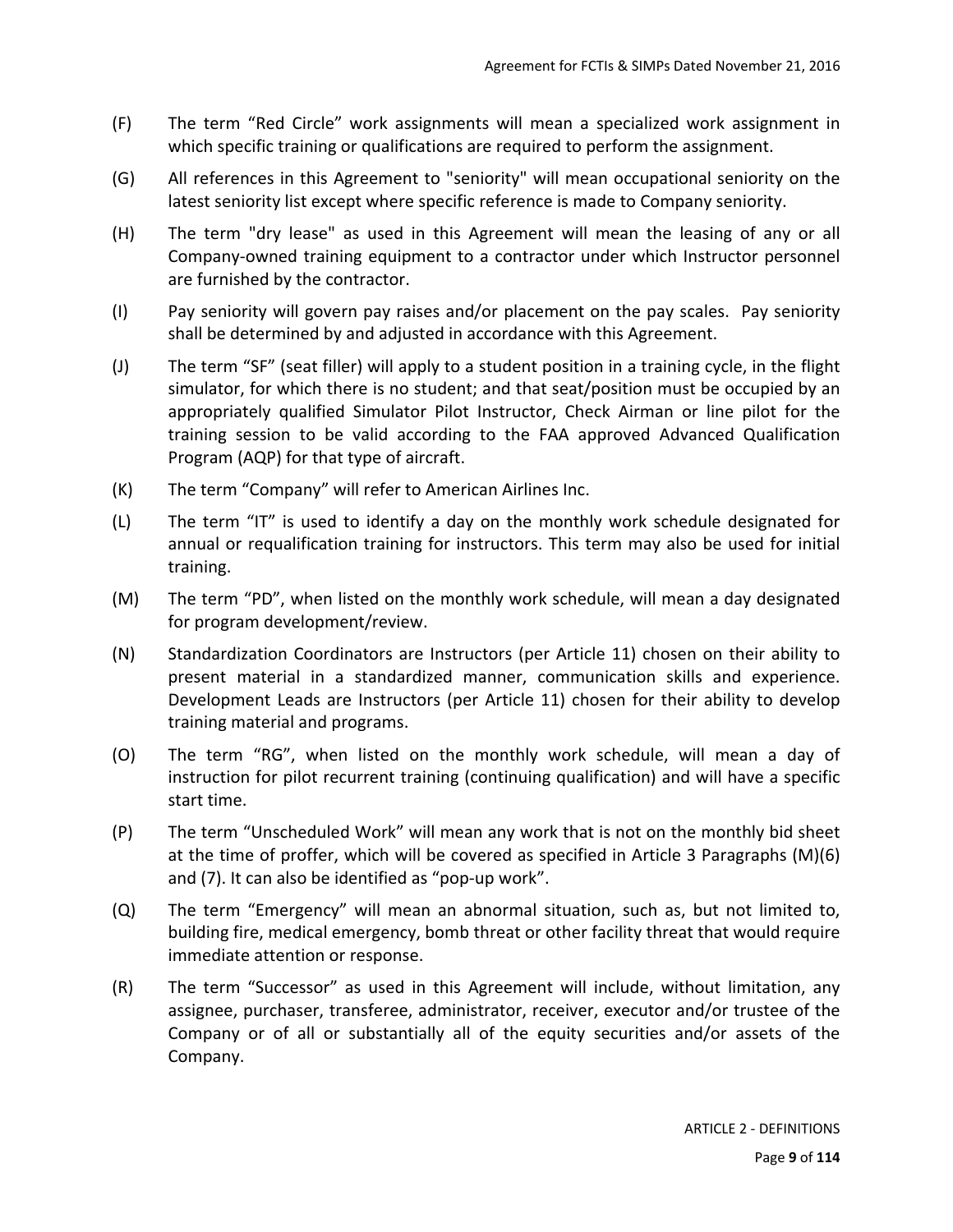(F) The term “Red Circle” work assignments will mean a specialized work assignment in which specific training or qualifications are required to perform the assignment.

(G) All references in this Agreement to "seniority" will mean occupational seniority on the latest seniority list except where specific reference is made to Company seniority.

(H) The term "dry lease" as used in this Agreement will mean the leasing of any or all Company-owned training equipment to a contractor under which Instructor personnel are furnished by the contractor.

(I) Pay seniority will govern pay raises and/or placement on the pay scales. Pay seniority shall be determined by and adjusted in accordance with this Agreement.

(J) The term “SF” (seat filler) will apply to a student position in a training cycle, in the flight simulator, for which there is no student; and that seat/position must be occupied by an appropriately qualified Simulator Pilot Instructor, Check Airman or line pilot for the training session to be valid according to the FAA approved Advanced Qualification Program (AQP) for that type of aircraft.

(K) The term “Company” will refer to American Airlines Inc.

(L) The term “IT” is used to identify a day on the monthly work schedule designated for annual or requalification training for instructors. This term may also be used for initial training.

(M) The term “PD”, when listed on the monthly work schedule, will mean a day designated for program development/review.

(N) Standardization Coordinators are Instructors (per Article 11) chosen on their ability to present material in a standardized manner, communication skills and experience. Development Leads are Instructors (per Article 11) chosen for their ability to develop training material and programs.

(O) The term “RG”, when listed on the monthly work schedule, will mean a day of instruction for pilot recurrent training (continuing qualification) and will have a specific start time.

(P) The term “Unscheduled Work” will mean any work that is not on the monthly bid sheet at the time of proffer, which will be covered as specified in Article 3 Paragraphs (M)(6) and (7). It can also be identified as “pop-up work”.

(Q) The term “Emergency” will mean an abnormal situation, such as, but not limited to, building fire, medical emergency, bomb threat or other facility threat that would require immediate attention or response.

(R) The term “Successor” as used in this Agreement will include, without limitation, any assignee, purchaser, transferee, administrator, receiver, executor and/or trustee of the Company or of all or substantially all of the equity securities and/or assets of the Company.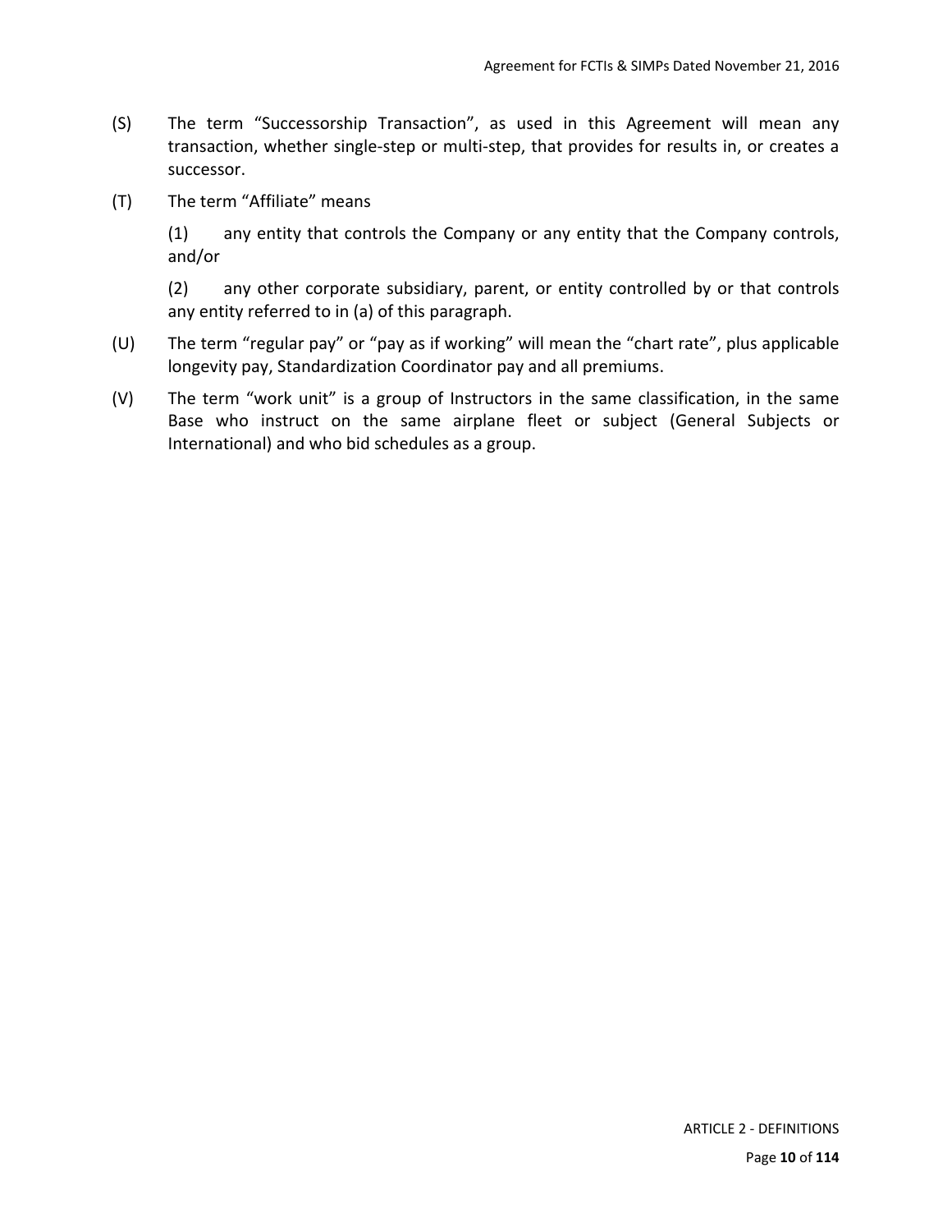(S) The term "Successorship Transaction", as used in this Agreement will mean any transaction, whether single-step or multi-step, that provides for results in, or creates a successor.

(T) The term "Affiliate" means

(1) any entity that controls the Company or any entity that the Company controls, and/or

(2) any other corporate subsidiary, parent, or entity controlled by or that controls any entity referred to in (a) of this paragraph.

(U) The term "regular pay" or "pay as if working" will mean the "chart rate", plus applicable longevity pay, Standardization Coordinator pay and all premiums.

(V) The term "work unit" is a group of Instructors in the same classification, in the same Base who instruct on the same airplane fleet or subject (General Subjects or International) and who bid schedules as a group.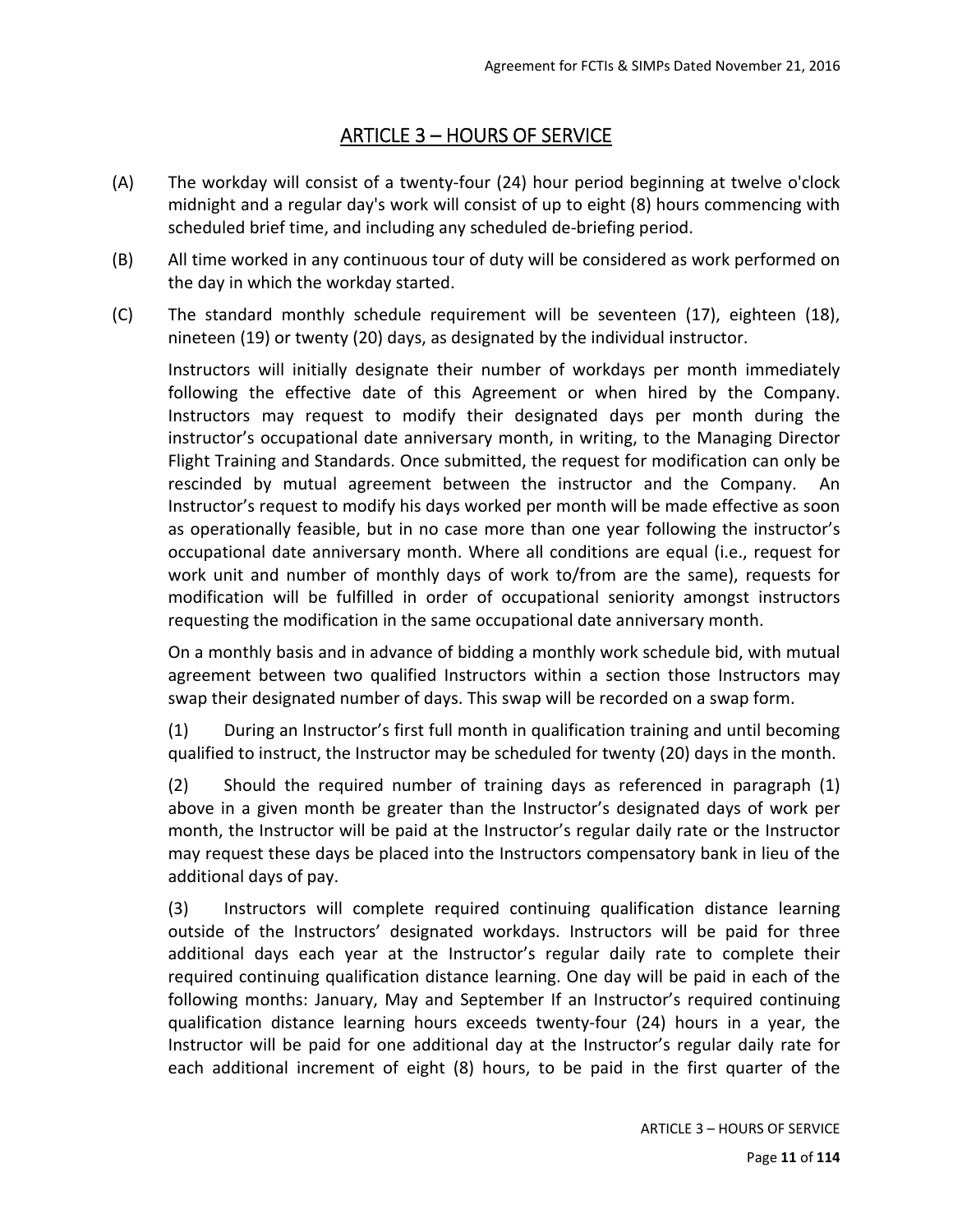## ARTICLE 3 – HOURS OF SERVICE

(A) The workday will consist of a twenty-four (24) hour period beginning at twelve o'clock midnight and a regular day's work will consist of up to eight (8) hours commencing with scheduled brief time, and including any scheduled de-briefing period.

(B) All time worked in any continuous tour of duty will be considered as work performed on the day in which the workday started.

(C) The standard monthly schedule requirement will be seventeen (17), eighteen (18), nineteen (19) or twenty (20) days, as designated by the individual instructor.

Instructors will initially designate their number of workdays per month immediately following the effective date of this Agreement or when hired by the Company. Instructors may request to modify their designated days per month during the instructor's occupational date anniversary month, in writing, to the Managing Director Flight Training and Standards. Once submitted, the request for modification can only be rescinded by mutual agreement between the instructor and the Company. An Instructor's request to modify his days worked per month will be made effective as soon as operationally feasible, but in no case more than one year following the instructor's occupational date anniversary month. Where all conditions are equal (i.e., request for work unit and number of monthly days of work to/from are the same), requests for modification will be fulfilled in order of occupational seniority amongst instructors requesting the modification in the same occupational date anniversary month.

On a monthly basis and in advance of bidding a monthly work schedule bid, with mutual agreement between two qualified Instructors within a section those Instructors may swap their designated number of days. This swap will be recorded on a swap form.

(1) During an Instructor's first full month in qualification training and until becoming qualified to instruct, the Instructor may be scheduled for twenty (20) days in the month.

(2) Should the required number of training days as referenced in paragraph (1) above in a given month be greater than the Instructor's designated days of work per month, the Instructor will be paid at the Instructor's regular daily rate or the Instructor may request these days be placed into the Instructors compensatory bank in lieu of the additional days of pay.

(3) Instructors will complete required continuing qualification distance learning outside of the Instructors' designated workdays. Instructors will be paid for three additional days each year at the Instructor's regular daily rate to complete their required continuing qualification distance learning. One day will be paid in each of the following months: January, May and September If an Instructor's required continuing qualification distance learning hours exceeds twenty-four (24) hours in a year, the Instructor will be paid for one additional day at the Instructor's regular daily rate for each additional increment of eight (8) hours, to be paid in the first quarter of the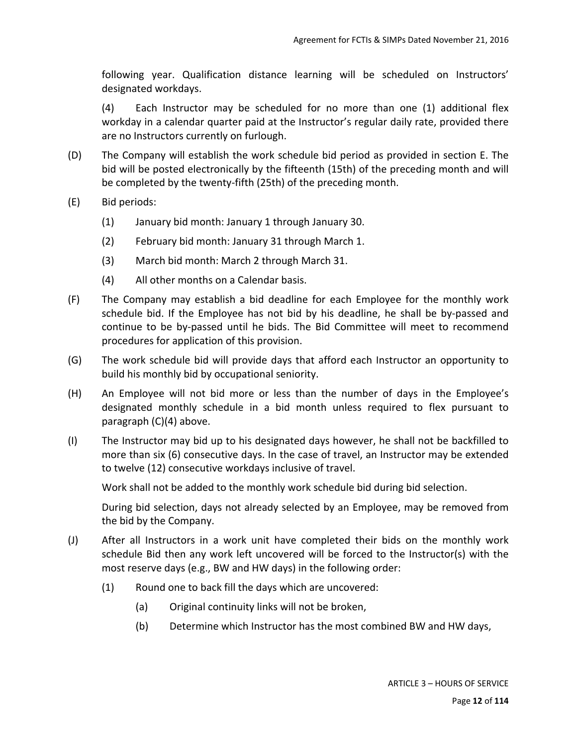following year. Qualification distance learning will be scheduled on Instructors' designated workdays.

(4) Each Instructor may be scheduled for no more than one (1) additional flex workday in a calendar quarter paid at the Instructor's regular daily rate, provided there are no Instructors currently on furlough.

(D) The Company will establish the work schedule bid period as provided in section E. The bid will be posted electronically by the fifteenth (15th) of the preceding month and will be completed by the twenty-fifth (25th) of the preceding month.

(E) Bid periods:

(1) January bid month: January 1 through January 30.

(2) February bid month: January 31 through March 1.

(3) March bid month: March 2 through March 31.

(4) All other months on a Calendar basis.

(F) The Company may establish a bid deadline for each Employee for the monthly work schedule bid. If the Employee has not bid by his deadline, he shall be by-passed and continue to be by-passed until he bids. The Bid Committee will meet to recommend procedures for application of this provision.

(G) The work schedule bid will provide days that afford each Instructor an opportunity to build his monthly bid by occupational seniority.

(H) An Employee will not bid more or less than the number of days in the Employee's designated monthly schedule in a bid month unless required to flex pursuant to paragraph (C)(4) above.

(I) The Instructor may bid up to his designated days however, he shall not be backfilled to more than six (6) consecutive days. In the case of travel, an Instructor may be extended to twelve (12) consecutive workdays inclusive of travel.

Work shall not be added to the monthly work schedule bid during bid selection.

During bid selection, days not already selected by an Employee, may be removed from the bid by the Company.

(J) After all Instructors in a work unit have completed their bids on the monthly work schedule Bid then any work left uncovered will be forced to the Instructor(s) with the most reserve days (e.g., BW and HW days) in the following order:

(1) Round one to back fill the days which are uncovered:

(a) Original continuity links will not be broken,

(b) Determine which Instructor has the most combined BW and HW days,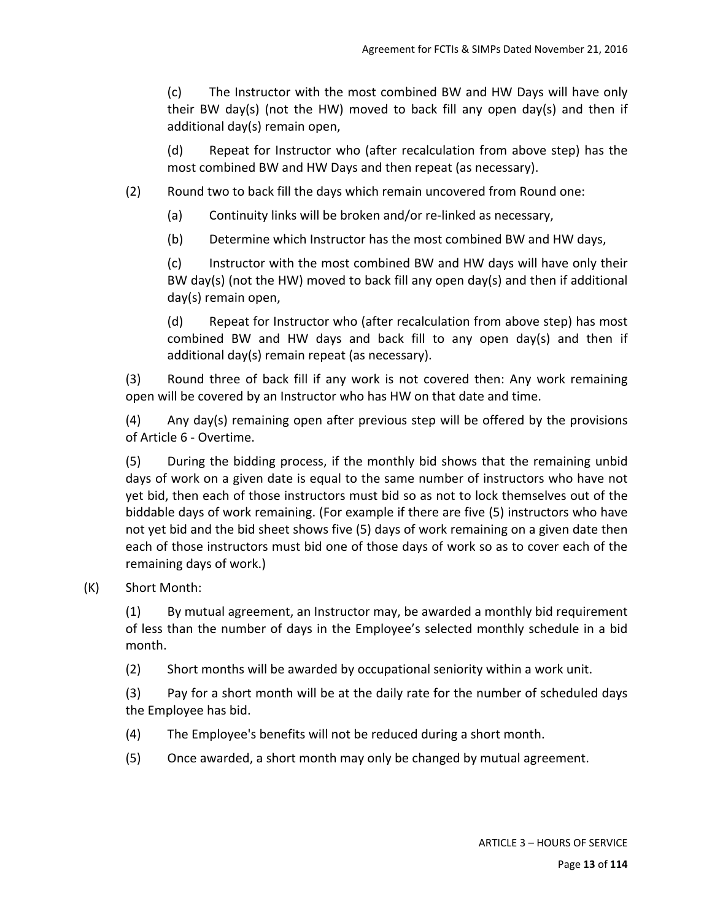(c) The Instructor with the most combined BW and HW Days will have only their BW day(s) (not the HW) moved to back fill any open day(s) and then if additional day(s) remain open,

(d) Repeat for Instructor who (after recalculation from above step) has the most combined BW and HW Days and then repeat (as necessary).

(2) Round two to back fill the days which remain uncovered from Round one:

(a) Continuity links will be broken and/or re-linked as necessary,

(b) Determine which Instructor has the most combined BW and HW days,

(c) Instructor with the most combined BW and HW days will have only their BW day(s) (not the HW) moved to back fill any open day(s) and then if additional day(s) remain open,

(d) Repeat for Instructor who (after recalculation from above step) has most combined BW and HW days and back fill to any open day(s) and then if additional day(s) remain repeat (as necessary).

(3) Round three of back fill if any work is not covered then: Any work remaining open will be covered by an Instructor who has HW on that date and time.

(4) Any day(s) remaining open after previous step will be offered by the provisions of Article 6 - Overtime.

(5) During the bidding process, if the monthly bid shows that the remaining unbid days of work on a given date is equal to the same number of instructors who have not yet bid, then each of those instructors must bid so as not to lock themselves out of the biddable days of work remaining. (For example if there are five (5) instructors who have not yet bid and the bid sheet shows five (5) days of work remaining on a given date then each of those instructors must bid one of those days of work so as to cover each of the remaining days of work.)

(K) Short Month:

(1) By mutual agreement, an Instructor may, be awarded a monthly bid requirement of less than the number of days in the Employee's selected monthly schedule in a bid month.

(2) Short months will be awarded by occupational seniority within a work unit.

(3) Pay for a short month will be at the daily rate for the number of scheduled days the Employee has bid.

(4) The Employee's benefits will not be reduced during a short month.

(5) Once awarded, a short month may only be changed by mutual agreement.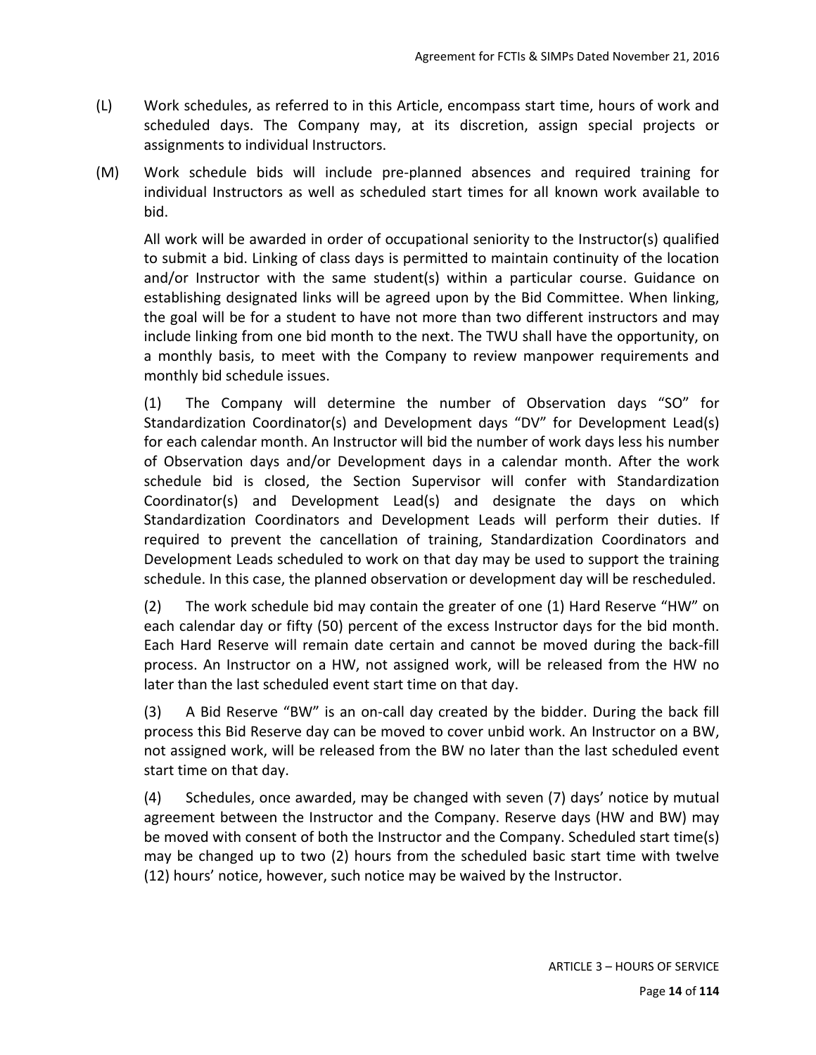(L) Work schedules, as referred to in this Article, encompass start time, hours of work and scheduled days. The Company may, at its discretion, assign special projects or assignments to individual Instructors.

(M) Work schedule bids will include pre-planned absences and required training for individual Instructors as well as scheduled start times for all known work available to bid.

All work will be awarded in order of occupational seniority to the Instructor(s) qualified to submit a bid. Linking of class days is permitted to maintain continuity of the location and/or Instructor with the same student(s) within a particular course. Guidance on establishing designated links will be agreed upon by the Bid Committee. When linking, the goal will be for a student to have not more than two different instructors and may include linking from one bid month to the next. The TWU shall have the opportunity, on a monthly basis, to meet with the Company to review manpower requirements and monthly bid schedule issues.

(1) The Company will determine the number of Observation days "SO" for Standardization Coordinator(s) and Development days "DV" for Development Lead(s) for each calendar month. An Instructor will bid the number of work days less his number of Observation days and/or Development days in a calendar month. After the work schedule bid is closed, the Section Supervisor will confer with Standardization Coordinator(s) and Development Lead(s) and designate the days on which Standardization Coordinators and Development Leads will perform their duties. If required to prevent the cancellation of training, Standardization Coordinators and Development Leads scheduled to work on that day may be used to support the training schedule. In this case, the planned observation or development day will be rescheduled.

(2) The work schedule bid may contain the greater of one (1) Hard Reserve "HW" on each calendar day or fifty (50) percent of the excess Instructor days for the bid month. Each Hard Reserve will remain date certain and cannot be moved during the back-fill process. An Instructor on a HW, not assigned work, will be released from the HW no later than the last scheduled event start time on that day.

(3) A Bid Reserve "BW" is an on-call day created by the bidder. During the back fill process this Bid Reserve day can be moved to cover unbid work. An Instructor on a BW, not assigned work, will be released from the BW no later than the last scheduled event start time on that day.

(4) Schedules, once awarded, may be changed with seven (7) days' notice by mutual agreement between the Instructor and the Company. Reserve days (HW and BW) may be moved with consent of both the Instructor and the Company. Scheduled start time(s) may be changed up to two (2) hours from the scheduled basic start time with twelve (12) hours' notice, however, such notice may be waived by the Instructor.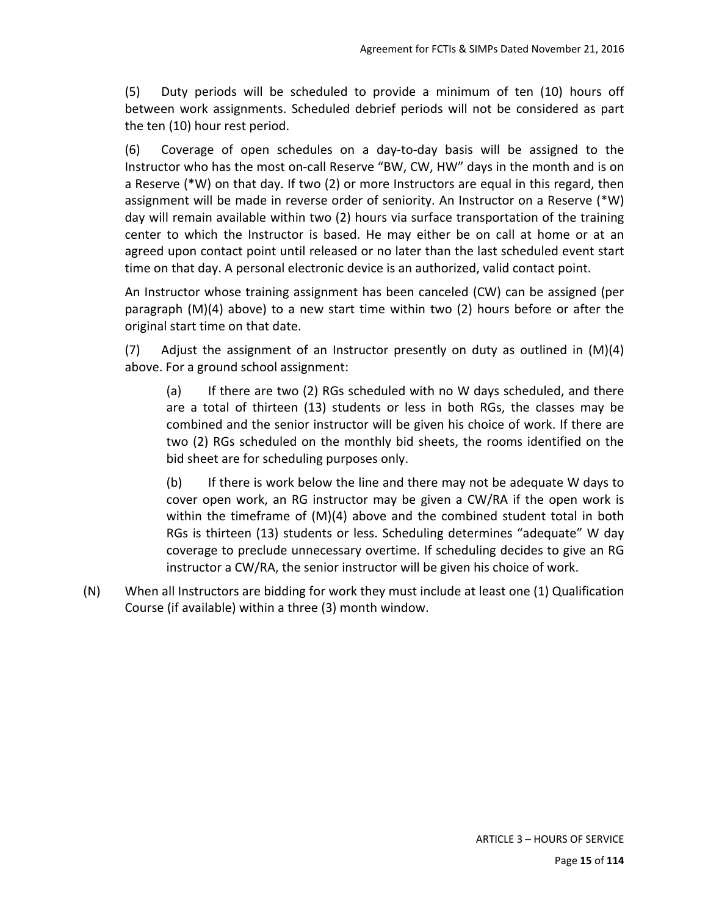(5) Duty periods will be scheduled to provide a minimum of ten (10) hours off between work assignments. Scheduled debrief periods will not be considered as part the ten (10) hour rest period.

(6) Coverage of open schedules on a day-to-day basis will be assigned to the Instructor who has the most on-call Reserve "BW, CW, HW" days in the month and is on a Reserve (*W) on that day. If two (2) or more Instructors are equal in this regard, then assignment will be made in reverse order of seniority. An Instructor on a Reserve (*W) day will remain available within two (2) hours via surface transportation of the training center to which the Instructor is based. He may either be on call at home or at an agreed upon contact point until released or no later than the last scheduled event start time on that day. A personal electronic device is an authorized, valid contact point.

An Instructor whose training assignment has been canceled (CW) can be assigned (per paragraph (M)(4) above) to a new start time within two (2) hours before or after the original start time on that date.

(7) Adjust the assignment of an Instructor presently on duty as outlined in (M)(4) above. For a ground school assignment:

> (a) If there are two (2) RGs scheduled with no W days scheduled, and there are a total of thirteen (13) students or less in both RGs, the classes may be combined and the senior instructor will be given his choice of work. If there are two (2) RGs scheduled on the monthly bid sheets, the rooms identified on the bid sheet are for scheduling purposes only.
>
> (b) If there is work below the line and there may not be adequate W days to cover open work, an RG instructor may be given a CW/RA if the open work is within the timeframe of (M)(4) above and the combined student total in both RGs is thirteen (13) students or less. Scheduling determines "adequate" W day coverage to preclude unnecessary overtime. If scheduling decides to give an RG instructor a CW/RA, the senior instructor will be given his choice of work.

(N) When all Instructors are bidding for work they must include at least one (1) Qualification Course (if available) within a three (3) month window.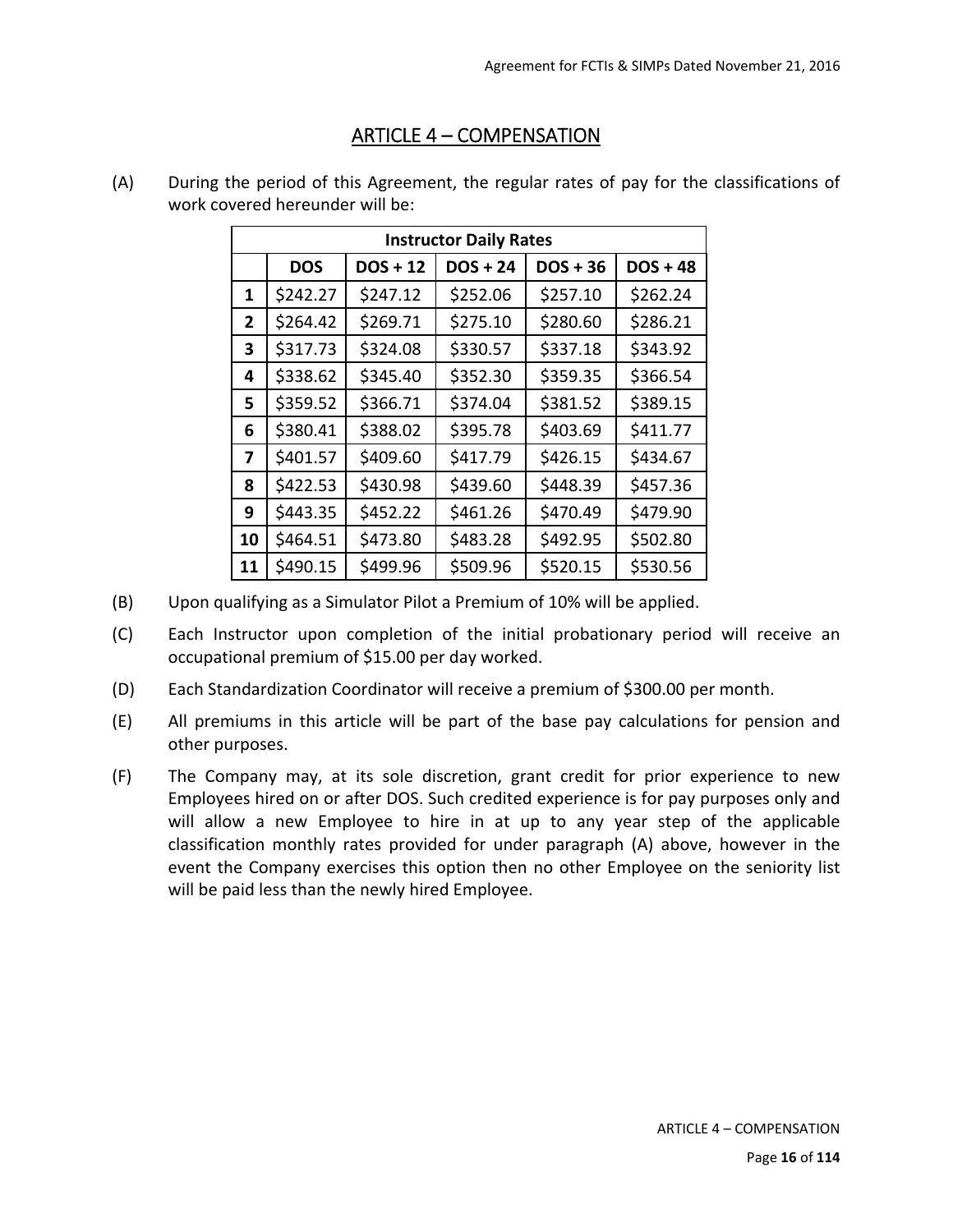## ARTICLE 4 – COMPENSATION

(A) During the period of this Agreement, the regular rates of pay for the classifications of work covered hereunder will be:

| Instructor Daily Rates | | | | | |
|---|---|---|---|---|---|
| | **DOS** | **DOS + 12** | **DOS + 24** | **DOS + 36** | **DOS + 48** |
| **1** | $242.27 | $247.12 | $252.06 | $257.10 | $262.24 |
| **2** | $264.42 | $269.71 | $275.10 | $280.60 | $286.21 |
| **3** | $317.73 | $324.08 | $330.57 | $337.18 | $343.92 |
| **4** | $338.62 | $345.40 | $352.30 | $359.35 | $366.54 |
| **5** | $359.52 | $366.71 | $374.04 | $381.52 | $389.15 |
| **6** | $380.41 | $388.02 | $395.78 | $403.69 | $411.77 |
| **7** | $401.57 | $409.60 | $417.79 | $426.15 | $434.67 |
| **8** | $422.53 | $430.98 | $439.60 | $448.39 | $457.36 |
| **9** | $443.35 | $452.22 | $461.26 | $470.49 | $479.90 |
| **10** | $464.51 | $473.80 | $483.28 | $492.95 | $502.80 |
| **11** | $490.15 | $499.96 | $509.96 | $520.15 | $530.56 |

(B) Upon qualifying as a Simulator Pilot a Premium of 10% will be applied.

(C) Each Instructor upon completion of the initial probationary period will receive an occupational premium of $15.00 per day worked.

(D) Each Standardization Coordinator will receive a premium of $300.00 per month.

(E) All premiums in this article will be part of the base pay calculations for pension and other purposes.

(F) The Company may, at its sole discretion, grant credit for prior experience to new Employees hired on or after DOS. Such credited experience is for pay purposes only and will allow a new Employee to hire in at up to any year step of the applicable classification monthly rates provided for under paragraph (A) above, however in the event the Company exercises this option then no other Employee on the seniority list will be paid less than the newly hired Employee.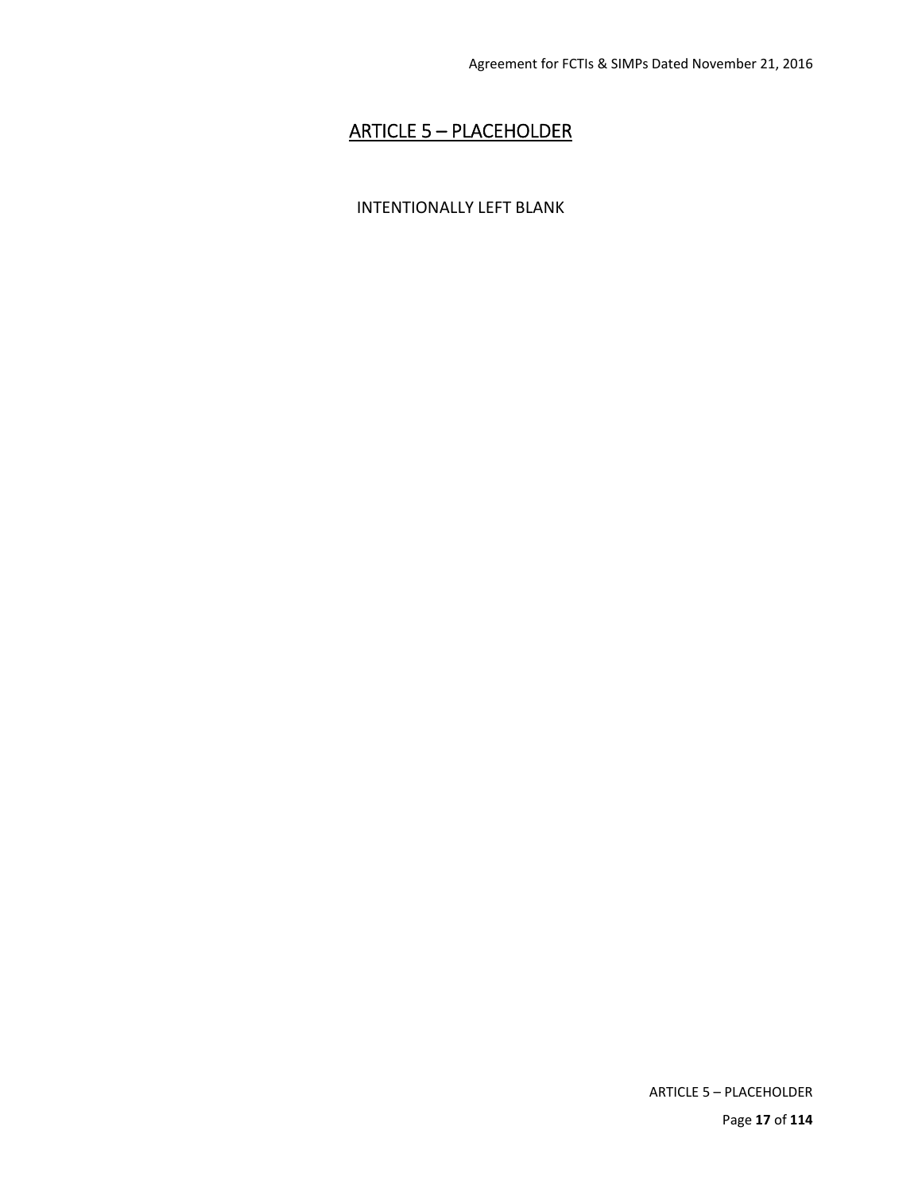# ARTICLE 5 – PLACEHOLDER

INTENTIONALLY LEFT BLANK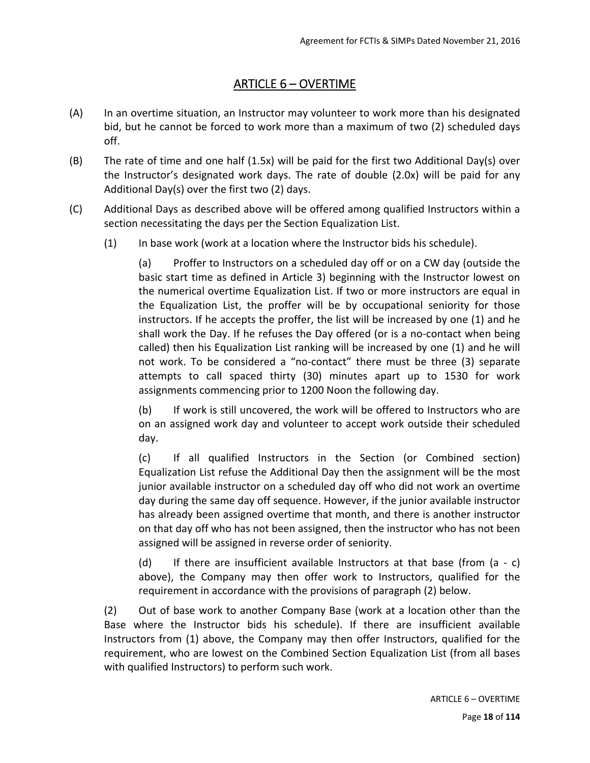## ARTICLE 6 – OVERTIME

(A) In an overtime situation, an Instructor may volunteer to work more than his designated bid, but he cannot be forced to work more than a maximum of two (2) scheduled days off.

(B) The rate of time and one half (1.5x) will be paid for the first two Additional Day(s) over the Instructor's designated work days. The rate of double (2.0x) will be paid for any Additional Day(s) over the first two (2) days.

(C) Additional Days as described above will be offered among qualified Instructors within a section necessitating the days per the Section Equalization List.

(1) In base work (work at a location where the Instructor bids his schedule).

(a) Proffer to Instructors on a scheduled day off or on a CW day (outside the basic start time as defined in Article 3) beginning with the Instructor lowest on the numerical overtime Equalization List. If two or more instructors are equal in the Equalization List, the proffer will be by occupational seniority for those instructors. If he accepts the proffer, the list will be increased by one (1) and he shall work the Day. If he refuses the Day offered (or is a no-contact when being called) then his Equalization List ranking will be increased by one (1) and he will not work. To be considered a "no-contact" there must be three (3) separate attempts to call spaced thirty (30) minutes apart up to 1530 for work assignments commencing prior to 1200 Noon the following day.

(b) If work is still uncovered, the work will be offered to Instructors who are on an assigned work day and volunteer to accept work outside their scheduled day.

(c) If all qualified Instructors in the Section (or Combined section) Equalization List refuse the Additional Day then the assignment will be the most junior available instructor on a scheduled day off who did not work an overtime day during the same day off sequence. However, if the junior available instructor has already been assigned overtime that month, and there is another instructor on that day off who has not been assigned, then the instructor who has not been assigned will be assigned in reverse order of seniority.

(d) If there are insufficient available Instructors at that base (from (a - c) above), the Company may then offer work to Instructors, qualified for the requirement in accordance with the provisions of paragraph (2) below.

(2) Out of base work to another Company Base (work at a location other than the Base where the Instructor bids his schedule). If there are insufficient available Instructors from (1) above, the Company may then offer Instructors, qualified for the requirement, who are lowest on the Combined Section Equalization List (from all bases with qualified Instructors) to perform such work.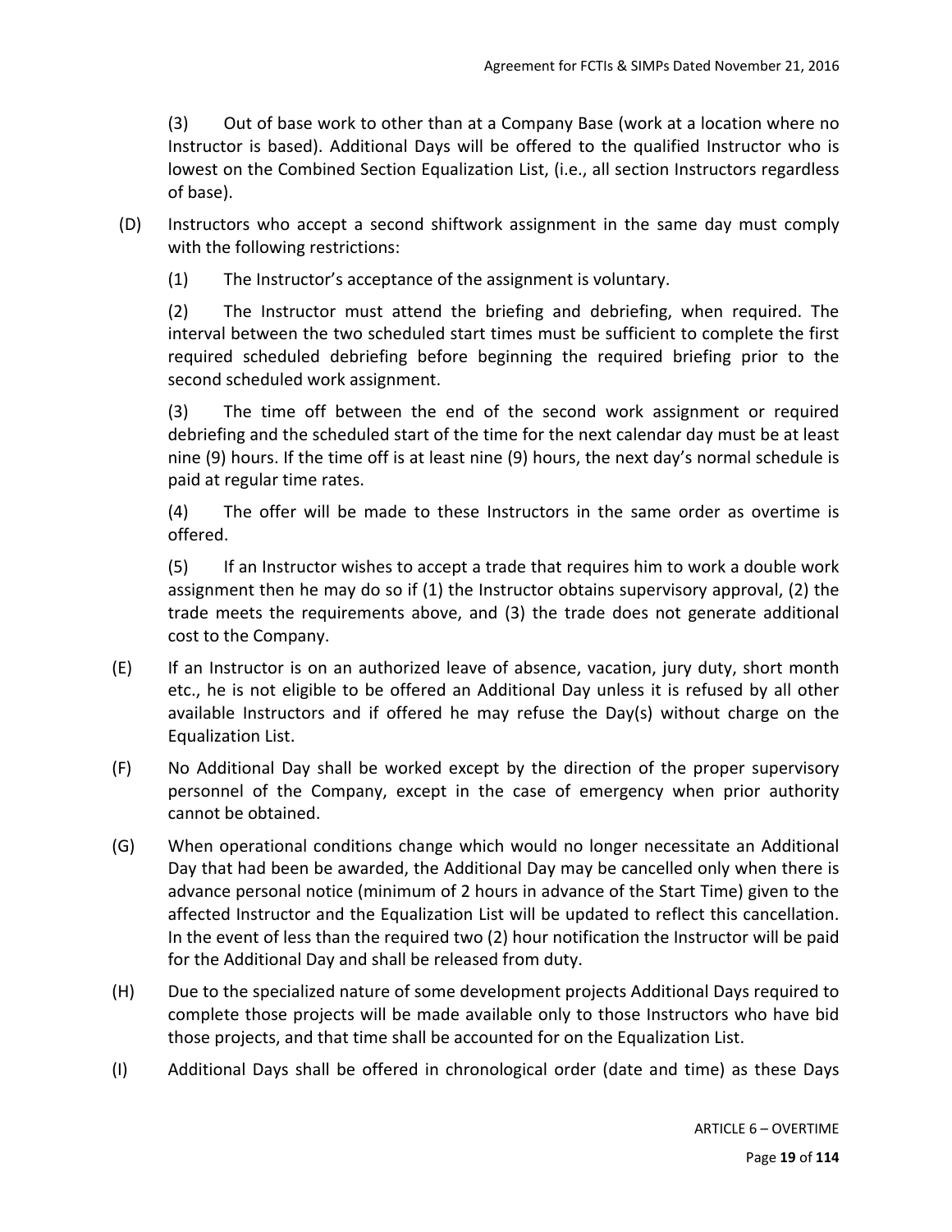(3) Out of base work to other than at a Company Base (work at a location where no Instructor is based). Additional Days will be offered to the qualified Instructor who is lowest on the Combined Section Equalization List, (i.e., all section Instructors regardless of base).

(D) Instructors who accept a second shiftwork assignment in the same day must comply with the following restrictions:

(1) The Instructor's acceptance of the assignment is voluntary.

(2) The Instructor must attend the briefing and debriefing, when required. The interval between the two scheduled start times must be sufficient to complete the first required scheduled debriefing before beginning the required briefing prior to the second scheduled work assignment.

(3) The time off between the end of the second work assignment or required debriefing and the scheduled start of the time for the next calendar day must be at least nine (9) hours. If the time off is at least nine (9) hours, the next day's normal schedule is paid at regular time rates.

(4) The offer will be made to these Instructors in the same order as overtime is offered.

(5) If an Instructor wishes to accept a trade that requires him to work a double work assignment then he may do so if (1) the Instructor obtains supervisory approval, (2) the trade meets the requirements above, and (3) the trade does not generate additional cost to the Company.

(E) If an Instructor is on an authorized leave of absence, vacation, jury duty, short month etc., he is not eligible to be offered an Additional Day unless it is refused by all other available Instructors and if offered he may refuse the Day(s) without charge on the Equalization List.

(F) No Additional Day shall be worked except by the direction of the proper supervisory personnel of the Company, except in the case of emergency when prior authority cannot be obtained.

(G) When operational conditions change which would no longer necessitate an Additional Day that had been be awarded, the Additional Day may be cancelled only when there is advance personal notice (minimum of 2 hours in advance of the Start Time) given to the affected Instructor and the Equalization List will be updated to reflect this cancellation. In the event of less than the required two (2) hour notification the Instructor will be paid for the Additional Day and shall be released from duty.

(H) Due to the specialized nature of some development projects Additional Days required to complete those projects will be made available only to those Instructors who have bid those projects, and that time shall be accounted for on the Equalization List.

(I) Additional Days shall be offered in chronological order (date and time) as these Days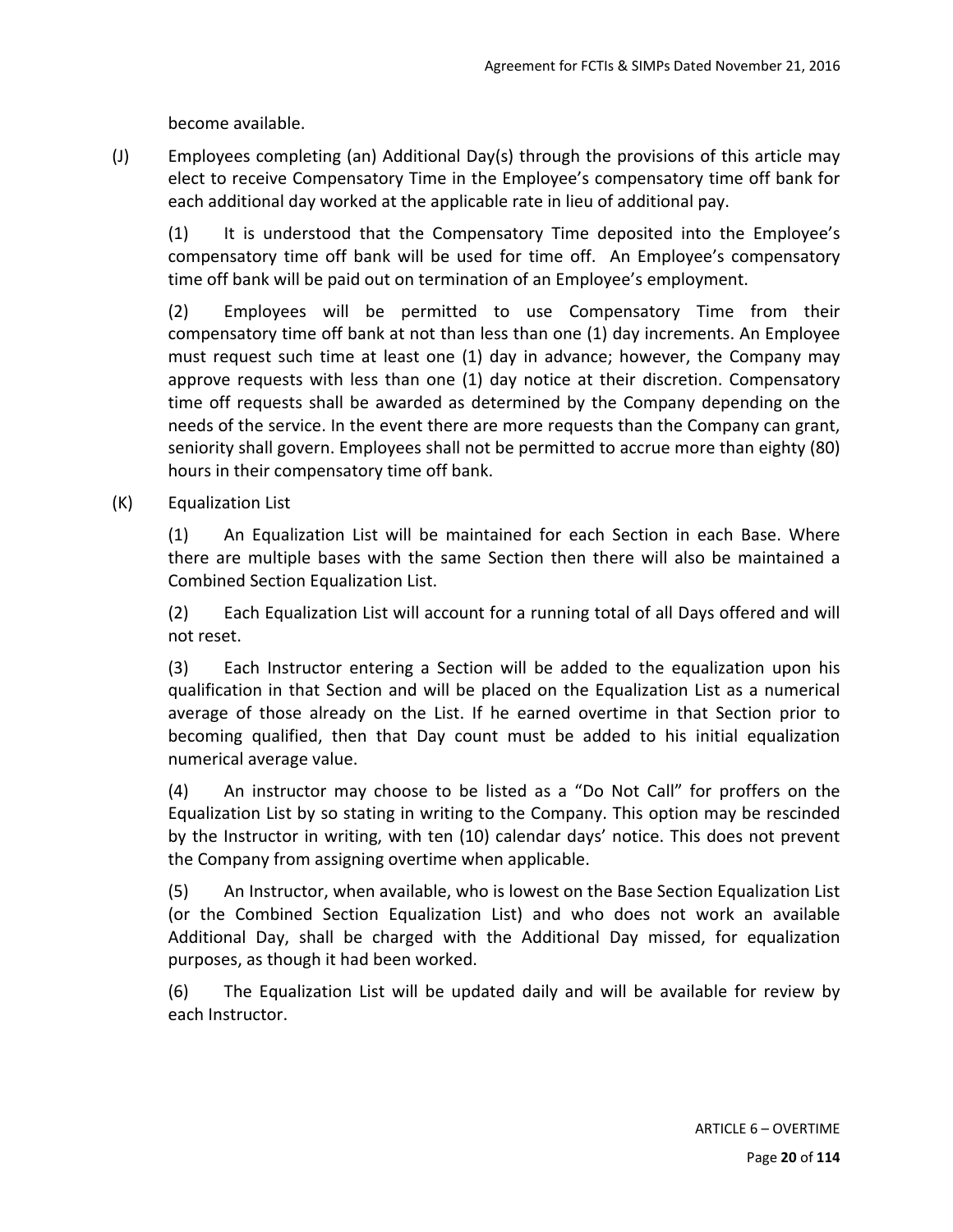become available.

(J) Employees completing (an) Additional Day(s) through the provisions of this article may elect to receive Compensatory Time in the Employee's compensatory time off bank for each additional day worked at the applicable rate in lieu of additional pay.

(1) It is understood that the Compensatory Time deposited into the Employee's compensatory time off bank will be used for time off. An Employee's compensatory time off bank will be paid out on termination of an Employee's employment.

(2) Employees will be permitted to use Compensatory Time from their compensatory time off bank at not than less than one (1) day increments. An Employee must request such time at least one (1) day in advance; however, the Company may approve requests with less than one (1) day notice at their discretion. Compensatory time off requests shall be awarded as determined by the Company depending on the needs of the service. In the event there are more requests than the Company can grant, seniority shall govern. Employees shall not be permitted to accrue more than eighty (80) hours in their compensatory time off bank.

(K) Equalization List

(1) An Equalization List will be maintained for each Section in each Base. Where there are multiple bases with the same Section then there will also be maintained a Combined Section Equalization List.

(2) Each Equalization List will account for a running total of all Days offered and will not reset.

(3) Each Instructor entering a Section will be added to the equalization upon his qualification in that Section and will be placed on the Equalization List as a numerical average of those already on the List. If he earned overtime in that Section prior to becoming qualified, then that Day count must be added to his initial equalization numerical average value.

(4) An instructor may choose to be listed as a "Do Not Call" for proffers on the Equalization List by so stating in writing to the Company. This option may be rescinded by the Instructor in writing, with ten (10) calendar days' notice. This does not prevent the Company from assigning overtime when applicable.

(5) An Instructor, when available, who is lowest on the Base Section Equalization List (or the Combined Section Equalization List) and who does not work an available Additional Day, shall be charged with the Additional Day missed, for equalization purposes, as though it had been worked.

(6) The Equalization List will be updated daily and will be available for review by each Instructor.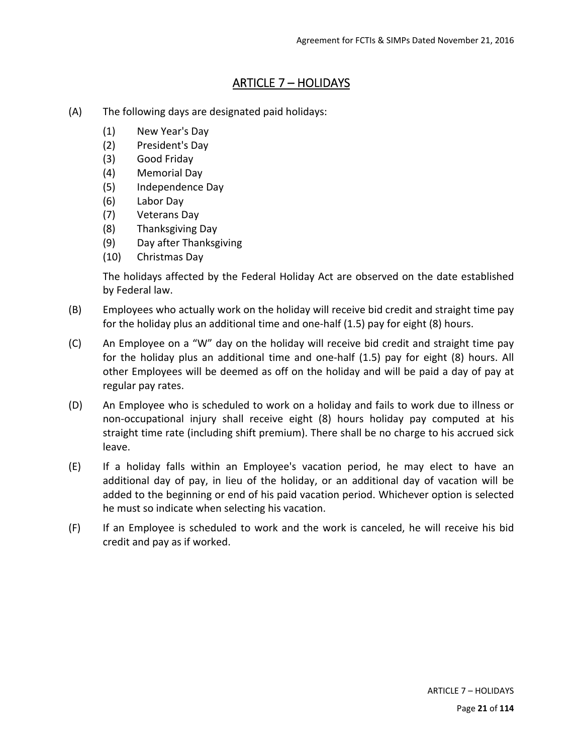# ARTICLE 7 – HOLIDAYS

(A) The following days are designated paid holidays:

(1) New Year's Day
(2) President's Day
(3) Good Friday
(4) Memorial Day
(5) Independence Day
(6) Labor Day
(7) Veterans Day
(8) Thanksgiving Day
(9) Day after Thanksgiving
(10) Christmas Day

The holidays affected by the Federal Holiday Act are observed on the date established by Federal law.

(B) Employees who actually work on the holiday will receive bid credit and straight time pay for the holiday plus an additional time and one-half (1.5) pay for eight (8) hours.

(C) An Employee on a "W" day on the holiday will receive bid credit and straight time pay for the holiday plus an additional time and one-half (1.5) pay for eight (8) hours. All other Employees will be deemed as off on the holiday and will be paid a day of pay at regular pay rates.

(D) An Employee who is scheduled to work on a holiday and fails to work due to illness or non-occupational injury shall receive eight (8) hours holiday pay computed at his straight time rate (including shift premium). There shall be no charge to his accrued sick leave.

(E) If a holiday falls within an Employee's vacation period, he may elect to have an additional day of pay, in lieu of the holiday, or an additional day of vacation will be added to the beginning or end of his paid vacation period. Whichever option is selected he must so indicate when selecting his vacation.

(F) If an Employee is scheduled to work and the work is canceled, he will receive his bid credit and pay as if worked.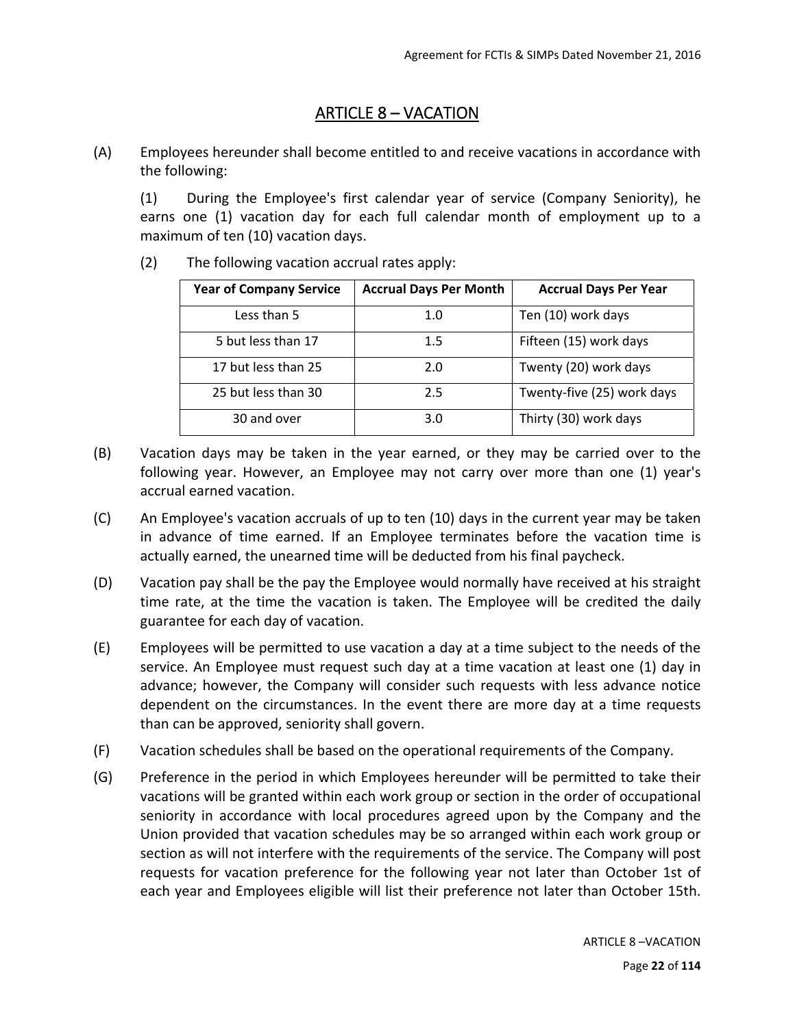# ARTICLE 8 – VACATION

(A) Employees hereunder shall become entitled to and receive vacations in accordance with the following:

(1) During the Employee's first calendar year of service (Company Seniority), he earns one (1) vacation day for each full calendar month of employment up to a maximum of ten (10) vacation days.

(2) The following vacation accrual rates apply:

| Year of Company Service | Accrual Days Per Month | Accrual Days Per Year |
|---|---|---|
| Less than 5 | 1.0 | Ten (10) work days |
| 5 but less than 17 | 1.5 | Fifteen (15) work days |
| 17 but less than 25 | 2.0 | Twenty (20) work days |
| 25 but less than 30 | 2.5 | Twenty-five (25) work days |
| 30 and over | 3.0 | Thirty (30) work days |

(B) Vacation days may be taken in the year earned, or they may be carried over to the following year. However, an Employee may not carry over more than one (1) year's accrual earned vacation.

(C) An Employee's vacation accruals of up to ten (10) days in the current year may be taken in advance of time earned. If an Employee terminates before the vacation time is actually earned, the unearned time will be deducted from his final paycheck.

(D) Vacation pay shall be the pay the Employee would normally have received at his straight time rate, at the time the vacation is taken. The Employee will be credited the daily guarantee for each day of vacation.

(E) Employees will be permitted to use vacation a day at a time subject to the needs of the service. An Employee must request such day at a time vacation at least one (1) day in advance; however, the Company will consider such requests with less advance notice dependent on the circumstances. In the event there are more day at a time requests than can be approved, seniority shall govern.

(F) Vacation schedules shall be based on the operational requirements of the Company.

(G) Preference in the period in which Employees hereunder will be permitted to take their vacations will be granted within each work group or section in the order of occupational seniority in accordance with local procedures agreed upon by the Company and the Union provided that vacation schedules may be so arranged within each work group or section as will not interfere with the requirements of the service. The Company will post requests for vacation preference for the following year not later than October 1st of each year and Employees eligible will list their preference not later than October 15th.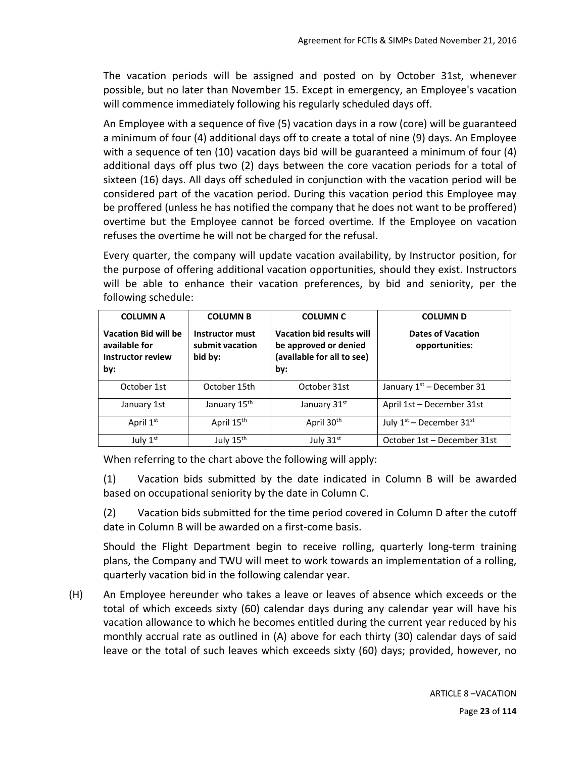The vacation periods will be assigned and posted on by October 31st, whenever possible, but no later than November 15. Except in emergency, an Employee's vacation will commence immediately following his regularly scheduled days off.

An Employee with a sequence of five (5) vacation days in a row (core) will be guaranteed a minimum of four (4) additional days off to create a total of nine (9) days. An Employee with a sequence of ten (10) vacation days bid will be guaranteed a minimum of four (4) additional days off plus two (2) days between the core vacation periods for a total of sixteen (16) days. All days off scheduled in conjunction with the vacation period will be considered part of the vacation period. During this vacation period this Employee may be proffered (unless he has notified the company that he does not want to be proffered) overtime but the Employee cannot be forced overtime. If the Employee on vacation refuses the overtime he will not be charged for the refusal.

Every quarter, the company will update vacation availability, by Instructor position, for the purpose of offering additional vacation opportunities, should they exist. Instructors will be able to enhance their vacation preferences, by bid and seniority, per the following schedule:

| **COLUMN A**<br>**Vacation Bid will be available for Instructor review by:** | **COLUMN B**<br>**Instructor must submit vacation bid by:** | **COLUMN C**<br>**Vacation bid results will be approved or denied (available for all to see) by:** | **COLUMN D**<br>**Dates of Vacation opportunities:** |
|---|---|---|---|
| October 1st | October 15th | October 31st | January 1st – December 31 |
| January 1st | January 15th | January 31st | April 1st – December 31st |
| April 1st | April 15th | April 30th | July 1st – December 31st |
| July 1st | July 15th | July 31st | October 1st – December 31st |

When referring to the chart above the following will apply:

(1) Vacation bids submitted by the date indicated in Column B will be awarded based on occupational seniority by the date in Column C.

(2) Vacation bids submitted for the time period covered in Column D after the cutoff date in Column B will be awarded on a first-come basis.

Should the Flight Department begin to receive rolling, quarterly long-term training plans, the Company and TWU will meet to work towards an implementation of a rolling, quarterly vacation bid in the following calendar year.

(H) An Employee hereunder who takes a leave or leaves of absence which exceeds or the total of which exceeds sixty (60) calendar days during any calendar year will have his vacation allowance to which he becomes entitled during the current year reduced by his monthly accrual rate as outlined in (A) above for each thirty (30) calendar days of said leave or the total of such leaves which exceeds sixty (60) days; provided, however, no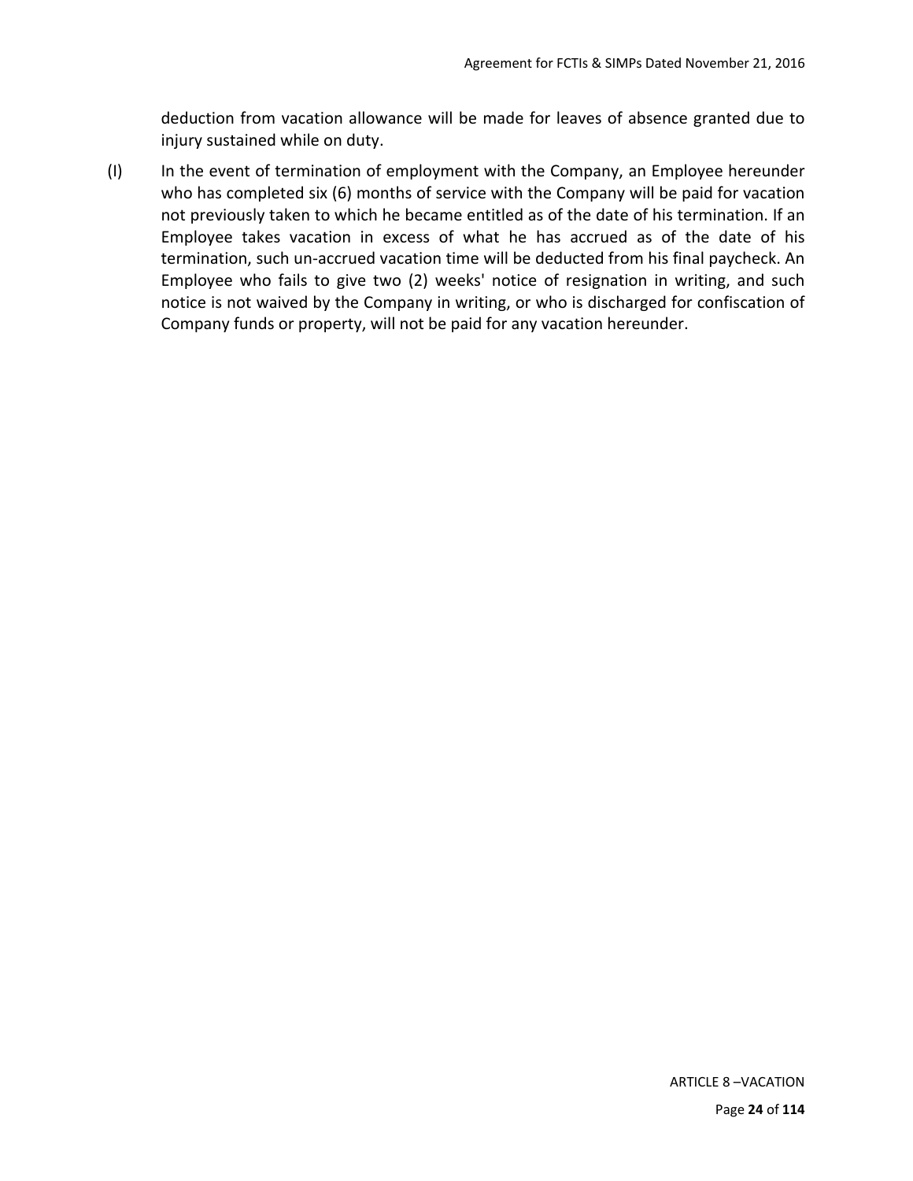deduction from vacation allowance will be made for leaves of absence granted due to injury sustained while on duty.

(I) In the event of termination of employment with the Company, an Employee hereunder who has completed six (6) months of service with the Company will be paid for vacation not previously taken to which he became entitled as of the date of his termination. If an Employee takes vacation in excess of what he has accrued as of the date of his termination, such un-accrued vacation time will be deducted from his final paycheck. An Employee who fails to give two (2) weeks' notice of resignation in writing, and such notice is not waived by the Company in writing, or who is discharged for confiscation of Company funds or property, will not be paid for any vacation hereunder.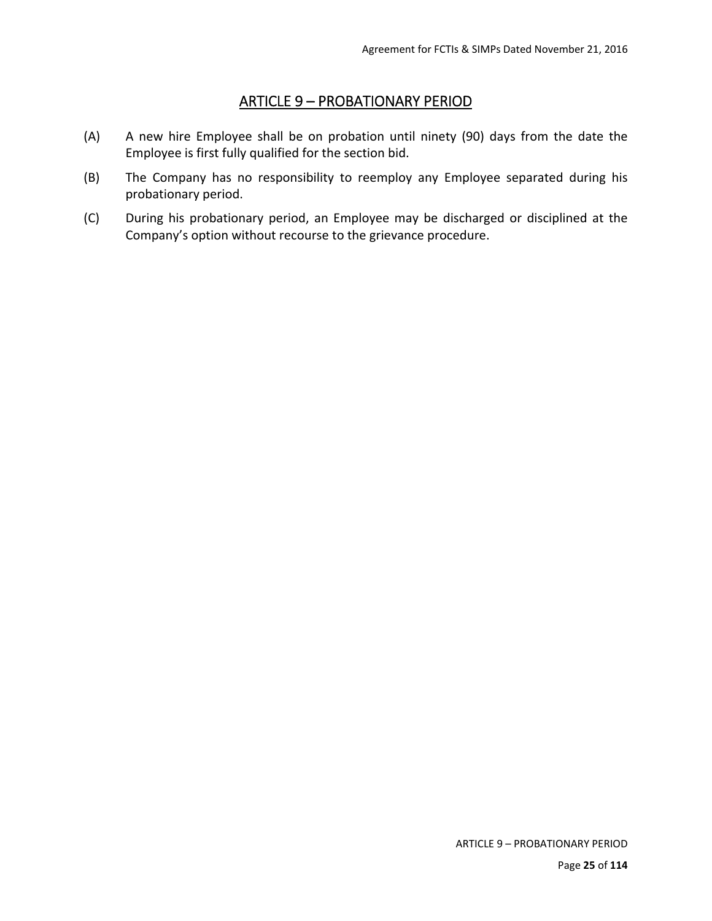# ARTICLE 9 – PROBATIONARY PERIOD

(A) A new hire Employee shall be on probation until ninety (90) days from the date the Employee is first fully qualified for the section bid.

(B) The Company has no responsibility to reemploy any Employee separated during his probationary period.

(C) During his probationary period, an Employee may be discharged or disciplined at the Company's option without recourse to the grievance procedure.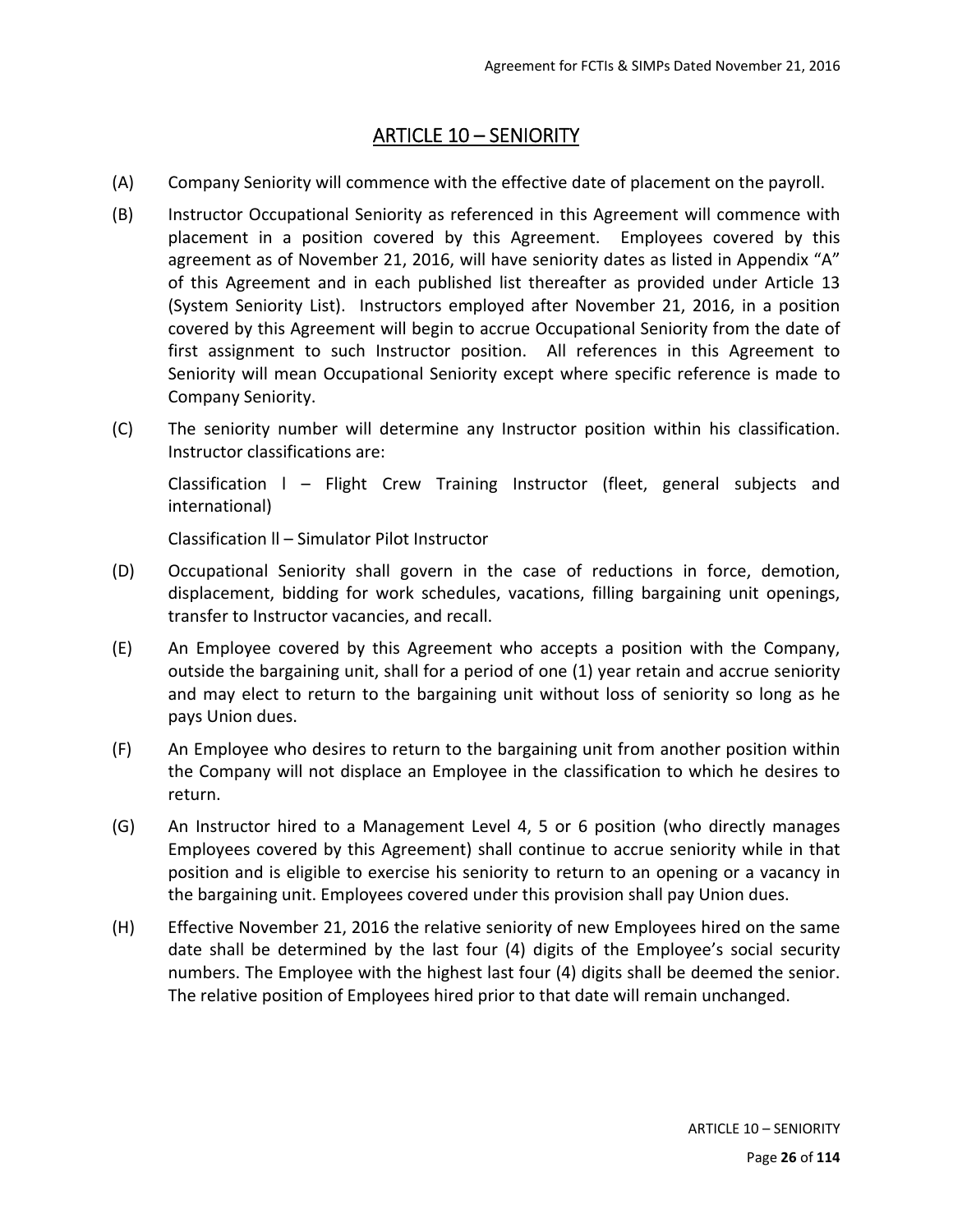# ARTICLE 10 – SENIORITY

(A) Company Seniority will commence with the effective date of placement on the payroll.

(B) Instructor Occupational Seniority as referenced in this Agreement will commence with placement in a position covered by this Agreement. Employees covered by this agreement as of November 21, 2016, will have seniority dates as listed in Appendix "A" of this Agreement and in each published list thereafter as provided under Article 13 (System Seniority List). Instructors employed after November 21, 2016, in a position covered by this Agreement will begin to accrue Occupational Seniority from the date of first assignment to such Instructor position. All references in this Agreement to Seniority will mean Occupational Seniority except where specific reference is made to Company Seniority.

(C) The seniority number will determine any Instructor position within his classification. Instructor classifications are:

Classification l – Flight Crew Training Instructor (fleet, general subjects and international)

Classification ll – Simulator Pilot Instructor

(D) Occupational Seniority shall govern in the case of reductions in force, demotion, displacement, bidding for work schedules, vacations, filling bargaining unit openings, transfer to Instructor vacancies, and recall.

(E) An Employee covered by this Agreement who accepts a position with the Company, outside the bargaining unit, shall for a period of one (1) year retain and accrue seniority and may elect to return to the bargaining unit without loss of seniority so long as he pays Union dues.

(F) An Employee who desires to return to the bargaining unit from another position within the Company will not displace an Employee in the classification to which he desires to return.

(G) An Instructor hired to a Management Level 4, 5 or 6 position (who directly manages Employees covered by this Agreement) shall continue to accrue seniority while in that position and is eligible to exercise his seniority to return to an opening or a vacancy in the bargaining unit. Employees covered under this provision shall pay Union dues.

(H) Effective November 21, 2016 the relative seniority of new Employees hired on the same date shall be determined by the last four (4) digits of the Employee's social security numbers. The Employee with the highest last four (4) digits shall be deemed the senior. The relative position of Employees hired prior to that date will remain unchanged.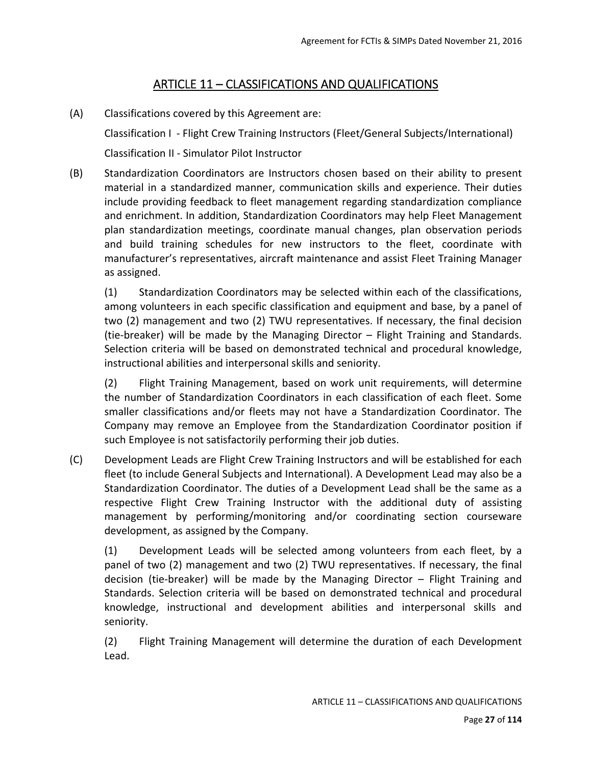## ARTICLE 11 – CLASSIFICATIONS AND QUALIFICATIONS

(A) Classifications covered by this Agreement are:

Classification I - Flight Crew Training Instructors (Fleet/General Subjects/International)

Classification II - Simulator Pilot Instructor

(B) Standardization Coordinators are Instructors chosen based on their ability to present material in a standardized manner, communication skills and experience. Their duties include providing feedback to fleet management regarding standardization compliance and enrichment. In addition, Standardization Coordinators may help Fleet Management plan standardization meetings, coordinate manual changes, plan observation periods and build training schedules for new instructors to the fleet, coordinate with manufacturer's representatives, aircraft maintenance and assist Fleet Training Manager as assigned.

(1) Standardization Coordinators may be selected within each of the classifications, among volunteers in each specific classification and equipment and base, by a panel of two (2) management and two (2) TWU representatives. If necessary, the final decision (tie-breaker) will be made by the Managing Director – Flight Training and Standards. Selection criteria will be based on demonstrated technical and procedural knowledge, instructional abilities and interpersonal skills and seniority.

(2) Flight Training Management, based on work unit requirements, will determine the number of Standardization Coordinators in each classification of each fleet. Some smaller classifications and/or fleets may not have a Standardization Coordinator. The Company may remove an Employee from the Standardization Coordinator position if such Employee is not satisfactorily performing their job duties.

(C) Development Leads are Flight Crew Training Instructors and will be established for each fleet (to include General Subjects and International). A Development Lead may also be a Standardization Coordinator. The duties of a Development Lead shall be the same as a respective Flight Crew Training Instructor with the additional duty of assisting management by performing/monitoring and/or coordinating section courseware development, as assigned by the Company.

(1) Development Leads will be selected among volunteers from each fleet, by a panel of two (2) management and two (2) TWU representatives. If necessary, the final decision (tie-breaker) will be made by the Managing Director – Flight Training and Standards. Selection criteria will be based on demonstrated technical and procedural knowledge, instructional and development abilities and interpersonal skills and seniority.

(2) Flight Training Management will determine the duration of each Development Lead.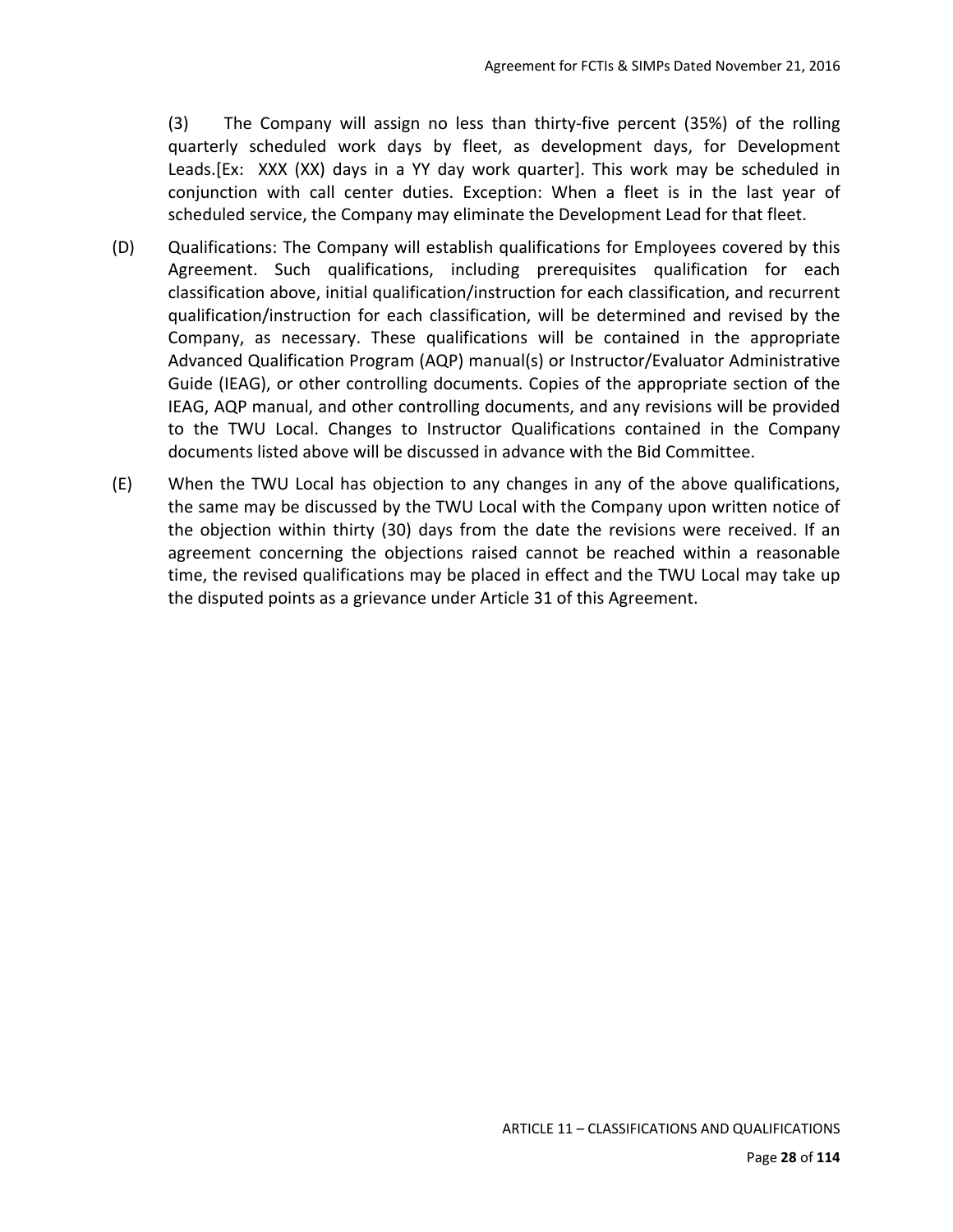(3) The Company will assign no less than thirty-five percent (35%) of the rolling quarterly scheduled work days by fleet, as development days, for Development Leads.[Ex: XXX (XX) days in a YY day work quarter]. This work may be scheduled in conjunction with call center duties. Exception: When a fleet is in the last year of scheduled service, the Company may eliminate the Development Lead for that fleet.

(D) Qualifications: The Company will establish qualifications for Employees covered by this Agreement. Such qualifications, including prerequisites qualification for each classification above, initial qualification/instruction for each classification, and recurrent qualification/instruction for each classification, will be determined and revised by the Company, as necessary. These qualifications will be contained in the appropriate Advanced Qualification Program (AQP) manual(s) or Instructor/Evaluator Administrative Guide (IEAG), or other controlling documents. Copies of the appropriate section of the IEAG, AQP manual, and other controlling documents, and any revisions will be provided to the TWU Local. Changes to Instructor Qualifications contained in the Company documents listed above will be discussed in advance with the Bid Committee.

(E) When the TWU Local has objection to any changes in any of the above qualifications, the same may be discussed by the TWU Local with the Company upon written notice of the objection within thirty (30) days from the date the revisions were received. If an agreement concerning the objections raised cannot be reached within a reasonable time, the revised qualifications may be placed in effect and the TWU Local may take up the disputed points as a grievance under Article 31 of this Agreement.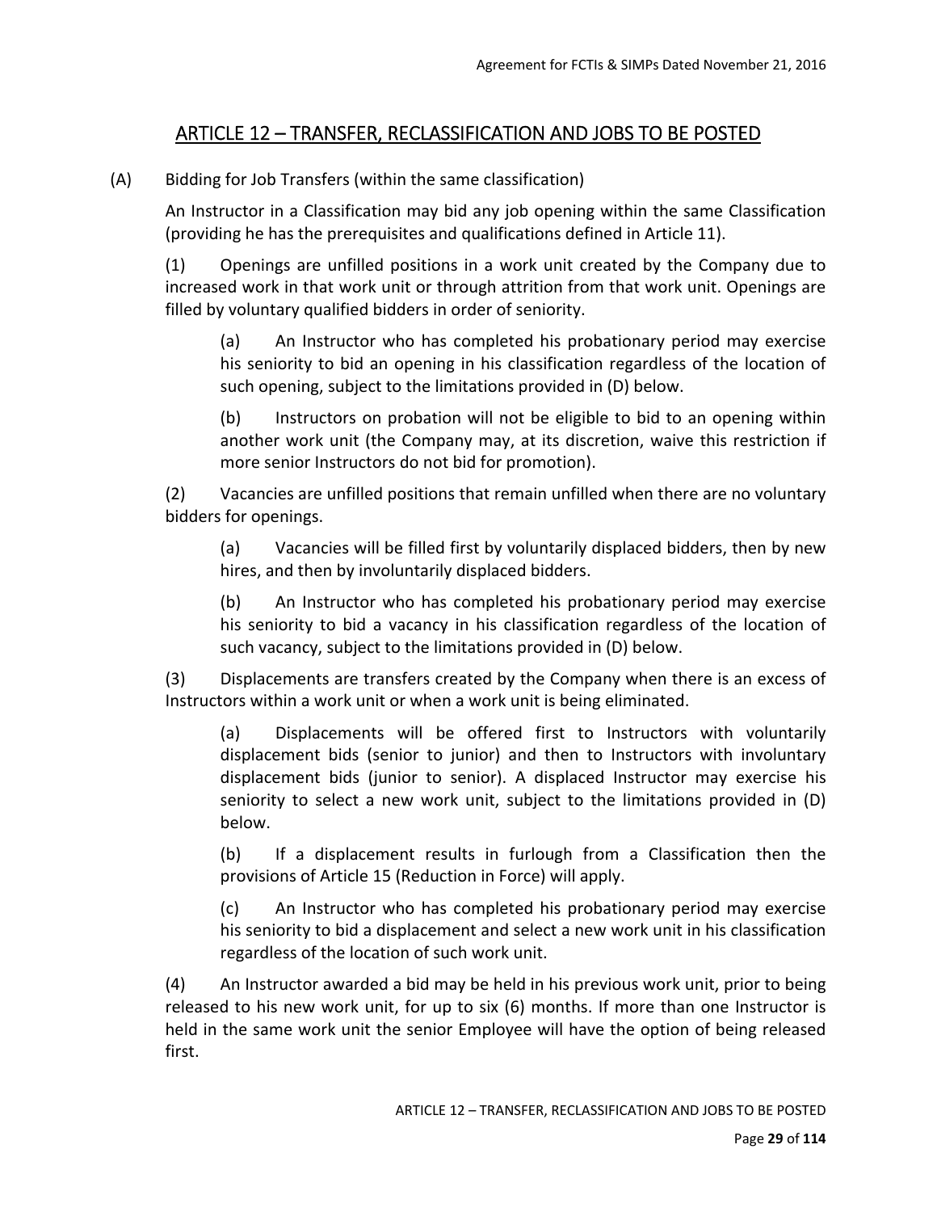## ARTICLE 12 – TRANSFER, RECLASSIFICATION AND JOBS TO BE POSTED

(A) Bidding for Job Transfers (within the same classification)

An Instructor in a Classification may bid any job opening within the same Classification (providing he has the prerequisites and qualifications defined in Article 11).

(1) Openings are unfilled positions in a work unit created by the Company due to increased work in that work unit or through attrition from that work unit. Openings are filled by voluntary qualified bidders in order of seniority.

(a) An Instructor who has completed his probationary period may exercise his seniority to bid an opening in his classification regardless of the location of such opening, subject to the limitations provided in (D) below.

(b) Instructors on probation will not be eligible to bid to an opening within another work unit (the Company may, at its discretion, waive this restriction if more senior Instructors do not bid for promotion).

(2) Vacancies are unfilled positions that remain unfilled when there are no voluntary bidders for openings.

(a) Vacancies will be filled first by voluntarily displaced bidders, then by new hires, and then by involuntarily displaced bidders.

(b) An Instructor who has completed his probationary period may exercise his seniority to bid a vacancy in his classification regardless of the location of such vacancy, subject to the limitations provided in (D) below.

(3) Displacements are transfers created by the Company when there is an excess of Instructors within a work unit or when a work unit is being eliminated.

(a) Displacements will be offered first to Instructors with voluntarily displacement bids (senior to junior) and then to Instructors with involuntary displacement bids (junior to senior). A displaced Instructor may exercise his seniority to select a new work unit, subject to the limitations provided in (D) below.

(b) If a displacement results in furlough from a Classification then the provisions of Article 15 (Reduction in Force) will apply.

(c) An Instructor who has completed his probationary period may exercise his seniority to bid a displacement and select a new work unit in his classification regardless of the location of such work unit.

(4) An Instructor awarded a bid may be held in his previous work unit, prior to being released to his new work unit, for up to six (6) months. If more than one Instructor is held in the same work unit the senior Employee will have the option of being released first.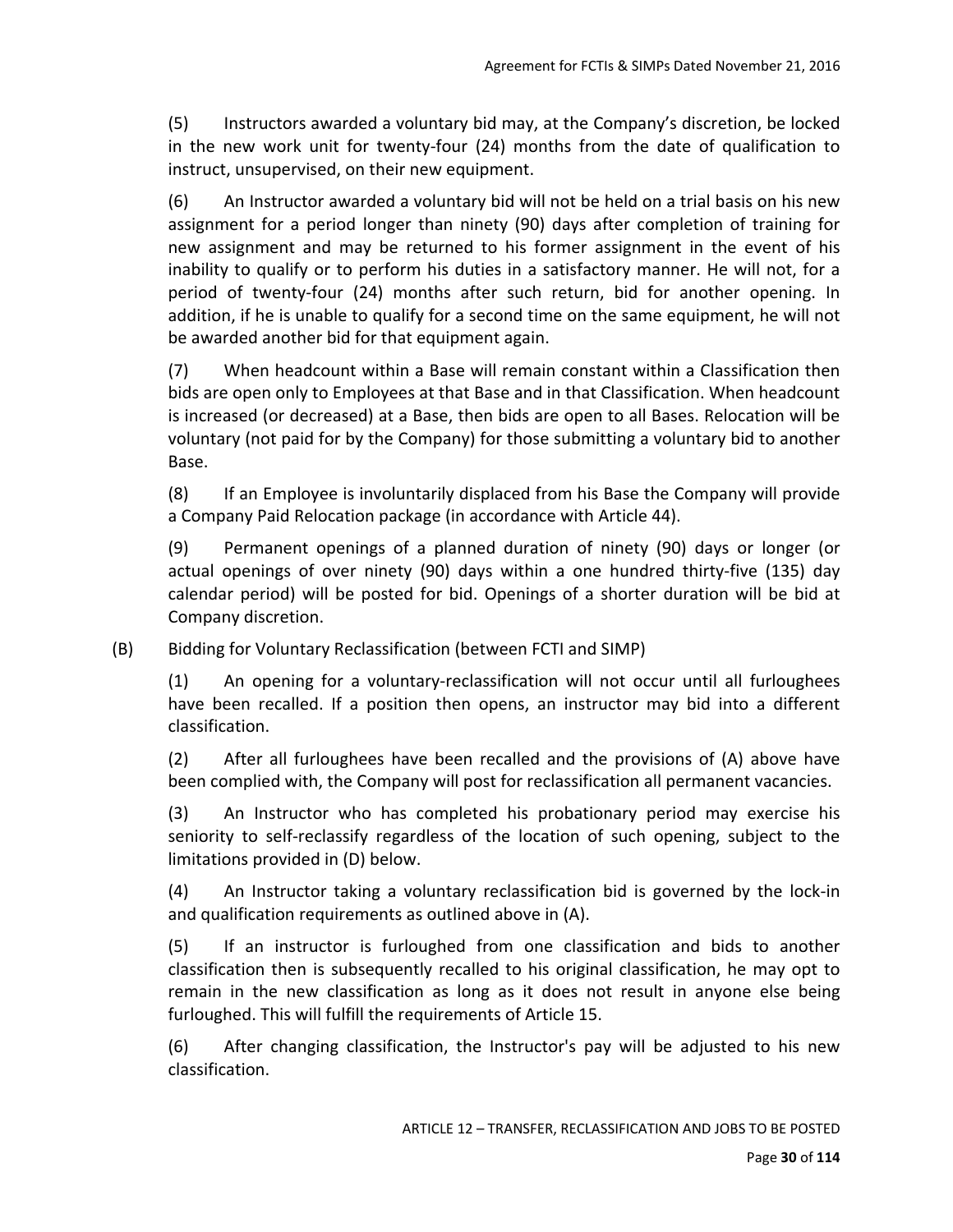(5) Instructors awarded a voluntary bid may, at the Company's discretion, be locked in the new work unit for twenty-four (24) months from the date of qualification to instruct, unsupervised, on their new equipment.

(6) An Instructor awarded a voluntary bid will not be held on a trial basis on his new assignment for a period longer than ninety (90) days after completion of training for new assignment and may be returned to his former assignment in the event of his inability to qualify or to perform his duties in a satisfactory manner. He will not, for a period of twenty-four (24) months after such return, bid for another opening. In addition, if he is unable to qualify for a second time on the same equipment, he will not be awarded another bid for that equipment again.

(7) When headcount within a Base will remain constant within a Classification then bids are open only to Employees at that Base and in that Classification. When headcount is increased (or decreased) at a Base, then bids are open to all Bases. Relocation will be voluntary (not paid for by the Company) for those submitting a voluntary bid to another Base.

(8) If an Employee is involuntarily displaced from his Base the Company will provide a Company Paid Relocation package (in accordance with Article 44).

(9) Permanent openings of a planned duration of ninety (90) days or longer (or actual openings of over ninety (90) days within a one hundred thirty-five (135) day calendar period) will be posted for bid. Openings of a shorter duration will be bid at Company discretion.

(B) Bidding for Voluntary Reclassification (between FCTI and SIMP)

(1) An opening for a voluntary-reclassification will not occur until all furloughees have been recalled. If a position then opens, an instructor may bid into a different classification.

(2) After all furloughees have been recalled and the provisions of (A) above have been complied with, the Company will post for reclassification all permanent vacancies.

(3) An Instructor who has completed his probationary period may exercise his seniority to self-reclassify regardless of the location of such opening, subject to the limitations provided in (D) below.

(4) An Instructor taking a voluntary reclassification bid is governed by the lock-in and qualification requirements as outlined above in (A).

(5) If an instructor is furloughed from one classification and bids to another classification then is subsequently recalled to his original classification, he may opt to remain in the new classification as long as it does not result in anyone else being furloughed. This will fulfill the requirements of Article 15.

(6) After changing classification, the Instructor's pay will be adjusted to his new classification.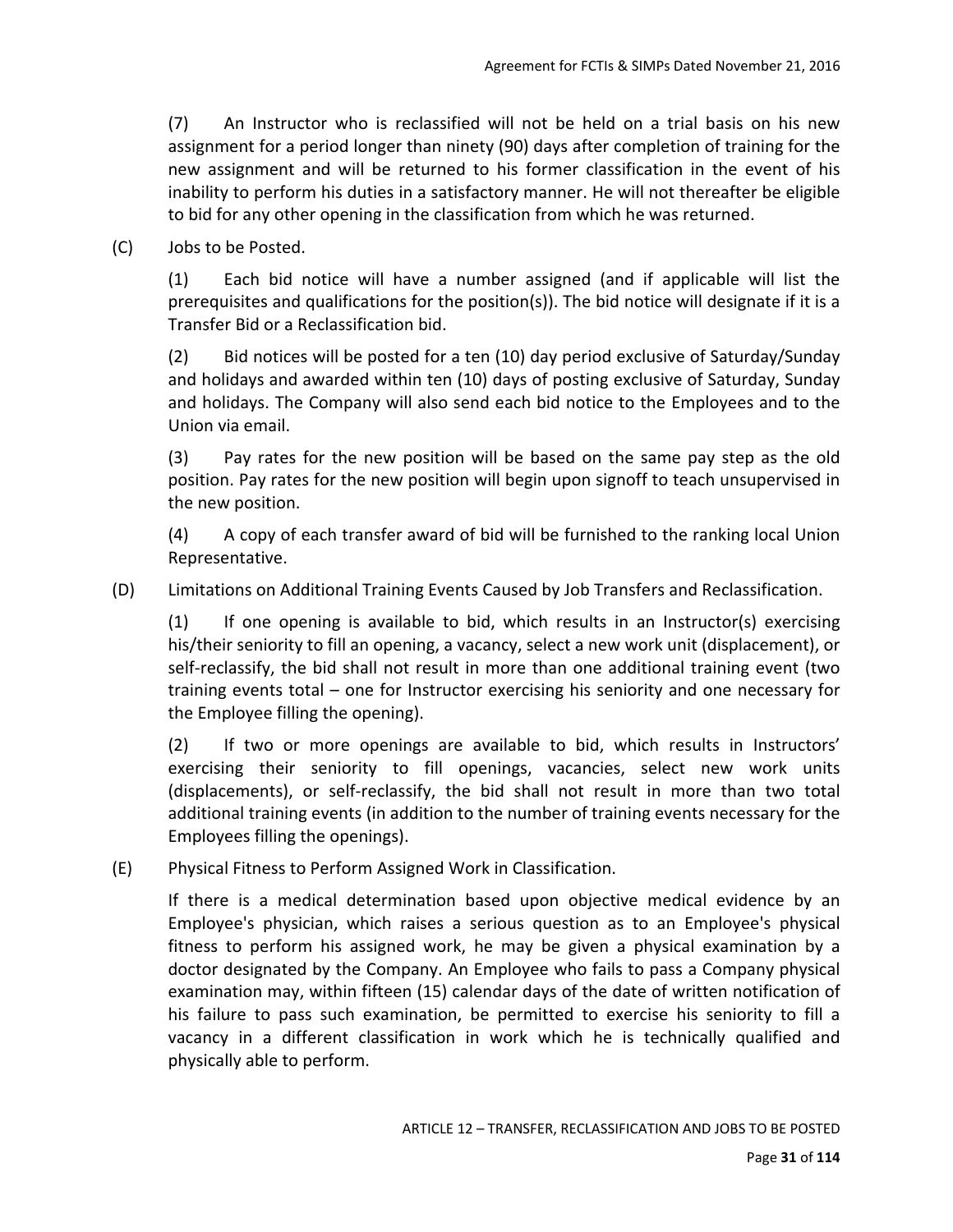(7) An Instructor who is reclassified will not be held on a trial basis on his new assignment for a period longer than ninety (90) days after completion of training for the new assignment and will be returned to his former classification in the event of his inability to perform his duties in a satisfactory manner. He will not thereafter be eligible to bid for any other opening in the classification from which he was returned.

(C) Jobs to be Posted.

(1) Each bid notice will have a number assigned (and if applicable will list the prerequisites and qualifications for the position(s)). The bid notice will designate if it is a Transfer Bid or a Reclassification bid.

(2) Bid notices will be posted for a ten (10) day period exclusive of Saturday/Sunday and holidays and awarded within ten (10) days of posting exclusive of Saturday, Sunday and holidays. The Company will also send each bid notice to the Employees and to the Union via email.

(3) Pay rates for the new position will be based on the same pay step as the old position. Pay rates for the new position will begin upon signoff to teach unsupervised in the new position.

(4) A copy of each transfer award of bid will be furnished to the ranking local Union Representative.

(D) Limitations on Additional Training Events Caused by Job Transfers and Reclassification.

(1) If one opening is available to bid, which results in an Instructor(s) exercising his/their seniority to fill an opening, a vacancy, select a new work unit (displacement), or self-reclassify, the bid shall not result in more than one additional training event (two training events total – one for Instructor exercising his seniority and one necessary for the Employee filling the opening).

(2) If two or more openings are available to bid, which results in Instructors' exercising their seniority to fill openings, vacancies, select new work units (displacements), or self-reclassify, the bid shall not result in more than two total additional training events (in addition to the number of training events necessary for the Employees filling the openings).

(E) Physical Fitness to Perform Assigned Work in Classification.

If there is a medical determination based upon objective medical evidence by an Employee's physician, which raises a serious question as to an Employee's physical fitness to perform his assigned work, he may be given a physical examination by a doctor designated by the Company. An Employee who fails to pass a Company physical examination may, within fifteen (15) calendar days of the date of written notification of his failure to pass such examination, be permitted to exercise his seniority to fill a vacancy in a different classification in work which he is technically qualified and physically able to perform.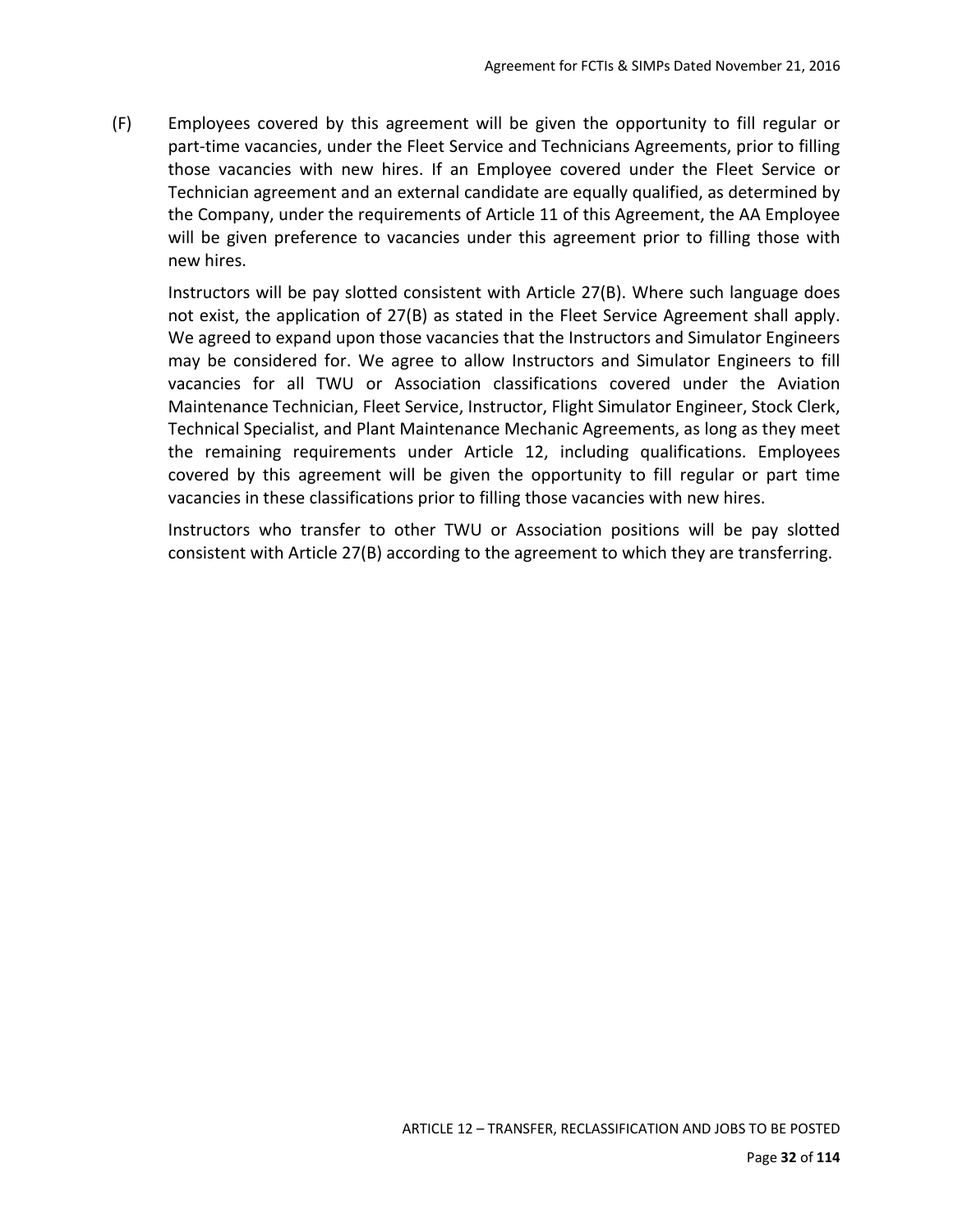(F) Employees covered by this agreement will be given the opportunity to fill regular or part-time vacancies, under the Fleet Service and Technicians Agreements, prior to filling those vacancies with new hires. If an Employee covered under the Fleet Service or Technician agreement and an external candidate are equally qualified, as determined by the Company, under the requirements of Article 11 of this Agreement, the AA Employee will be given preference to vacancies under this agreement prior to filling those with new hires.

Instructors will be pay slotted consistent with Article 27(B). Where such language does not exist, the application of 27(B) as stated in the Fleet Service Agreement shall apply. We agreed to expand upon those vacancies that the Instructors and Simulator Engineers may be considered for. We agree to allow Instructors and Simulator Engineers to fill vacancies for all TWU or Association classifications covered under the Aviation Maintenance Technician, Fleet Service, Instructor, Flight Simulator Engineer, Stock Clerk, Technical Specialist, and Plant Maintenance Mechanic Agreements, as long as they meet the remaining requirements under Article 12, including qualifications. Employees covered by this agreement will be given the opportunity to fill regular or part time vacancies in these classifications prior to filling those vacancies with new hires.

Instructors who transfer to other TWU or Association positions will be pay slotted consistent with Article 27(B) according to the agreement to which they are transferring.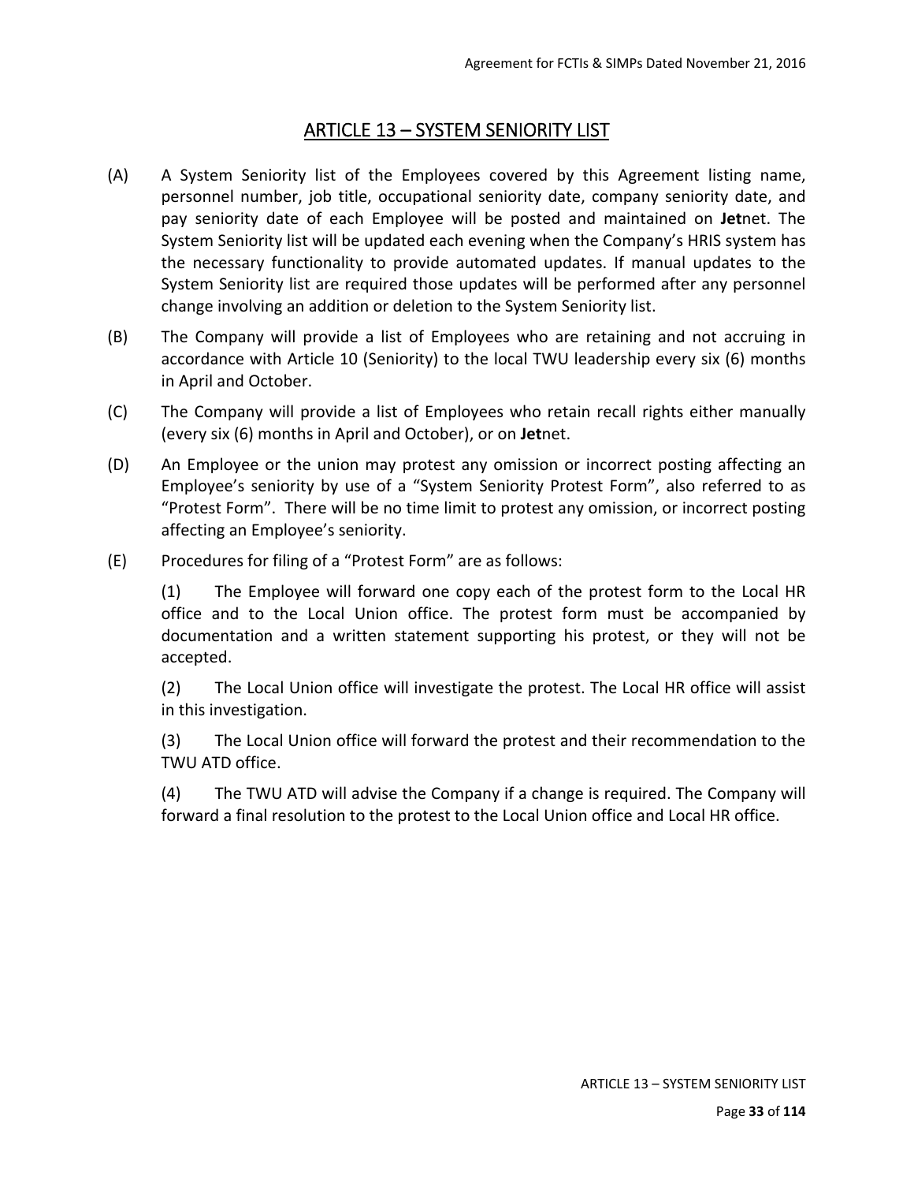# ARTICLE 13 – SYSTEM SENIORITY LIST

(A) A System Seniority list of the Employees covered by this Agreement listing name, personnel number, job title, occupational seniority date, company seniority date, and pay seniority date of each Employee will be posted and maintained on **Jet**net. The System Seniority list will be updated each evening when the Company's HRIS system has the necessary functionality to provide automated updates. If manual updates to the System Seniority list are required those updates will be performed after any personnel change involving an addition or deletion to the System Seniority list.

(B) The Company will provide a list of Employees who are retaining and not accruing in accordance with Article 10 (Seniority) to the local TWU leadership every six (6) months in April and October.

(C) The Company will provide a list of Employees who retain recall rights either manually (every six (6) months in April and October), or on **Jet**net.

(D) An Employee or the union may protest any omission or incorrect posting affecting an Employee's seniority by use of a "System Seniority Protest Form", also referred to as "Protest Form". There will be no time limit to protest any omission, or incorrect posting affecting an Employee's seniority.

(E) Procedures for filing of a "Protest Form" are as follows:

(1) The Employee will forward one copy each of the protest form to the Local HR office and to the Local Union office. The protest form must be accompanied by documentation and a written statement supporting his protest, or they will not be accepted.

(2) The Local Union office will investigate the protest. The Local HR office will assist in this investigation.

(3) The Local Union office will forward the protest and their recommendation to the TWU ATD office.

(4) The TWU ATD will advise the Company if a change is required. The Company will forward a final resolution to the protest to the Local Union office and Local HR office.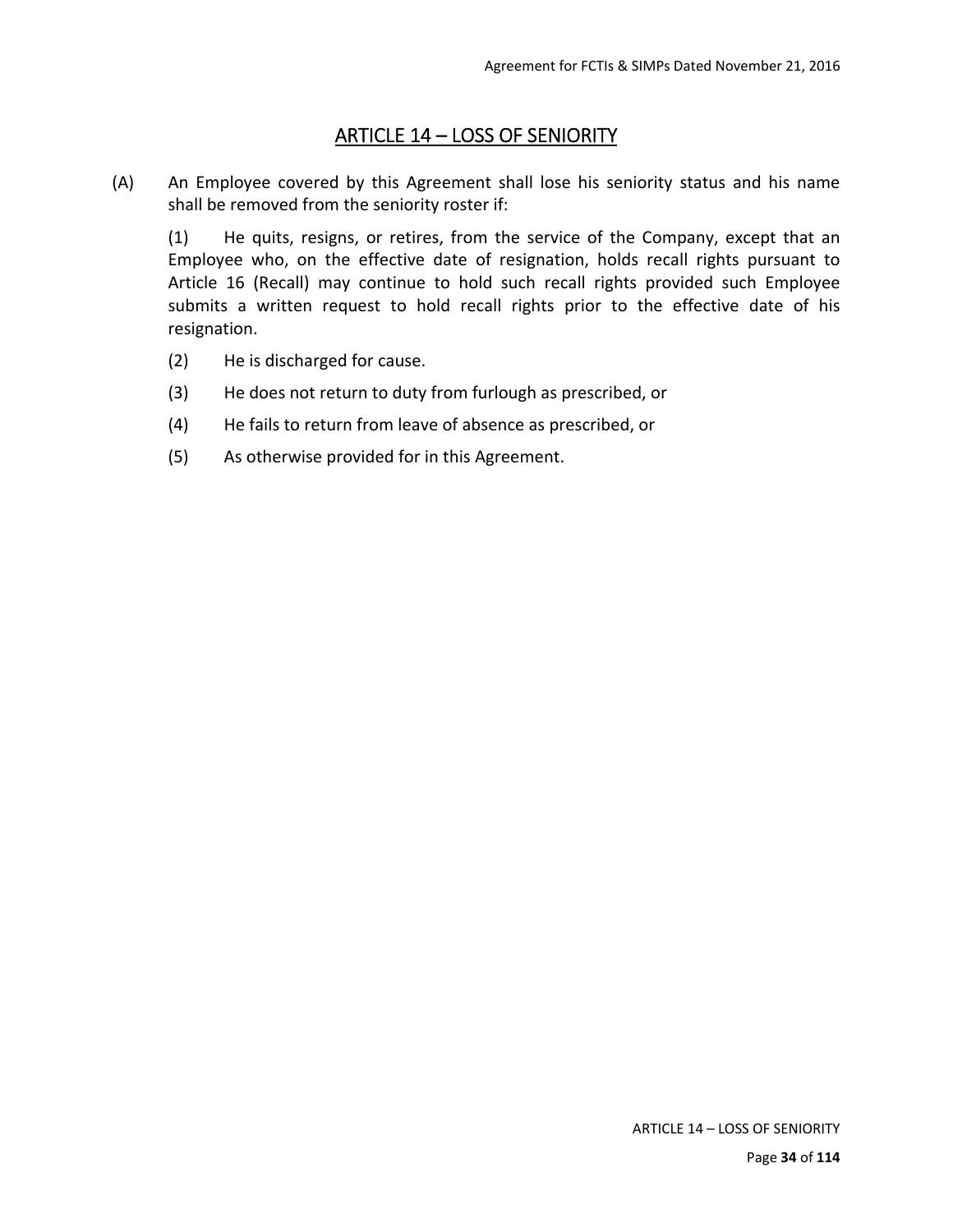# ARTICLE 14 – LOSS OF SENIORITY

(A) An Employee covered by this Agreement shall lose his seniority status and his name shall be removed from the seniority roster if:

(1) He quits, resigns, or retires, from the service of the Company, except that an Employee who, on the effective date of resignation, holds recall rights pursuant to Article 16 (Recall) may continue to hold such recall rights provided such Employee submits a written request to hold recall rights prior to the effective date of his resignation.

(2) He is discharged for cause.

(3) He does not return to duty from furlough as prescribed, or

(4) He fails to return from leave of absence as prescribed, or

(5) As otherwise provided for in this Agreement.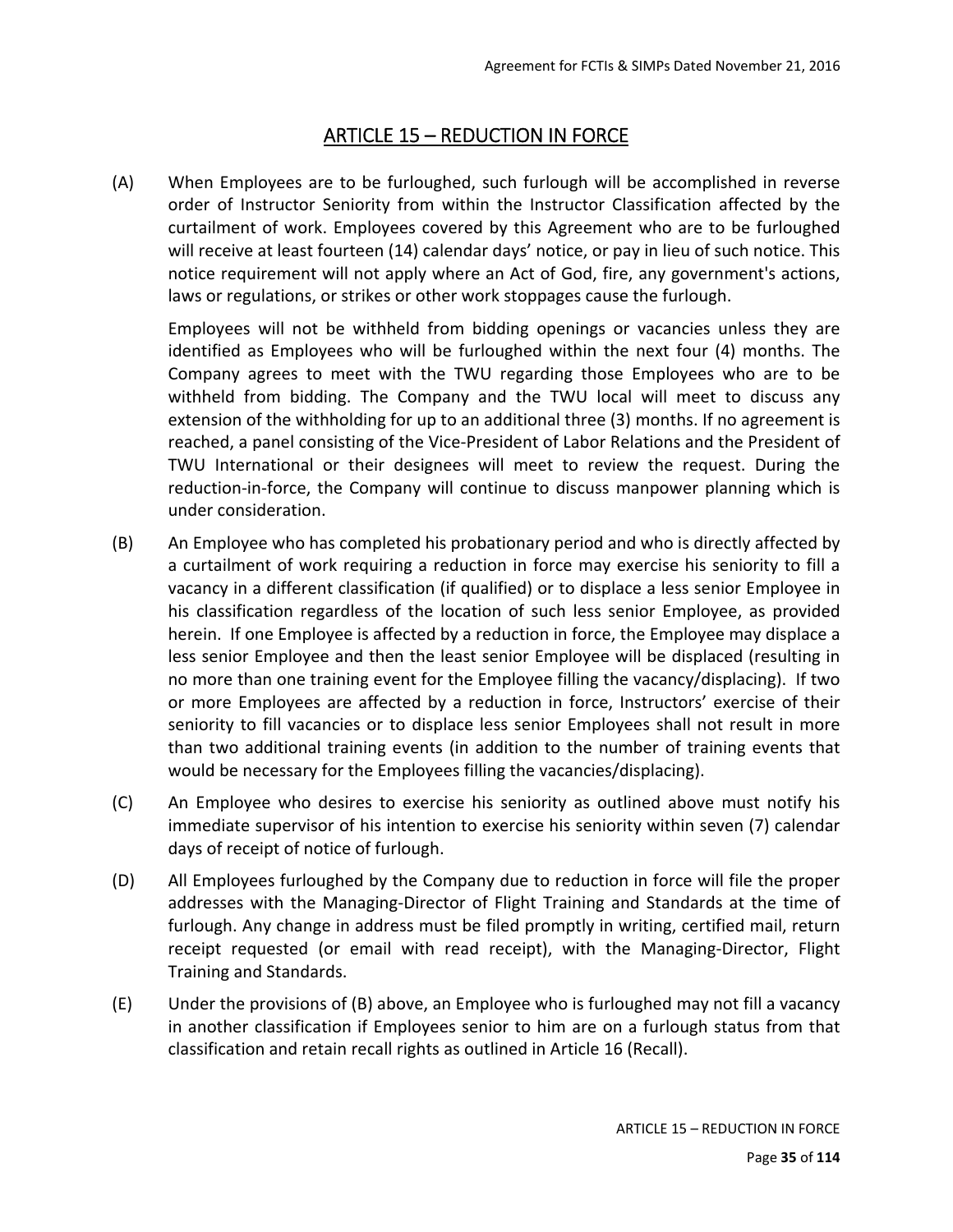# ARTICLE 15 – REDUCTION IN FORCE

(A) When Employees are to be furloughed, such furlough will be accomplished in reverse order of Instructor Seniority from within the Instructor Classification affected by the curtailment of work. Employees covered by this Agreement who are to be furloughed will receive at least fourteen (14) calendar days' notice, or pay in lieu of such notice. This notice requirement will not apply where an Act of God, fire, any government's actions, laws or regulations, or strikes or other work stoppages cause the furlough.

Employees will not be withheld from bidding openings or vacancies unless they are identified as Employees who will be furloughed within the next four (4) months. The Company agrees to meet with the TWU regarding those Employees who are to be withheld from bidding. The Company and the TWU local will meet to discuss any extension of the withholding for up to an additional three (3) months. If no agreement is reached, a panel consisting of the Vice-President of Labor Relations and the President of TWU International or their designees will meet to review the request. During the reduction-in-force, the Company will continue to discuss manpower planning which is under consideration.

(B) An Employee who has completed his probationary period and who is directly affected by a curtailment of work requiring a reduction in force may exercise his seniority to fill a vacancy in a different classification (if qualified) or to displace a less senior Employee in his classification regardless of the location of such less senior Employee, as provided herein. If one Employee is affected by a reduction in force, the Employee may displace a less senior Employee and then the least senior Employee will be displaced (resulting in no more than one training event for the Employee filling the vacancy/displacing). If two or more Employees are affected by a reduction in force, Instructors' exercise of their seniority to fill vacancies or to displace less senior Employees shall not result in more than two additional training events (in addition to the number of training events that would be necessary for the Employees filling the vacancies/displacing).

(C) An Employee who desires to exercise his seniority as outlined above must notify his immediate supervisor of his intention to exercise his seniority within seven (7) calendar days of receipt of notice of furlough.

(D) All Employees furloughed by the Company due to reduction in force will file the proper addresses with the Managing-Director of Flight Training and Standards at the time of furlough. Any change in address must be filed promptly in writing, certified mail, return receipt requested (or email with read receipt), with the Managing-Director, Flight Training and Standards.

(E) Under the provisions of (B) above, an Employee who is furloughed may not fill a vacancy in another classification if Employees senior to him are on a furlough status from that classification and retain recall rights as outlined in Article 16 (Recall).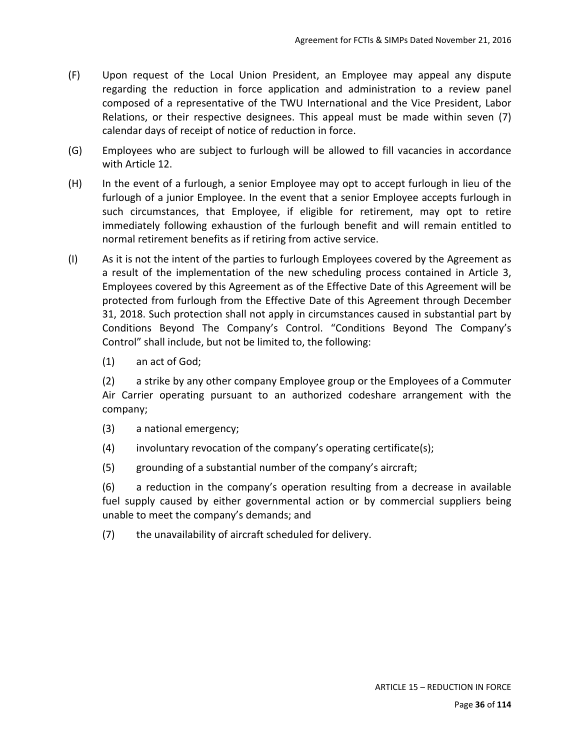(F) Upon request of the Local Union President, an Employee may appeal any dispute regarding the reduction in force application and administration to a review panel composed of a representative of the TWU International and the Vice President, Labor Relations, or their respective designees. This appeal must be made within seven (7) calendar days of receipt of notice of reduction in force.

(G) Employees who are subject to furlough will be allowed to fill vacancies in accordance with Article 12.

(H) In the event of a furlough, a senior Employee may opt to accept furlough in lieu of the furlough of a junior Employee. In the event that a senior Employee accepts furlough in such circumstances, that Employee, if eligible for retirement, may opt to retire immediately following exhaustion of the furlough benefit and will remain entitled to normal retirement benefits as if retiring from active service.

(I) As it is not the intent of the parties to furlough Employees covered by the Agreement as a result of the implementation of the new scheduling process contained in Article 3, Employees covered by this Agreement as of the Effective Date of this Agreement will be protected from furlough from the Effective Date of this Agreement through December 31, 2018. Such protection shall not apply in circumstances caused in substantial part by Conditions Beyond The Company's Control. "Conditions Beyond The Company's Control" shall include, but not be limited to, the following:

(1) an act of God;

(2) a strike by any other company Employee group or the Employees of a Commuter Air Carrier operating pursuant to an authorized codeshare arrangement with the company;

(3) a national emergency;

(4) involuntary revocation of the company's operating certificate(s);

(5) grounding of a substantial number of the company's aircraft;

(6) a reduction in the company's operation resulting from a decrease in available fuel supply caused by either governmental action or by commercial suppliers being unable to meet the company's demands; and

(7) the unavailability of aircraft scheduled for delivery.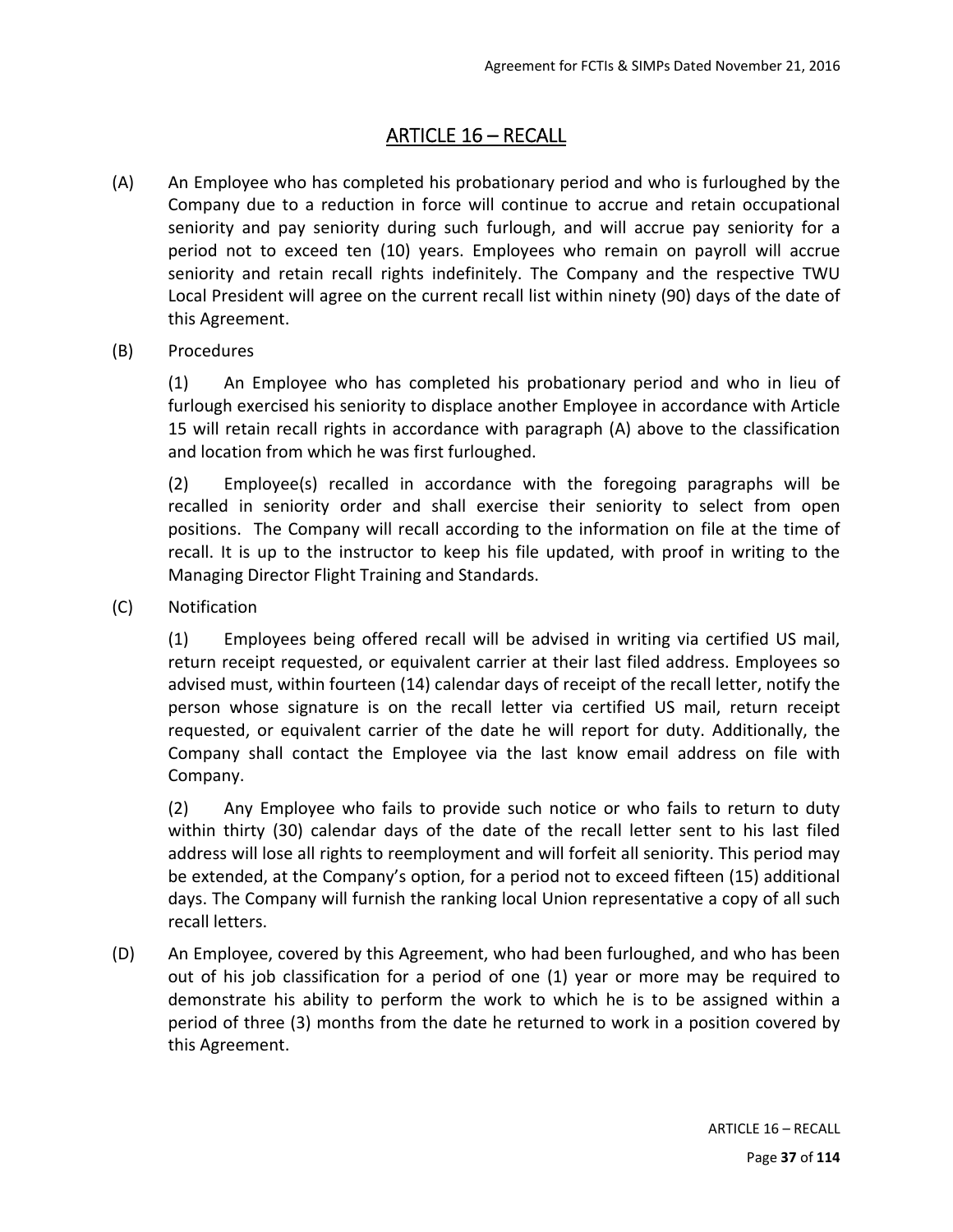# ARTICLE 16 – RECALL

(A) An Employee who has completed his probationary period and who is furloughed by the Company due to a reduction in force will continue to accrue and retain occupational seniority and pay seniority during such furlough, and will accrue pay seniority for a period not to exceed ten (10) years. Employees who remain on payroll will accrue seniority and retain recall rights indefinitely. The Company and the respective TWU Local President will agree on the current recall list within ninety (90) days of the date of this Agreement.

(B) Procedures

(1) An Employee who has completed his probationary period and who in lieu of furlough exercised his seniority to displace another Employee in accordance with Article 15 will retain recall rights in accordance with paragraph (A) above to the classification and location from which he was first furloughed.

(2) Employee(s) recalled in accordance with the foregoing paragraphs will be recalled in seniority order and shall exercise their seniority to select from open positions. The Company will recall according to the information on file at the time of recall. It is up to the instructor to keep his file updated, with proof in writing to the Managing Director Flight Training and Standards.

(C) Notification

(1) Employees being offered recall will be advised in writing via certified US mail, return receipt requested, or equivalent carrier at their last filed address. Employees so advised must, within fourteen (14) calendar days of receipt of the recall letter, notify the person whose signature is on the recall letter via certified US mail, return receipt requested, or equivalent carrier of the date he will report for duty. Additionally, the Company shall contact the Employee via the last know email address on file with Company.

(2) Any Employee who fails to provide such notice or who fails to return to duty within thirty (30) calendar days of the date of the recall letter sent to his last filed address will lose all rights to reemployment and will forfeit all seniority. This period may be extended, at the Company's option, for a period not to exceed fifteen (15) additional days. The Company will furnish the ranking local Union representative a copy of all such recall letters.

(D) An Employee, covered by this Agreement, who had been furloughed, and who has been out of his job classification for a period of one (1) year or more may be required to demonstrate his ability to perform the work to which he is to be assigned within a period of three (3) months from the date he returned to work in a position covered by this Agreement.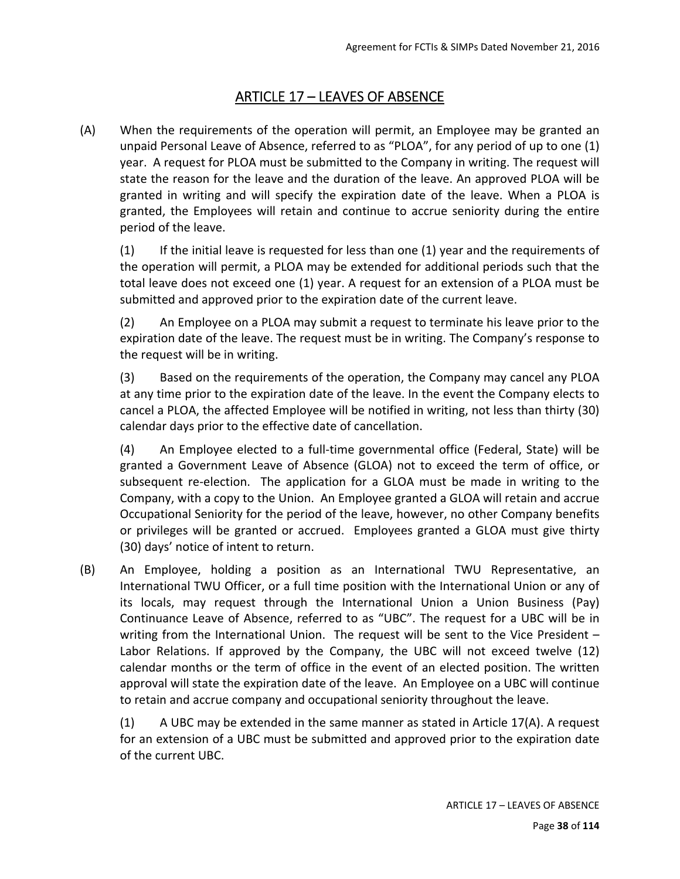# ARTICLE 17 – LEAVES OF ABSENCE

(A) When the requirements of the operation will permit, an Employee may be granted an unpaid Personal Leave of Absence, referred to as "PLOA", for any period of up to one (1) year. A request for PLOA must be submitted to the Company in writing. The request will state the reason for the leave and the duration of the leave. An approved PLOA will be granted in writing and will specify the expiration date of the leave. When a PLOA is granted, the Employees will retain and continue to accrue seniority during the entire period of the leave.

(1) If the initial leave is requested for less than one (1) year and the requirements of the operation will permit, a PLOA may be extended for additional periods such that the total leave does not exceed one (1) year. A request for an extension of a PLOA must be submitted and approved prior to the expiration date of the current leave.

(2) An Employee on a PLOA may submit a request to terminate his leave prior to the expiration date of the leave. The request must be in writing. The Company's response to the request will be in writing.

(3) Based on the requirements of the operation, the Company may cancel any PLOA at any time prior to the expiration date of the leave. In the event the Company elects to cancel a PLOA, the affected Employee will be notified in writing, not less than thirty (30) calendar days prior to the effective date of cancellation.

(4) An Employee elected to a full-time governmental office (Federal, State) will be granted a Government Leave of Absence (GLOA) not to exceed the term of office, or subsequent re-election. The application for a GLOA must be made in writing to the Company, with a copy to the Union. An Employee granted a GLOA will retain and accrue Occupational Seniority for the period of the leave, however, no other Company benefits or privileges will be granted or accrued. Employees granted a GLOA must give thirty (30) days' notice of intent to return.

(B) An Employee, holding a position as an International TWU Representative, an International TWU Officer, or a full time position with the International Union or any of its locals, may request through the International Union a Union Business (Pay) Continuance Leave of Absence, referred to as "UBC". The request for a UBC will be in writing from the International Union. The request will be sent to the Vice President – Labor Relations. If approved by the Company, the UBC will not exceed twelve (12) calendar months or the term of office in the event of an elected position. The written approval will state the expiration date of the leave. An Employee on a UBC will continue to retain and accrue company and occupational seniority throughout the leave.

(1) A UBC may be extended in the same manner as stated in Article 17(A). A request for an extension of a UBC must be submitted and approved prior to the expiration date of the current UBC.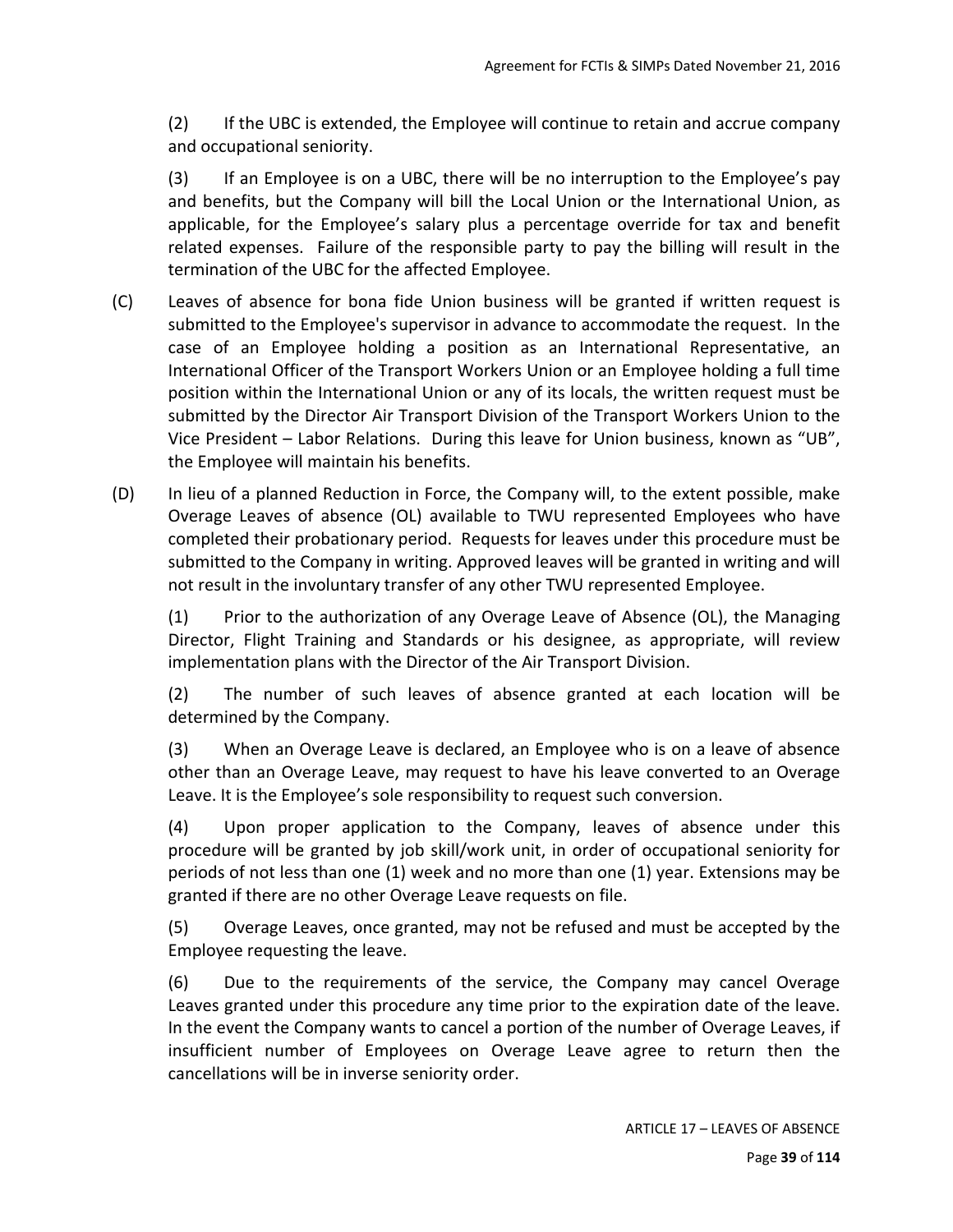(2) If the UBC is extended, the Employee will continue to retain and accrue company and occupational seniority.

(3) If an Employee is on a UBC, there will be no interruption to the Employee's pay and benefits, but the Company will bill the Local Union or the International Union, as applicable, for the Employee's salary plus a percentage override for tax and benefit related expenses. Failure of the responsible party to pay the billing will result in the termination of the UBC for the affected Employee.

(C) Leaves of absence for bona fide Union business will be granted if written request is submitted to the Employee's supervisor in advance to accommodate the request. In the case of an Employee holding a position as an International Representative, an International Officer of the Transport Workers Union or an Employee holding a full time position within the International Union or any of its locals, the written request must be submitted by the Director Air Transport Division of the Transport Workers Union to the Vice President – Labor Relations. During this leave for Union business, known as "UB", the Employee will maintain his benefits.

(D) In lieu of a planned Reduction in Force, the Company will, to the extent possible, make Overage Leaves of absence (OL) available to TWU represented Employees who have completed their probationary period. Requests for leaves under this procedure must be submitted to the Company in writing. Approved leaves will be granted in writing and will not result in the involuntary transfer of any other TWU represented Employee.

(1) Prior to the authorization of any Overage Leave of Absence (OL), the Managing Director, Flight Training and Standards or his designee, as appropriate, will review implementation plans with the Director of the Air Transport Division.

(2) The number of such leaves of absence granted at each location will be determined by the Company.

(3) When an Overage Leave is declared, an Employee who is on a leave of absence other than an Overage Leave, may request to have his leave converted to an Overage Leave. It is the Employee's sole responsibility to request such conversion.

(4) Upon proper application to the Company, leaves of absence under this procedure will be granted by job skill/work unit, in order of occupational seniority for periods of not less than one (1) week and no more than one (1) year. Extensions may be granted if there are no other Overage Leave requests on file.

(5) Overage Leaves, once granted, may not be refused and must be accepted by the Employee requesting the leave.

(6) Due to the requirements of the service, the Company may cancel Overage Leaves granted under this procedure any time prior to the expiration date of the leave. In the event the Company wants to cancel a portion of the number of Overage Leaves, if insufficient number of Employees on Overage Leave agree to return then the cancellations will be in inverse seniority order.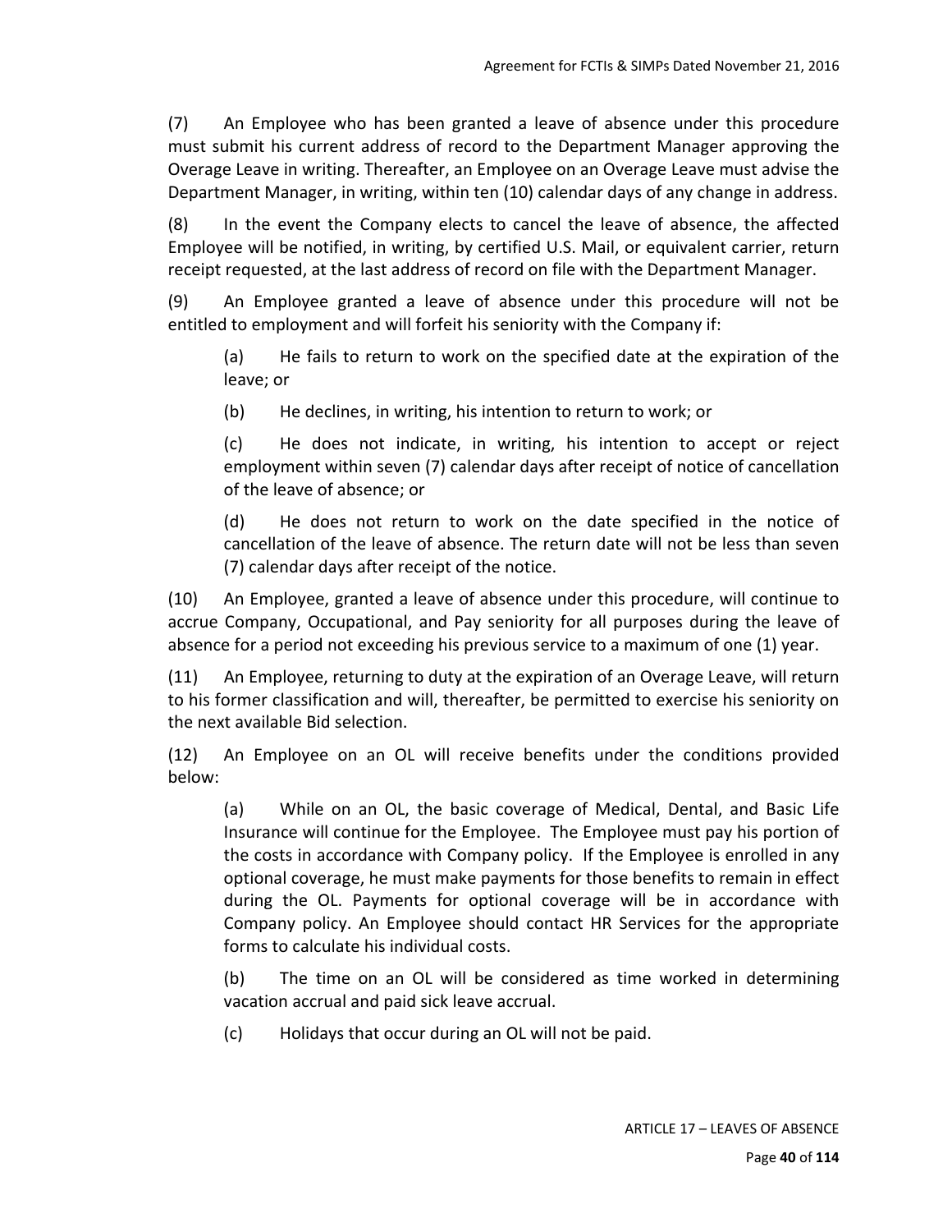(7) An Employee who has been granted a leave of absence under this procedure must submit his current address of record to the Department Manager approving the Overage Leave in writing. Thereafter, an Employee on an Overage Leave must advise the Department Manager, in writing, within ten (10) calendar days of any change in address.

(8) In the event the Company elects to cancel the leave of absence, the affected Employee will be notified, in writing, by certified U.S. Mail, or equivalent carrier, return receipt requested, at the last address of record on file with the Department Manager.

(9) An Employee granted a leave of absence under this procedure will not be entitled to employment and will forfeit his seniority with the Company if:

> (a) He fails to return to work on the specified date at the expiration of the leave; or
>
> (b) He declines, in writing, his intention to return to work; or
>
> (c) He does not indicate, in writing, his intention to accept or reject employment within seven (7) calendar days after receipt of notice of cancellation of the leave of absence; or
>
> (d) He does not return to work on the date specified in the notice of cancellation of the leave of absence. The return date will not be less than seven (7) calendar days after receipt of the notice.

(10) An Employee, granted a leave of absence under this procedure, will continue to accrue Company, Occupational, and Pay seniority for all purposes during the leave of absence for a period not exceeding his previous service to a maximum of one (1) year.

(11) An Employee, returning to duty at the expiration of an Overage Leave, will return to his former classification and will, thereafter, be permitted to exercise his seniority on the next available Bid selection.

(12) An Employee on an OL will receive benefits under the conditions provided below:

> (a) While on an OL, the basic coverage of Medical, Dental, and Basic Life Insurance will continue for the Employee. The Employee must pay his portion of the costs in accordance with Company policy. If the Employee is enrolled in any optional coverage, he must make payments for those benefits to remain in effect during the OL. Payments for optional coverage will be in accordance with Company policy. An Employee should contact HR Services for the appropriate forms to calculate his individual costs.
>
> (b) The time on an OL will be considered as time worked in determining vacation accrual and paid sick leave accrual.
>
> (c) Holidays that occur during an OL will not be paid.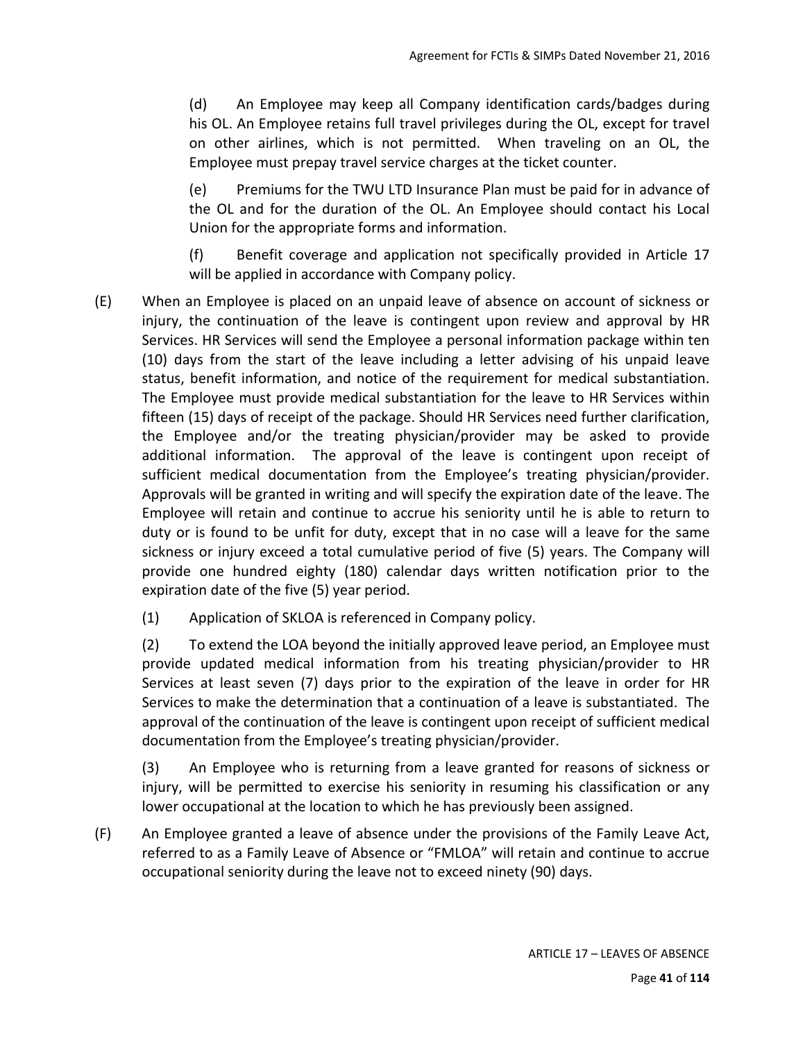(d) An Employee may keep all Company identification cards/badges during his OL. An Employee retains full travel privileges during the OL, except for travel on other airlines, which is not permitted. When traveling on an OL, the Employee must prepay travel service charges at the ticket counter.

(e) Premiums for the TWU LTD Insurance Plan must be paid for in advance of the OL and for the duration of the OL. An Employee should contact his Local Union for the appropriate forms and information.

(f) Benefit coverage and application not specifically provided in Article 17 will be applied in accordance with Company policy.

(E) When an Employee is placed on an unpaid leave of absence on account of sickness or injury, the continuation of the leave is contingent upon review and approval by HR Services. HR Services will send the Employee a personal information package within ten (10) days from the start of the leave including a letter advising of his unpaid leave status, benefit information, and notice of the requirement for medical substantiation. The Employee must provide medical substantiation for the leave to HR Services within fifteen (15) days of receipt of the package. Should HR Services need further clarification, the Employee and/or the treating physician/provider may be asked to provide additional information. The approval of the leave is contingent upon receipt of sufficient medical documentation from the Employee's treating physician/provider. Approvals will be granted in writing and will specify the expiration date of the leave. The Employee will retain and continue to accrue his seniority until he is able to return to duty or is found to be unfit for duty, except that in no case will a leave for the same sickness or injury exceed a total cumulative period of five (5) years. The Company will provide one hundred eighty (180) calendar days written notification prior to the expiration date of the five (5) year period.

(1) Application of SKLOA is referenced in Company policy.

(2) To extend the LOA beyond the initially approved leave period, an Employee must provide updated medical information from his treating physician/provider to HR Services at least seven (7) days prior to the expiration of the leave in order for HR Services to make the determination that a continuation of a leave is substantiated. The approval of the continuation of the leave is contingent upon receipt of sufficient medical documentation from the Employee's treating physician/provider.

(3) An Employee who is returning from a leave granted for reasons of sickness or injury, will be permitted to exercise his seniority in resuming his classification or any lower occupational at the location to which he has previously been assigned.

(F) An Employee granted a leave of absence under the provisions of the Family Leave Act, referred to as a Family Leave of Absence or "FMLOA" will retain and continue to accrue occupational seniority during the leave not to exceed ninety (90) days.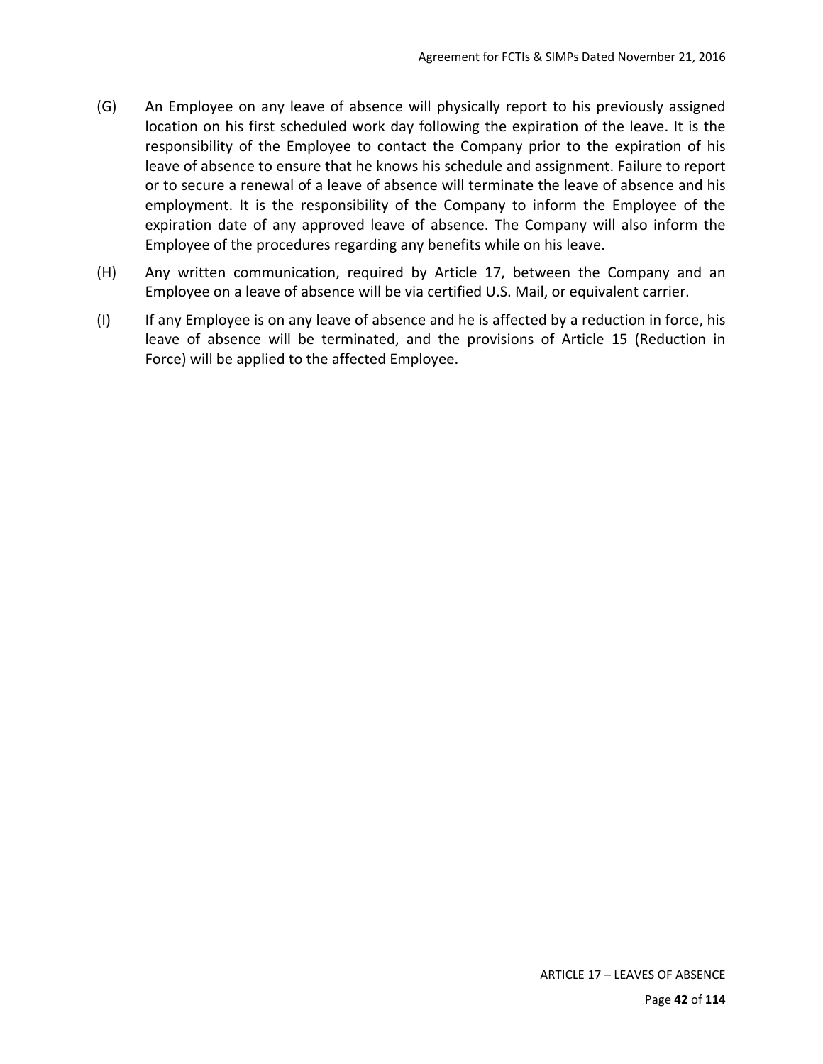(G) An Employee on any leave of absence will physically report to his previously assigned location on his first scheduled work day following the expiration of the leave. It is the responsibility of the Employee to contact the Company prior to the expiration of his leave of absence to ensure that he knows his schedule and assignment. Failure to report or to secure a renewal of a leave of absence will terminate the leave of absence and his employment. It is the responsibility of the Company to inform the Employee of the expiration date of any approved leave of absence. The Company will also inform the Employee of the procedures regarding any benefits while on his leave.

(H) Any written communication, required by Article 17, between the Company and an Employee on a leave of absence will be via certified U.S. Mail, or equivalent carrier.

(I) If any Employee is on any leave of absence and he is affected by a reduction in force, his leave of absence will be terminated, and the provisions of Article 15 (Reduction in Force) will be applied to the affected Employee.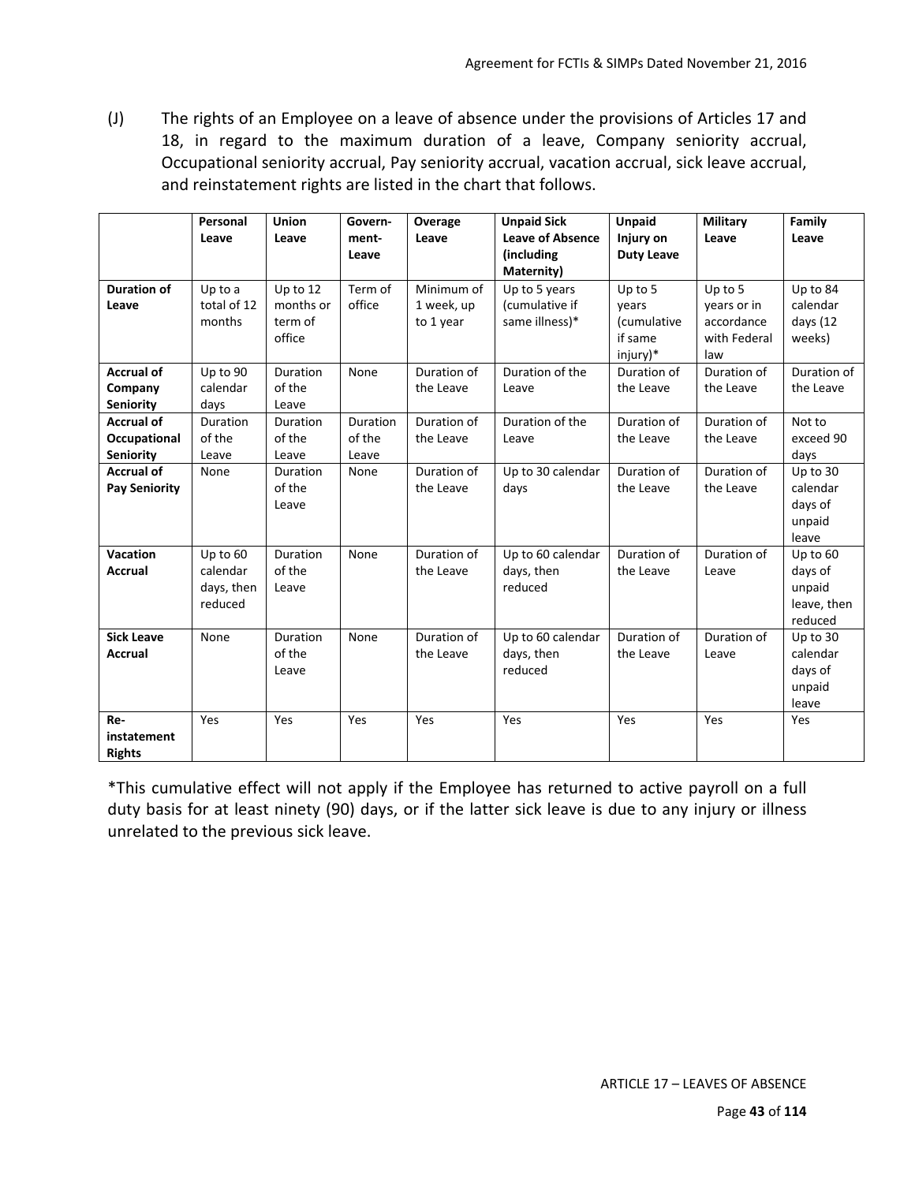(J) The rights of an Employee on a leave of absence under the provisions of Articles 17 and 18, in regard to the maximum duration of a leave, Company seniority accrual, Occupational seniority accrual, Pay seniority accrual, vacation accrual, sick leave accrual, and reinstatement rights are listed in the chart that follows.

| | Personal Leave | Union Leave | Govern-ment-Leave | Overage Leave | Unpaid Sick Leave of Absence (including Maternity) | Unpaid Injury on Duty Leave | Military Leave | Family Leave |
|---|---|---|---|---|---|---|---|---|
| **Duration of Leave** | Up to a total of 12 months | Up to 12 months or term of office | Term of office | Minimum of 1 week, up to 1 year | Up to 5 years (cumulative if same illness)* | Up to 5 years (cumulative if same injury)* | Up to 5 years or in accordance with Federal law | Up to 84 calendar days (12 weeks) |
| **Accrual of Company Seniority** | Up to 90 calendar days | Duration of the Leave | None | Duration of the Leave | Duration of the Leave | Duration of the Leave | Duration of the Leave | Duration of the Leave |
| **Accrual of Occupational Seniority** | Duration of the Leave | Duration of the Leave | Duration of the Leave | Duration of the Leave | Duration of the Leave | Duration of the Leave | Duration of the Leave | Not to exceed 90 days |
| **Accrual of Pay Seniority** | None | Duration of the Leave | None | Duration of the Leave | Up to 30 calendar days | Duration of the Leave | Duration of the Leave | Up to 30 calendar days of unpaid leave |
| **Vacation Accrual** | Up to 60 calendar days, then reduced | Duration of the Leave | None | Duration of the Leave | Up to 60 calendar days, then reduced | Duration of the Leave | Duration of Leave | Up to 60 days of unpaid leave, then reduced |
| **Sick Leave Accrual** | None | Duration of the Leave | None | Duration of the Leave | Up to 60 calendar days, then reduced | Duration of the Leave | Duration of Leave | Up to 30 calendar days of unpaid leave |
| **Re-instatement Rights** | Yes | Yes | Yes | Yes | Yes | Yes | Yes | Yes |

*This cumulative effect will not apply if the Employee has returned to active payroll on a full duty basis for at least ninety (90) days, or if the latter sick leave is due to any injury or illness unrelated to the previous sick leave.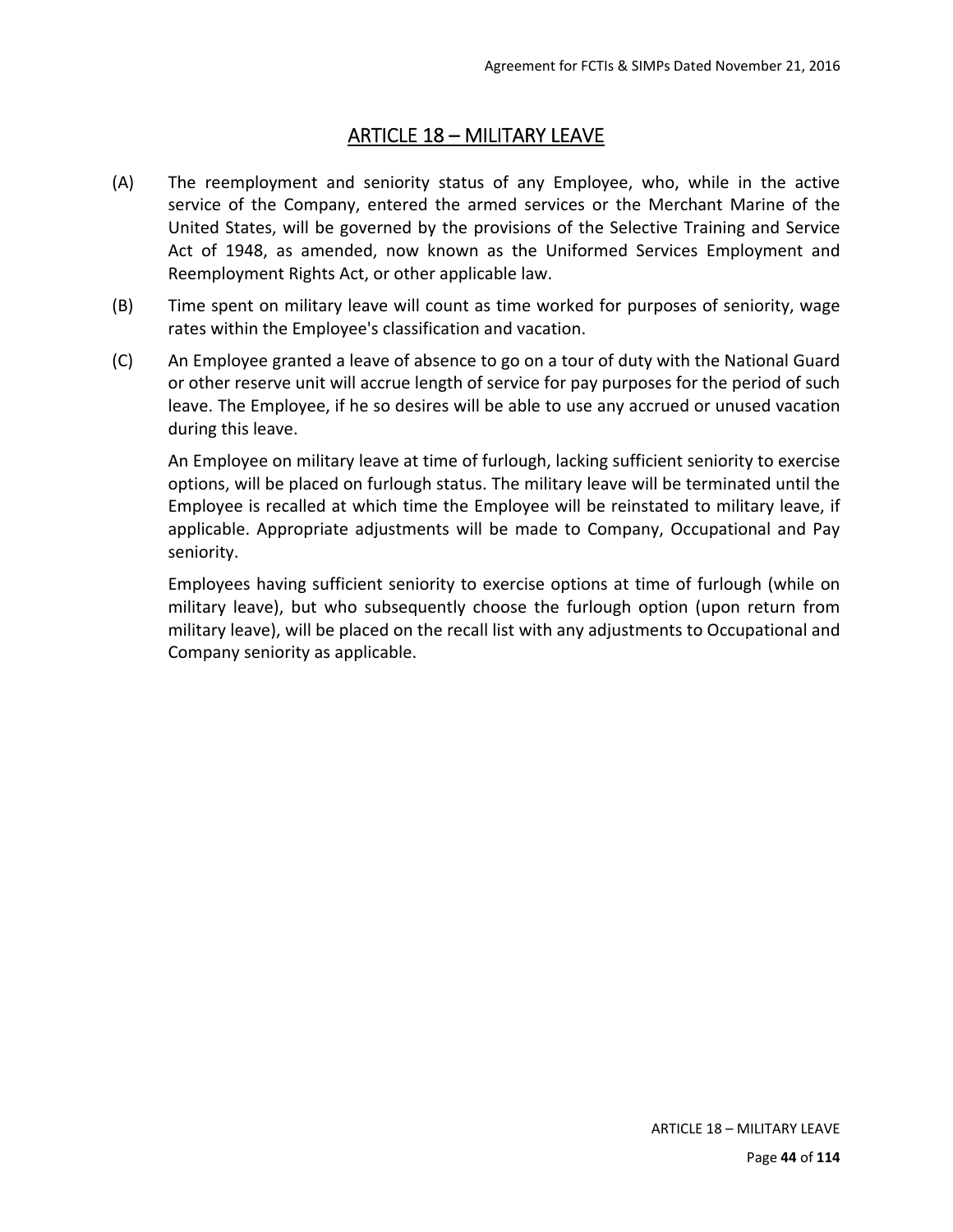## ARTICLE 18 – MILITARY LEAVE

(A) The reemployment and seniority status of any Employee, who, while in the active service of the Company, entered the armed services or the Merchant Marine of the United States, will be governed by the provisions of the Selective Training and Service Act of 1948, as amended, now known as the Uniformed Services Employment and Reemployment Rights Act, or other applicable law.

(B) Time spent on military leave will count as time worked for purposes of seniority, wage rates within the Employee's classification and vacation.

(C) An Employee granted a leave of absence to go on a tour of duty with the National Guard or other reserve unit will accrue length of service for pay purposes for the period of such leave. The Employee, if he so desires will be able to use any accrued or unused vacation during this leave.

An Employee on military leave at time of furlough, lacking sufficient seniority to exercise options, will be placed on furlough status. The military leave will be terminated until the Employee is recalled at which time the Employee will be reinstated to military leave, if applicable. Appropriate adjustments will be made to Company, Occupational and Pay seniority.

Employees having sufficient seniority to exercise options at time of furlough (while on military leave), but who subsequently choose the furlough option (upon return from military leave), will be placed on the recall list with any adjustments to Occupational and Company seniority as applicable.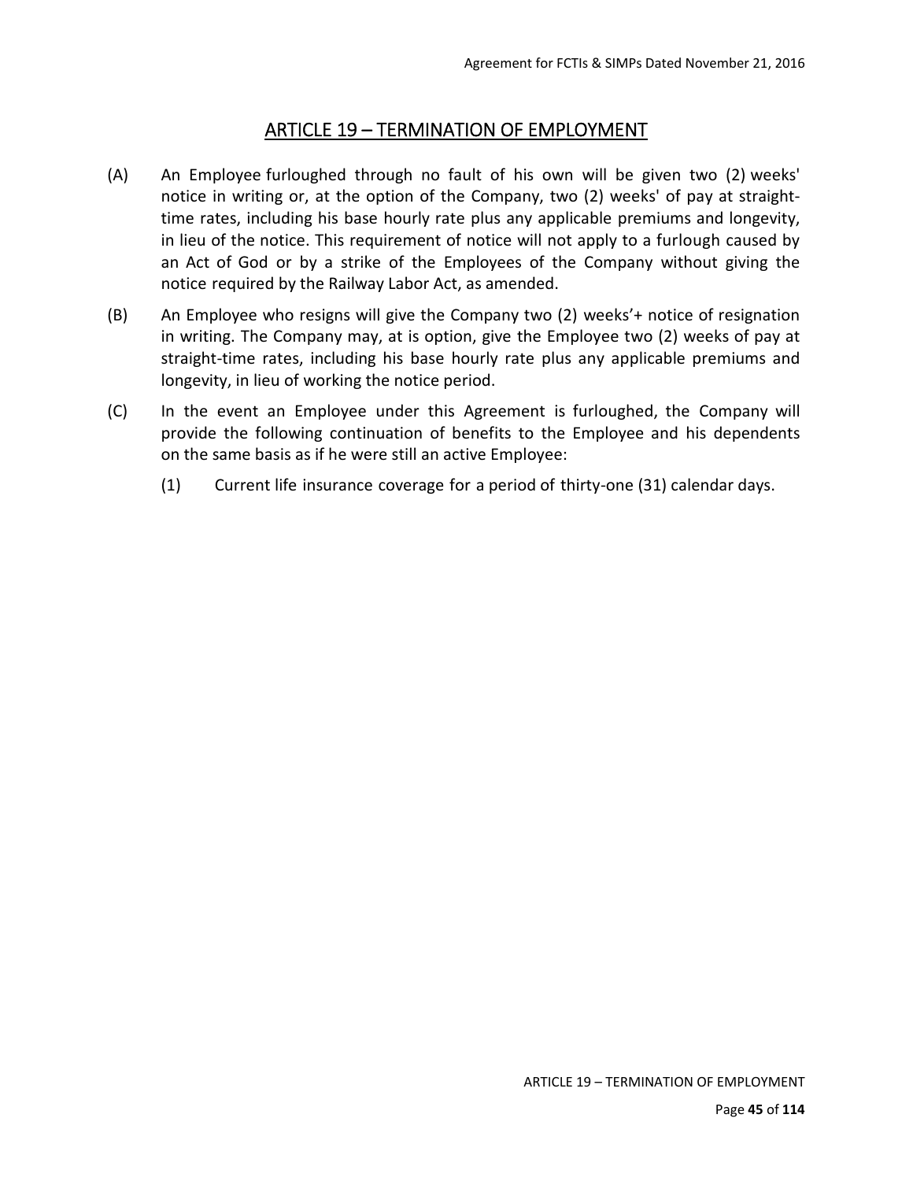## ARTICLE 19 – TERMINATION OF EMPLOYMENT

(A) An Employee furloughed through no fault of his own will be given two (2) weeks' notice in writing or, at the option of the Company, two (2) weeks' of pay at straight-time rates, including his base hourly rate plus any applicable premiums and longevity, in lieu of the notice. This requirement of notice will not apply to a furlough caused by an Act of God or by a strike of the Employees of the Company without giving the notice required by the Railway Labor Act, as amended.

(B) An Employee who resigns will give the Company two (2) weeks'+ notice of resignation in writing. The Company may, at is option, give the Employee two (2) weeks of pay at straight-time rates, including his base hourly rate plus any applicable premiums and longevity, in lieu of working the notice period.

(C) In the event an Employee under this Agreement is furloughed, the Company will provide the following continuation of benefits to the Employee and his dependents on the same basis as if he were still an active Employee:

(1) Current life insurance coverage for a period of thirty-one (31) calendar days.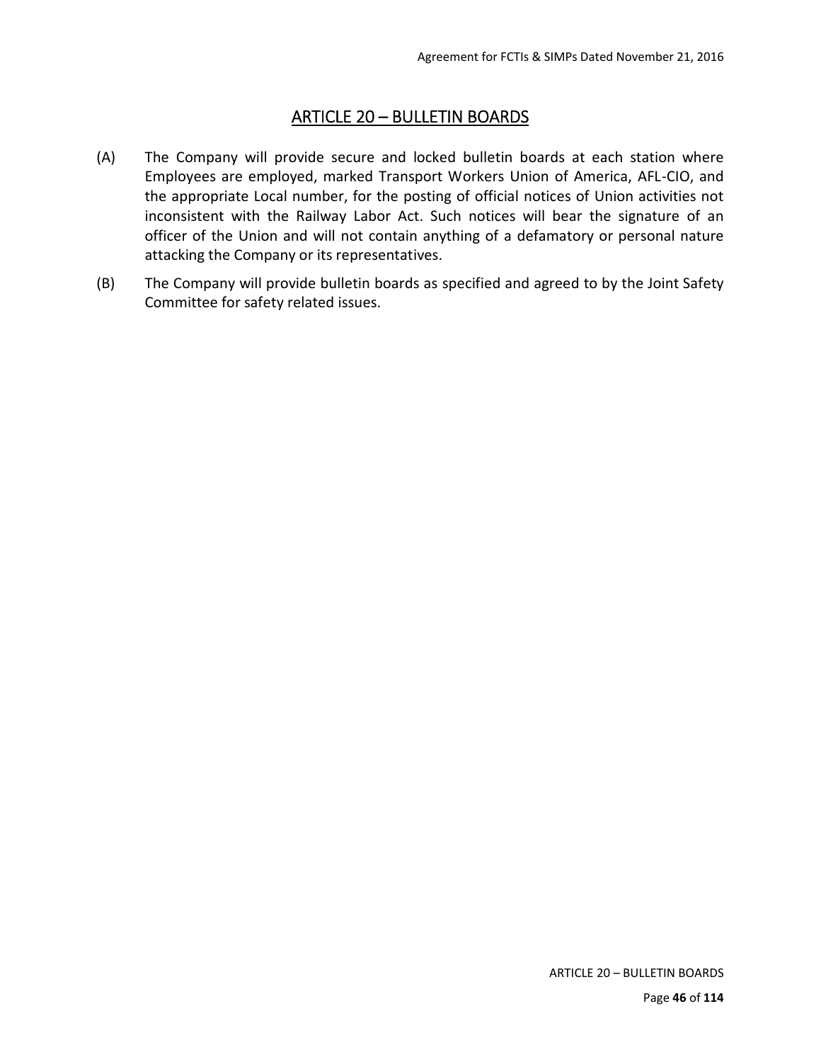## ARTICLE 20 – BULLETIN BOARDS

(A) The Company will provide secure and locked bulletin boards at each station where Employees are employed, marked Transport Workers Union of America, AFL-CIO, and the appropriate Local number, for the posting of official notices of Union activities not inconsistent with the Railway Labor Act. Such notices will bear the signature of an officer of the Union and will not contain anything of a defamatory or personal nature attacking the Company or its representatives.

(B) The Company will provide bulletin boards as specified and agreed to by the Joint Safety Committee for safety related issues.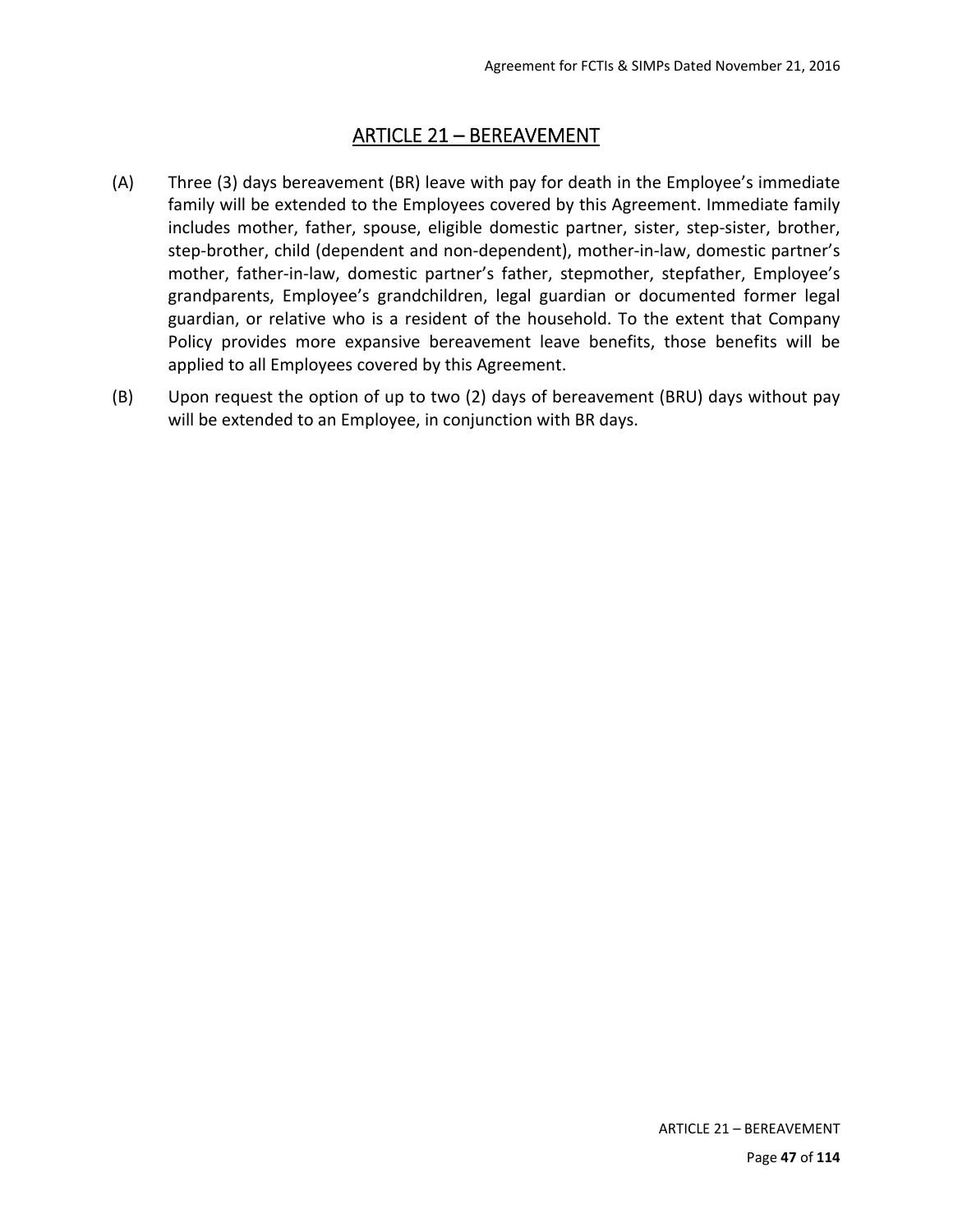# ARTICLE 21 – BEREAVEMENT

(A) Three (3) days bereavement (BR) leave with pay for death in the Employee's immediate family will be extended to the Employees covered by this Agreement. Immediate family includes mother, father, spouse, eligible domestic partner, sister, step-sister, brother, step-brother, child (dependent and non-dependent), mother-in-law, domestic partner's mother, father-in-law, domestic partner's father, stepmother, stepfather, Employee's grandparents, Employee's grandchildren, legal guardian or documented former legal guardian, or relative who is a resident of the household. To the extent that Company Policy provides more expansive bereavement leave benefits, those benefits will be applied to all Employees covered by this Agreement.

(B) Upon request the option of up to two (2) days of bereavement (BRU) days without pay will be extended to an Employee, in conjunction with BR days.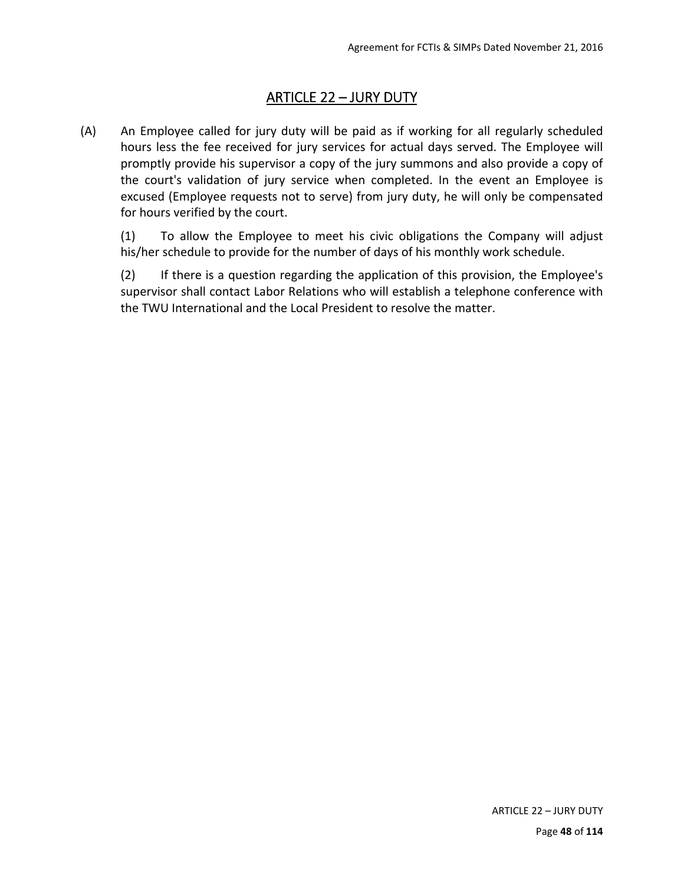# ARTICLE 22 – JURY DUTY

(A) An Employee called for jury duty will be paid as if working for all regularly scheduled hours less the fee received for jury services for actual days served. The Employee will promptly provide his supervisor a copy of the jury summons and also provide a copy of the court's validation of jury service when completed. In the event an Employee is excused (Employee requests not to serve) from jury duty, he will only be compensated for hours verified by the court.

(1) To allow the Employee to meet his civic obligations the Company will adjust his/her schedule to provide for the number of days of his monthly work schedule.

(2) If there is a question regarding the application of this provision, the Employee's supervisor shall contact Labor Relations who will establish a telephone conference with the TWU International and the Local President to resolve the matter.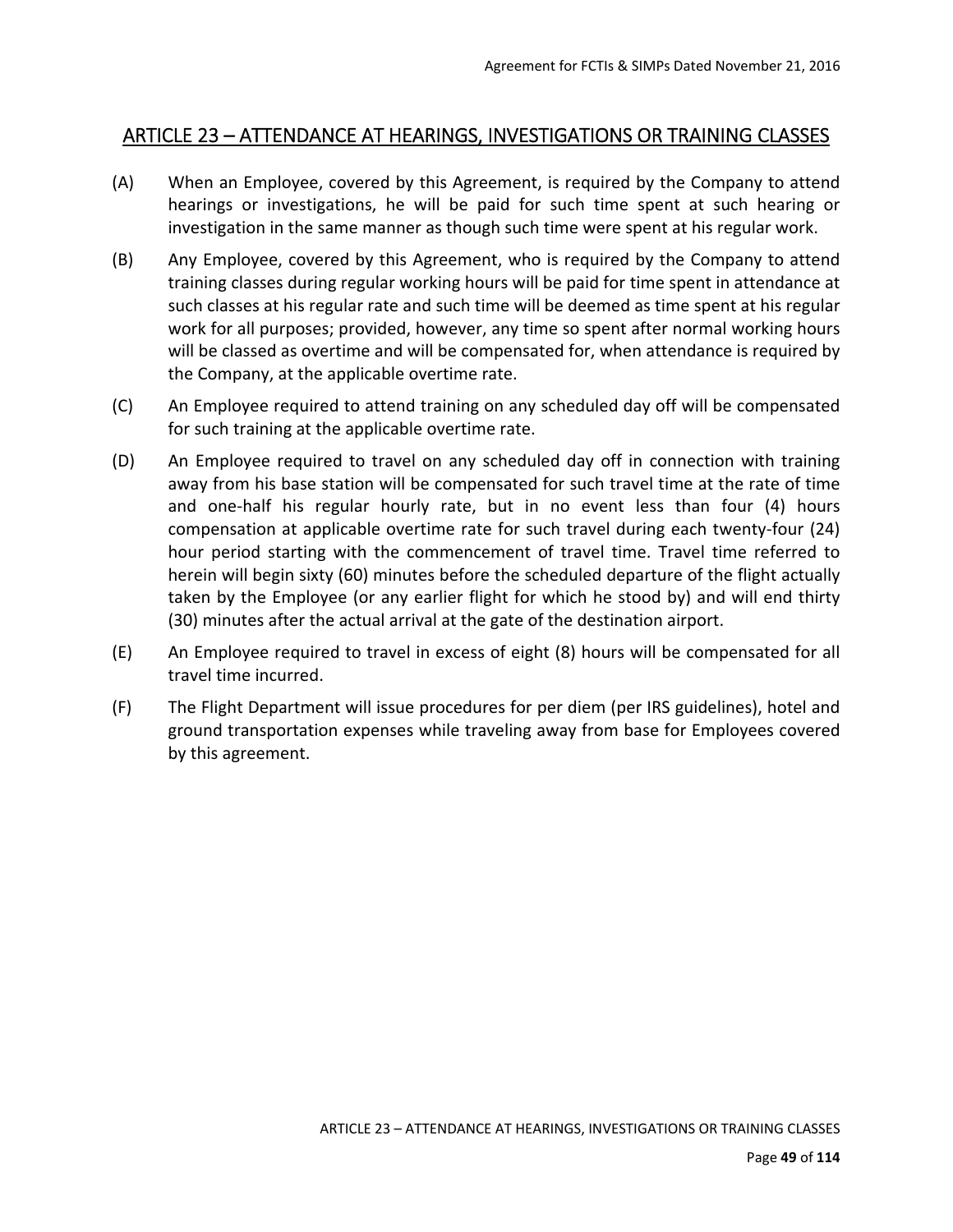## ARTICLE 23 – ATTENDANCE AT HEARINGS, INVESTIGATIONS OR TRAINING CLASSES

(A) When an Employee, covered by this Agreement, is required by the Company to attend hearings or investigations, he will be paid for such time spent at such hearing or investigation in the same manner as though such time were spent at his regular work.

(B) Any Employee, covered by this Agreement, who is required by the Company to attend training classes during regular working hours will be paid for time spent in attendance at such classes at his regular rate and such time will be deemed as time spent at his regular work for all purposes; provided, however, any time so spent after normal working hours will be classed as overtime and will be compensated for, when attendance is required by the Company, at the applicable overtime rate.

(C) An Employee required to attend training on any scheduled day off will be compensated for such training at the applicable overtime rate.

(D) An Employee required to travel on any scheduled day off in connection with training away from his base station will be compensated for such travel time at the rate of time and one-half his regular hourly rate, but in no event less than four (4) hours compensation at applicable overtime rate for such travel during each twenty-four (24) hour period starting with the commencement of travel time. Travel time referred to herein will begin sixty (60) minutes before the scheduled departure of the flight actually taken by the Employee (or any earlier flight for which he stood by) and will end thirty (30) minutes after the actual arrival at the gate of the destination airport.

(E) An Employee required to travel in excess of eight (8) hours will be compensated for all travel time incurred.

(F) The Flight Department will issue procedures for per diem (per IRS guidelines), hotel and ground transportation expenses while traveling away from base for Employees covered by this agreement.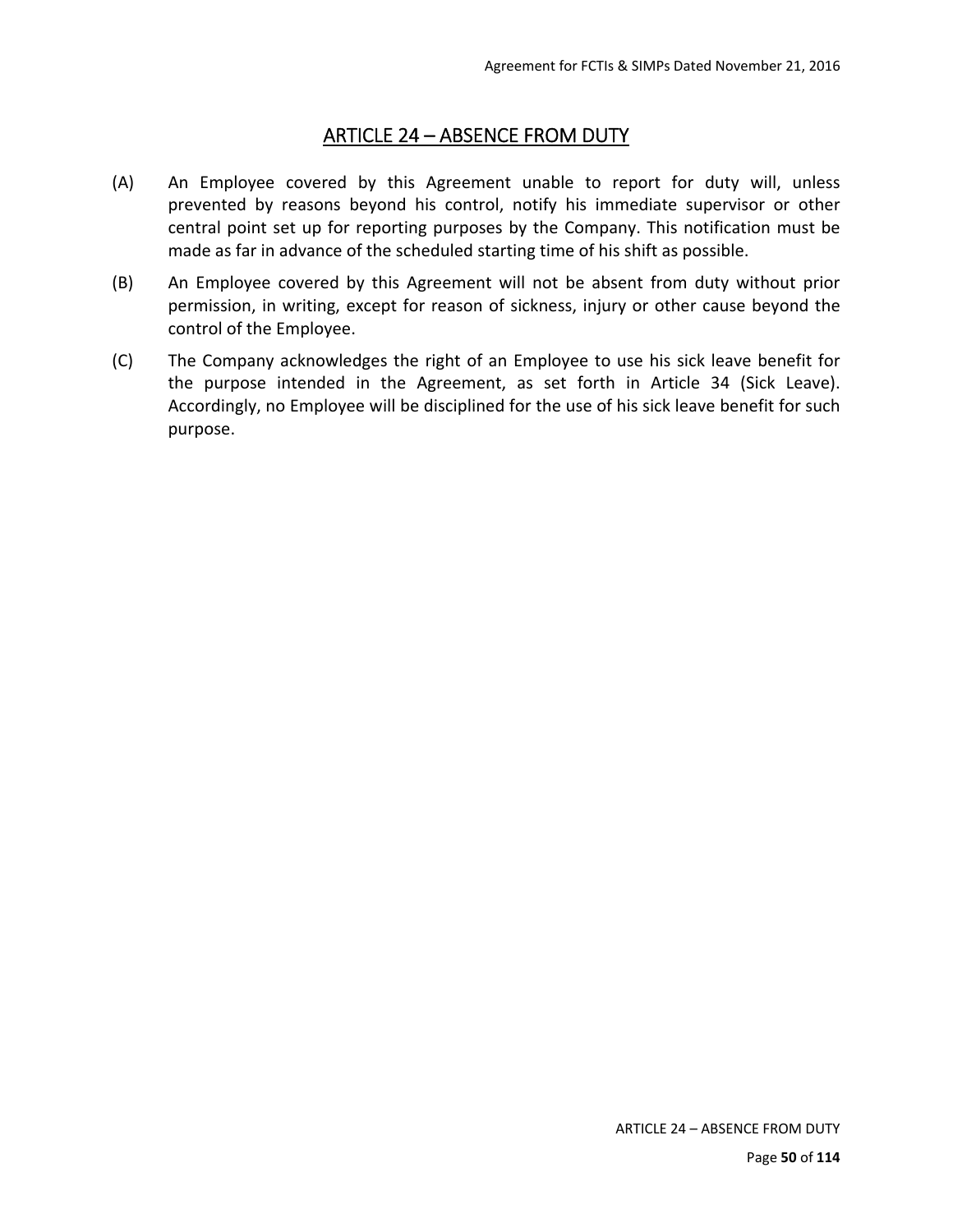## ARTICLE 24 – ABSENCE FROM DUTY

(A) An Employee covered by this Agreement unable to report for duty will, unless prevented by reasons beyond his control, notify his immediate supervisor or other central point set up for reporting purposes by the Company. This notification must be made as far in advance of the scheduled starting time of his shift as possible.

(B) An Employee covered by this Agreement will not be absent from duty without prior permission, in writing, except for reason of sickness, injury or other cause beyond the control of the Employee.

(C) The Company acknowledges the right of an Employee to use his sick leave benefit for the purpose intended in the Agreement, as set forth in Article 34 (Sick Leave). Accordingly, no Employee will be disciplined for the use of his sick leave benefit for such purpose.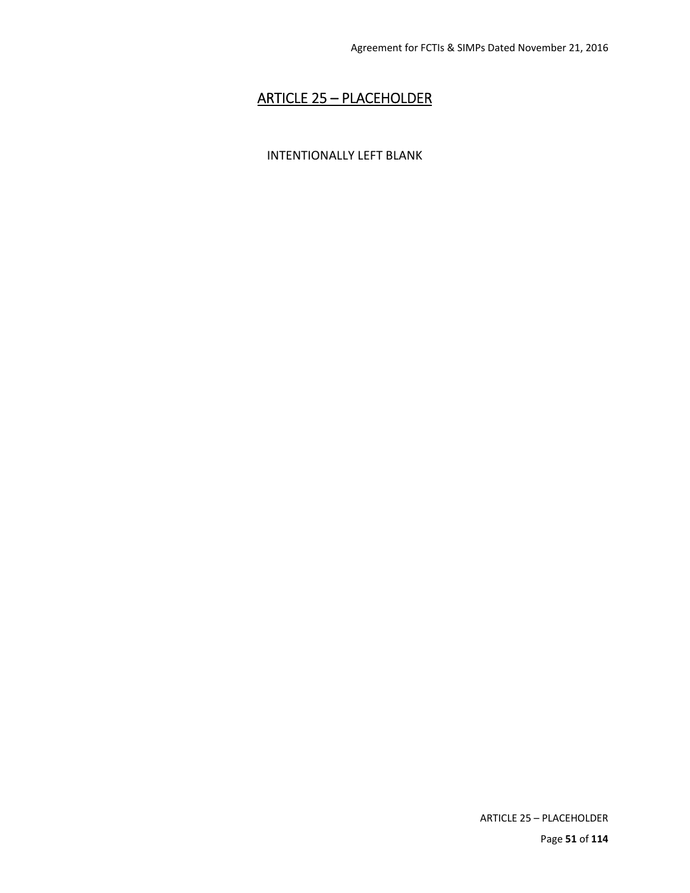## ARTICLE 25 – PLACEHOLDER

INTENTIONALLY LEFT BLANK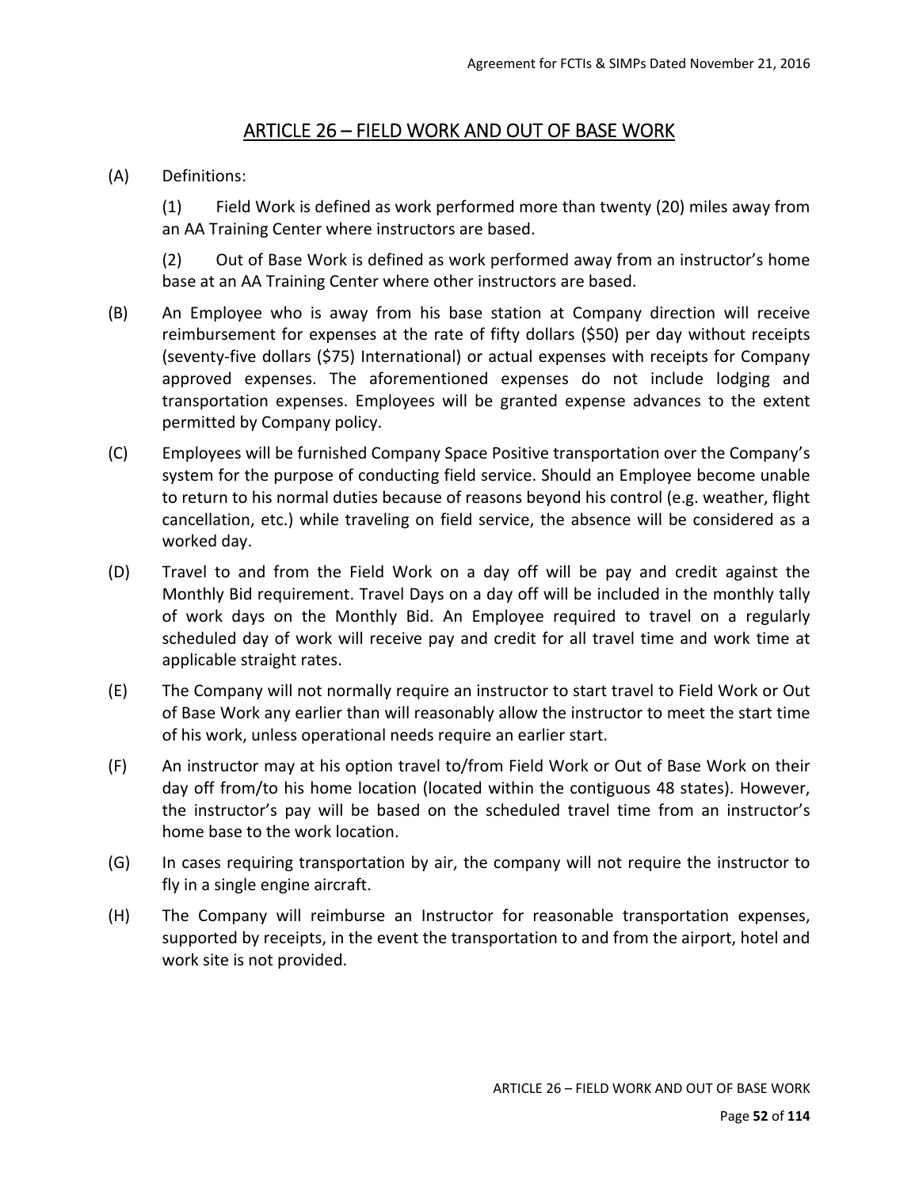## ARTICLE 26 – FIELD WORK AND OUT OF BASE WORK

(A) Definitions:

(1) Field Work is defined as work performed more than twenty (20) miles away from an AA Training Center where instructors are based.

(2) Out of Base Work is defined as work performed away from an instructor's home base at an AA Training Center where other instructors are based.

(B) An Employee who is away from his base station at Company direction will receive reimbursement for expenses at the rate of fifty dollars ($50) per day without receipts (seventy-five dollars ($75) International) or actual expenses with receipts for Company approved expenses. The aforementioned expenses do not include lodging and transportation expenses. Employees will be granted expense advances to the extent permitted by Company policy.

(C) Employees will be furnished Company Space Positive transportation over the Company's system for the purpose of conducting field service. Should an Employee become unable to return to his normal duties because of reasons beyond his control (e.g. weather, flight cancellation, etc.) while traveling on field service, the absence will be considered as a worked day.

(D) Travel to and from the Field Work on a day off will be pay and credit against the Monthly Bid requirement. Travel Days on a day off will be included in the monthly tally of work days on the Monthly Bid. An Employee required to travel on a regularly scheduled day of work will receive pay and credit for all travel time and work time at applicable straight rates.

(E) The Company will not normally require an instructor to start travel to Field Work or Out of Base Work any earlier than will reasonably allow the instructor to meet the start time of his work, unless operational needs require an earlier start.

(F) An instructor may at his option travel to/from Field Work or Out of Base Work on their day off from/to his home location (located within the contiguous 48 states). However, the instructor's pay will be based on the scheduled travel time from an instructor's home base to the work location.

(G) In cases requiring transportation by air, the company will not require the instructor to fly in a single engine aircraft.

(H) The Company will reimburse an Instructor for reasonable transportation expenses, supported by receipts, in the event the transportation to and from the airport, hotel and work site is not provided.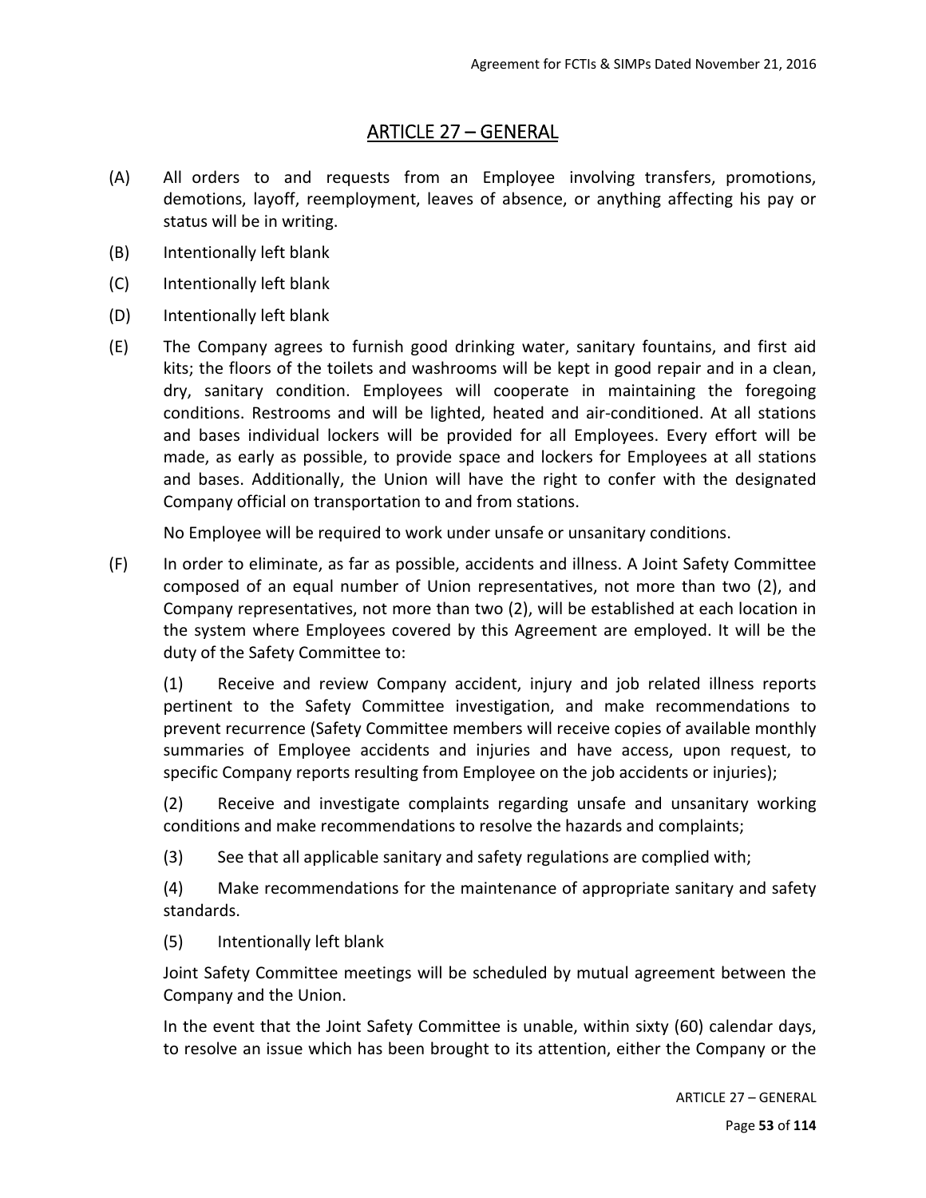## ARTICLE 27 – GENERAL

(A) All orders to and requests from an Employee involving transfers, promotions, demotions, layoff, reemployment, leaves of absence, or anything affecting his pay or status will be in writing.

(B) Intentionally left blank

(C) Intentionally left blank

(D) Intentionally left blank

(E) The Company agrees to furnish good drinking water, sanitary fountains, and first aid kits; the floors of the toilets and washrooms will be kept in good repair and in a clean, dry, sanitary condition. Employees will cooperate in maintaining the foregoing conditions. Restrooms and will be lighted, heated and air-conditioned. At all stations and bases individual lockers will be provided for all Employees. Every effort will be made, as early as possible, to provide space and lockers for Employees at all stations and bases. Additionally, the Union will have the right to confer with the designated Company official on transportation to and from stations.

No Employee will be required to work under unsafe or unsanitary conditions.

(F) In order to eliminate, as far as possible, accidents and illness. A Joint Safety Committee composed of an equal number of Union representatives, not more than two (2), and Company representatives, not more than two (2), will be established at each location in the system where Employees covered by this Agreement are employed. It will be the duty of the Safety Committee to:

(1) Receive and review Company accident, injury and job related illness reports pertinent to the Safety Committee investigation, and make recommendations to prevent recurrence (Safety Committee members will receive copies of available monthly summaries of Employee accidents and injuries and have access, upon request, to specific Company reports resulting from Employee on the job accidents or injuries);

(2) Receive and investigate complaints regarding unsafe and unsanitary working conditions and make recommendations to resolve the hazards and complaints;

(3) See that all applicable sanitary and safety regulations are complied with;

(4) Make recommendations for the maintenance of appropriate sanitary and safety standards.

(5) Intentionally left blank

Joint Safety Committee meetings will be scheduled by mutual agreement between the Company and the Union.

In the event that the Joint Safety Committee is unable, within sixty (60) calendar days, to resolve an issue which has been brought to its attention, either the Company or the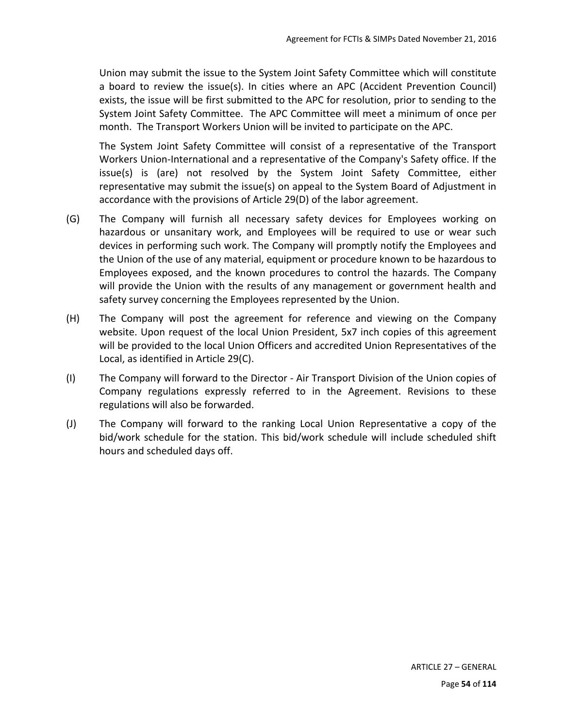Union may submit the issue to the System Joint Safety Committee which will constitute a board to review the issue(s). In cities where an APC (Accident Prevention Council) exists, the issue will be first submitted to the APC for resolution, prior to sending to the System Joint Safety Committee. The APC Committee will meet a minimum of once per month. The Transport Workers Union will be invited to participate on the APC.

The System Joint Safety Committee will consist of a representative of the Transport Workers Union-International and a representative of the Company's Safety office. If the issue(s) is (are) not resolved by the System Joint Safety Committee, either representative may submit the issue(s) on appeal to the System Board of Adjustment in accordance with the provisions of Article 29(D) of the labor agreement.

(G) The Company will furnish all necessary safety devices for Employees working on hazardous or unsanitary work, and Employees will be required to use or wear such devices in performing such work. The Company will promptly notify the Employees and the Union of the use of any material, equipment or procedure known to be hazardous to Employees exposed, and the known procedures to control the hazards. The Company will provide the Union with the results of any management or government health and safety survey concerning the Employees represented by the Union.

(H) The Company will post the agreement for reference and viewing on the Company website. Upon request of the local Union President, 5x7 inch copies of this agreement will be provided to the local Union Officers and accredited Union Representatives of the Local, as identified in Article 29(C).

(I) The Company will forward to the Director - Air Transport Division of the Union copies of Company regulations expressly referred to in the Agreement. Revisions to these regulations will also be forwarded.

(J) The Company will forward to the ranking Local Union Representative a copy of the bid/work schedule for the station. This bid/work schedule will include scheduled shift hours and scheduled days off.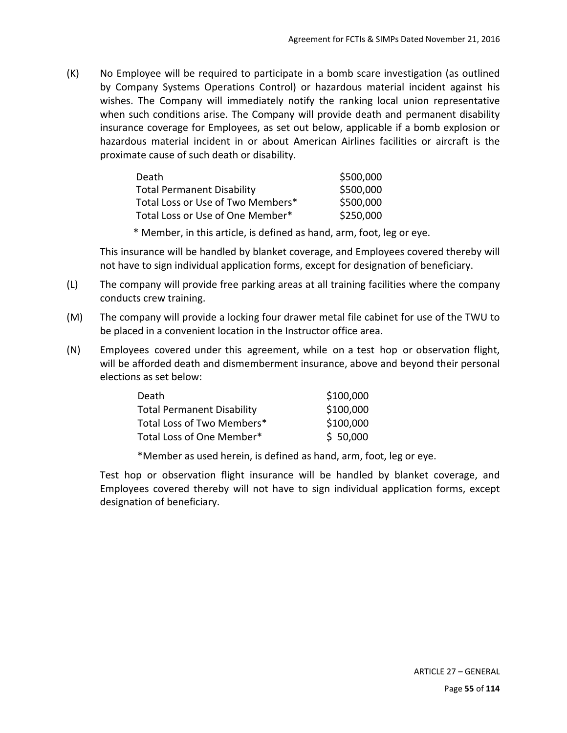(K) No Employee will be required to participate in a bomb scare investigation (as outlined by Company Systems Operations Control) or hazardous material incident against his wishes. The Company will immediately notify the ranking local union representative when such conditions arise. The Company will provide death and permanent disability insurance coverage for Employees, as set out below, applicable if a bomb explosion or hazardous material incident in or about American Airlines facilities or aircraft is the proximate cause of such death or disability.

| | |
|---|---|
| Death | $500,000 |
| Total Permanent Disability | $500,000 |
| Total Loss or Use of Two Members* | $500,000 |
| Total Loss or Use of One Member* | $250,000 |

\* Member, in this article, is defined as hand, arm, foot, leg or eye.

This insurance will be handled by blanket coverage, and Employees covered thereby will not have to sign individual application forms, except for designation of beneficiary.

(L) The company will provide free parking areas at all training facilities where the company conducts crew training.

(M) The company will provide a locking four drawer metal file cabinet for use of the TWU to be placed in a convenient location in the Instructor office area.

(N) Employees covered under this agreement, while on a test hop or observation flight, will be afforded death and dismemberment insurance, above and beyond their personal elections as set below:

| | |
|---|---|
| Death | $100,000 |
| Total Permanent Disability | $100,000 |
| Total Loss of Two Members* | $100,000 |
| Total Loss of One Member* | $ 50,000 |

*Member as used herein, is defined as hand, arm, foot, leg or eye.

Test hop or observation flight insurance will be handled by blanket coverage, and Employees covered thereby will not have to sign individual application forms, except designation of beneficiary.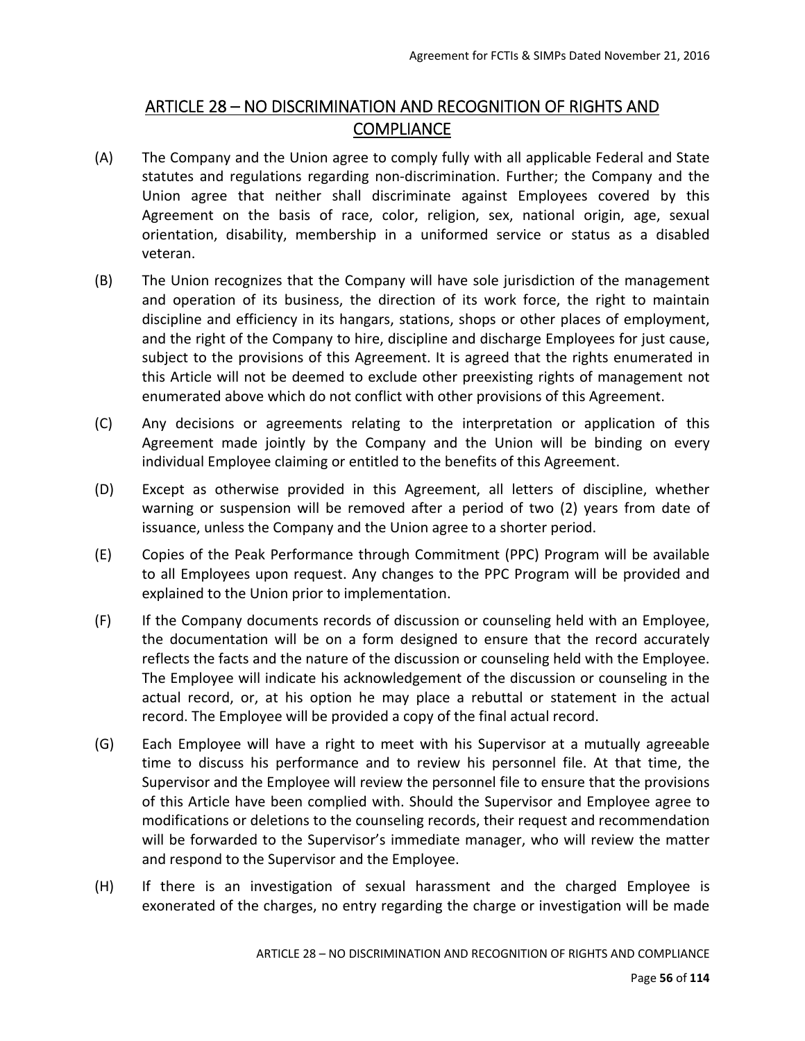## ARTICLE 28 – NO DISCRIMINATION AND RECOGNITION OF RIGHTS AND COMPLIANCE

(A) The Company and the Union agree to comply fully with all applicable Federal and State statutes and regulations regarding non-discrimination. Further; the Company and the Union agree that neither shall discriminate against Employees covered by this Agreement on the basis of race, color, religion, sex, national origin, age, sexual orientation, disability, membership in a uniformed service or status as a disabled veteran.

(B) The Union recognizes that the Company will have sole jurisdiction of the management and operation of its business, the direction of its work force, the right to maintain discipline and efficiency in its hangars, stations, shops or other places of employment, and the right of the Company to hire, discipline and discharge Employees for just cause, subject to the provisions of this Agreement. It is agreed that the rights enumerated in this Article will not be deemed to exclude other preexisting rights of management not enumerated above which do not conflict with other provisions of this Agreement.

(C) Any decisions or agreements relating to the interpretation or application of this Agreement made jointly by the Company and the Union will be binding on every individual Employee claiming or entitled to the benefits of this Agreement.

(D) Except as otherwise provided in this Agreement, all letters of discipline, whether warning or suspension will be removed after a period of two (2) years from date of issuance, unless the Company and the Union agree to a shorter period.

(E) Copies of the Peak Performance through Commitment (PPC) Program will be available to all Employees upon request. Any changes to the PPC Program will be provided and explained to the Union prior to implementation.

(F) If the Company documents records of discussion or counseling held with an Employee, the documentation will be on a form designed to ensure that the record accurately reflects the facts and the nature of the discussion or counseling held with the Employee. The Employee will indicate his acknowledgement of the discussion or counseling in the actual record, or, at his option he may place a rebuttal or statement in the actual record. The Employee will be provided a copy of the final actual record.

(G) Each Employee will have a right to meet with his Supervisor at a mutually agreeable time to discuss his performance and to review his personnel file. At that time, the Supervisor and the Employee will review the personnel file to ensure that the provisions of this Article have been complied with. Should the Supervisor and Employee agree to modifications or deletions to the counseling records, their request and recommendation will be forwarded to the Supervisor's immediate manager, who will review the matter and respond to the Supervisor and the Employee.

(H) If there is an investigation of sexual harassment and the charged Employee is exonerated of the charges, no entry regarding the charge or investigation will be made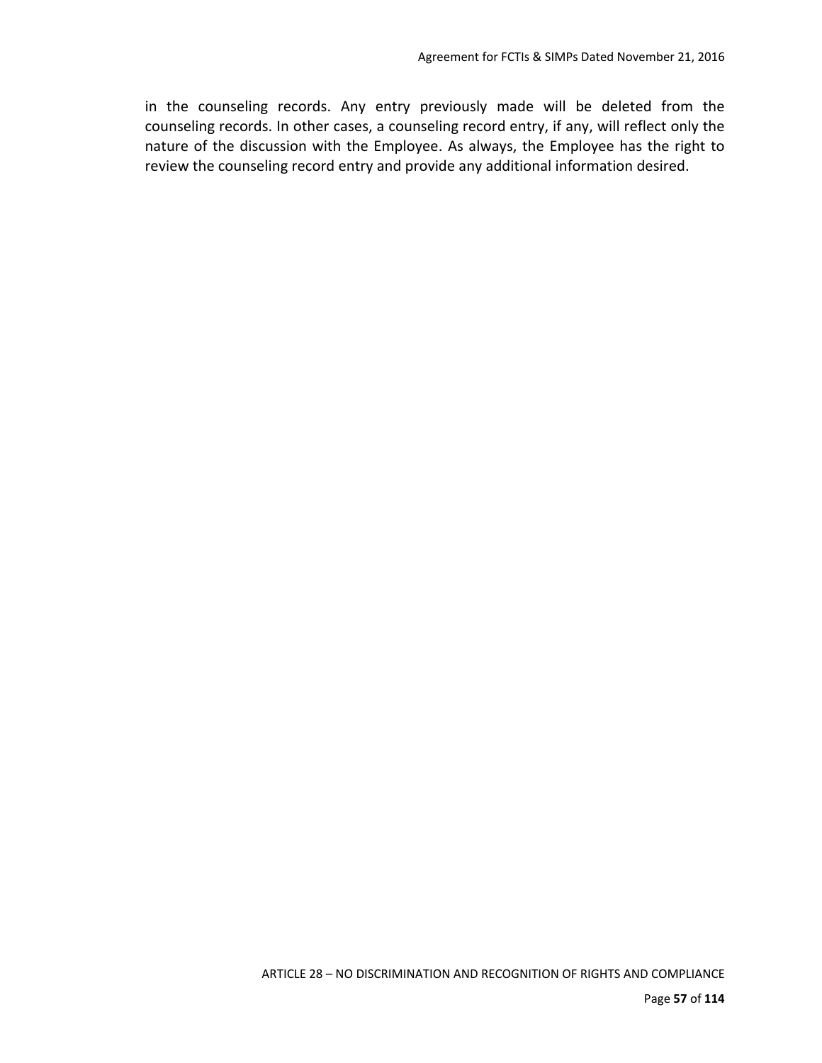in the counseling records. Any entry previously made will be deleted from the counseling records. In other cases, a counseling record entry, if any, will reflect only the nature of the discussion with the Employee. As always, the Employee has the right to review the counseling record entry and provide any additional information desired.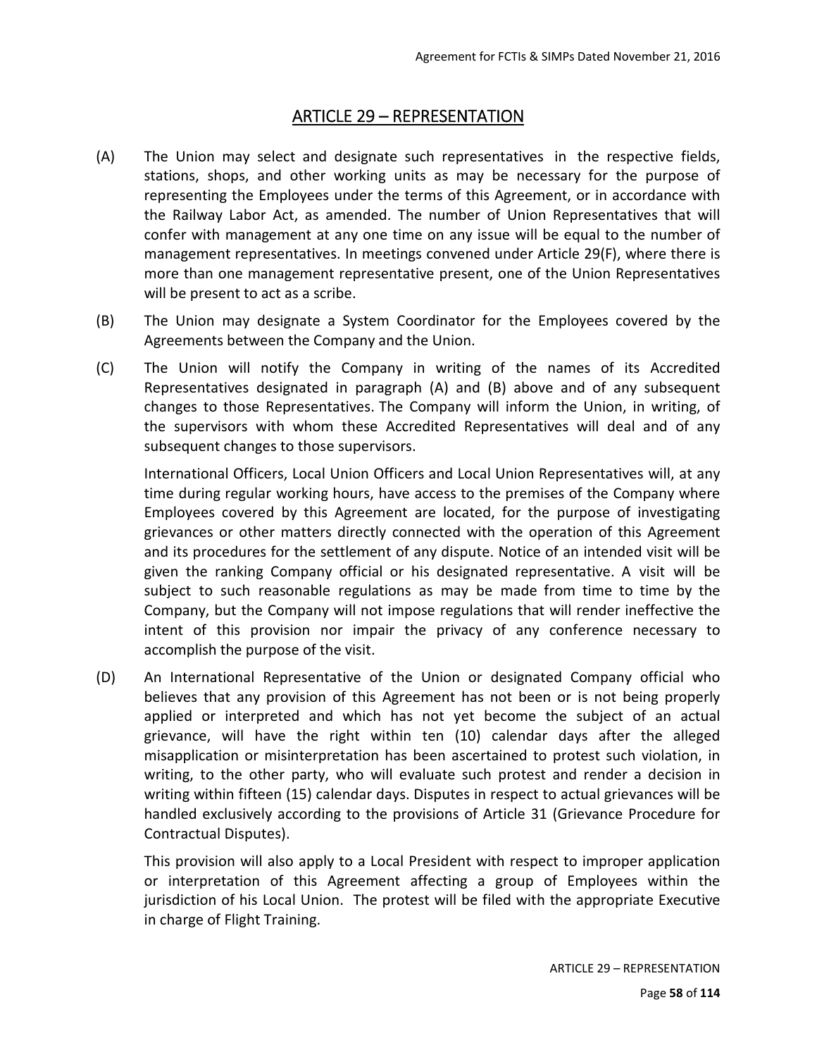## ARTICLE 29 – REPRESENTATION

(A) The Union may select and designate such representatives in the respective fields, stations, shops, and other working units as may be necessary for the purpose of representing the Employees under the terms of this Agreement, or in accordance with the Railway Labor Act, as amended. The number of Union Representatives that will confer with management at any one time on any issue will be equal to the number of management representatives. In meetings convened under Article 29(F), where there is more than one management representative present, one of the Union Representatives will be present to act as a scribe.

(B) The Union may designate a System Coordinator for the Employees covered by the Agreements between the Company and the Union.

(C) The Union will notify the Company in writing of the names of its Accredited Representatives designated in paragraph (A) and (B) above and of any subsequent changes to those Representatives. The Company will inform the Union, in writing, of the supervisors with whom these Accredited Representatives will deal and of any subsequent changes to those supervisors.

International Officers, Local Union Officers and Local Union Representatives will, at any time during regular working hours, have access to the premises of the Company where Employees covered by this Agreement are located, for the purpose of investigating grievances or other matters directly connected with the operation of this Agreement and its procedures for the settlement of any dispute. Notice of an intended visit will be given the ranking Company official or his designated representative. A visit will be subject to such reasonable regulations as may be made from time to time by the Company, but the Company will not impose regulations that will render ineffective the intent of this provision nor impair the privacy of any conference necessary to accomplish the purpose of the visit.

(D) An International Representative of the Union or designated Company official who believes that any provision of this Agreement has not been or is not being properly applied or interpreted and which has not yet become the subject of an actual grievance, will have the right within ten (10) calendar days after the alleged misapplication or misinterpretation has been ascertained to protest such violation, in writing, to the other party, who will evaluate such protest and render a decision in writing within fifteen (15) calendar days. Disputes in respect to actual grievances will be handled exclusively according to the provisions of Article 31 (Grievance Procedure for Contractual Disputes).

This provision will also apply to a Local President with respect to improper application or interpretation of this Agreement affecting a group of Employees within the jurisdiction of his Local Union. The protest will be filed with the appropriate Executive in charge of Flight Training.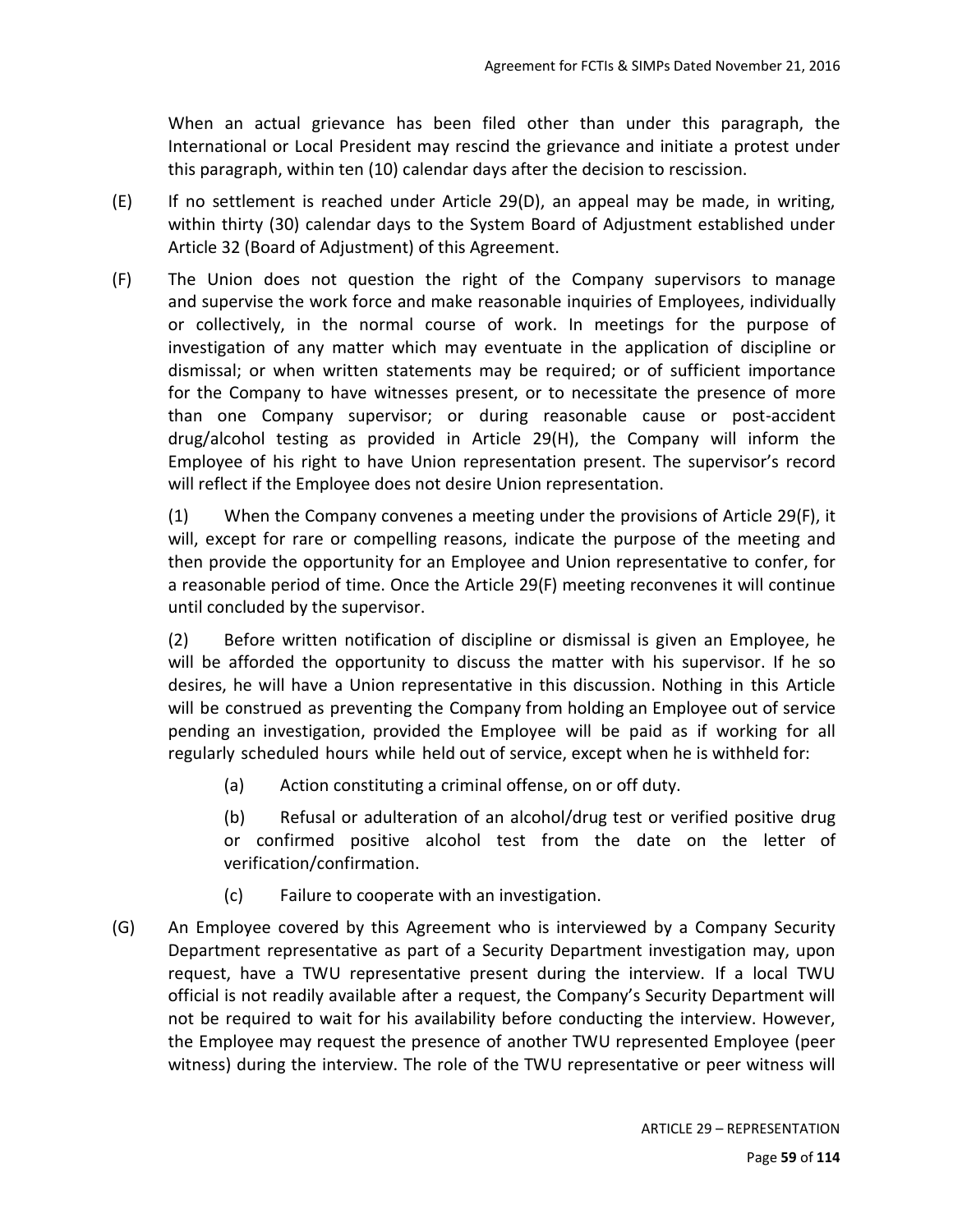When an actual grievance has been filed other than under this paragraph, the International or Local President may rescind the grievance and initiate a protest under this paragraph, within ten (10) calendar days after the decision to rescission.

(E) If no settlement is reached under Article 29(D), an appeal may be made, in writing, within thirty (30) calendar days to the System Board of Adjustment established under Article 32 (Board of Adjustment) of this Agreement.

(F) The Union does not question the right of the Company supervisors to manage and supervise the work force and make reasonable inquiries of Employees, individually or collectively, in the normal course of work. In meetings for the purpose of investigation of any matter which may eventuate in the application of discipline or dismissal; or when written statements may be required; or of sufficient importance for the Company to have witnesses present, or to necessitate the presence of more than one Company supervisor; or during reasonable cause or post-accident drug/alcohol testing as provided in Article 29(H), the Company will inform the Employee of his right to have Union representation present. The supervisor's record will reflect if the Employee does not desire Union representation.

(1) When the Company convenes a meeting under the provisions of Article 29(F), it will, except for rare or compelling reasons, indicate the purpose of the meeting and then provide the opportunity for an Employee and Union representative to confer, for a reasonable period of time. Once the Article 29(F) meeting reconvenes it will continue until concluded by the supervisor.

(2) Before written notification of discipline or dismissal is given an Employee, he will be afforded the opportunity to discuss the matter with his supervisor. If he so desires, he will have a Union representative in this discussion. Nothing in this Article will be construed as preventing the Company from holding an Employee out of service pending an investigation, provided the Employee will be paid as if working for all regularly scheduled hours while held out of service, except when he is withheld for:

(a) Action constituting a criminal offense, on or off duty.

(b) Refusal or adulteration of an alcohol/drug test or verified positive drug or confirmed positive alcohol test from the date on the letter of verification/confirmation.

(c) Failure to cooperate with an investigation.

(G) An Employee covered by this Agreement who is interviewed by a Company Security Department representative as part of a Security Department investigation may, upon request, have a TWU representative present during the interview. If a local TWU official is not readily available after a request, the Company's Security Department will not be required to wait for his availability before conducting the interview. However, the Employee may request the presence of another TWU represented Employee (peer witness) during the interview. The role of the TWU representative or peer witness will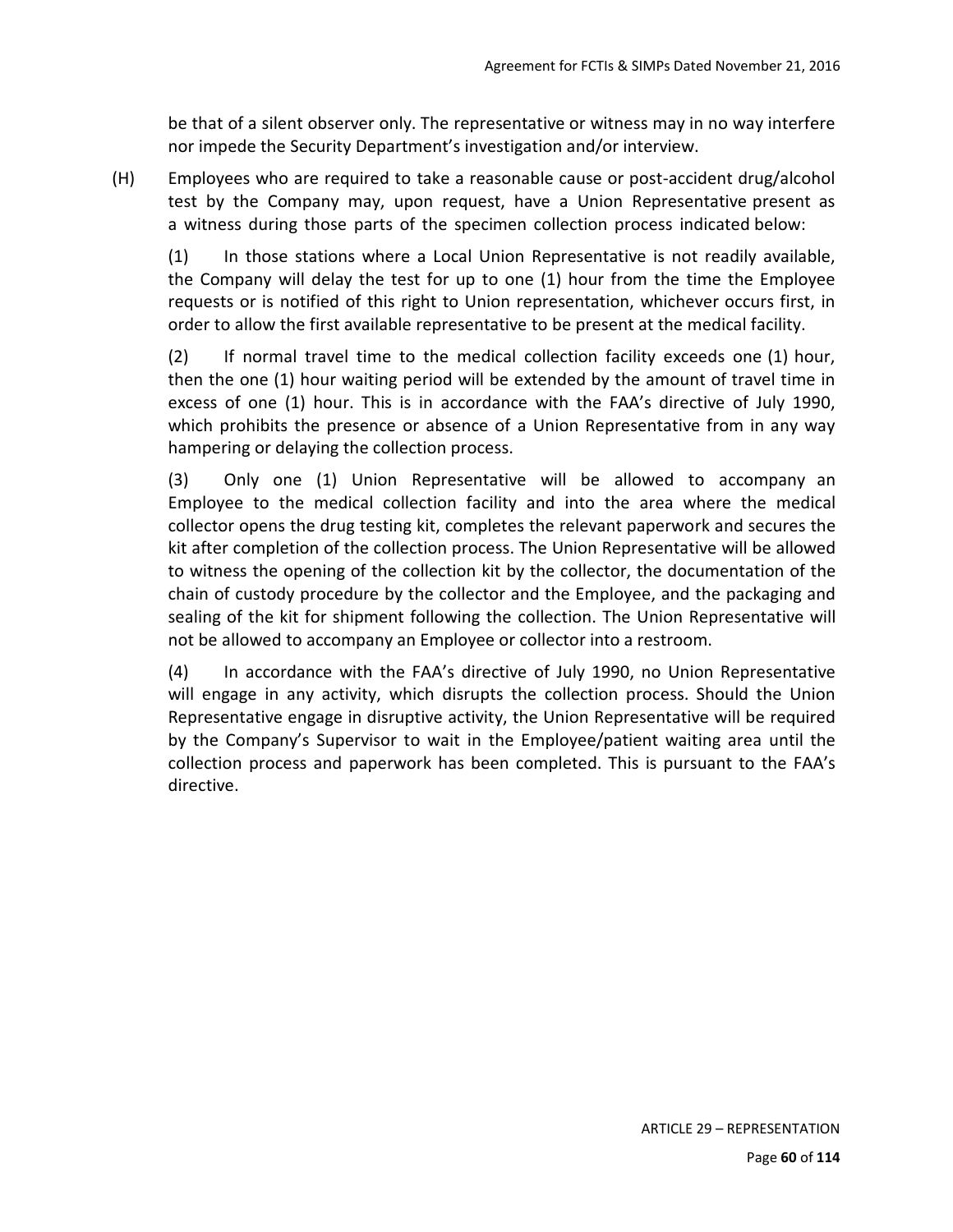be that of a silent observer only. The representative or witness may in no way interfere nor impede the Security Department's investigation and/or interview.

(H) Employees who are required to take a reasonable cause or post-accident drug/alcohol test by the Company may, upon request, have a Union Representative present as a witness during those parts of the specimen collection process indicated below:

(1) In those stations where a Local Union Representative is not readily available, the Company will delay the test for up to one (1) hour from the time the Employee requests or is notified of this right to Union representation, whichever occurs first, in order to allow the first available representative to be present at the medical facility.

(2) If normal travel time to the medical collection facility exceeds one (1) hour, then the one (1) hour waiting period will be extended by the amount of travel time in excess of one (1) hour. This is in accordance with the FAA's directive of July 1990, which prohibits the presence or absence of a Union Representative from in any way hampering or delaying the collection process.

(3) Only one (1) Union Representative will be allowed to accompany an Employee to the medical collection facility and into the area where the medical collector opens the drug testing kit, completes the relevant paperwork and secures the kit after completion of the collection process. The Union Representative will be allowed to witness the opening of the collection kit by the collector, the documentation of the chain of custody procedure by the collector and the Employee, and the packaging and sealing of the kit for shipment following the collection. The Union Representative will not be allowed to accompany an Employee or collector into a restroom.

(4) In accordance with the FAA's directive of July 1990, no Union Representative will engage in any activity, which disrupts the collection process. Should the Union Representative engage in disruptive activity, the Union Representative will be required by the Company's Supervisor to wait in the Employee/patient waiting area until the collection process and paperwork has been completed. This is pursuant to the FAA's directive.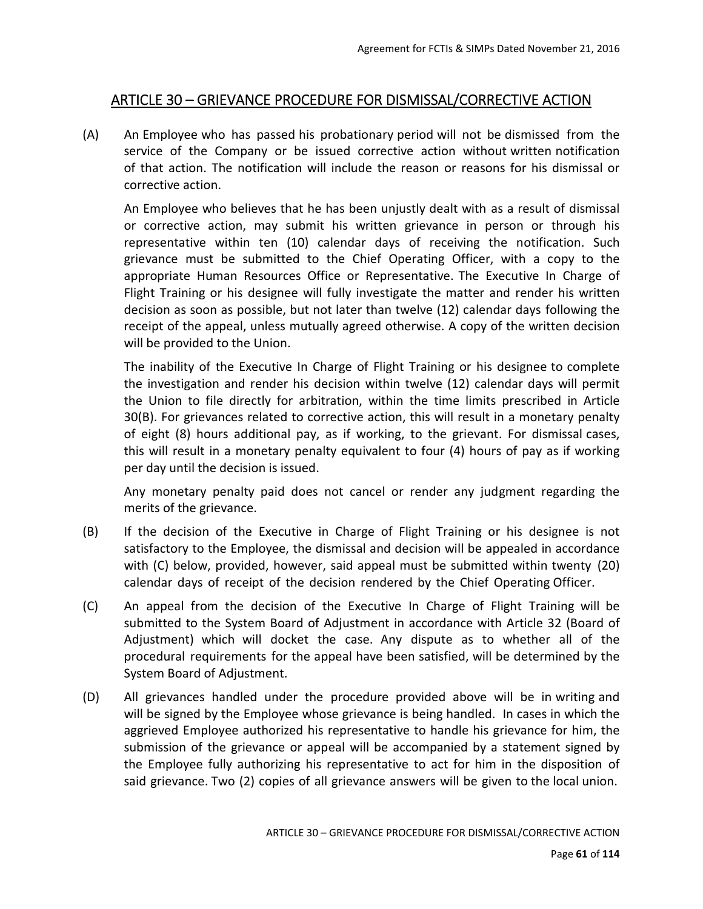## ARTICLE 30 – GRIEVANCE PROCEDURE FOR DISMISSAL/CORRECTIVE ACTION

(A) An Employee who has passed his probationary period will not be dismissed from the service of the Company or be issued corrective action without written notification of that action. The notification will include the reason or reasons for his dismissal or corrective action.

An Employee who believes that he has been unjustly dealt with as a result of dismissal or corrective action, may submit his written grievance in person or through his representative within ten (10) calendar days of receiving the notification. Such grievance must be submitted to the Chief Operating Officer, with a copy to the appropriate Human Resources Office or Representative. The Executive In Charge of Flight Training or his designee will fully investigate the matter and render his written decision as soon as possible, but not later than twelve (12) calendar days following the receipt of the appeal, unless mutually agreed otherwise. A copy of the written decision will be provided to the Union.

The inability of the Executive In Charge of Flight Training or his designee to complete the investigation and render his decision within twelve (12) calendar days will permit the Union to file directly for arbitration, within the time limits prescribed in Article 30(B). For grievances related to corrective action, this will result in a monetary penalty of eight (8) hours additional pay, as if working, to the grievant. For dismissal cases, this will result in a monetary penalty equivalent to four (4) hours of pay as if working per day until the decision is issued.

Any monetary penalty paid does not cancel or render any judgment regarding the merits of the grievance.

(B) If the decision of the Executive in Charge of Flight Training or his designee is not satisfactory to the Employee, the dismissal and decision will be appealed in accordance with (C) below, provided, however, said appeal must be submitted within twenty (20) calendar days of receipt of the decision rendered by the Chief Operating Officer.

(C) An appeal from the decision of the Executive In Charge of Flight Training will be submitted to the System Board of Adjustment in accordance with Article 32 (Board of Adjustment) which will docket the case. Any dispute as to whether all of the procedural requirements for the appeal have been satisfied, will be determined by the System Board of Adjustment.

(D) All grievances handled under the procedure provided above will be in writing and will be signed by the Employee whose grievance is being handled. In cases in which the aggrieved Employee authorized his representative to handle his grievance for him, the submission of the grievance or appeal will be accompanied by a statement signed by the Employee fully authorizing his representative to act for him in the disposition of said grievance. Two (2) copies of all grievance answers will be given to the local union.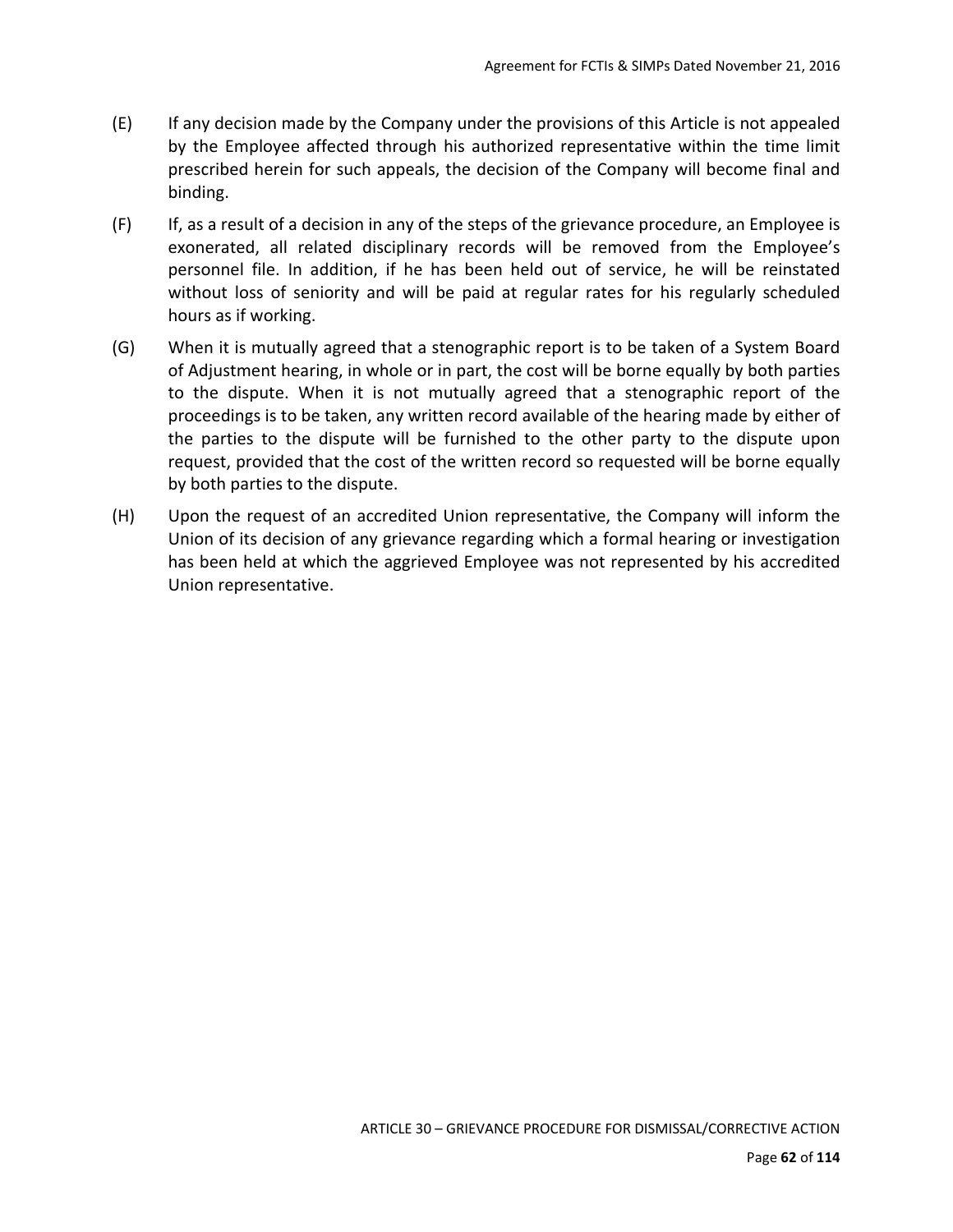(E) If any decision made by the Company under the provisions of this Article is not appealed by the Employee affected through his authorized representative within the time limit prescribed herein for such appeals, the decision of the Company will become final and binding.

(F) If, as a result of a decision in any of the steps of the grievance procedure, an Employee is exonerated, all related disciplinary records will be removed from the Employee's personnel file. In addition, if he has been held out of service, he will be reinstated without loss of seniority and will be paid at regular rates for his regularly scheduled hours as if working.

(G) When it is mutually agreed that a stenographic report is to be taken of a System Board of Adjustment hearing, in whole or in part, the cost will be borne equally by both parties to the dispute. When it is not mutually agreed that a stenographic report of the proceedings is to be taken, any written record available of the hearing made by either of the parties to the dispute will be furnished to the other party to the dispute upon request, provided that the cost of the written record so requested will be borne equally by both parties to the dispute.

(H) Upon the request of an accredited Union representative, the Company will inform the Union of its decision of any grievance regarding which a formal hearing or investigation has been held at which the aggrieved Employee was not represented by his accredited Union representative.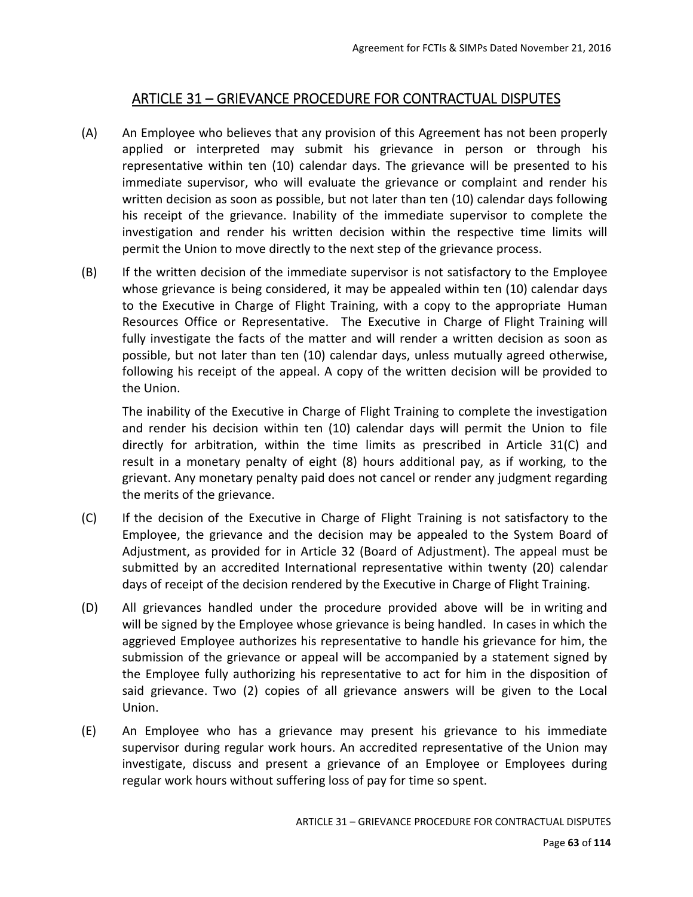## ARTICLE 31 – GRIEVANCE PROCEDURE FOR CONTRACTUAL DISPUTES

(A) An Employee who believes that any provision of this Agreement has not been properly applied or interpreted may submit his grievance in person or through his representative within ten (10) calendar days. The grievance will be presented to his immediate supervisor, who will evaluate the grievance or complaint and render his written decision as soon as possible, but not later than ten (10) calendar days following his receipt of the grievance. Inability of the immediate supervisor to complete the investigation and render his written decision within the respective time limits will permit the Union to move directly to the next step of the grievance process.

(B) If the written decision of the immediate supervisor is not satisfactory to the Employee whose grievance is being considered, it may be appealed within ten (10) calendar days to the Executive in Charge of Flight Training, with a copy to the appropriate Human Resources Office or Representative. The Executive in Charge of Flight Training will fully investigate the facts of the matter and will render a written decision as soon as possible, but not later than ten (10) calendar days, unless mutually agreed otherwise, following his receipt of the appeal. A copy of the written decision will be provided to the Union.

The inability of the Executive in Charge of Flight Training to complete the investigation and render his decision within ten (10) calendar days will permit the Union to file directly for arbitration, within the time limits as prescribed in Article 31(C) and result in a monetary penalty of eight (8) hours additional pay, as if working, to the grievant. Any monetary penalty paid does not cancel or render any judgment regarding the merits of the grievance.

(C) If the decision of the Executive in Charge of Flight Training is not satisfactory to the Employee, the grievance and the decision may be appealed to the System Board of Adjustment, as provided for in Article 32 (Board of Adjustment). The appeal must be submitted by an accredited International representative within twenty (20) calendar days of receipt of the decision rendered by the Executive in Charge of Flight Training.

(D) All grievances handled under the procedure provided above will be in writing and will be signed by the Employee whose grievance is being handled. In cases in which the aggrieved Employee authorizes his representative to handle his grievance for him, the submission of the grievance or appeal will be accompanied by a statement signed by the Employee fully authorizing his representative to act for him in the disposition of said grievance. Two (2) copies of all grievance answers will be given to the Local Union.

(E) An Employee who has a grievance may present his grievance to his immediate supervisor during regular work hours. An accredited representative of the Union may investigate, discuss and present a grievance of an Employee or Employees during regular work hours without suffering loss of pay for time so spent.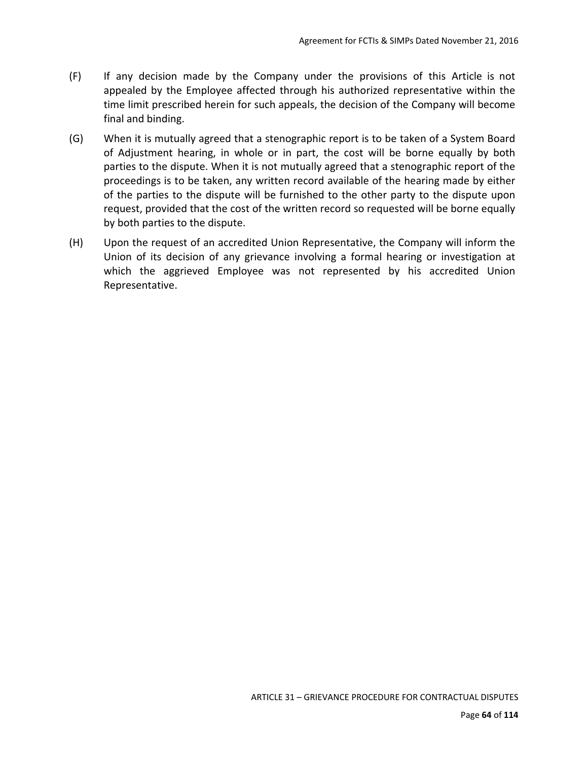(F) If any decision made by the Company under the provisions of this Article is not appealed by the Employee affected through his authorized representative within the time limit prescribed herein for such appeals, the decision of the Company will become final and binding.

(G) When it is mutually agreed that a stenographic report is to be taken of a System Board of Adjustment hearing, in whole or in part, the cost will be borne equally by both parties to the dispute. When it is not mutually agreed that a stenographic report of the proceedings is to be taken, any written record available of the hearing made by either of the parties to the dispute will be furnished to the other party to the dispute upon request, provided that the cost of the written record so requested will be borne equally by both parties to the dispute.

(H) Upon the request of an accredited Union Representative, the Company will inform the Union of its decision of any grievance involving a formal hearing or investigation at which the aggrieved Employee was not represented by his accredited Union Representative.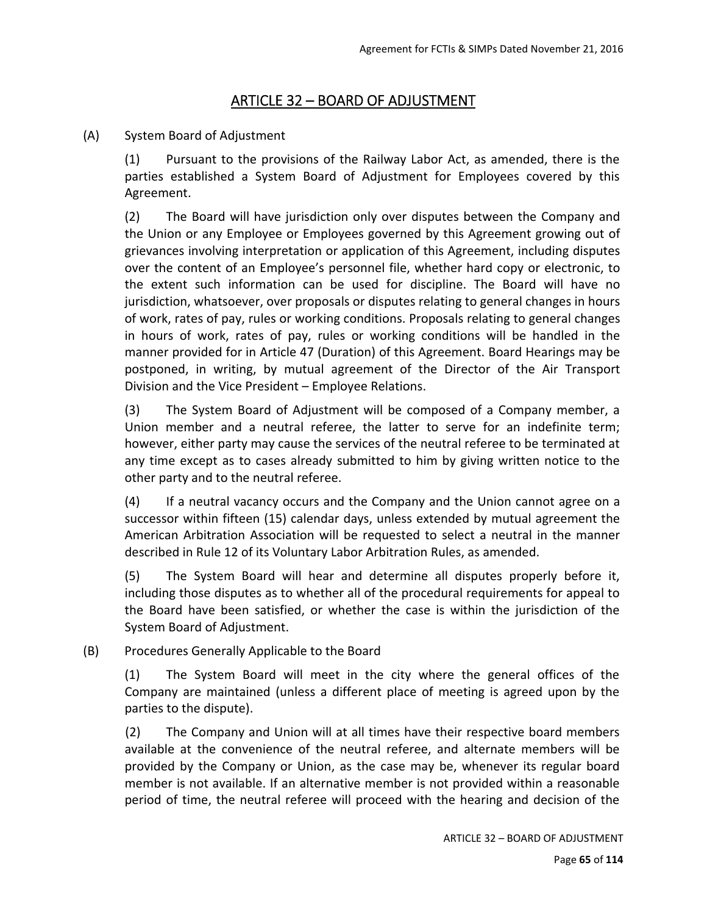# ARTICLE 32 – BOARD OF ADJUSTMENT

(A) System Board of Adjustment

(1) Pursuant to the provisions of the Railway Labor Act, as amended, there is the parties established a System Board of Adjustment for Employees covered by this Agreement.

(2) The Board will have jurisdiction only over disputes between the Company and the Union or any Employee or Employees governed by this Agreement growing out of grievances involving interpretation or application of this Agreement, including disputes over the content of an Employee's personnel file, whether hard copy or electronic, to the extent such information can be used for discipline. The Board will have no jurisdiction, whatsoever, over proposals or disputes relating to general changes in hours of work, rates of pay, rules or working conditions. Proposals relating to general changes in hours of work, rates of pay, rules or working conditions will be handled in the manner provided for in Article 47 (Duration) of this Agreement. Board Hearings may be postponed, in writing, by mutual agreement of the Director of the Air Transport Division and the Vice President – Employee Relations.

(3) The System Board of Adjustment will be composed of a Company member, a Union member and a neutral referee, the latter to serve for an indefinite term; however, either party may cause the services of the neutral referee to be terminated at any time except as to cases already submitted to him by giving written notice to the other party and to the neutral referee.

(4) If a neutral vacancy occurs and the Company and the Union cannot agree on a successor within fifteen (15) calendar days, unless extended by mutual agreement the American Arbitration Association will be requested to select a neutral in the manner described in Rule 12 of its Voluntary Labor Arbitration Rules, as amended.

(5) The System Board will hear and determine all disputes properly before it, including those disputes as to whether all of the procedural requirements for appeal to the Board have been satisfied, or whether the case is within the jurisdiction of the System Board of Adjustment.

(B) Procedures Generally Applicable to the Board

(1) The System Board will meet in the city where the general offices of the Company are maintained (unless a different place of meeting is agreed upon by the parties to the dispute).

(2) The Company and Union will at all times have their respective board members available at the convenience of the neutral referee, and alternate members will be provided by the Company or Union, as the case may be, whenever its regular board member is not available. If an alternative member is not provided within a reasonable period of time, the neutral referee will proceed with the hearing and decision of the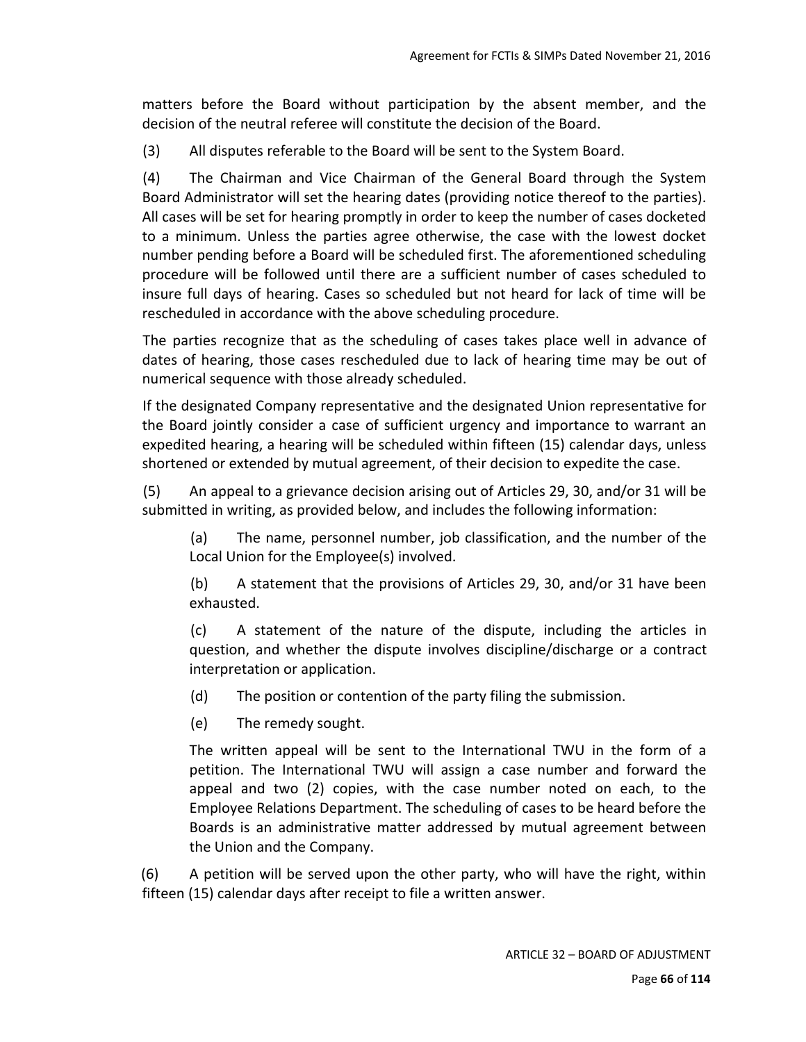matters before the Board without participation by the absent member, and the decision of the neutral referee will constitute the decision of the Board.

(3) All disputes referable to the Board will be sent to the System Board.

(4) The Chairman and Vice Chairman of the General Board through the System Board Administrator will set the hearing dates (providing notice thereof to the parties). All cases will be set for hearing promptly in order to keep the number of cases docketed to a minimum. Unless the parties agree otherwise, the case with the lowest docket number pending before a Board will be scheduled first. The aforementioned scheduling procedure will be followed until there are a sufficient number of cases scheduled to insure full days of hearing. Cases so scheduled but not heard for lack of time will be rescheduled in accordance with the above scheduling procedure.

The parties recognize that as the scheduling of cases takes place well in advance of dates of hearing, those cases rescheduled due to lack of hearing time may be out of numerical sequence with those already scheduled.

If the designated Company representative and the designated Union representative for the Board jointly consider a case of sufficient urgency and importance to warrant an expedited hearing, a hearing will be scheduled within fifteen (15) calendar days, unless shortened or extended by mutual agreement, of their decision to expedite the case.

(5) An appeal to a grievance decision arising out of Articles 29, 30, and/or 31 will be submitted in writing, as provided below, and includes the following information:

> (a) The name, personnel number, job classification, and the number of the Local Union for the Employee(s) involved.
>
> (b) A statement that the provisions of Articles 29, 30, and/or 31 have been exhausted.
>
> (c) A statement of the nature of the dispute, including the articles in question, and whether the dispute involves discipline/discharge or a contract interpretation or application.
>
> (d) The position or contention of the party filing the submission.
>
> (e) The remedy sought.
>
> The written appeal will be sent to the International TWU in the form of a petition. The International TWU will assign a case number and forward the appeal and two (2) copies, with the case number noted on each, to the Employee Relations Department. The scheduling of cases to be heard before the Boards is an administrative matter addressed by mutual agreement between the Union and the Company.

(6) A petition will be served upon the other party, who will have the right, within fifteen (15) calendar days after receipt to file a written answer.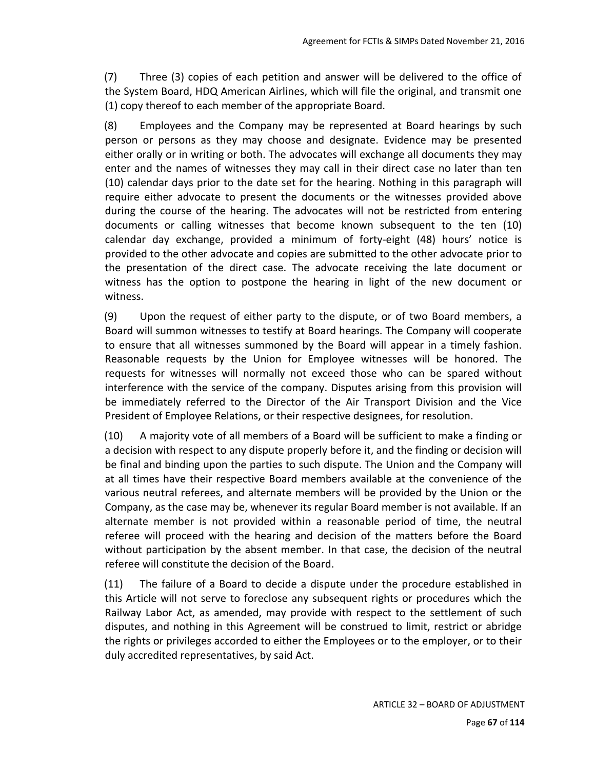(7) Three (3) copies of each petition and answer will be delivered to the office of the System Board, HDQ American Airlines, which will file the original, and transmit one (1) copy thereof to each member of the appropriate Board.

(8) Employees and the Company may be represented at Board hearings by such person or persons as they may choose and designate. Evidence may be presented either orally or in writing or both. The advocates will exchange all documents they may enter and the names of witnesses they may call in their direct case no later than ten (10) calendar days prior to the date set for the hearing. Nothing in this paragraph will require either advocate to present the documents or the witnesses provided above during the course of the hearing. The advocates will not be restricted from entering documents or calling witnesses that become known subsequent to the ten (10) calendar day exchange, provided a minimum of forty-eight (48) hours' notice is provided to the other advocate and copies are submitted to the other advocate prior to the presentation of the direct case. The advocate receiving the late document or witness has the option to postpone the hearing in light of the new document or witness.

(9) Upon the request of either party to the dispute, or of two Board members, a Board will summon witnesses to testify at Board hearings. The Company will cooperate to ensure that all witnesses summoned by the Board will appear in a timely fashion. Reasonable requests by the Union for Employee witnesses will be honored. The requests for witnesses will normally not exceed those who can be spared without interference with the service of the company. Disputes arising from this provision will be immediately referred to the Director of the Air Transport Division and the Vice President of Employee Relations, or their respective designees, for resolution.

(10) A majority vote of all members of a Board will be sufficient to make a finding or a decision with respect to any dispute properly before it, and the finding or decision will be final and binding upon the parties to such dispute. The Union and the Company will at all times have their respective Board members available at the convenience of the various neutral referees, and alternate members will be provided by the Union or the Company, as the case may be, whenever its regular Board member is not available. If an alternate member is not provided within a reasonable period of time, the neutral referee will proceed with the hearing and decision of the matters before the Board without participation by the absent member. In that case, the decision of the neutral referee will constitute the decision of the Board.

(11) The failure of a Board to decide a dispute under the procedure established in this Article will not serve to foreclose any subsequent rights or procedures which the Railway Labor Act, as amended, may provide with respect to the settlement of such disputes, and nothing in this Agreement will be construed to limit, restrict or abridge the rights or privileges accorded to either the Employees or to the employer, or to their duly accredited representatives, by said Act.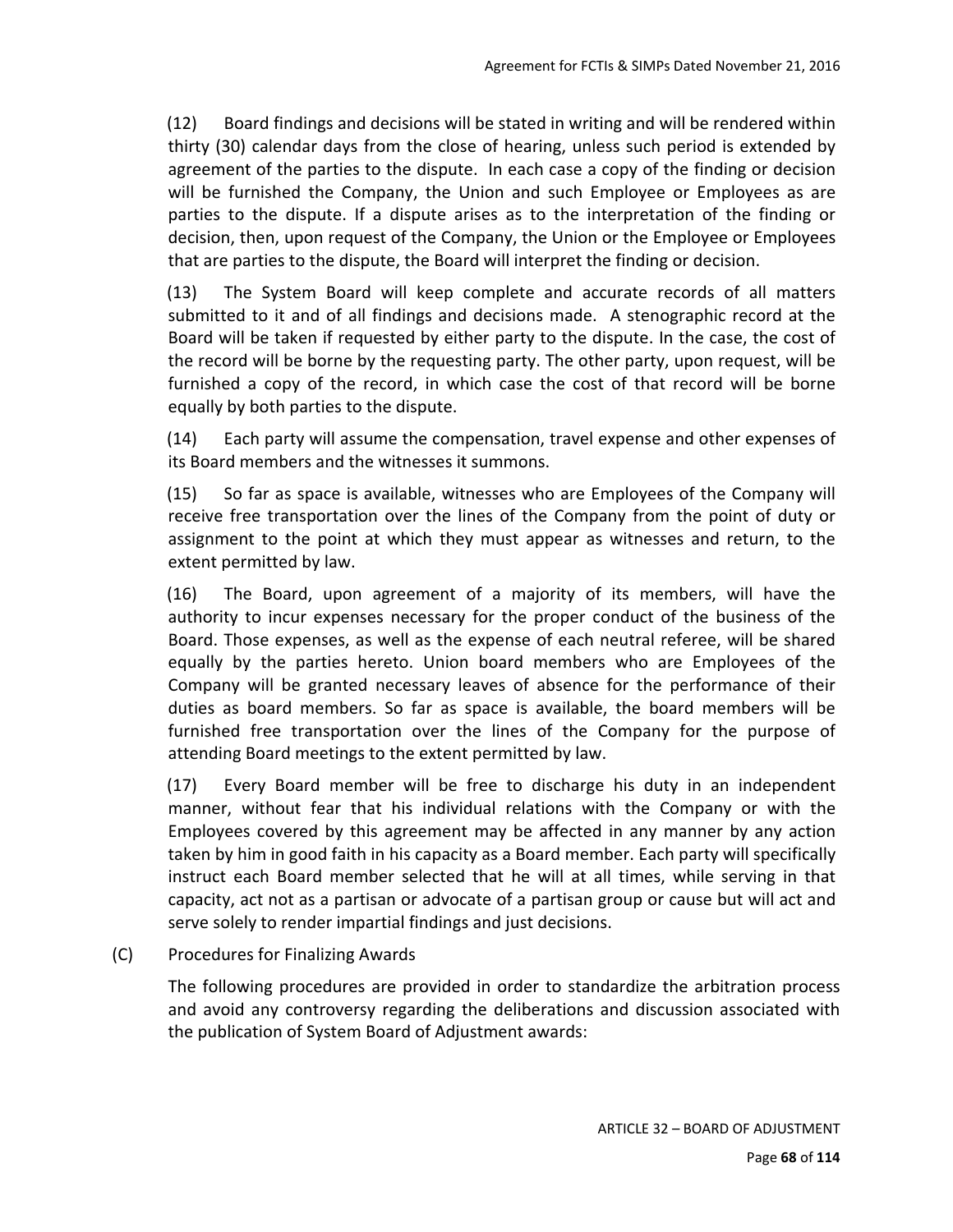(12) Board findings and decisions will be stated in writing and will be rendered within thirty (30) calendar days from the close of hearing, unless such period is extended by agreement of the parties to the dispute. In each case a copy of the finding or decision will be furnished the Company, the Union and such Employee or Employees as are parties to the dispute. If a dispute arises as to the interpretation of the finding or decision, then, upon request of the Company, the Union or the Employee or Employees that are parties to the dispute, the Board will interpret the finding or decision.

(13) The System Board will keep complete and accurate records of all matters submitted to it and of all findings and decisions made. A stenographic record at the Board will be taken if requested by either party to the dispute. In the case, the cost of the record will be borne by the requesting party. The other party, upon request, will be furnished a copy of the record, in which case the cost of that record will be borne equally by both parties to the dispute.

(14) Each party will assume the compensation, travel expense and other expenses of its Board members and the witnesses it summons.

(15) So far as space is available, witnesses who are Employees of the Company will receive free transportation over the lines of the Company from the point of duty or assignment to the point at which they must appear as witnesses and return, to the extent permitted by law.

(16) The Board, upon agreement of a majority of its members, will have the authority to incur expenses necessary for the proper conduct of the business of the Board. Those expenses, as well as the expense of each neutral referee, will be shared equally by the parties hereto. Union board members who are Employees of the Company will be granted necessary leaves of absence for the performance of their duties as board members. So far as space is available, the board members will be furnished free transportation over the lines of the Company for the purpose of attending Board meetings to the extent permitted by law.

(17) Every Board member will be free to discharge his duty in an independent manner, without fear that his individual relations with the Company or with the Employees covered by this agreement may be affected in any manner by any action taken by him in good faith in his capacity as a Board member. Each party will specifically instruct each Board member selected that he will at all times, while serving in that capacity, act not as a partisan or advocate of a partisan group or cause but will act and serve solely to render impartial findings and just decisions.

(C) Procedures for Finalizing Awards

The following procedures are provided in order to standardize the arbitration process and avoid any controversy regarding the deliberations and discussion associated with the publication of System Board of Adjustment awards: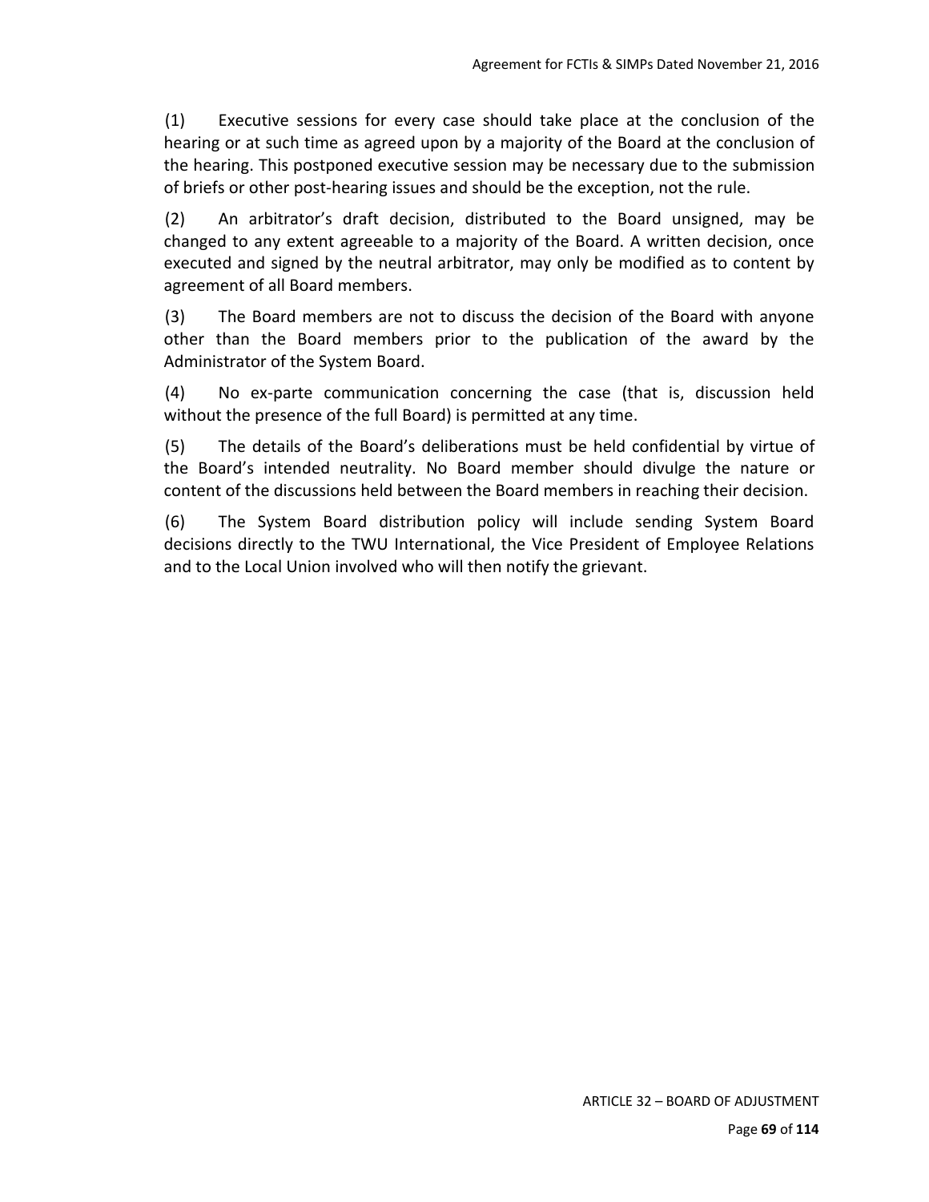(1) Executive sessions for every case should take place at the conclusion of the hearing or at such time as agreed upon by a majority of the Board at the conclusion of the hearing. This postponed executive session may be necessary due to the submission of briefs or other post-hearing issues and should be the exception, not the rule.

(2) An arbitrator's draft decision, distributed to the Board unsigned, may be changed to any extent agreeable to a majority of the Board. A written decision, once executed and signed by the neutral arbitrator, may only be modified as to content by agreement of all Board members.

(3) The Board members are not to discuss the decision of the Board with anyone other than the Board members prior to the publication of the award by the Administrator of the System Board.

(4) No ex-parte communication concerning the case (that is, discussion held without the presence of the full Board) is permitted at any time.

(5) The details of the Board's deliberations must be held confidential by virtue of the Board's intended neutrality. No Board member should divulge the nature or content of the discussions held between the Board members in reaching their decision.

(6) The System Board distribution policy will include sending System Board decisions directly to the TWU International, the Vice President of Employee Relations and to the Local Union involved who will then notify the grievant.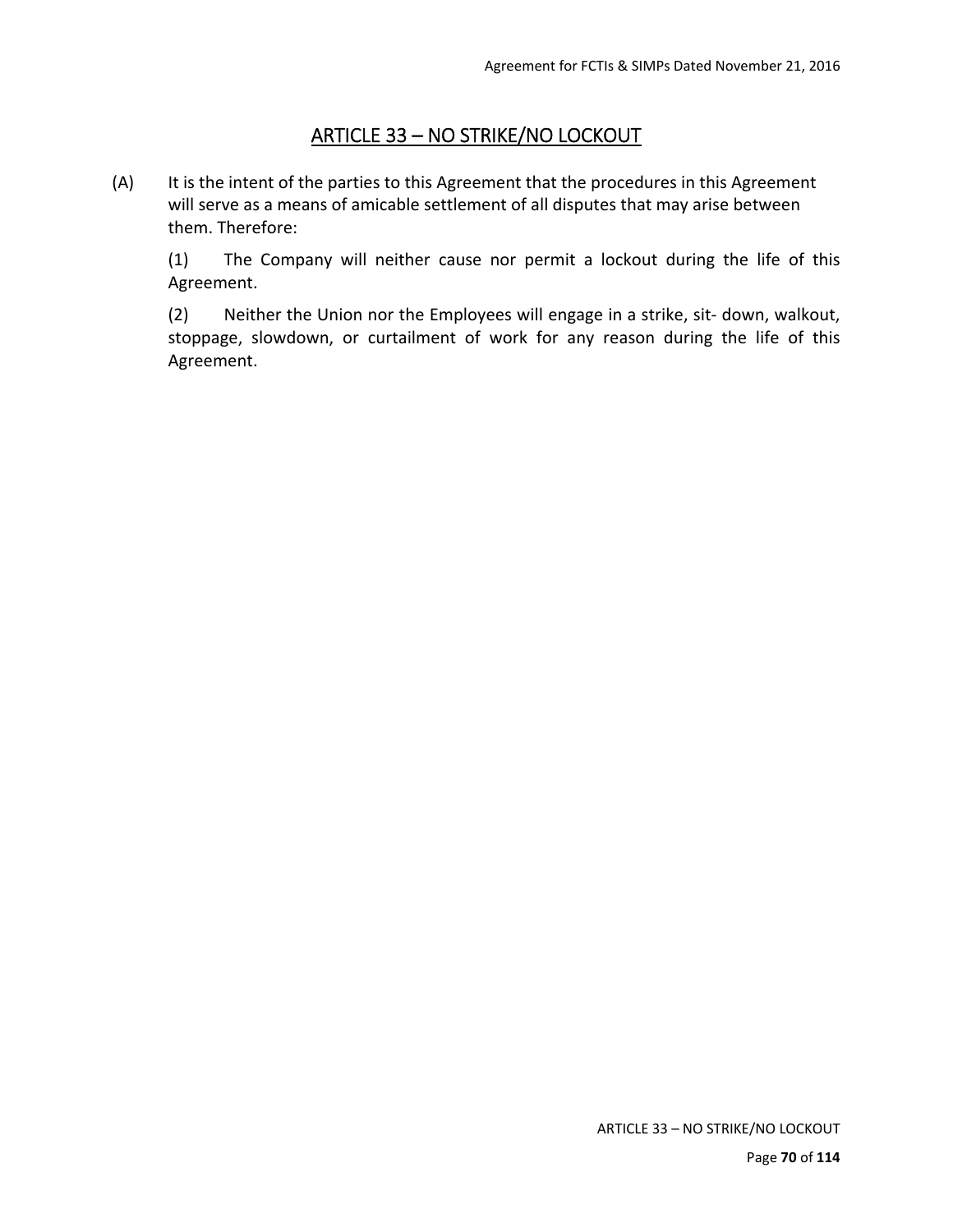## ARTICLE 33 – NO STRIKE/NO LOCKOUT

(A) It is the intent of the parties to this Agreement that the procedures in this Agreement will serve as a means of amicable settlement of all disputes that may arise between them. Therefore:

(1) The Company will neither cause nor permit a lockout during the life of this Agreement.

(2) Neither the Union nor the Employees will engage in a strike, sit- down, walkout, stoppage, slowdown, or curtailment of work for any reason during the life of this Agreement.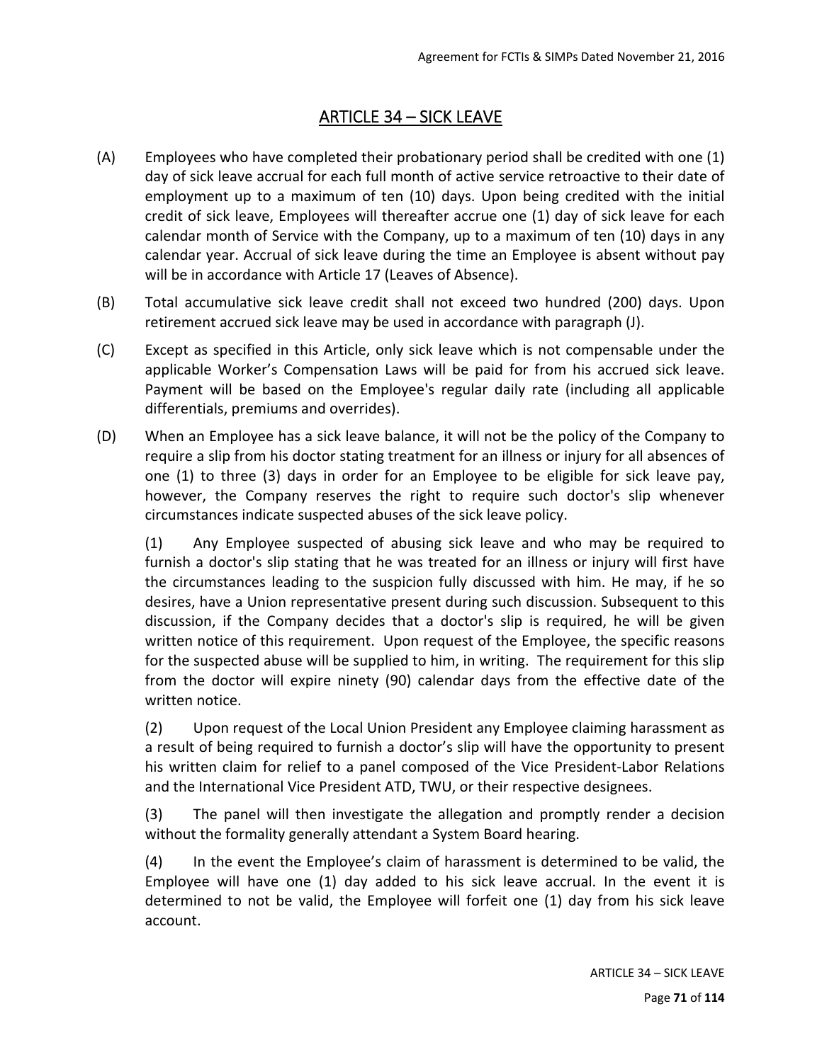# ARTICLE 34 – SICK LEAVE

(A) Employees who have completed their probationary period shall be credited with one (1) day of sick leave accrual for each full month of active service retroactive to their date of employment up to a maximum of ten (10) days. Upon being credited with the initial credit of sick leave, Employees will thereafter accrue one (1) day of sick leave for each calendar month of Service with the Company, up to a maximum of ten (10) days in any calendar year. Accrual of sick leave during the time an Employee is absent without pay will be in accordance with Article 17 (Leaves of Absence).

(B) Total accumulative sick leave credit shall not exceed two hundred (200) days. Upon retirement accrued sick leave may be used in accordance with paragraph (J).

(C) Except as specified in this Article, only sick leave which is not compensable under the applicable Worker's Compensation Laws will be paid for from his accrued sick leave. Payment will be based on the Employee's regular daily rate (including all applicable differentials, premiums and overrides).

(D) When an Employee has a sick leave balance, it will not be the policy of the Company to require a slip from his doctor stating treatment for an illness or injury for all absences of one (1) to three (3) days in order for an Employee to be eligible for sick leave pay, however, the Company reserves the right to require such doctor's slip whenever circumstances indicate suspected abuses of the sick leave policy.

(1) Any Employee suspected of abusing sick leave and who may be required to furnish a doctor's slip stating that he was treated for an illness or injury will first have the circumstances leading to the suspicion fully discussed with him. He may, if he so desires, have a Union representative present during such discussion. Subsequent to this discussion, if the Company decides that a doctor's slip is required, he will be given written notice of this requirement. Upon request of the Employee, the specific reasons for the suspected abuse will be supplied to him, in writing. The requirement for this slip from the doctor will expire ninety (90) calendar days from the effective date of the written notice.

(2) Upon request of the Local Union President any Employee claiming harassment as a result of being required to furnish a doctor's slip will have the opportunity to present his written claim for relief to a panel composed of the Vice President-Labor Relations and the International Vice President ATD, TWU, or their respective designees.

(3) The panel will then investigate the allegation and promptly render a decision without the formality generally attendant a System Board hearing.

(4) In the event the Employee's claim of harassment is determined to be valid, the Employee will have one (1) day added to his sick leave accrual. In the event it is determined to not be valid, the Employee will forfeit one (1) day from his sick leave account.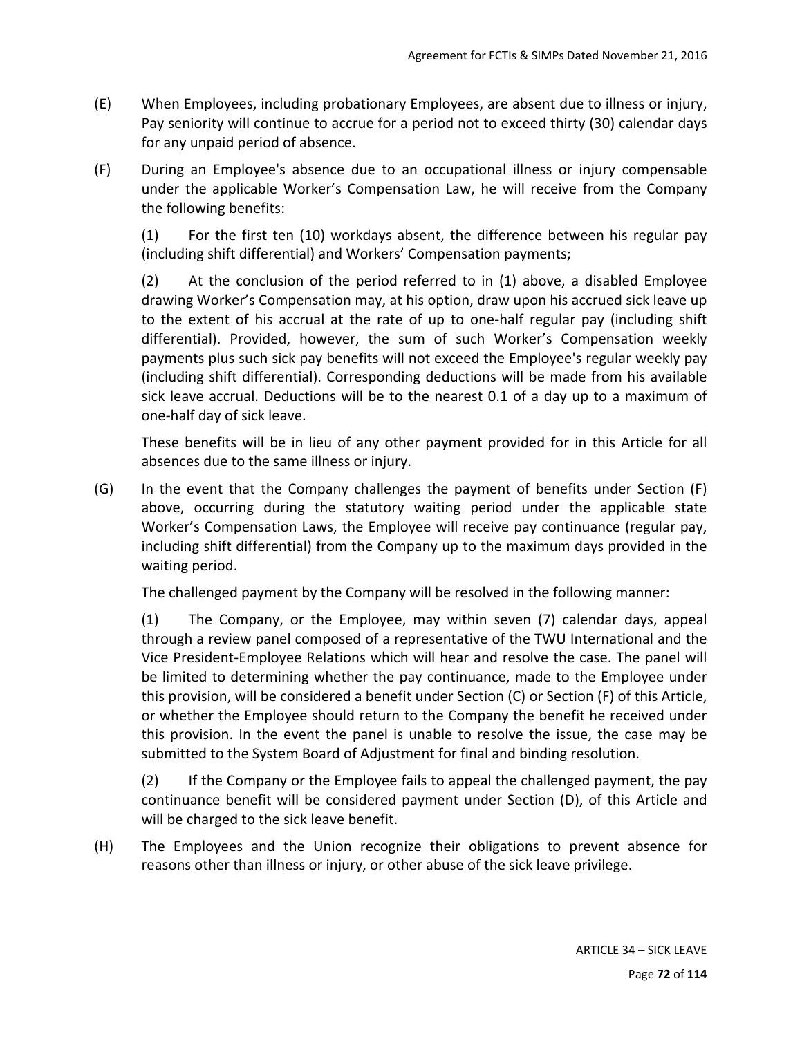(E) When Employees, including probationary Employees, are absent due to illness or injury, Pay seniority will continue to accrue for a period not to exceed thirty (30) calendar days for any unpaid period of absence.

(F) During an Employee's absence due to an occupational illness or injury compensable under the applicable Worker's Compensation Law, he will receive from the Company the following benefits:

(1) For the first ten (10) workdays absent, the difference between his regular pay (including shift differential) and Workers' Compensation payments;

(2) At the conclusion of the period referred to in (1) above, a disabled Employee drawing Worker's Compensation may, at his option, draw upon his accrued sick leave up to the extent of his accrual at the rate of up to one-half regular pay (including shift differential). Provided, however, the sum of such Worker's Compensation weekly payments plus such sick pay benefits will not exceed the Employee's regular weekly pay (including shift differential). Corresponding deductions will be made from his available sick leave accrual. Deductions will be to the nearest 0.1 of a day up to a maximum of one-half day of sick leave.

These benefits will be in lieu of any other payment provided for in this Article for all absences due to the same illness or injury.

(G) In the event that the Company challenges the payment of benefits under Section (F) above, occurring during the statutory waiting period under the applicable state Worker's Compensation Laws, the Employee will receive pay continuance (regular pay, including shift differential) from the Company up to the maximum days provided in the waiting period.

The challenged payment by the Company will be resolved in the following manner:

(1) The Company, or the Employee, may within seven (7) calendar days, appeal through a review panel composed of a representative of the TWU International and the Vice President-Employee Relations which will hear and resolve the case. The panel will be limited to determining whether the pay continuance, made to the Employee under this provision, will be considered a benefit under Section (C) or Section (F) of this Article, or whether the Employee should return to the Company the benefit he received under this provision. In the event the panel is unable to resolve the issue, the case may be submitted to the System Board of Adjustment for final and binding resolution.

(2) If the Company or the Employee fails to appeal the challenged payment, the pay continuance benefit will be considered payment under Section (D), of this Article and will be charged to the sick leave benefit.

(H) The Employees and the Union recognize their obligations to prevent absence for reasons other than illness or injury, or other abuse of the sick leave privilege.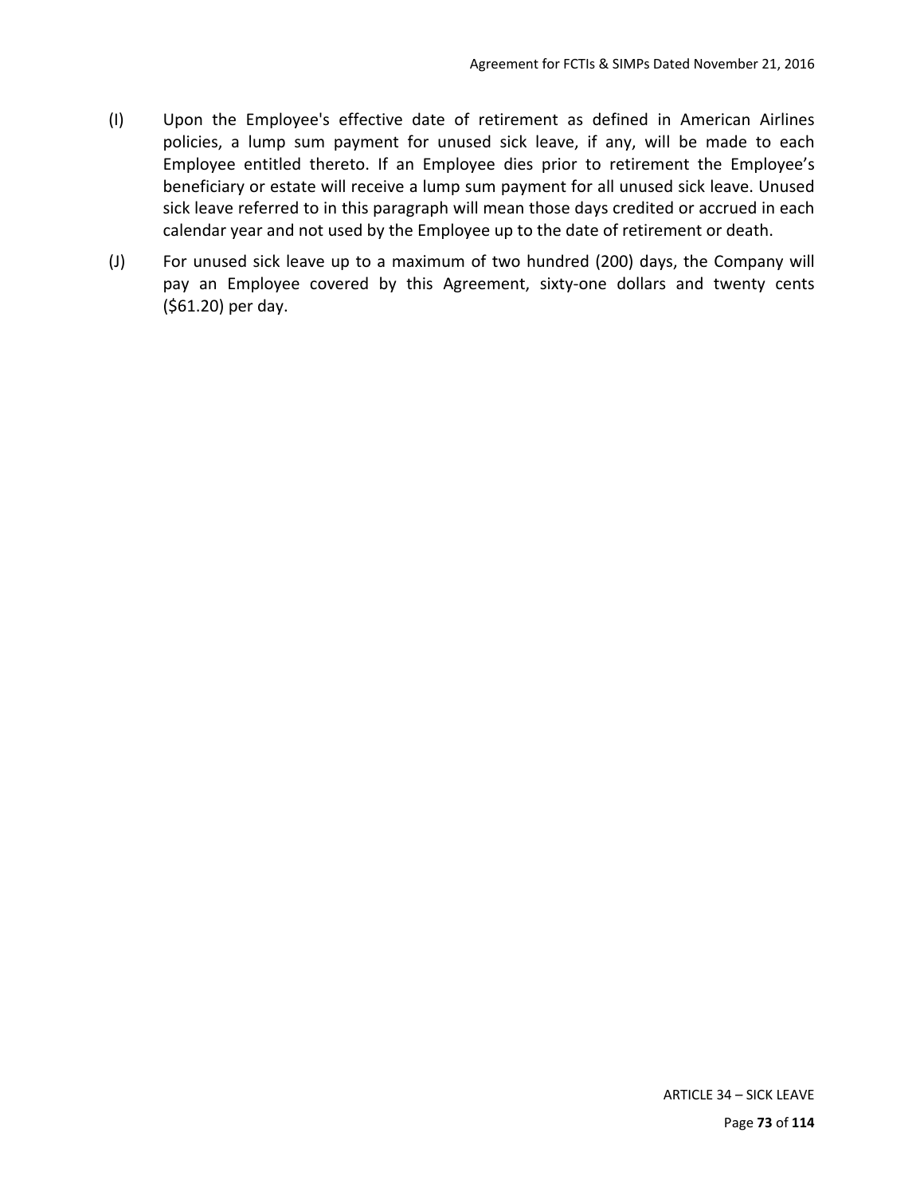(I) Upon the Employee's effective date of retirement as defined in American Airlines policies, a lump sum payment for unused sick leave, if any, will be made to each Employee entitled thereto. If an Employee dies prior to retirement the Employee's beneficiary or estate will receive a lump sum payment for all unused sick leave. Unused sick leave referred to in this paragraph will mean those days credited or accrued in each calendar year and not used by the Employee up to the date of retirement or death.

(J) For unused sick leave up to a maximum of two hundred (200) days, the Company will pay an Employee covered by this Agreement, sixty-one dollars and twenty cents ($61.20) per day.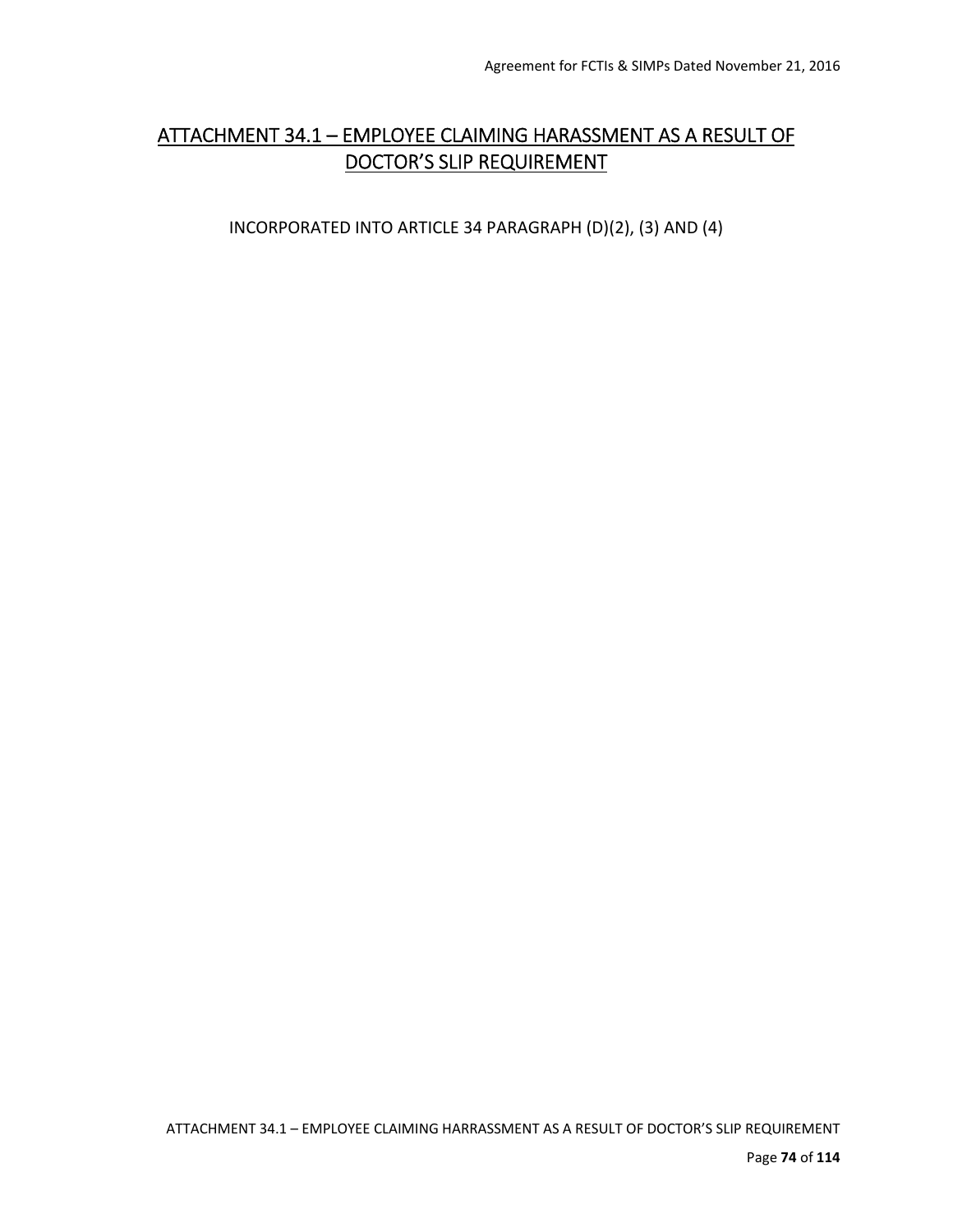# ATTACHMENT 34.1 – EMPLOYEE CLAIMING HARASSMENT AS A RESULT OF DOCTOR'S SLIP REQUIREMENT

INCORPORATED INTO ARTICLE 34 PARAGRAPH (D)(2), (3) AND (4)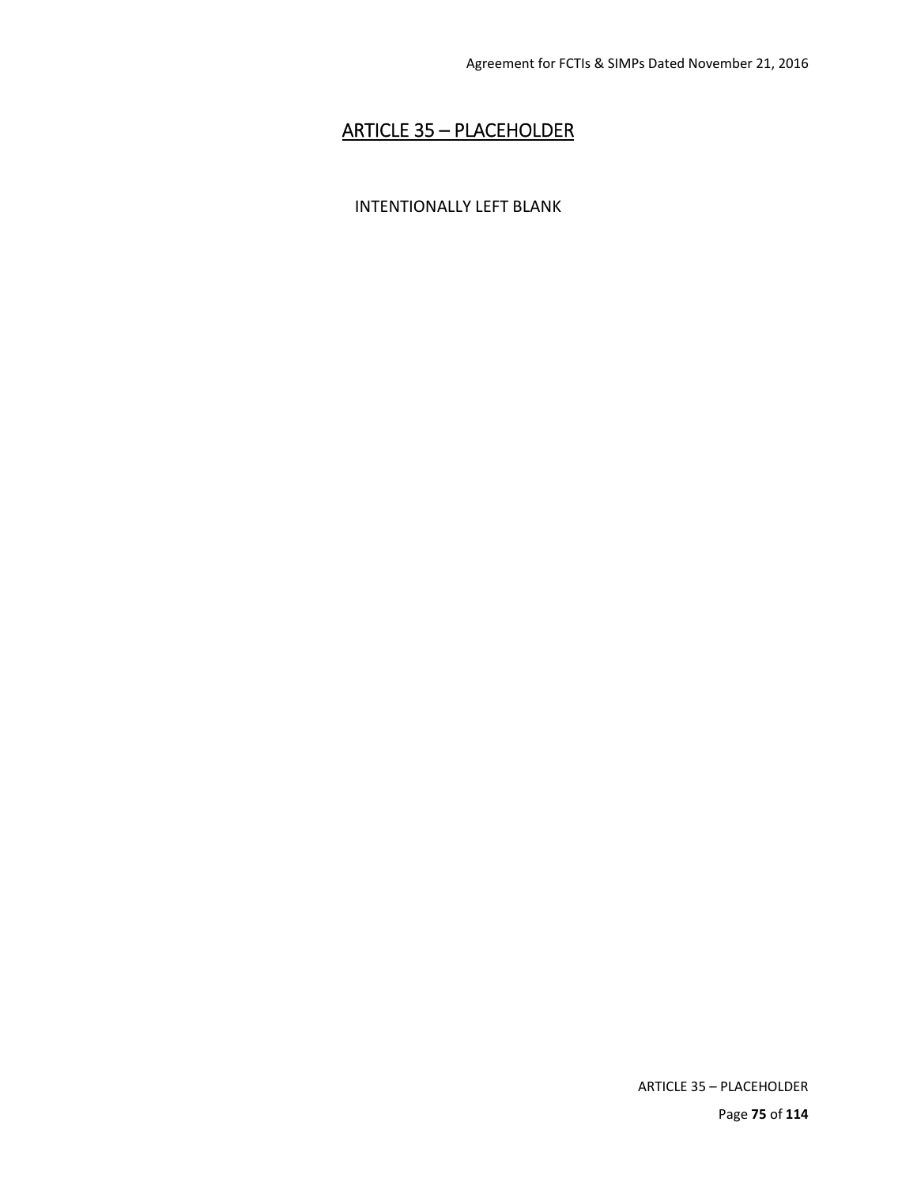## ARTICLE 35 – PLACEHOLDER

INTENTIONALLY LEFT BLANK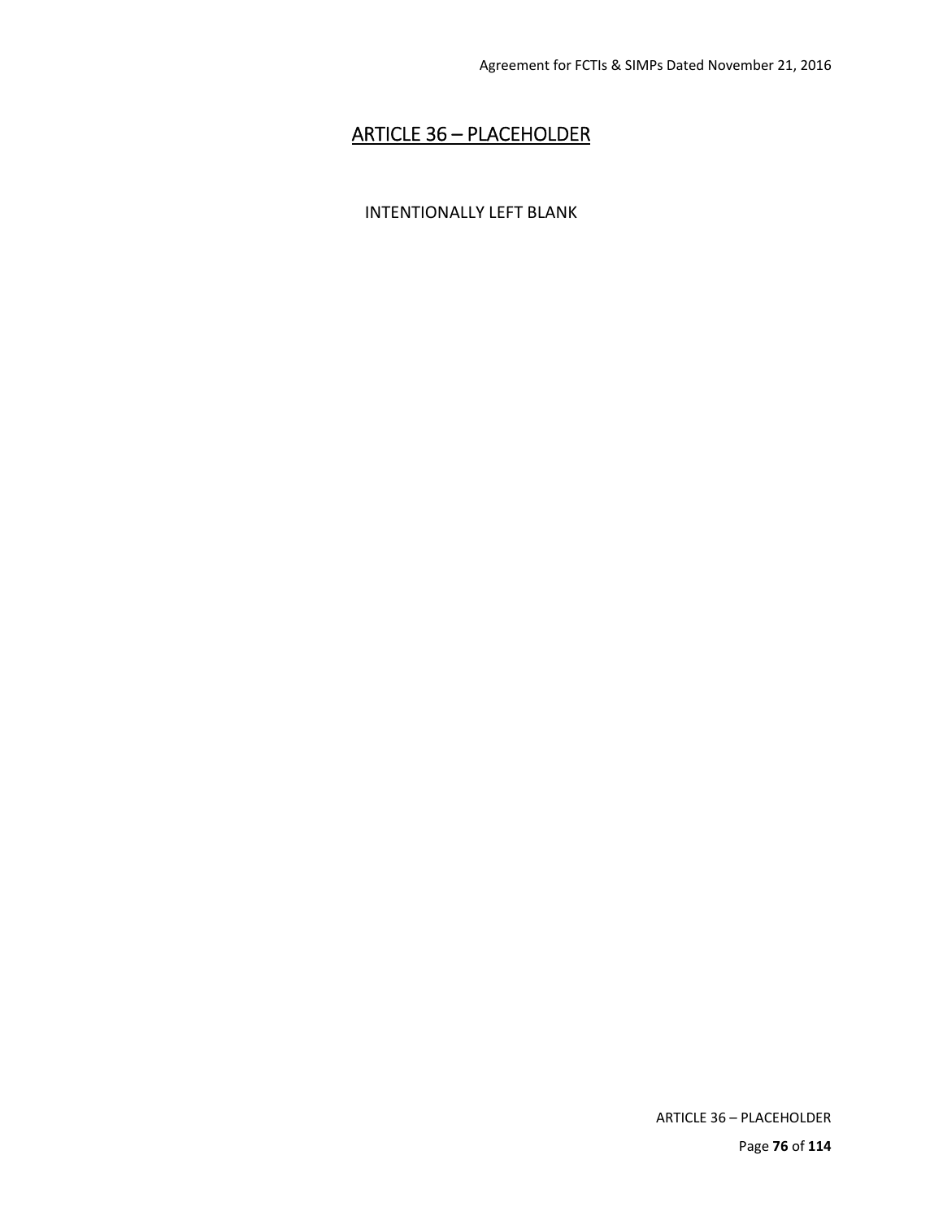# ARTICLE 36 – PLACEHOLDER

INTENTIONALLY LEFT BLANK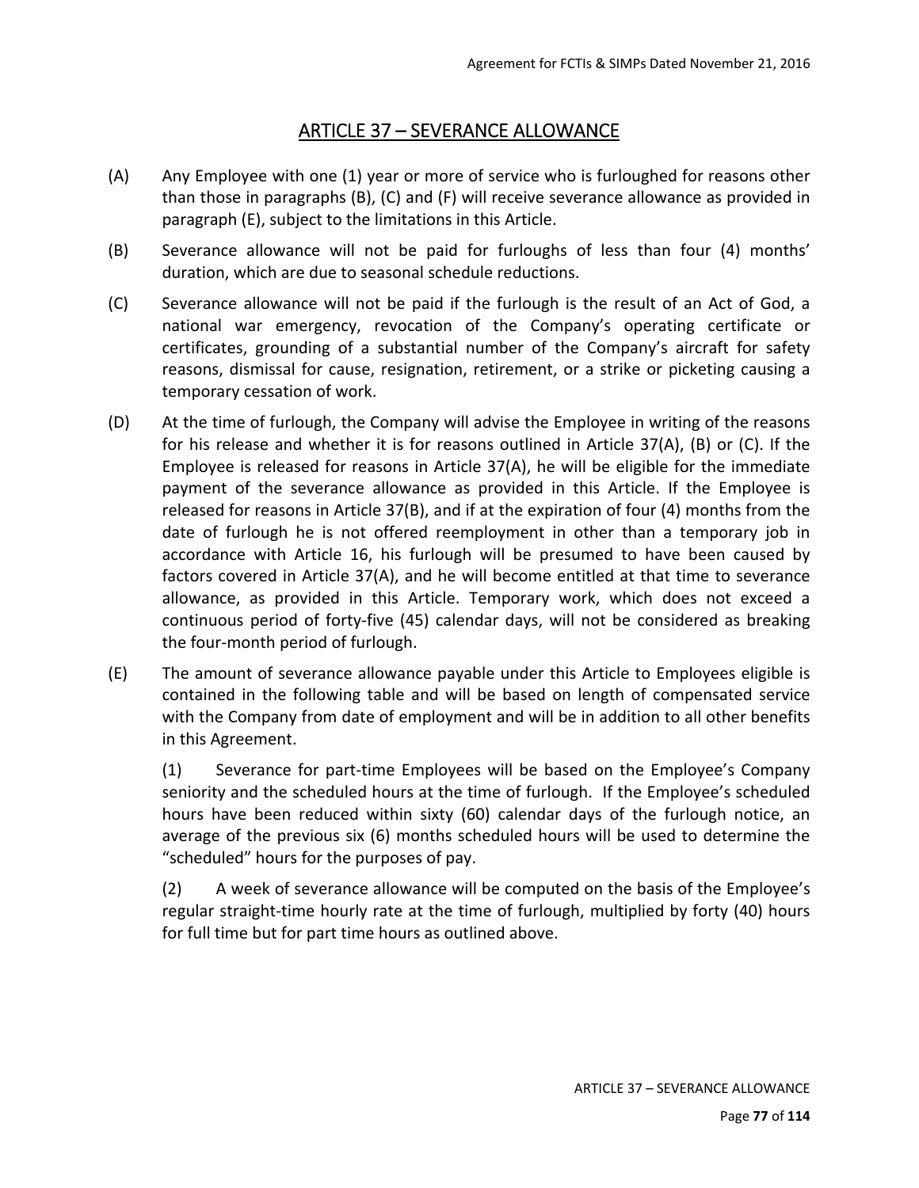# ARTICLE 37 – SEVERANCE ALLOWANCE

(A) Any Employee with one (1) year or more of service who is furloughed for reasons other than those in paragraphs (B), (C) and (F) will receive severance allowance as provided in paragraph (E), subject to the limitations in this Article.

(B) Severance allowance will not be paid for furloughs of less than four (4) months' duration, which are due to seasonal schedule reductions.

(C) Severance allowance will not be paid if the furlough is the result of an Act of God, a national war emergency, revocation of the Company's operating certificate or certificates, grounding of a substantial number of the Company's aircraft for safety reasons, dismissal for cause, resignation, retirement, or a strike or picketing causing a temporary cessation of work.

(D) At the time of furlough, the Company will advise the Employee in writing of the reasons for his release and whether it is for reasons outlined in Article 37(A), (B) or (C). If the Employee is released for reasons in Article 37(A), he will be eligible for the immediate payment of the severance allowance as provided in this Article. If the Employee is released for reasons in Article 37(B), and if at the expiration of four (4) months from the date of furlough he is not offered reemployment in other than a temporary job in accordance with Article 16, his furlough will be presumed to have been caused by factors covered in Article 37(A), and he will become entitled at that time to severance allowance, as provided in this Article. Temporary work, which does not exceed a continuous period of forty-five (45) calendar days, will not be considered as breaking the four-month period of furlough.

(E) The amount of severance allowance payable under this Article to Employees eligible is contained in the following table and will be based on length of compensated service with the Company from date of employment and will be in addition to all other benefits in this Agreement.

(1) Severance for part-time Employees will be based on the Employee's Company seniority and the scheduled hours at the time of furlough. If the Employee's scheduled hours have been reduced within sixty (60) calendar days of the furlough notice, an average of the previous six (6) months scheduled hours will be used to determine the "scheduled" hours for the purposes of pay.

(2) A week of severance allowance will be computed on the basis of the Employee's regular straight-time hourly rate at the time of furlough, multiplied by forty (40) hours for full time but for part time hours as outlined above.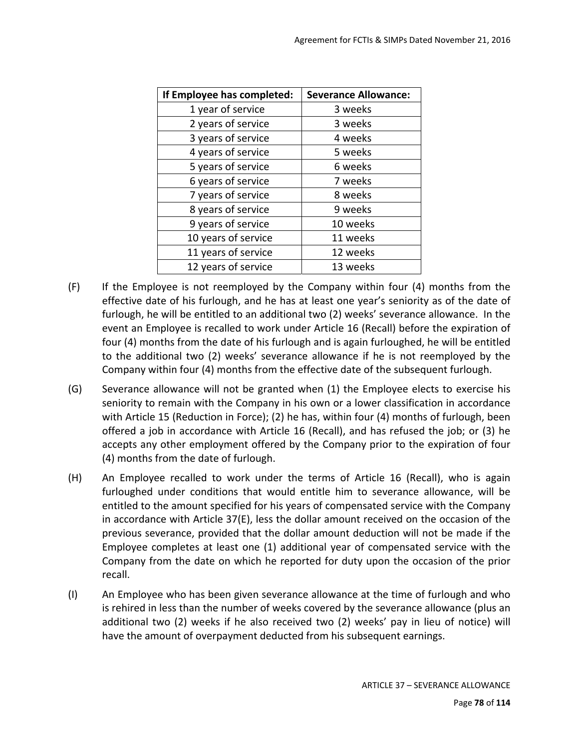| If Employee has completed: | Severance Allowance: |
|---|---|
| 1 year of service | 3 weeks |
| 2 years of service | 3 weeks |
| 3 years of service | 4 weeks |
| 4 years of service | 5 weeks |
| 5 years of service | 6 weeks |
| 6 years of service | 7 weeks |
| 7 years of service | 8 weeks |
| 8 years of service | 9 weeks |
| 9 years of service | 10 weeks |
| 10 years of service | 11 weeks |
| 11 years of service | 12 weeks |
| 12 years of service | 13 weeks |

(F) If the Employee is not reemployed by the Company within four (4) months from the effective date of his furlough, and he has at least one year's seniority as of the date of furlough, he will be entitled to an additional two (2) weeks' severance allowance. In the event an Employee is recalled to work under Article 16 (Recall) before the expiration of four (4) months from the date of his furlough and is again furloughed, he will be entitled to the additional two (2) weeks' severance allowance if he is not reemployed by the Company within four (4) months from the effective date of the subsequent furlough.

(G) Severance allowance will not be granted when (1) the Employee elects to exercise his seniority to remain with the Company in his own or a lower classification in accordance with Article 15 (Reduction in Force); (2) he has, within four (4) months of furlough, been offered a job in accordance with Article 16 (Recall), and has refused the job; or (3) he accepts any other employment offered by the Company prior to the expiration of four (4) months from the date of furlough.

(H) An Employee recalled to work under the terms of Article 16 (Recall), who is again furloughed under conditions that would entitle him to severance allowance, will be entitled to the amount specified for his years of compensated service with the Company in accordance with Article 37(E), less the dollar amount received on the occasion of the previous severance, provided that the dollar amount deduction will not be made if the Employee completes at least one (1) additional year of compensated service with the Company from the date on which he reported for duty upon the occasion of the prior recall.

(I) An Employee who has been given severance allowance at the time of furlough and who is rehired in less than the number of weeks covered by the severance allowance (plus an additional two (2) weeks if he also received two (2) weeks' pay in lieu of notice) will have the amount of overpayment deducted from his subsequent earnings.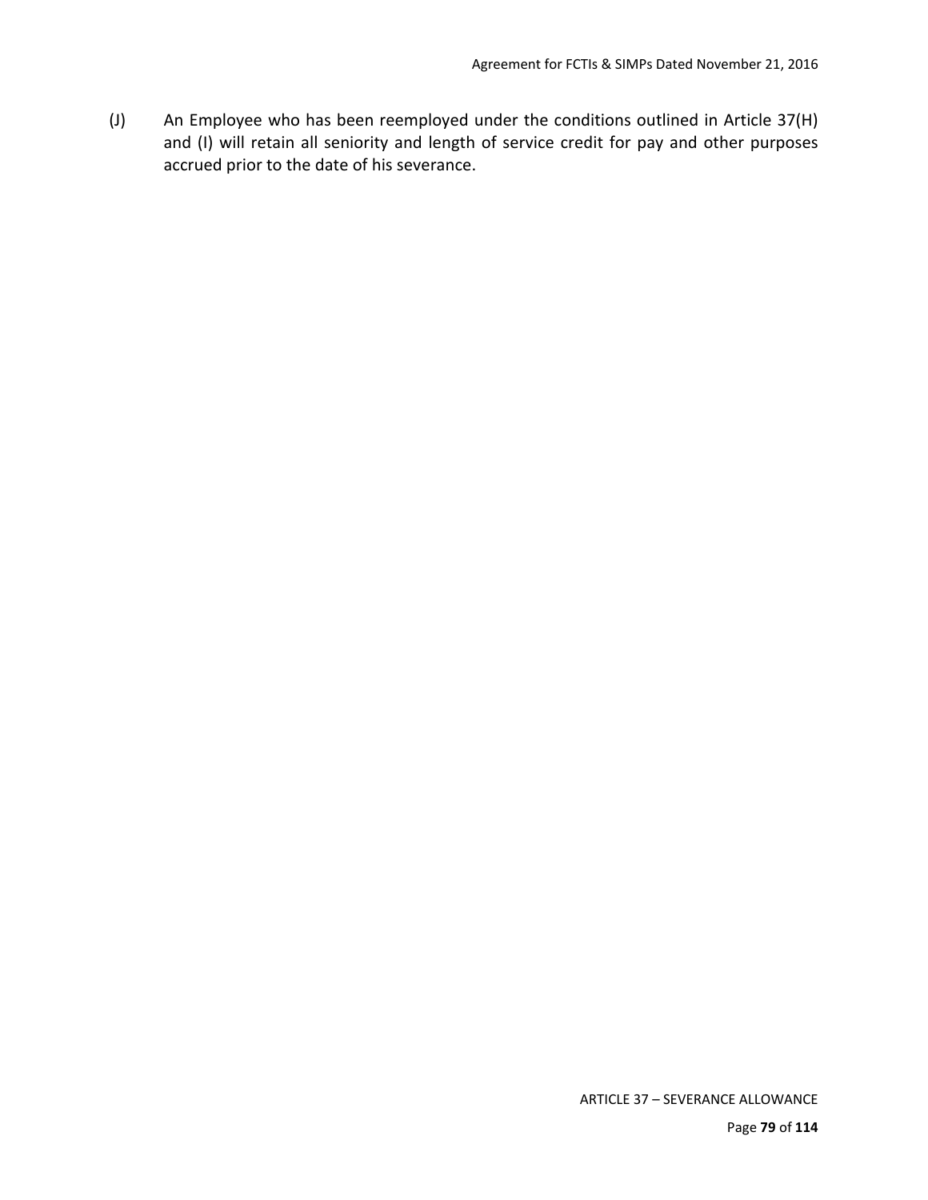(J) An Employee who has been reemployed under the conditions outlined in Article 37(H) and (I) will retain all seniority and length of service credit for pay and other purposes accrued prior to the date of his severance.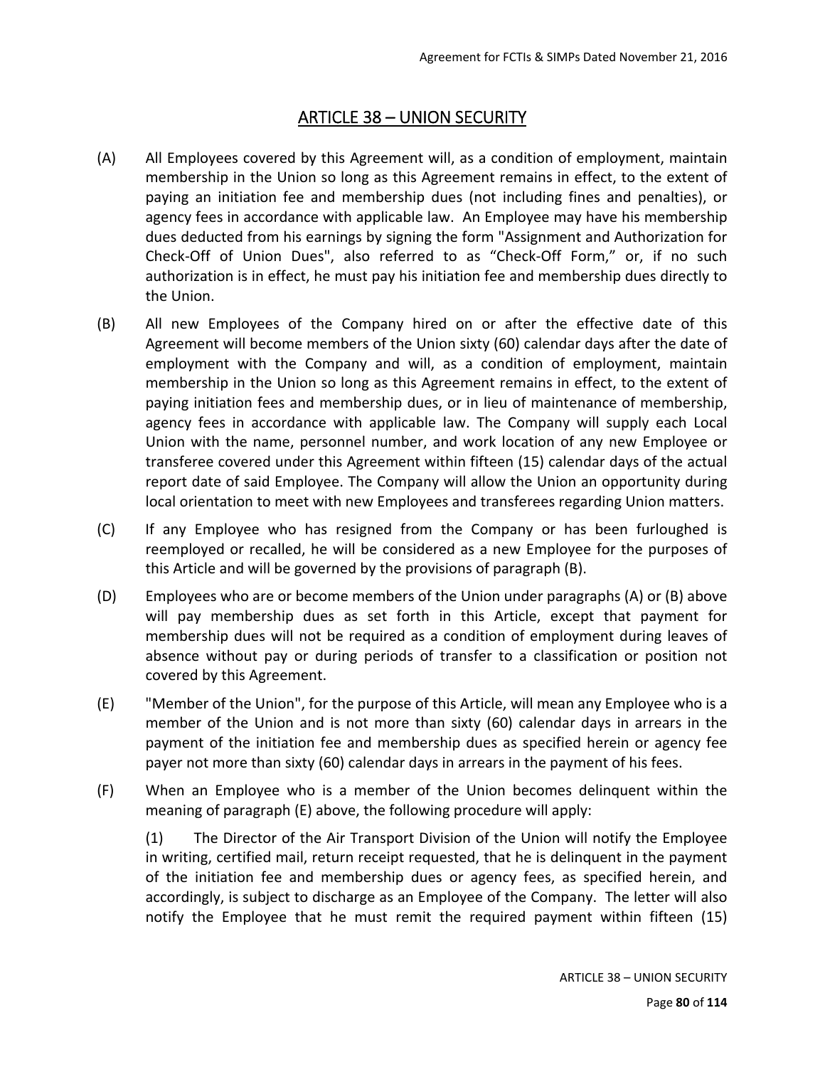# ARTICLE 38 – UNION SECURITY

(A) All Employees covered by this Agreement will, as a condition of employment, maintain membership in the Union so long as this Agreement remains in effect, to the extent of paying an initiation fee and membership dues (not including fines and penalties), or agency fees in accordance with applicable law. An Employee may have his membership dues deducted from his earnings by signing the form "Assignment and Authorization for Check-Off of Union Dues", also referred to as "Check-Off Form," or, if no such authorization is in effect, he must pay his initiation fee and membership dues directly to the Union.

(B) All new Employees of the Company hired on or after the effective date of this Agreement will become members of the Union sixty (60) calendar days after the date of employment with the Company and will, as a condition of employment, maintain membership in the Union so long as this Agreement remains in effect, to the extent of paying initiation fees and membership dues, or in lieu of maintenance of membership, agency fees in accordance with applicable law. The Company will supply each Local Union with the name, personnel number, and work location of any new Employee or transferee covered under this Agreement within fifteen (15) calendar days of the actual report date of said Employee. The Company will allow the Union an opportunity during local orientation to meet with new Employees and transferees regarding Union matters.

(C) If any Employee who has resigned from the Company or has been furloughed is reemployed or recalled, he will be considered as a new Employee for the purposes of this Article and will be governed by the provisions of paragraph (B).

(D) Employees who are or become members of the Union under paragraphs (A) or (B) above will pay membership dues as set forth in this Article, except that payment for membership dues will not be required as a condition of employment during leaves of absence without pay or during periods of transfer to a classification or position not covered by this Agreement.

(E) "Member of the Union", for the purpose of this Article, will mean any Employee who is a member of the Union and is not more than sixty (60) calendar days in arrears in the payment of the initiation fee and membership dues as specified herein or agency fee payer not more than sixty (60) calendar days in arrears in the payment of his fees.

(F) When an Employee who is a member of the Union becomes delinquent within the meaning of paragraph (E) above, the following procedure will apply:

(1) The Director of the Air Transport Division of the Union will notify the Employee in writing, certified mail, return receipt requested, that he is delinquent in the payment of the initiation fee and membership dues or agency fees, as specified herein, and accordingly, is subject to discharge as an Employee of the Company. The letter will also notify the Employee that he must remit the required payment within fifteen (15)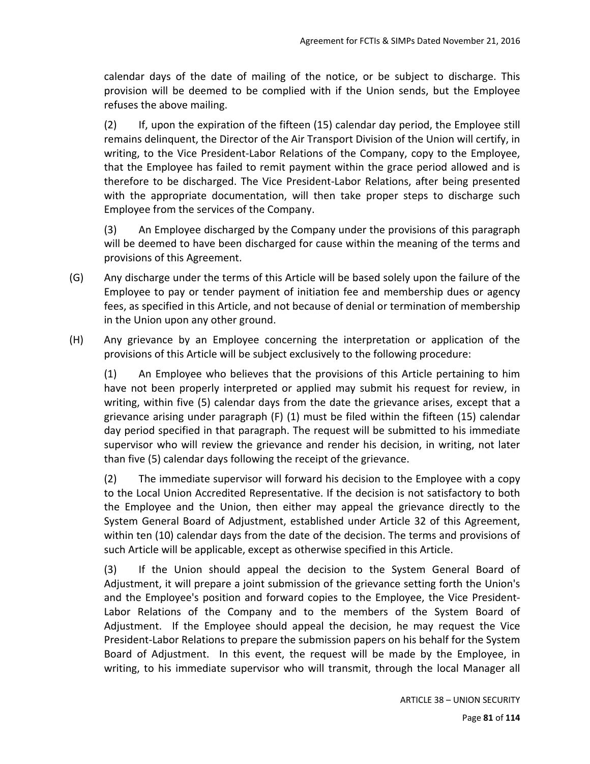calendar days of the date of mailing of the notice, or be subject to discharge. This provision will be deemed to be complied with if the Union sends, but the Employee refuses the above mailing.

(2) If, upon the expiration of the fifteen (15) calendar day period, the Employee still remains delinquent, the Director of the Air Transport Division of the Union will certify, in writing, to the Vice President-Labor Relations of the Company, copy to the Employee, that the Employee has failed to remit payment within the grace period allowed and is therefore to be discharged. The Vice President-Labor Relations, after being presented with the appropriate documentation, will then take proper steps to discharge such Employee from the services of the Company.

(3) An Employee discharged by the Company under the provisions of this paragraph will be deemed to have been discharged for cause within the meaning of the terms and provisions of this Agreement.

(G) Any discharge under the terms of this Article will be based solely upon the failure of the Employee to pay or tender payment of initiation fee and membership dues or agency fees, as specified in this Article, and not because of denial or termination of membership in the Union upon any other ground.

(H) Any grievance by an Employee concerning the interpretation or application of the provisions of this Article will be subject exclusively to the following procedure:

(1) An Employee who believes that the provisions of this Article pertaining to him have not been properly interpreted or applied may submit his request for review, in writing, within five (5) calendar days from the date the grievance arises, except that a grievance arising under paragraph (F) (1) must be filed within the fifteen (15) calendar day period specified in that paragraph. The request will be submitted to his immediate supervisor who will review the grievance and render his decision, in writing, not later than five (5) calendar days following the receipt of the grievance.

(2) The immediate supervisor will forward his decision to the Employee with a copy to the Local Union Accredited Representative. If the decision is not satisfactory to both the Employee and the Union, then either may appeal the grievance directly to the System General Board of Adjustment, established under Article 32 of this Agreement, within ten (10) calendar days from the date of the decision. The terms and provisions of such Article will be applicable, except as otherwise specified in this Article.

(3) If the Union should appeal the decision to the System General Board of Adjustment, it will prepare a joint submission of the grievance setting forth the Union's and the Employee's position and forward copies to the Employee, the Vice President-Labor Relations of the Company and to the members of the System Board of Adjustment. If the Employee should appeal the decision, he may request the Vice President-Labor Relations to prepare the submission papers on his behalf for the System Board of Adjustment. In this event, the request will be made by the Employee, in writing, to his immediate supervisor who will transmit, through the local Manager all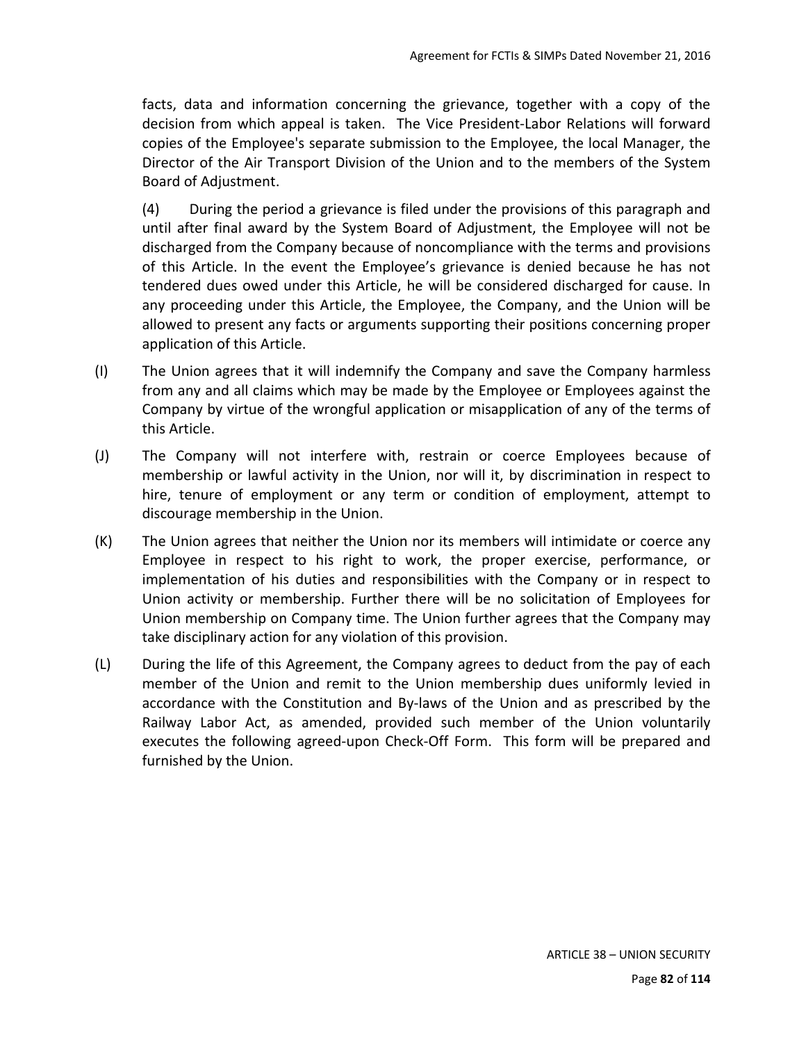facts, data and information concerning the grievance, together with a copy of the decision from which appeal is taken. The Vice President-Labor Relations will forward copies of the Employee's separate submission to the Employee, the local Manager, the Director of the Air Transport Division of the Union and to the members of the System Board of Adjustment.

(4) During the period a grievance is filed under the provisions of this paragraph and until after final award by the System Board of Adjustment, the Employee will not be discharged from the Company because of noncompliance with the terms and provisions of this Article. In the event the Employee's grievance is denied because he has not tendered dues owed under this Article, he will be considered discharged for cause. In any proceeding under this Article, the Employee, the Company, and the Union will be allowed to present any facts or arguments supporting their positions concerning proper application of this Article.

(I) The Union agrees that it will indemnify the Company and save the Company harmless from any and all claims which may be made by the Employee or Employees against the Company by virtue of the wrongful application or misapplication of any of the terms of this Article.

(J) The Company will not interfere with, restrain or coerce Employees because of membership or lawful activity in the Union, nor will it, by discrimination in respect to hire, tenure of employment or any term or condition of employment, attempt to discourage membership in the Union.

(K) The Union agrees that neither the Union nor its members will intimidate or coerce any Employee in respect to his right to work, the proper exercise, performance, or implementation of his duties and responsibilities with the Company or in respect to Union activity or membership. Further there will be no solicitation of Employees for Union membership on Company time. The Union further agrees that the Company may take disciplinary action for any violation of this provision.

(L) During the life of this Agreement, the Company agrees to deduct from the pay of each member of the Union and remit to the Union membership dues uniformly levied in accordance with the Constitution and By-laws of the Union and as prescribed by the Railway Labor Act, as amended, provided such member of the Union voluntarily executes the following agreed-upon Check-Off Form. This form will be prepared and furnished by the Union.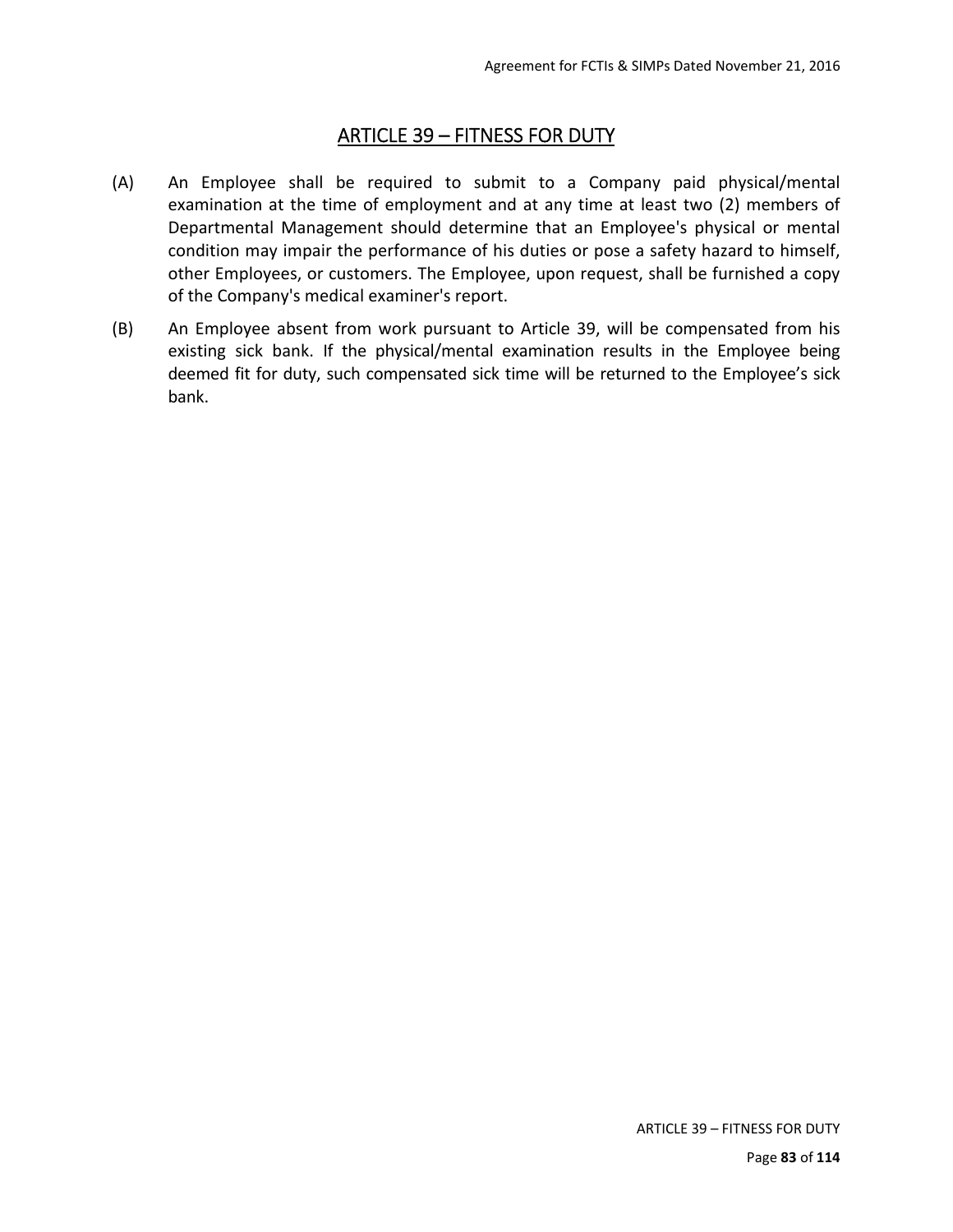# ARTICLE 39 – FITNESS FOR DUTY

(A) An Employee shall be required to submit to a Company paid physical/mental examination at the time of employment and at any time at least two (2) members of Departmental Management should determine that an Employee's physical or mental condition may impair the performance of his duties or pose a safety hazard to himself, other Employees, or customers. The Employee, upon request, shall be furnished a copy of the Company's medical examiner's report.

(B) An Employee absent from work pursuant to Article 39, will be compensated from his existing sick bank. If the physical/mental examination results in the Employee being deemed fit for duty, such compensated sick time will be returned to the Employee's sick bank.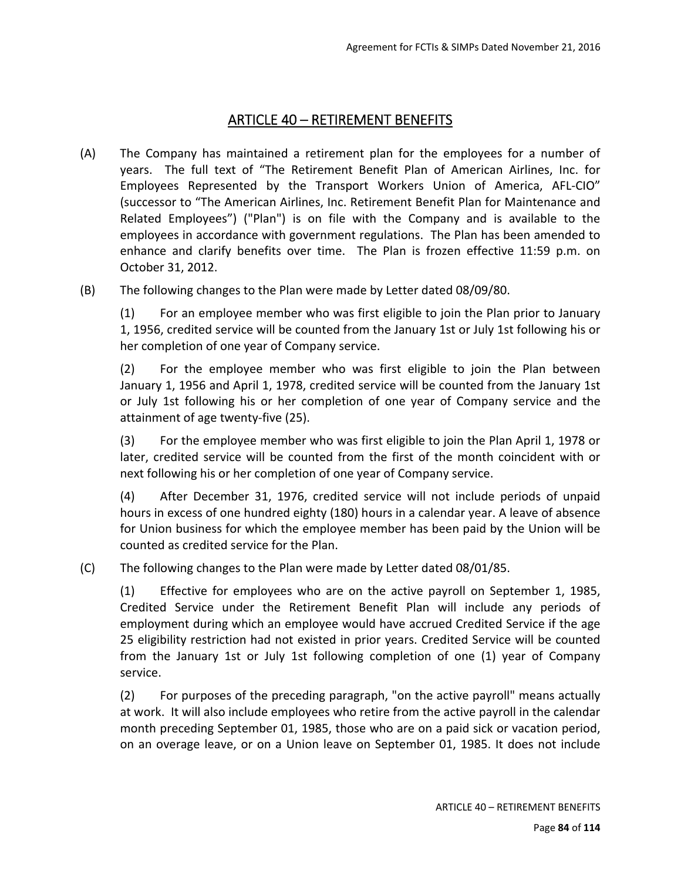# ARTICLE 40 – RETIREMENT BENEFITS

(A) The Company has maintained a retirement plan for the employees for a number of years. The full text of "The Retirement Benefit Plan of American Airlines, Inc. for Employees Represented by the Transport Workers Union of America, AFL-CIO" (successor to "The American Airlines, Inc. Retirement Benefit Plan for Maintenance and Related Employees") ("Plan") is on file with the Company and is available to the employees in accordance with government regulations. The Plan has been amended to enhance and clarify benefits over time. The Plan is frozen effective 11:59 p.m. on October 31, 2012.

(B) The following changes to the Plan were made by Letter dated 08/09/80.

(1) For an employee member who was first eligible to join the Plan prior to January 1, 1956, credited service will be counted from the January 1st or July 1st following his or her completion of one year of Company service.

(2) For the employee member who was first eligible to join the Plan between January 1, 1956 and April 1, 1978, credited service will be counted from the January 1st or July 1st following his or her completion of one year of Company service and the attainment of age twenty-five (25).

(3) For the employee member who was first eligible to join the Plan April 1, 1978 or later, credited service will be counted from the first of the month coincident with or next following his or her completion of one year of Company service.

(4) After December 31, 1976, credited service will not include periods of unpaid hours in excess of one hundred eighty (180) hours in a calendar year. A leave of absence for Union business for which the employee member has been paid by the Union will be counted as credited service for the Plan.

(C) The following changes to the Plan were made by Letter dated 08/01/85.

(1) Effective for employees who are on the active payroll on September 1, 1985, Credited Service under the Retirement Benefit Plan will include any periods of employment during which an employee would have accrued Credited Service if the age 25 eligibility restriction had not existed in prior years. Credited Service will be counted from the January 1st or July 1st following completion of one (1) year of Company service.

(2) For purposes of the preceding paragraph, "on the active payroll" means actually at work. It will also include employees who retire from the active payroll in the calendar month preceding September 01, 1985, those who are on a paid sick or vacation period, on an overage leave, or on a Union leave on September 01, 1985. It does not include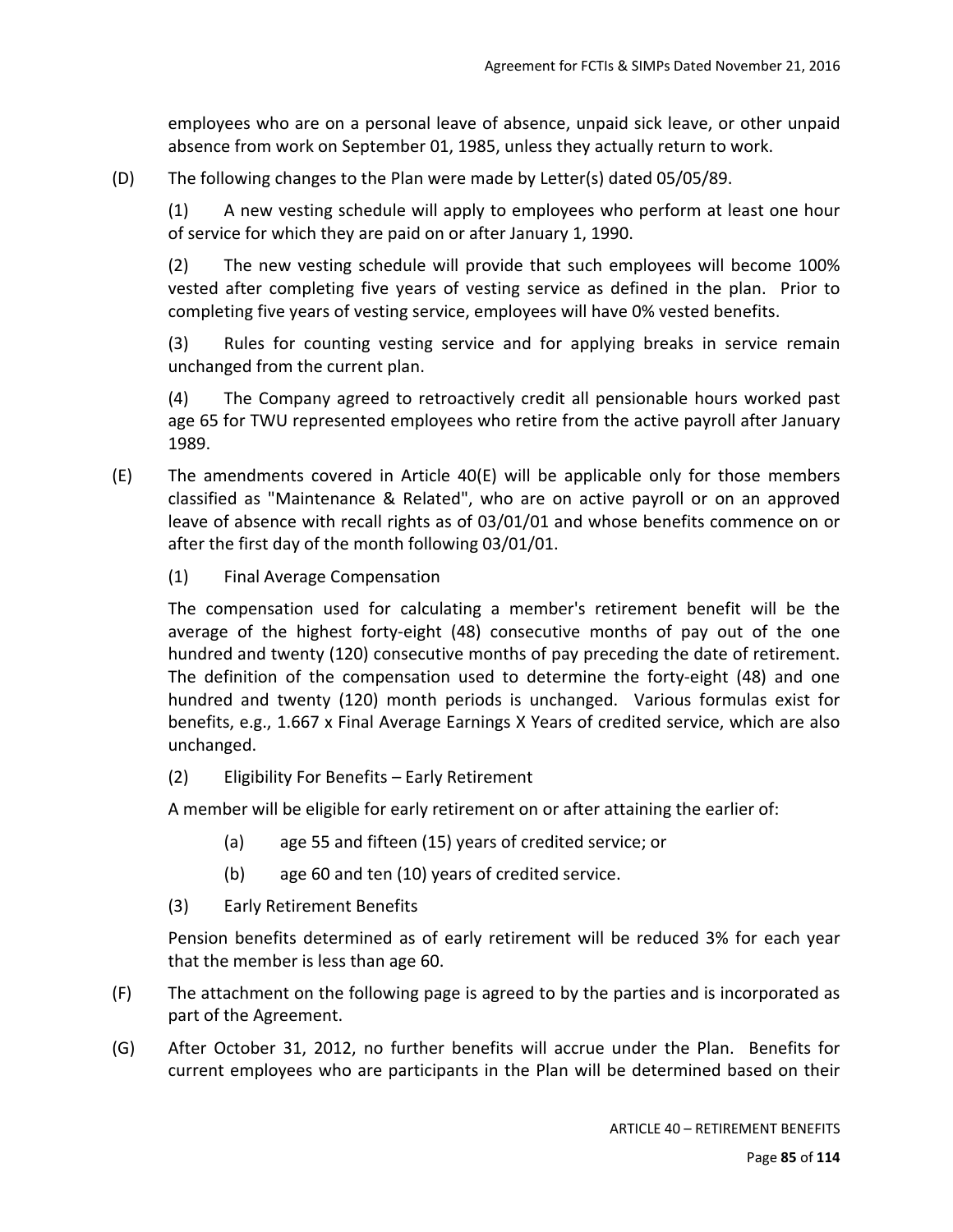employees who are on a personal leave of absence, unpaid sick leave, or other unpaid absence from work on September 01, 1985, unless they actually return to work.

(D) The following changes to the Plan were made by Letter(s) dated 05/05/89.

(1) A new vesting schedule will apply to employees who perform at least one hour of service for which they are paid on or after January 1, 1990.

(2) The new vesting schedule will provide that such employees will become 100% vested after completing five years of vesting service as defined in the plan. Prior to completing five years of vesting service, employees will have 0% vested benefits.

(3) Rules for counting vesting service and for applying breaks in service remain unchanged from the current plan.

(4) The Company agreed to retroactively credit all pensionable hours worked past age 65 for TWU represented employees who retire from the active payroll after January 1989.

(E) The amendments covered in Article 40(E) will be applicable only for those members classified as "Maintenance & Related", who are on active payroll or on an approved leave of absence with recall rights as of 03/01/01 and whose benefits commence on or after the first day of the month following 03/01/01.

(1) Final Average Compensation

The compensation used for calculating a member's retirement benefit will be the average of the highest forty-eight (48) consecutive months of pay out of the one hundred and twenty (120) consecutive months of pay preceding the date of retirement. The definition of the compensation used to determine the forty-eight (48) and one hundred and twenty (120) month periods is unchanged. Various formulas exist for benefits, e.g., 1.667 x Final Average Earnings X Years of credited service, which are also unchanged.

(2) Eligibility For Benefits – Early Retirement

A member will be eligible for early retirement on or after attaining the earlier of:

(a) age 55 and fifteen (15) years of credited service; or

(b) age 60 and ten (10) years of credited service.

(3) Early Retirement Benefits

Pension benefits determined as of early retirement will be reduced 3% for each year that the member is less than age 60.

(F) The attachment on the following page is agreed to by the parties and is incorporated as part of the Agreement.

(G) After October 31, 2012, no further benefits will accrue under the Plan. Benefits for current employees who are participants in the Plan will be determined based on their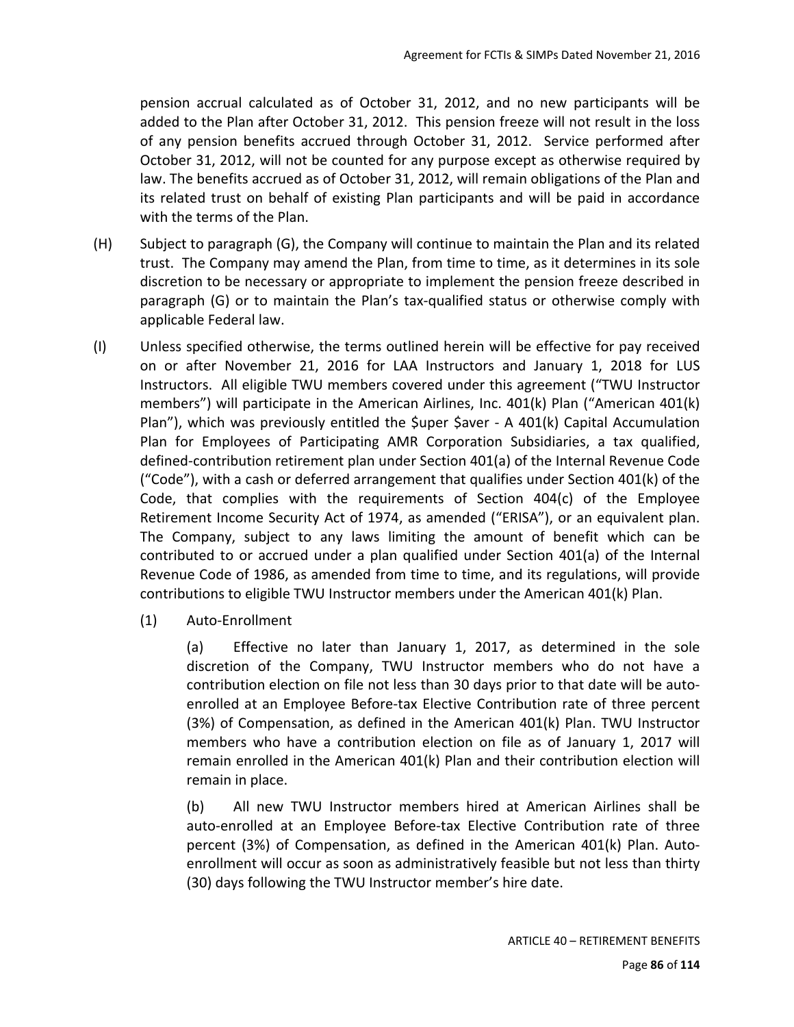pension accrual calculated as of October 31, 2012, and no new participants will be added to the Plan after October 31, 2012. This pension freeze will not result in the loss of any pension benefits accrued through October 31, 2012. Service performed after October 31, 2012, will not be counted for any purpose except as otherwise required by law. The benefits accrued as of October 31, 2012, will remain obligations of the Plan and its related trust on behalf of existing Plan participants and will be paid in accordance with the terms of the Plan.

(H) Subject to paragraph (G), the Company will continue to maintain the Plan and its related trust. The Company may amend the Plan, from time to time, as it determines in its sole discretion to be necessary or appropriate to implement the pension freeze described in paragraph (G) or to maintain the Plan's tax-qualified status or otherwise comply with applicable Federal law.

(I) Unless specified otherwise, the terms outlined herein will be effective for pay received on or after November 21, 2016 for LAA Instructors and January 1, 2018 for LUS Instructors. All eligible TWU members covered under this agreement ("TWU Instructor members") will participate in the American Airlines, Inc. 401(k) Plan ("American 401(k) Plan"), which was previously entitled the $uper $aver - A 401(k) Capital Accumulation Plan for Employees of Participating AMR Corporation Subsidiaries, a tax qualified, defined-contribution retirement plan under Section 401(a) of the Internal Revenue Code ("Code"), with a cash or deferred arrangement that qualifies under Section 401(k) of the Code, that complies with the requirements of Section 404(c) of the Employee Retirement Income Security Act of 1974, as amended ("ERISA"), or an equivalent plan. The Company, subject to any laws limiting the amount of benefit which can be contributed to or accrued under a plan qualified under Section 401(a) of the Internal Revenue Code of 1986, as amended from time to time, and its regulations, will provide contributions to eligible TWU Instructor members under the American 401(k) Plan.

(1) Auto-Enrollment

(a) Effective no later than January 1, 2017, as determined in the sole discretion of the Company, TWU Instructor members who do not have a contribution election on file not less than 30 days prior to that date will be auto-enrolled at an Employee Before-tax Elective Contribution rate of three percent (3%) of Compensation, as defined in the American 401(k) Plan. TWU Instructor members who have a contribution election on file as of January 1, 2017 will remain enrolled in the American 401(k) Plan and their contribution election will remain in place.

(b) All new TWU Instructor members hired at American Airlines shall be auto-enrolled at an Employee Before-tax Elective Contribution rate of three percent (3%) of Compensation, as defined in the American 401(k) Plan. Auto-enrollment will occur as soon as administratively feasible but not less than thirty (30) days following the TWU Instructor member's hire date.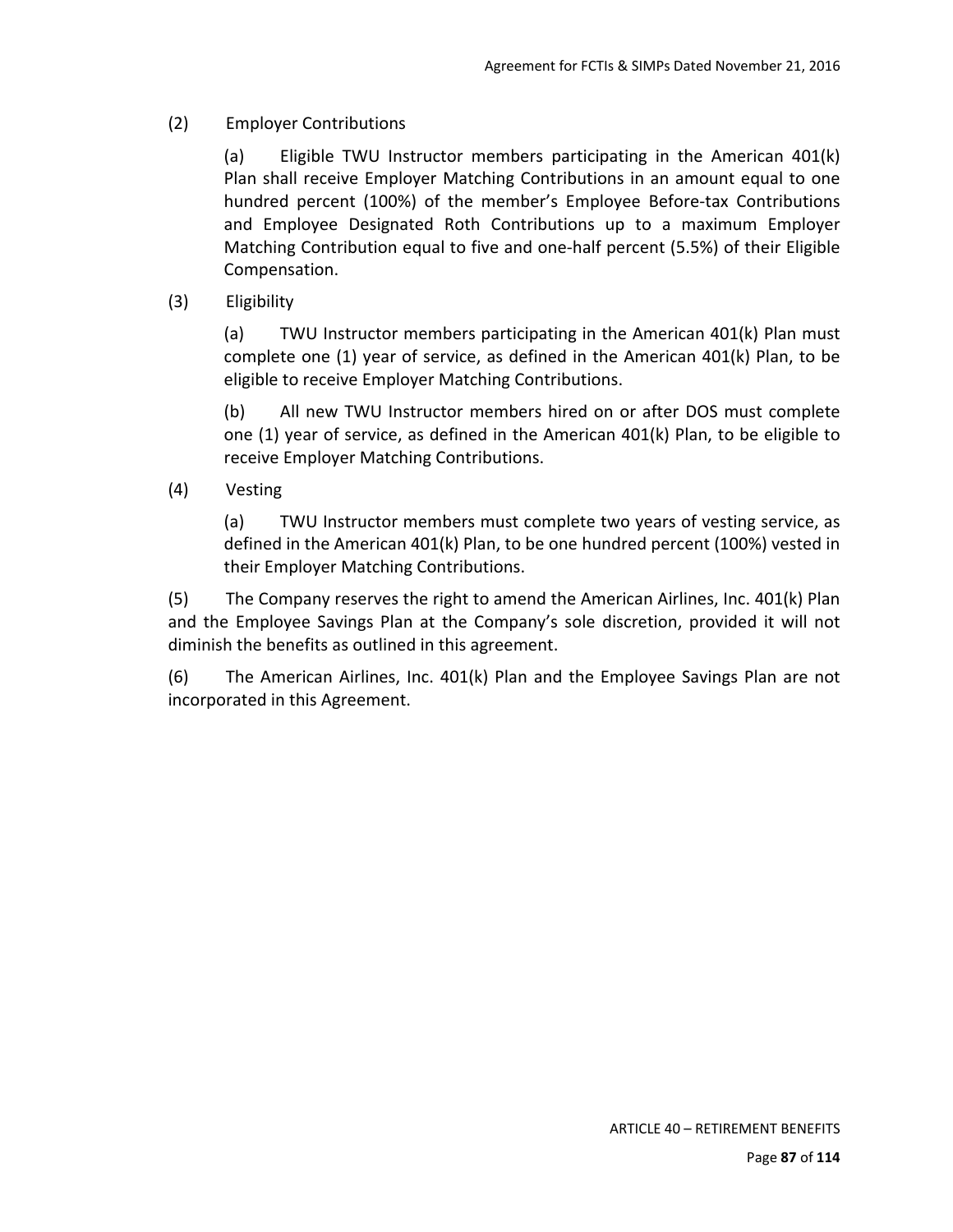(2) Employer Contributions

(a) Eligible TWU Instructor members participating in the American 401(k) Plan shall receive Employer Matching Contributions in an amount equal to one hundred percent (100%) of the member's Employee Before-tax Contributions and Employee Designated Roth Contributions up to a maximum Employer Matching Contribution equal to five and one-half percent (5.5%) of their Eligible Compensation.

(3) Eligibility

(a) TWU Instructor members participating in the American 401(k) Plan must complete one (1) year of service, as defined in the American 401(k) Plan, to be eligible to receive Employer Matching Contributions.

(b) All new TWU Instructor members hired on or after DOS must complete one (1) year of service, as defined in the American 401(k) Plan, to be eligible to receive Employer Matching Contributions.

(4) Vesting

(a) TWU Instructor members must complete two years of vesting service, as defined in the American 401(k) Plan, to be one hundred percent (100%) vested in their Employer Matching Contributions.

(5) The Company reserves the right to amend the American Airlines, Inc. 401(k) Plan and the Employee Savings Plan at the Company's sole discretion, provided it will not diminish the benefits as outlined in this agreement.

(6) The American Airlines, Inc. 401(k) Plan and the Employee Savings Plan are not incorporated in this Agreement.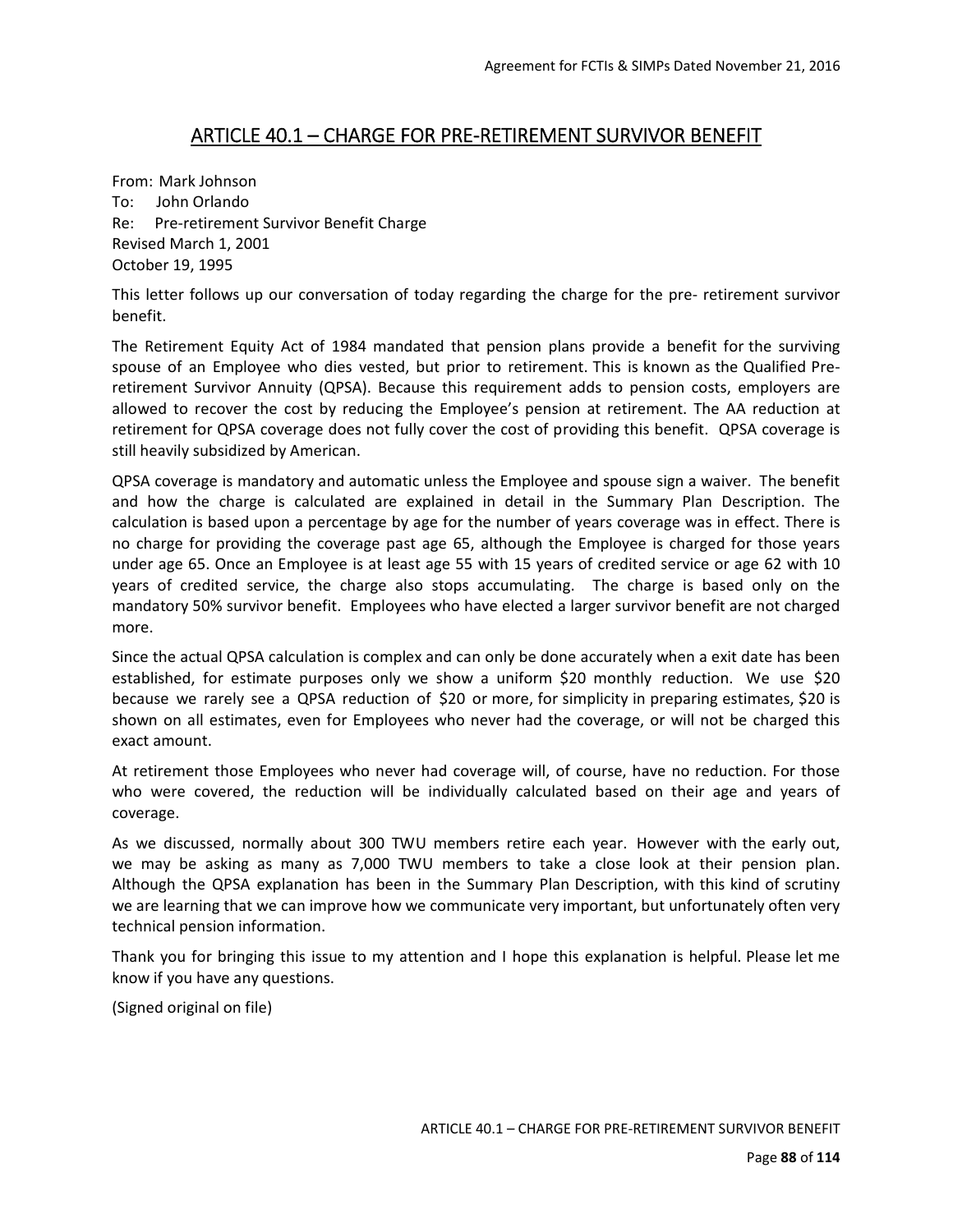## ARTICLE 40.1 – CHARGE FOR PRE-RETIREMENT SURVIVOR BENEFIT

From: Mark Johnson
To: John Orlando
Re: Pre-retirement Survivor Benefit Charge
Revised March 1, 2001
October 19, 1995

This letter follows up our conversation of today regarding the charge for the pre- retirement survivor benefit.

The Retirement Equity Act of 1984 mandated that pension plans provide a benefit for the surviving spouse of an Employee who dies vested, but prior to retirement. This is known as the Qualified Pre-retirement Survivor Annuity (QPSA). Because this requirement adds to pension costs, employers are allowed to recover the cost by reducing the Employee's pension at retirement. The AA reduction at retirement for QPSA coverage does not fully cover the cost of providing this benefit. QPSA coverage is still heavily subsidized by American.

QPSA coverage is mandatory and automatic unless the Employee and spouse sign a waiver. The benefit and how the charge is calculated are explained in detail in the Summary Plan Description. The calculation is based upon a percentage by age for the number of years coverage was in effect. There is no charge for providing the coverage past age 65, although the Employee is charged for those years under age 65. Once an Employee is at least age 55 with 15 years of credited service or age 62 with 10 years of credited service, the charge also stops accumulating. The charge is based only on the mandatory 50% survivor benefit. Employees who have elected a larger survivor benefit are not charged more.

Since the actual QPSA calculation is complex and can only be done accurately when a exit date has been established, for estimate purposes only we show a uniform $20 monthly reduction. We use $20 because we rarely see a QPSA reduction of $20 or more, for simplicity in preparing estimates, $20 is shown on all estimates, even for Employees who never had the coverage, or will not be charged this exact amount.

At retirement those Employees who never had coverage will, of course, have no reduction. For those who were covered, the reduction will be individually calculated based on their age and years of coverage.

As we discussed, normally about 300 TWU members retire each year. However with the early out, we may be asking as many as 7,000 TWU members to take a close look at their pension plan. Although the QPSA explanation has been in the Summary Plan Description, with this kind of scrutiny we are learning that we can improve how we communicate very important, but unfortunately often very technical pension information.

Thank you for bringing this issue to my attention and I hope this explanation is helpful. Please let me know if you have any questions.

(Signed original on file)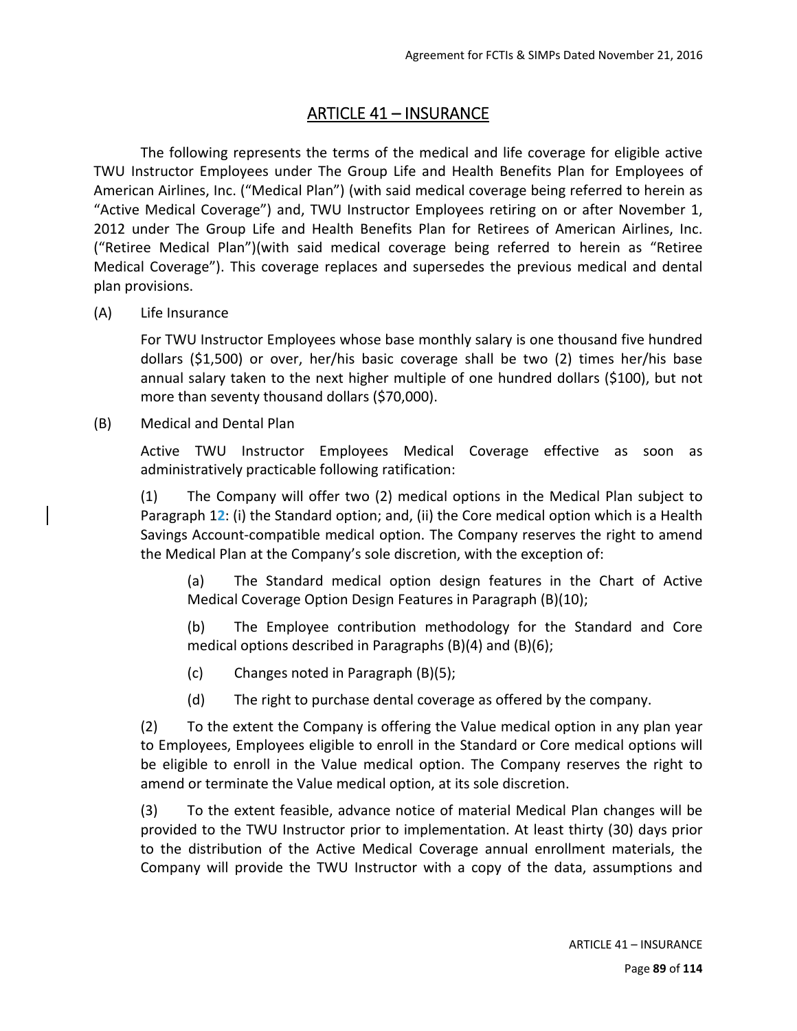# ARTICLE 41 – INSURANCE

The following represents the terms of the medical and life coverage for eligible active TWU Instructor Employees under The Group Life and Health Benefits Plan for Employees of American Airlines, Inc. ("Medical Plan") (with said medical coverage being referred to herein as "Active Medical Coverage") and, TWU Instructor Employees retiring on or after November 1, 2012 under The Group Life and Health Benefits Plan for Retirees of American Airlines, Inc. ("Retiree Medical Plan")(with said medical coverage being referred to herein as "Retiree Medical Coverage"). This coverage replaces and supersedes the previous medical and dental plan provisions.

(A) Life Insurance

For TWU Instructor Employees whose base monthly salary is one thousand five hundred dollars ($1,500) or over, her/his basic coverage shall be two (2) times her/his base annual salary taken to the next higher multiple of one hundred dollars ($100), but not more than seventy thousand dollars ($70,000).

(B) Medical and Dental Plan

Active TWU Instructor Employees Medical Coverage effective as soon as administratively practicable following ratification:

(1) The Company will offer two (2) medical options in the Medical Plan subject to Paragraph 12: (i) the Standard option; and, (ii) the Core medical option which is a Health Savings Account-compatible medical option. The Company reserves the right to amend the Medical Plan at the Company's sole discretion, with the exception of:

(a) The Standard medical option design features in the Chart of Active Medical Coverage Option Design Features in Paragraph (B)(10);

(b) The Employee contribution methodology for the Standard and Core medical options described in Paragraphs (B)(4) and (B)(6);

(c) Changes noted in Paragraph (B)(5);

(d) The right to purchase dental coverage as offered by the company.

(2) To the extent the Company is offering the Value medical option in any plan year to Employees, Employees eligible to enroll in the Standard or Core medical options will be eligible to enroll in the Value medical option. The Company reserves the right to amend or terminate the Value medical option, at its sole discretion.

(3) To the extent feasible, advance notice of material Medical Plan changes will be provided to the TWU Instructor prior to implementation. At least thirty (30) days prior to the distribution of the Active Medical Coverage annual enrollment materials, the Company will provide the TWU Instructor with a copy of the data, assumptions and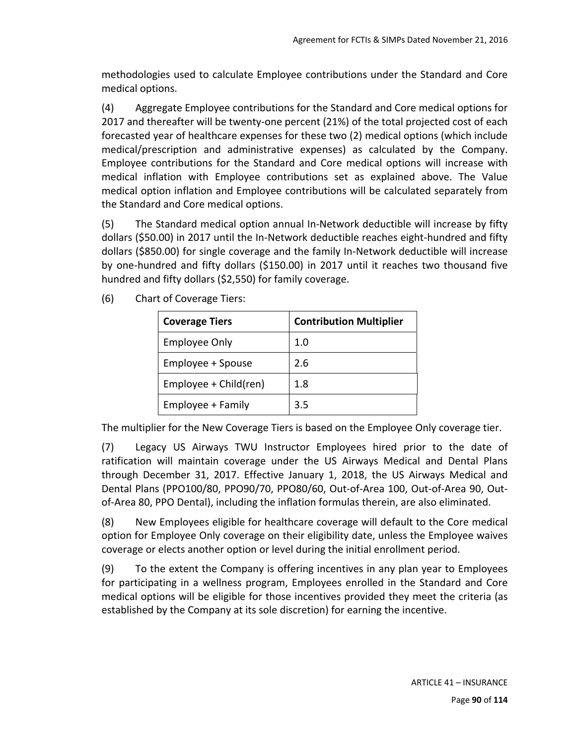methodologies used to calculate Employee contributions under the Standard and Core medical options.

(4) Aggregate Employee contributions for the Standard and Core medical options for 2017 and thereafter will be twenty-one percent (21%) of the total projected cost of each forecasted year of healthcare expenses for these two (2) medical options (which include medical/prescription and administrative expenses) as calculated by the Company. Employee contributions for the Standard and Core medical options will increase with medical inflation with Employee contributions set as explained above. The Value medical option inflation and Employee contributions will be calculated separately from the Standard and Core medical options.

(5) The Standard medical option annual In-Network deductible will increase by fifty dollars ($50.00) in 2017 until the In-Network deductible reaches eight-hundred and fifty dollars ($850.00) for single coverage and the family In-Network deductible will increase by one-hundred and fifty dollars ($150.00) in 2017 until it reaches two thousand five hundred and fifty dollars ($2,550) for family coverage.

(6) Chart of Coverage Tiers:

| Coverage Tiers | Contribution Multiplier |
|---|---|
| Employee Only | 1.0 |
| Employee + Spouse | 2.6 |
| Employee + Child(ren) | 1.8 |
| Employee + Family | 3.5 |

The multiplier for the New Coverage Tiers is based on the Employee Only coverage tier.

(7) Legacy US Airways TWU Instructor Employees hired prior to the date of ratification will maintain coverage under the US Airways Medical and Dental Plans through December 31, 2017. Effective January 1, 2018, the US Airways Medical and Dental Plans (PPO100/80, PPO90/70, PPO80/60, Out-of-Area 100, Out-of-Area 90, Out-of-Area 80, PPO Dental), including the inflation formulas therein, are also eliminated.

(8) New Employees eligible for healthcare coverage will default to the Core medical option for Employee Only coverage on their eligibility date, unless the Employee waives coverage or elects another option or level during the initial enrollment period.

(9) To the extent the Company is offering incentives in any plan year to Employees for participating in a wellness program, Employees enrolled in the Standard and Core medical options will be eligible for those incentives provided they meet the criteria (as established by the Company at its sole discretion) for earning the incentive.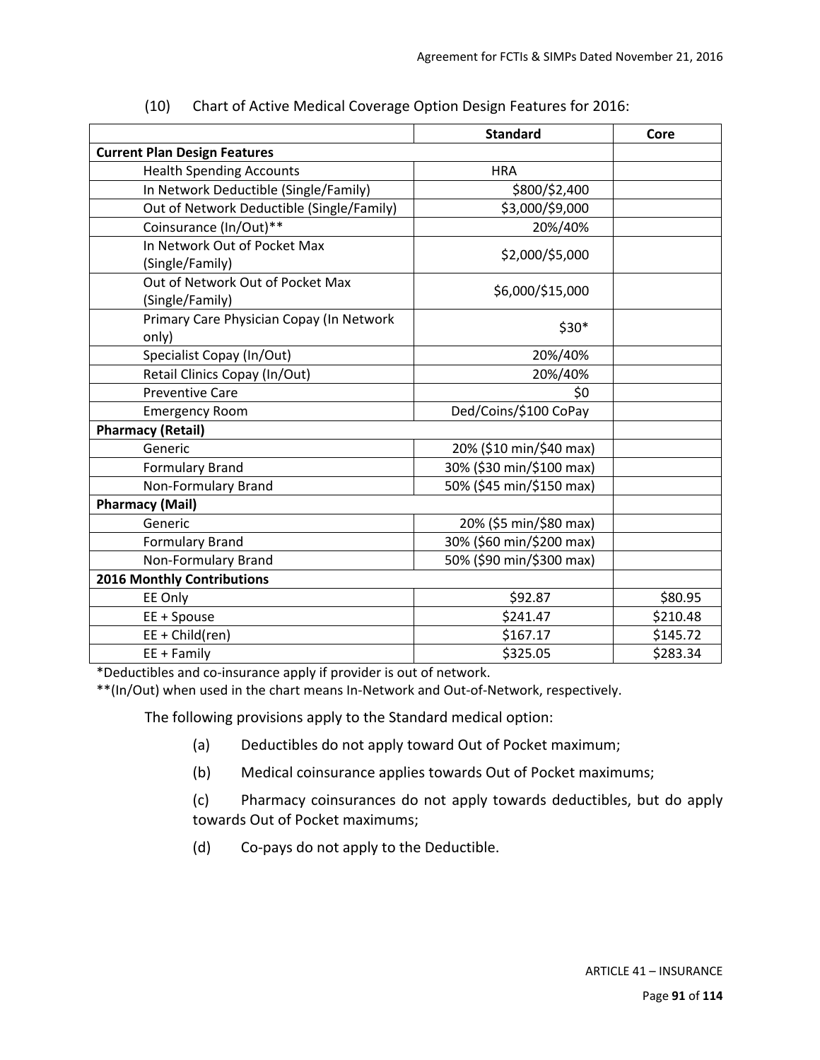(10) Chart of Active Medical Coverage Option Design Features for 2016:

| | Standard | Core |
|---|---|---|
| **Current Plan Design Features** | | |
| Health Spending Accounts | HRA | |
| In Network Deductible (Single/Family) | $800/$2,400 | |
| Out of Network Deductible (Single/Family) | $3,000/$9,000 | |
| Coinsurance (In/Out)** | 20%/40% | |
| In Network Out of Pocket Max (Single/Family) | $2,000/$5,000 | |
| Out of Network Out of Pocket Max (Single/Family) | $6,000/$15,000 | |
| Primary Care Physician Copay (In Network only) | $30* | |
| Specialist Copay (In/Out) | 20%/40% | |
| Retail Clinics Copay (In/Out) | 20%/40% | |
| Preventive Care | $0 | |
| Emergency Room | Ded/Coins/$100 CoPay | |
| **Pharmacy (Retail)** | | |
| Generic | 20% ($10 min/$40 max) | |
| Formulary Brand | 30% ($30 min/$100 max) | |
| Non-Formulary Brand | 50% ($45 min/$150 max) | |
| **Pharmacy (Mail)** | | |
| Generic | 20% ($5 min/$80 max) | |
| Formulary Brand | 30% ($60 min/$200 max) | |
| Non-Formulary Brand | 50% ($90 min/$300 max) | |
| **2016 Monthly Contributions** | | |
| EE Only | $92.87 | $80.95 |
| EE + Spouse | $241.47 | $210.48 |
| EE + Child(ren) | $167.17 | $145.72 |
| EE + Family | $325.05 | $283.34 |

*Deductibles and co-insurance apply if provider is out of network.

**(In/Out) when used in the chart means In-Network and Out-of-Network, respectively.

The following provisions apply to the Standard medical option:

(a) Deductibles do not apply toward Out of Pocket maximum;

(b) Medical coinsurance applies towards Out of Pocket maximums;

(c) Pharmacy coinsurances do not apply towards deductibles, but do apply towards Out of Pocket maximums;

(d) Co-pays do not apply to the Deductible.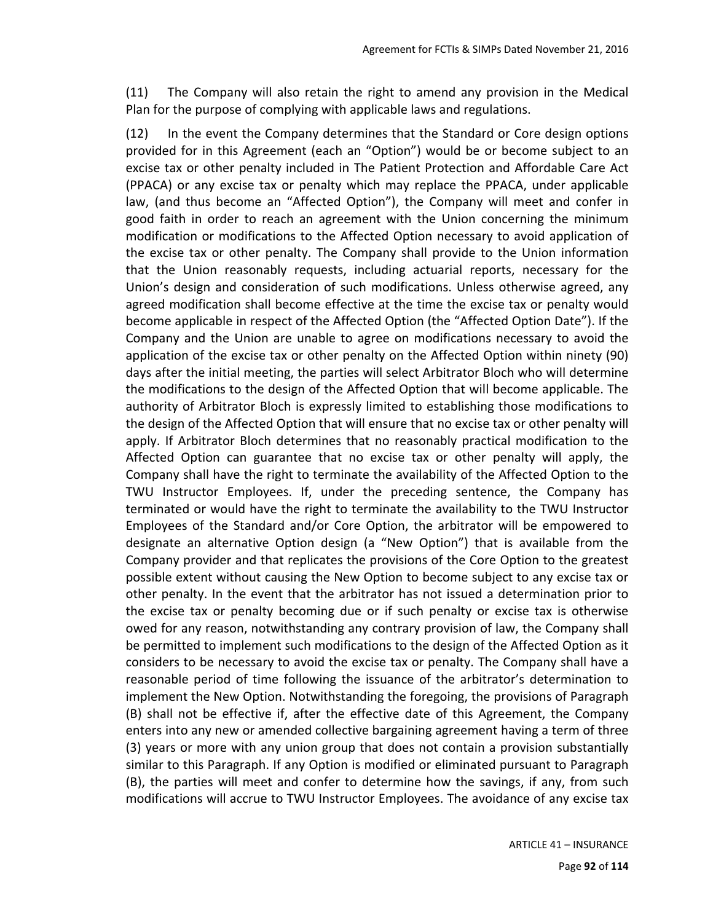(11) The Company will also retain the right to amend any provision in the Medical Plan for the purpose of complying with applicable laws and regulations.

(12) In the event the Company determines that the Standard or Core design options provided for in this Agreement (each an "Option") would be or become subject to an excise tax or other penalty included in The Patient Protection and Affordable Care Act (PPACA) or any excise tax or penalty which may replace the PPACA, under applicable law, (and thus become an "Affected Option"), the Company will meet and confer in good faith in order to reach an agreement with the Union concerning the minimum modification or modifications to the Affected Option necessary to avoid application of the excise tax or other penalty. The Company shall provide to the Union information that the Union reasonably requests, including actuarial reports, necessary for the Union's design and consideration of such modifications. Unless otherwise agreed, any agreed modification shall become effective at the time the excise tax or penalty would become applicable in respect of the Affected Option (the "Affected Option Date"). If the Company and the Union are unable to agree on modifications necessary to avoid the application of the excise tax or other penalty on the Affected Option within ninety (90) days after the initial meeting, the parties will select Arbitrator Bloch who will determine the modifications to the design of the Affected Option that will become applicable. The authority of Arbitrator Bloch is expressly limited to establishing those modifications to the design of the Affected Option that will ensure that no excise tax or other penalty will apply. If Arbitrator Bloch determines that no reasonably practical modification to the Affected Option can guarantee that no excise tax or other penalty will apply, the Company shall have the right to terminate the availability of the Affected Option to the TWU Instructor Employees. If, under the preceding sentence, the Company has terminated or would have the right to terminate the availability to the TWU Instructor Employees of the Standard and/or Core Option, the arbitrator will be empowered to designate an alternative Option design (a "New Option") that is available from the Company provider and that replicates the provisions of the Core Option to the greatest possible extent without causing the New Option to become subject to any excise tax or other penalty. In the event that the arbitrator has not issued a determination prior to the excise tax or penalty becoming due or if such penalty or excise tax is otherwise owed for any reason, notwithstanding any contrary provision of law, the Company shall be permitted to implement such modifications to the design of the Affected Option as it considers to be necessary to avoid the excise tax or penalty. The Company shall have a reasonable period of time following the issuance of the arbitrator's determination to implement the New Option. Notwithstanding the foregoing, the provisions of Paragraph (B) shall not be effective if, after the effective date of this Agreement, the Company enters into any new or amended collective bargaining agreement having a term of three (3) years or more with any union group that does not contain a provision substantially similar to this Paragraph. If any Option is modified or eliminated pursuant to Paragraph (B), the parties will meet and confer to determine how the savings, if any, from such modifications will accrue to TWU Instructor Employees. The avoidance of any excise tax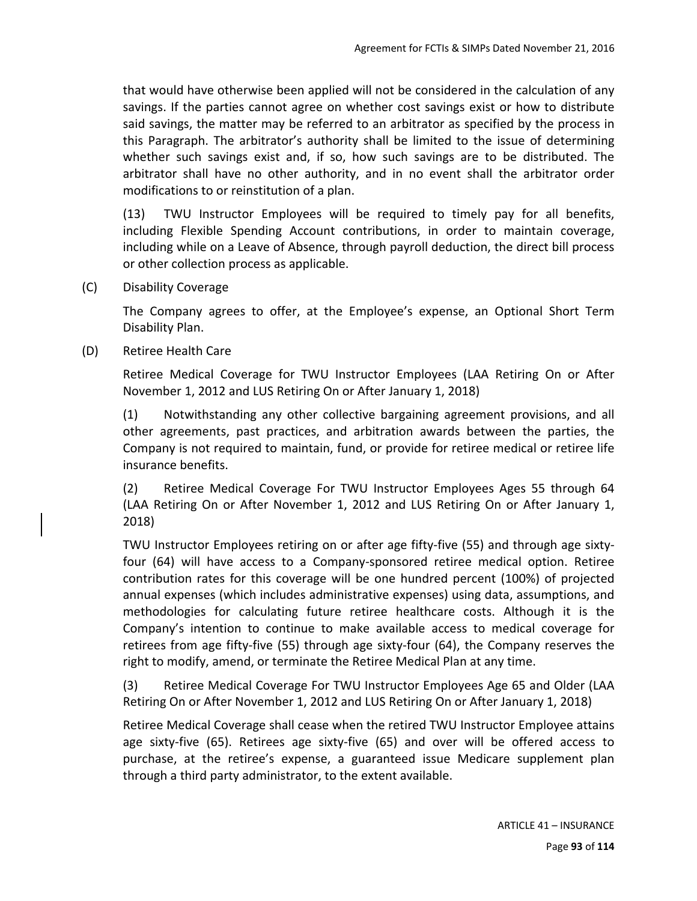that would have otherwise been applied will not be considered in the calculation of any savings. If the parties cannot agree on whether cost savings exist or how to distribute said savings, the matter may be referred to an arbitrator as specified by the process in this Paragraph. The arbitrator's authority shall be limited to the issue of determining whether such savings exist and, if so, how such savings are to be distributed. The arbitrator shall have no other authority, and in no event shall the arbitrator order modifications to or reinstitution of a plan.

(13) TWU Instructor Employees will be required to timely pay for all benefits, including Flexible Spending Account contributions, in order to maintain coverage, including while on a Leave of Absence, through payroll deduction, the direct bill process or other collection process as applicable.

(C) Disability Coverage

The Company agrees to offer, at the Employee's expense, an Optional Short Term Disability Plan.

(D) Retiree Health Care

Retiree Medical Coverage for TWU Instructor Employees (LAA Retiring On or After November 1, 2012 and LUS Retiring On or After January 1, 2018)

(1) Notwithstanding any other collective bargaining agreement provisions, and all other agreements, past practices, and arbitration awards between the parties, the Company is not required to maintain, fund, or provide for retiree medical or retiree life insurance benefits.

(2) Retiree Medical Coverage For TWU Instructor Employees Ages 55 through 64 (LAA Retiring On or After November 1, 2012 and LUS Retiring On or After January 1, 2018)

TWU Instructor Employees retiring on or after age fifty-five (55) and through age sixty-four (64) will have access to a Company-sponsored retiree medical option. Retiree contribution rates for this coverage will be one hundred percent (100%) of projected annual expenses (which includes administrative expenses) using data, assumptions, and methodologies for calculating future retiree healthcare costs. Although it is the Company's intention to continue to make available access to medical coverage for retirees from age fifty-five (55) through age sixty-four (64), the Company reserves the right to modify, amend, or terminate the Retiree Medical Plan at any time.

(3) Retiree Medical Coverage For TWU Instructor Employees Age 65 and Older (LAA Retiring On or After November 1, 2012 and LUS Retiring On or After January 1, 2018)

Retiree Medical Coverage shall cease when the retired TWU Instructor Employee attains age sixty-five (65). Retirees age sixty-five (65) and over will be offered access to purchase, at the retiree's expense, a guaranteed issue Medicare supplement plan through a third party administrator, to the extent available.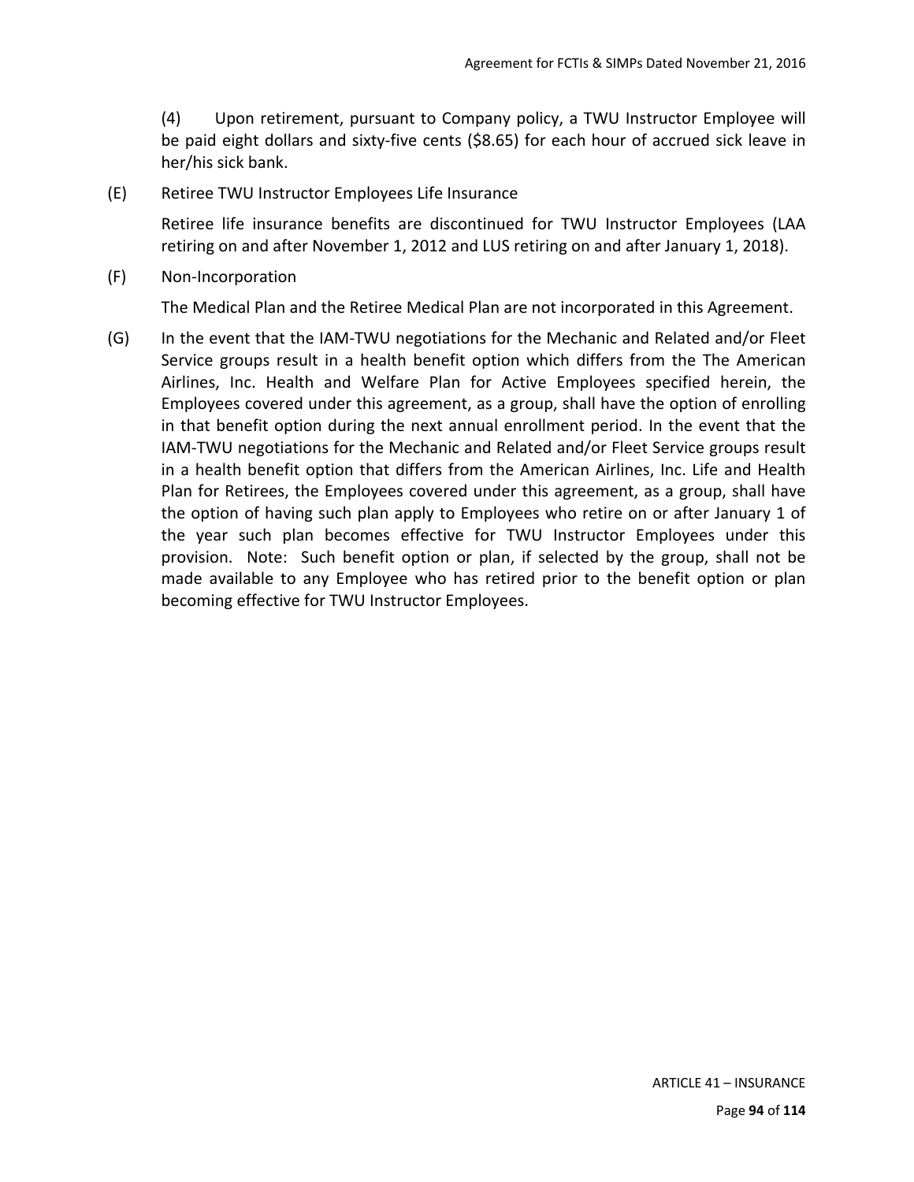(4) Upon retirement, pursuant to Company policy, a TWU Instructor Employee will be paid eight dollars and sixty-five cents ($8.65) for each hour of accrued sick leave in her/his sick bank.

(E) Retiree TWU Instructor Employees Life Insurance

Retiree life insurance benefits are discontinued for TWU Instructor Employees (LAA retiring on and after November 1, 2012 and LUS retiring on and after January 1, 2018).

(F) Non-Incorporation

The Medical Plan and the Retiree Medical Plan are not incorporated in this Agreement.

(G) In the event that the IAM-TWU negotiations for the Mechanic and Related and/or Fleet Service groups result in a health benefit option which differs from the The American Airlines, Inc. Health and Welfare Plan for Active Employees specified herein, the Employees covered under this agreement, as a group, shall have the option of enrolling in that benefit option during the next annual enrollment period. In the event that the IAM-TWU negotiations for the Mechanic and Related and/or Fleet Service groups result in a health benefit option that differs from the American Airlines, Inc. Life and Health Plan for Retirees, the Employees covered under this agreement, as a group, shall have the option of having such plan apply to Employees who retire on or after January 1 of the year such plan becomes effective for TWU Instructor Employees under this provision. Note: Such benefit option or plan, if selected by the group, shall not be made available to any Employee who has retired prior to the benefit option or plan becoming effective for TWU Instructor Employees.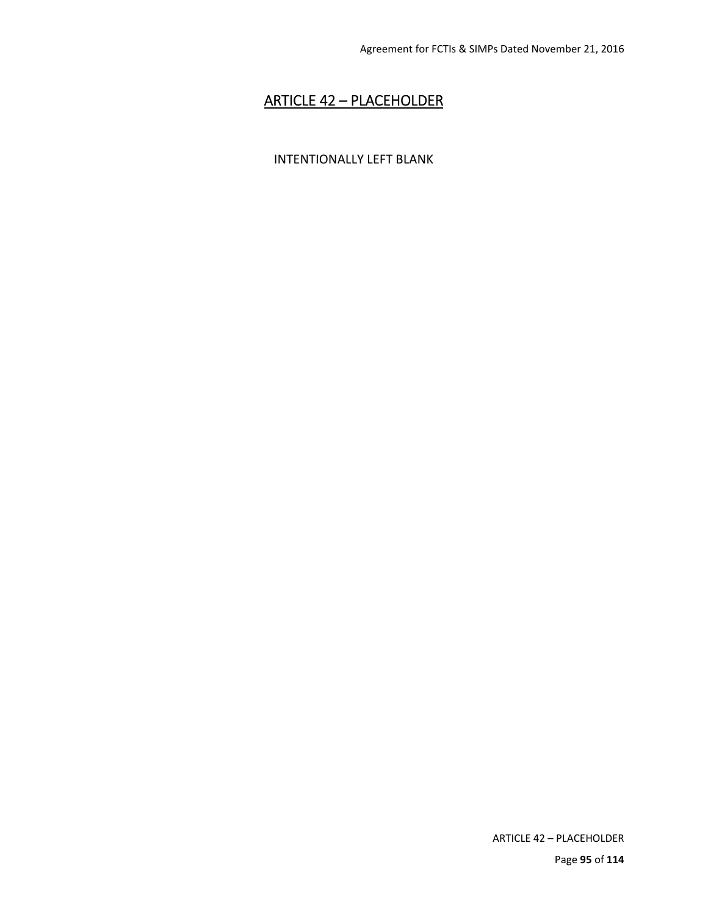## ARTICLE 42 – PLACEHOLDER

INTENTIONALLY LEFT BLANK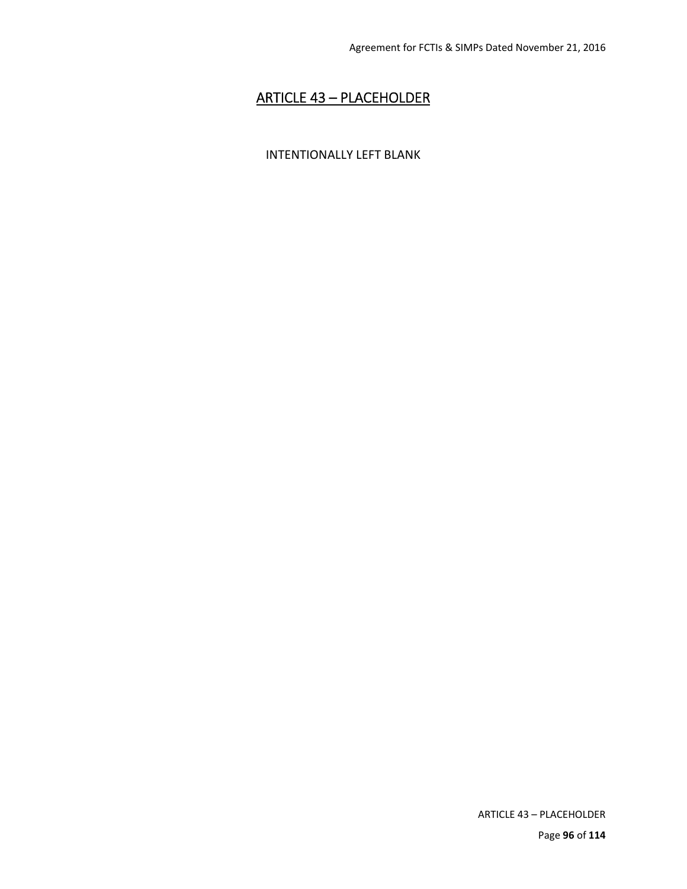# ARTICLE 43 – PLACEHOLDER

INTENTIONALLY LEFT BLANK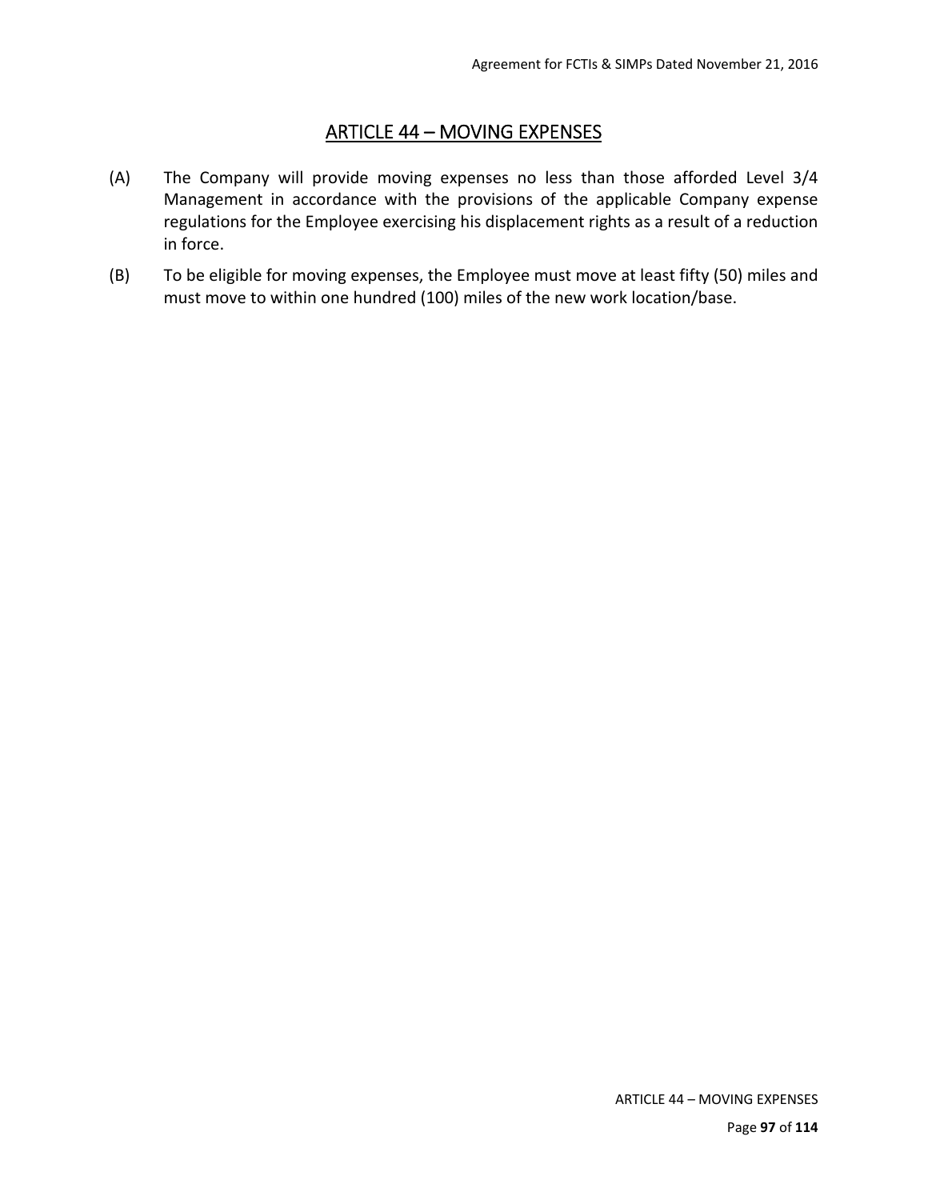# ARTICLE 44 – MOVING EXPENSES

(A) The Company will provide moving expenses no less than those afforded Level 3/4 Management in accordance with the provisions of the applicable Company expense regulations for the Employee exercising his displacement rights as a result of a reduction in force.

(B) To be eligible for moving expenses, the Employee must move at least fifty (50) miles and must move to within one hundred (100) miles of the new work location/base.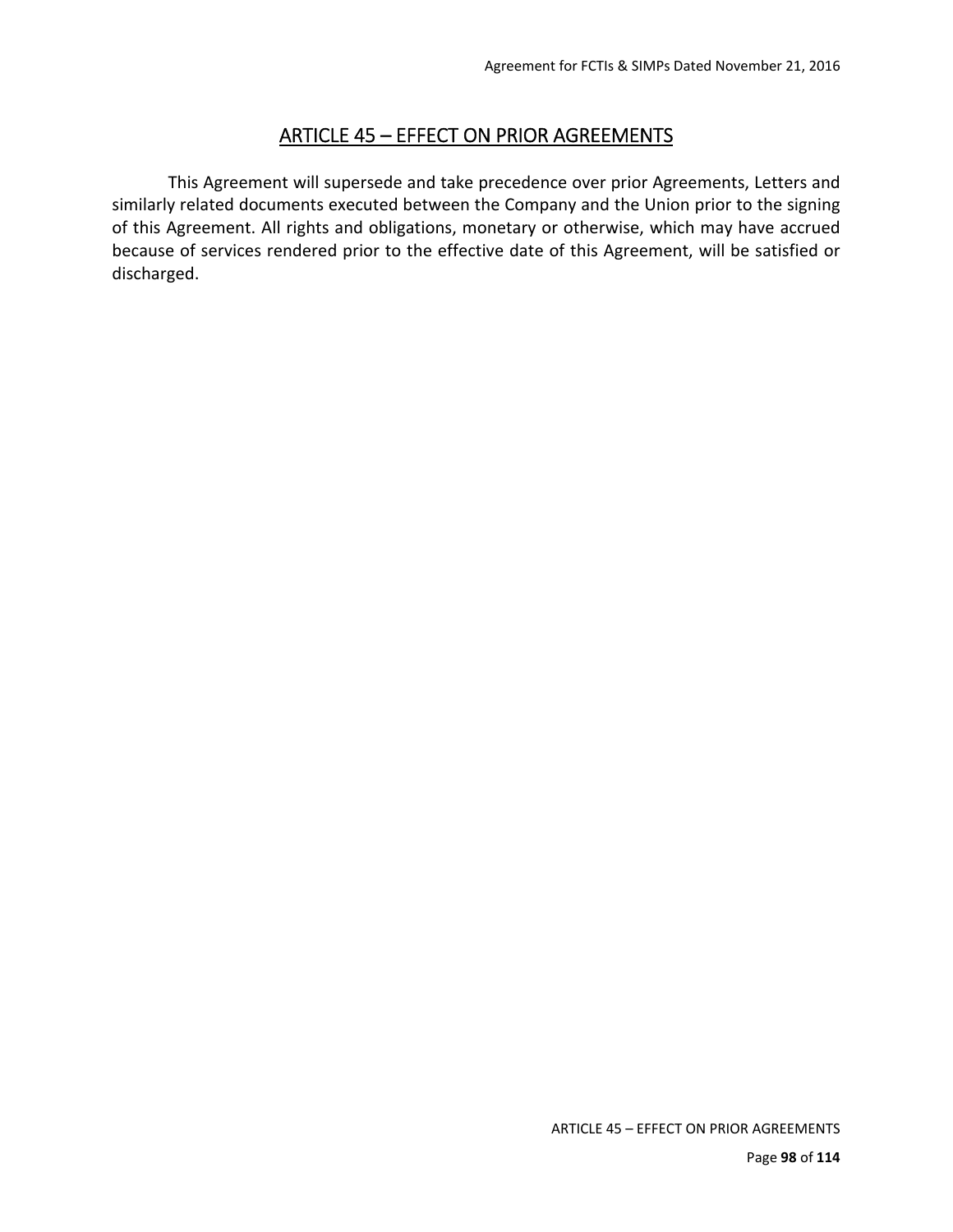## ARTICLE 45 – EFFECT ON PRIOR AGREEMENTS

This Agreement will supersede and take precedence over prior Agreements, Letters and similarly related documents executed between the Company and the Union prior to the signing of this Agreement. All rights and obligations, monetary or otherwise, which may have accrued because of services rendered prior to the effective date of this Agreement, will be satisfied or discharged.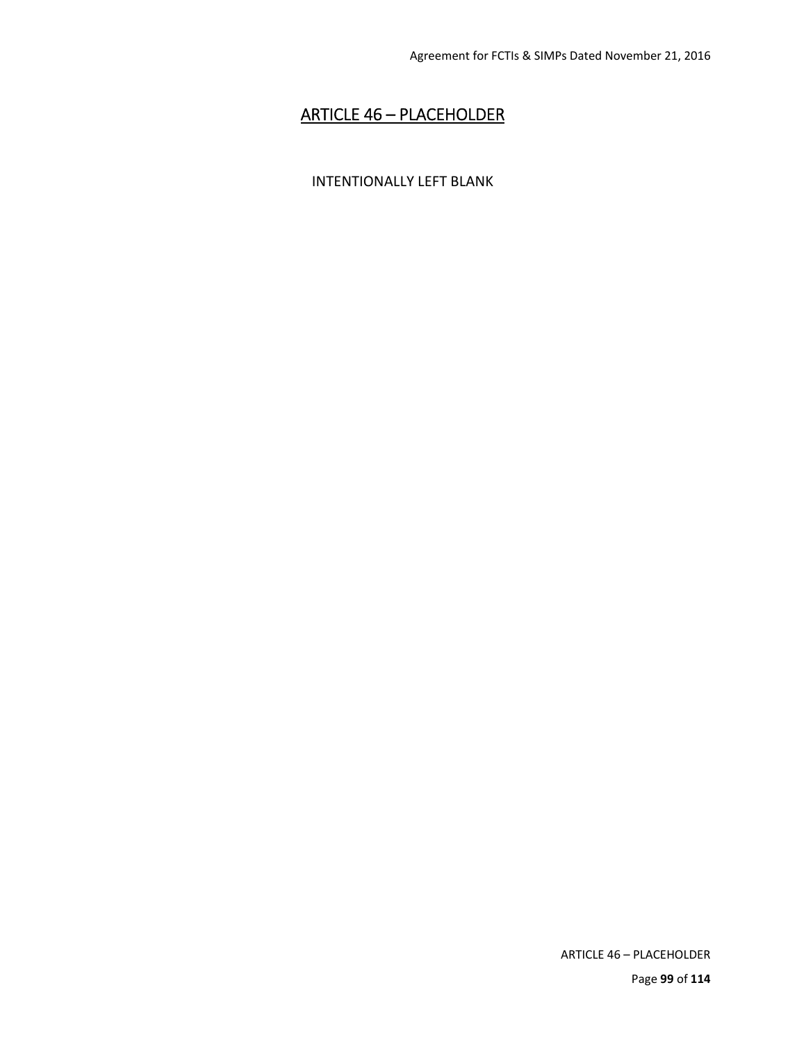## ARTICLE 46 – PLACEHOLDER

INTENTIONALLY LEFT BLANK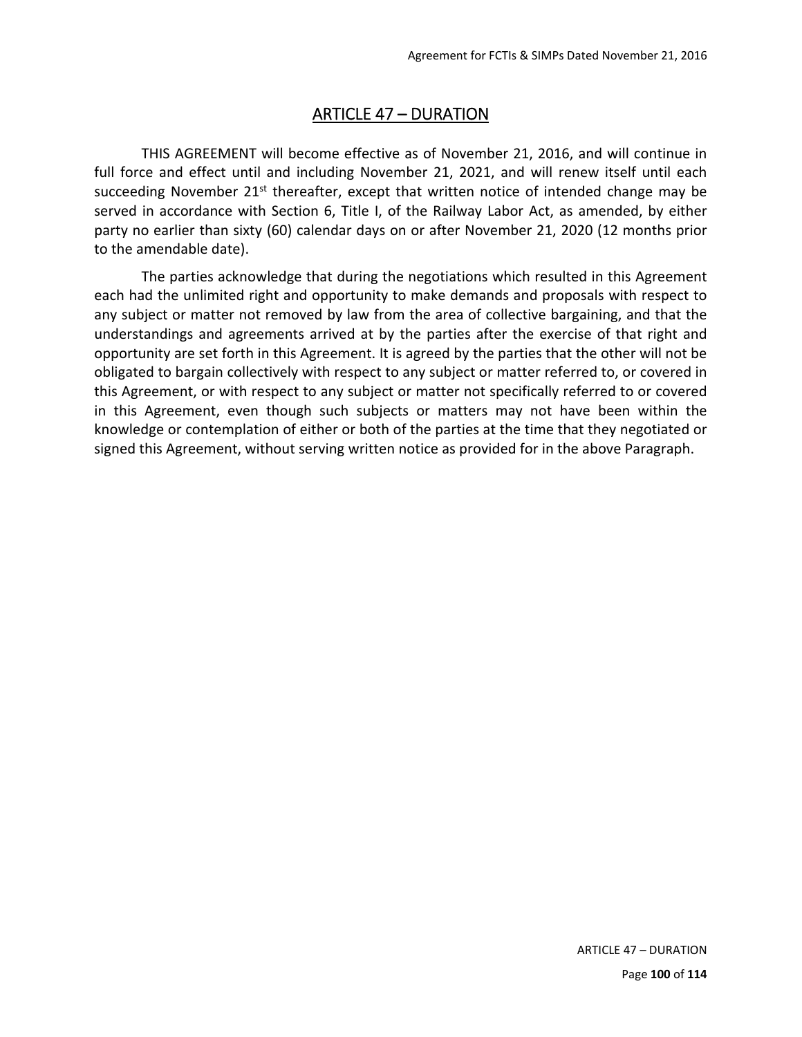# ARTICLE 47 – DURATION

THIS AGREEMENT will become effective as of November 21, 2016, and will continue in full force and effect until and including November 21, 2021, and will renew itself until each succeeding November 21st thereafter, except that written notice of intended change may be served in accordance with Section 6, Title I, of the Railway Labor Act, as amended, by either party no earlier than sixty (60) calendar days on or after November 21, 2020 (12 months prior to the amendable date).

The parties acknowledge that during the negotiations which resulted in this Agreement each had the unlimited right and opportunity to make demands and proposals with respect to any subject or matter not removed by law from the area of collective bargaining, and that the understandings and agreements arrived at by the parties after the exercise of that right and opportunity are set forth in this Agreement. It is agreed by the parties that the other will not be obligated to bargain collectively with respect to any subject or matter referred to, or covered in this Agreement, or with respect to any subject or matter not specifically referred to or covered in this Agreement, even though such subjects or matters may not have been within the knowledge or contemplation of either or both of the parties at the time that they negotiated or signed this Agreement, without serving written notice as provided for in the above Paragraph.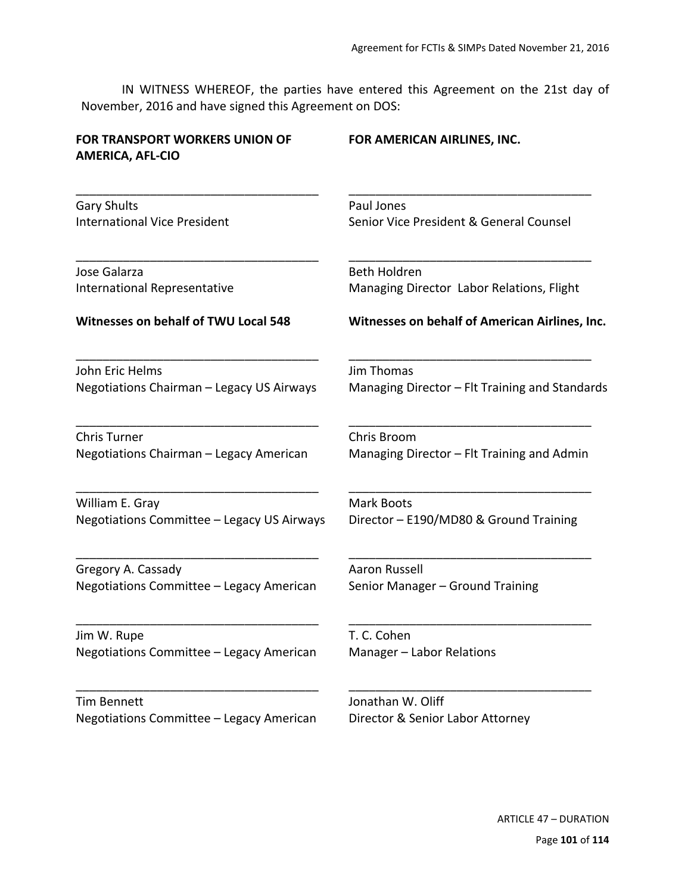IN WITNESS WHEREOF, the parties have entered this Agreement on the 21st day of November, 2016 and have signed this Agreement on DOS:

| **FOR TRANSPORT WORKERS UNION OF AMERICA, AFL-CIO** | **FOR AMERICAN AIRLINES, INC.** |
|---|---|
| ___________________________________<br>Gary Shults<br>International Vice President | ___________________________________<br>Paul Jones<br>Senior Vice President & General Counsel |
| ___________________________________<br>Jose Galarza<br>International Representative | ___________________________________<br>Beth Holdren<br>Managing Director  Labor Relations, Flight |
| **Witnesses on behalf of TWU Local 548** | **Witnesses on behalf of American Airlines, Inc.** |
| ___________________________________<br>John Eric Helms<br>Negotiations Chairman – Legacy US Airways | ___________________________________<br>Jim Thomas<br>Managing Director – Flt Training and Standards |
| ___________________________________<br>Chris Turner<br>Negotiations Chairman – Legacy American | ___________________________________<br>Chris Broom<br>Managing Director – Flt Training and Admin |
| ___________________________________<br>William E. Gray<br>Negotiations Committee – Legacy US Airways | ___________________________________<br>Mark Boots<br>Director – E190/MD80 & Ground Training |
| ___________________________________<br>Gregory A. Cassady<br>Negotiations Committee – Legacy American | ___________________________________<br>Aaron Russell<br>Senior Manager – Ground Training |
| ___________________________________<br>Jim W. Rupe<br>Negotiations Committee – Legacy American | ___________________________________<br>T. C. Cohen<br>Manager – Labor Relations |
| ___________________________________<br>Tim Bennett<br>Negotiations Committee – Legacy American | ___________________________________<br>Jonathan W. Oliff<br>Director & Senior Labor Attorney |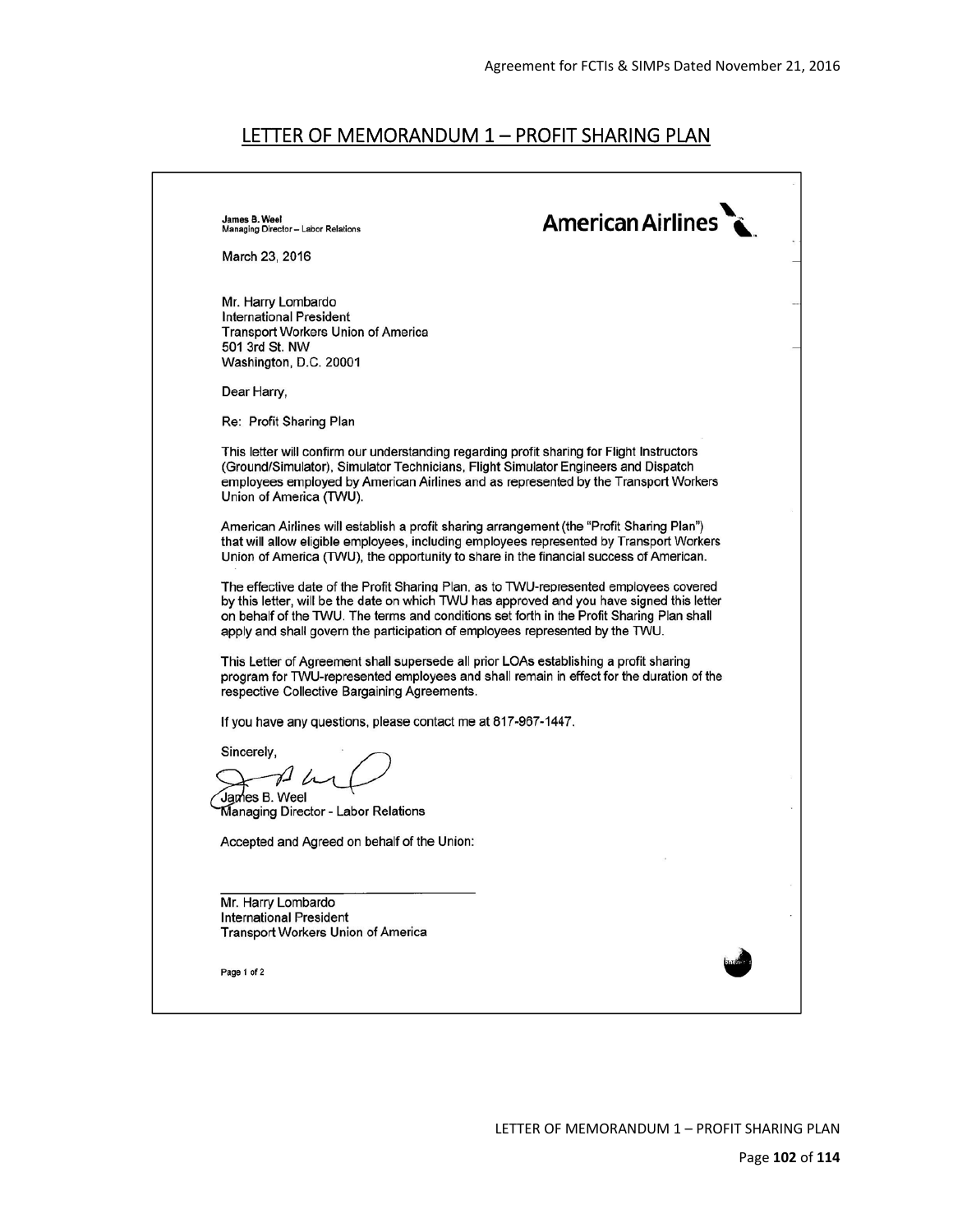# LETTER OF MEMORANDUM 1 – PROFIT SHARING PLAN

James B. Weel
Managing Director – Labor Relations

**American Airlines**

March 23, 2016

Mr. Harry Lombardo
International President
Transport Workers Union of America
501 3rd St. NW
Washington, D.C. 20001

Dear Harry,

Re: Profit Sharing Plan

This letter will confirm our understanding regarding profit sharing for Flight Instructors (Ground/Simulator), Simulator Technicians, Flight Simulator Engineers and Dispatch employees employed by American Airlines and as represented by the Transport Workers Union of America (TWU).

American Airlines will establish a profit sharing arrangement (the "Profit Sharing Plan") that will allow eligible employees, including employees represented by Transport Workers Union of America (TWU), the opportunity to share in the financial success of American.

The effective date of the Profit Sharing Plan, as to TWU-represented employees covered by this letter, will be the date on which TWU has approved and you have signed this letter on behalf of the TWU. The terms and conditions set forth in the Profit Sharing Plan shall apply and shall govern the participation of employees represented by the TWU.

This Letter of Agreement shall supersede all prior LOAs establishing a profit sharing program for TWU-represented employees and shall remain in effect for the duration of the respective Collective Bargaining Agreements.

If you have any questions, please contact me at 817-967-1447.

Sincerely,

James B. Weel
Managing Director - Labor Relations

Accepted and Agreed on behalf of the Union:

\_\_\_\_\_\_\_\_\_\_\_\_\_\_\_\_\_\_\_\_\_\_\_\_\_\_\_\_\_\_

Mr. Harry Lombardo
International President
Transport Workers Union of America

Page 1 of 2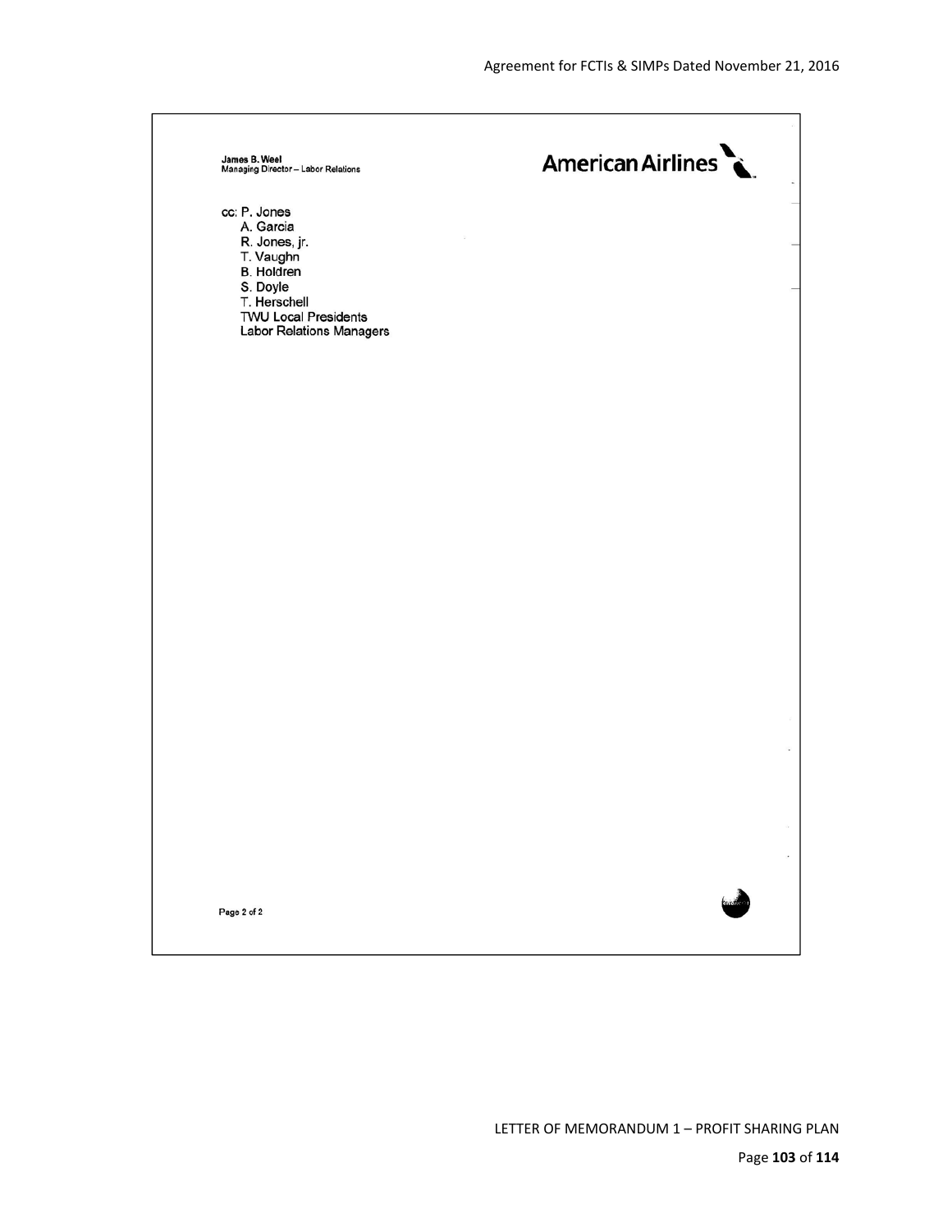James B. Weel
Managing Director – Labor Relations

American Airlines

cc: P. Jones
A. Garcia
R. Jones, jr.
T. Vaughn
B. Holdren
S. Doyle
T. Herschell
TWU Local Presidents
Labor Relations Managers

Page 2 of 2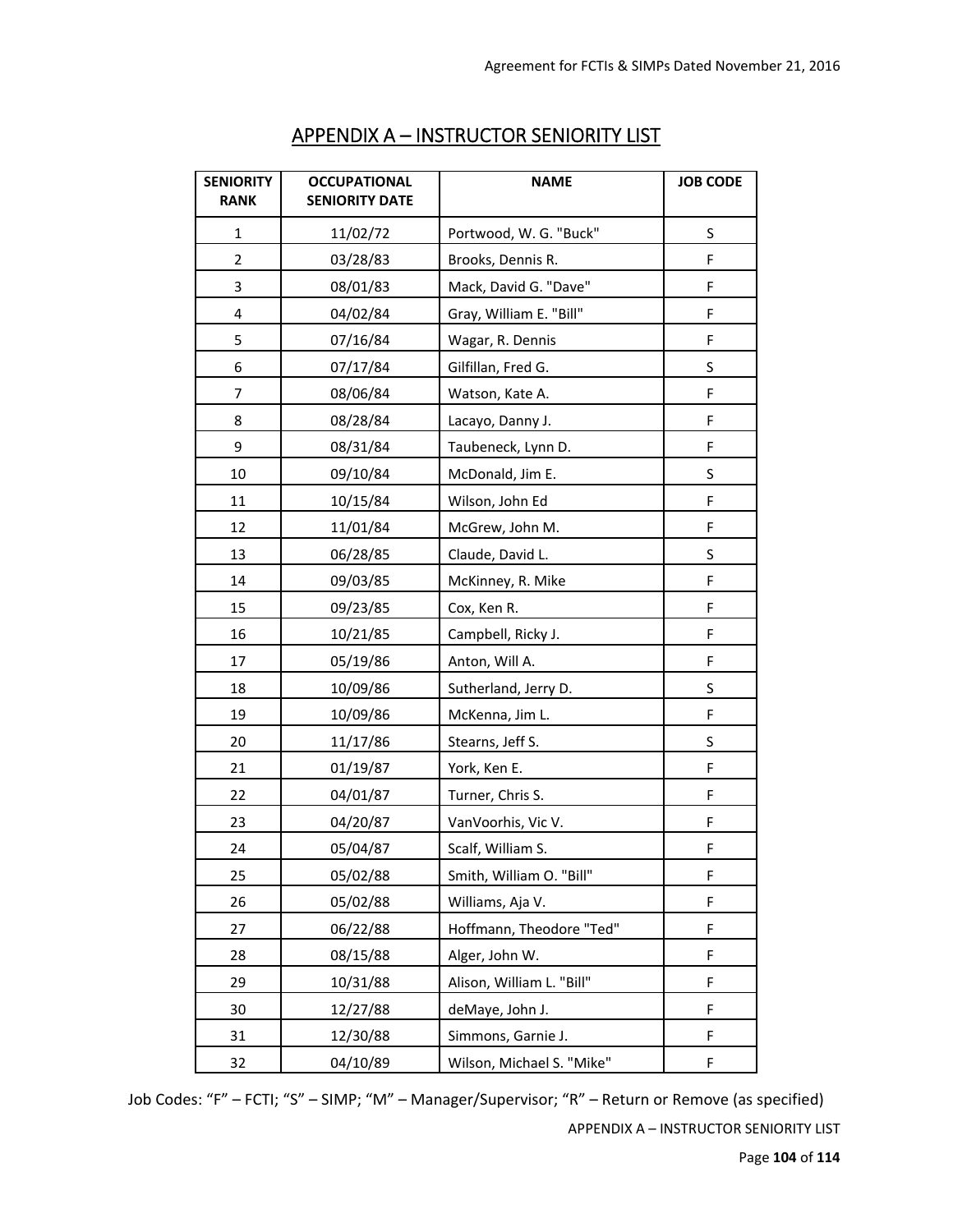## APPENDIX A – INSTRUCTOR SENIORITY LIST

| SENIORITY RANK | OCCUPATIONAL SENIORITY DATE | NAME | JOB CODE |
|---|---|---|---|
| 1 | 11/02/72 | Portwood, W. G. "Buck" | S |
| 2 | 03/28/83 | Brooks, Dennis R. | F |
| 3 | 08/01/83 | Mack, David G. "Dave" | F |
| 4 | 04/02/84 | Gray, William E. "Bill" | F |
| 5 | 07/16/84 | Wagar, R. Dennis | F |
| 6 | 07/17/84 | Gilfillan, Fred G. | S |
| 7 | 08/06/84 | Watson, Kate A. | F |
| 8 | 08/28/84 | Lacayo, Danny J. | F |
| 9 | 08/31/84 | Taubeneck, Lynn D. | F |
| 10 | 09/10/84 | McDonald, Jim E. | S |
| 11 | 10/15/84 | Wilson, John Ed | F |
| 12 | 11/01/84 | McGrew, John M. | F |
| 13 | 06/28/85 | Claude, David L. | S |
| 14 | 09/03/85 | McKinney, R. Mike | F |
| 15 | 09/23/85 | Cox, Ken R. | F |
| 16 | 10/21/85 | Campbell, Ricky J. | F |
| 17 | 05/19/86 | Anton, Will A. | F |
| 18 | 10/09/86 | Sutherland, Jerry D. | S |
| 19 | 10/09/86 | McKenna, Jim L. | F |
| 20 | 11/17/86 | Stearns, Jeff S. | S |
| 21 | 01/19/87 | York, Ken E. | F |
| 22 | 04/01/87 | Turner, Chris S. | F |
| 23 | 04/20/87 | VanVoorhis, Vic V. | F |
| 24 | 05/04/87 | Scalf, William S. | F |
| 25 | 05/02/88 | Smith, William O. "Bill" | F |
| 26 | 05/02/88 | Williams, Aja V. | F |
| 27 | 06/22/88 | Hoffmann, Theodore "Ted" | F |
| 28 | 08/15/88 | Alger, John W. | F |
| 29 | 10/31/88 | Alison, William L. "Bill" | F |
| 30 | 12/27/88 | deMaye, John J. | F |
| 31 | 12/30/88 | Simmons, Garnie J. | F |
| 32 | 04/10/89 | Wilson, Michael S. "Mike" | F |

Job Codes: “F” – FCTI; “S” – SIMP; “M” – Manager/Supervisor; “R” – Return or Remove (as specified)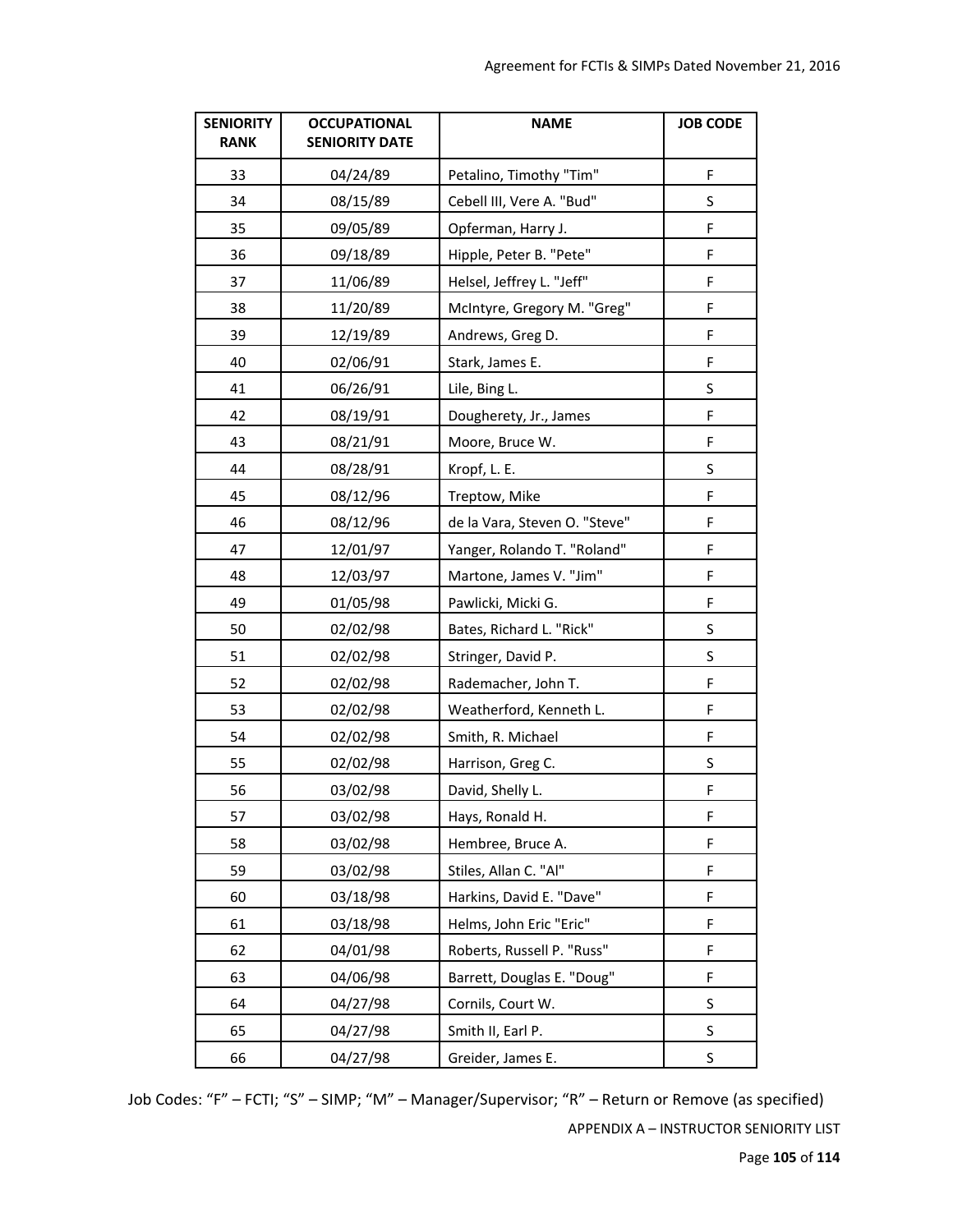| SENIORITY RANK | OCCUPATIONAL SENIORITY DATE | NAME | JOB CODE |
|---|---|---|---|
| 33 | 04/24/89 | Petalino, Timothy "Tim" | F |
| 34 | 08/15/89 | Cebell III, Vere A. "Bud" | S |
| 35 | 09/05/89 | Opferman, Harry J. | F |
| 36 | 09/18/89 | Hipple, Peter B. "Pete" | F |
| 37 | 11/06/89 | Helsel, Jeffrey L. "Jeff" | F |
| 38 | 11/20/89 | McIntyre, Gregory M. "Greg" | F |
| 39 | 12/19/89 | Andrews, Greg D. | F |
| 40 | 02/06/91 | Stark, James E. | F |
| 41 | 06/26/91 | Lile, Bing L. | S |
| 42 | 08/19/91 | Dougherety, Jr., James | F |
| 43 | 08/21/91 | Moore, Bruce W. | F |
| 44 | 08/28/91 | Kropf, L. E. | S |
| 45 | 08/12/96 | Treptow, Mike | F |
| 46 | 08/12/96 | de la Vara, Steven O. "Steve" | F |
| 47 | 12/01/97 | Yanger, Rolando T. "Roland" | F |
| 48 | 12/03/97 | Martone, James V. "Jim" | F |
| 49 | 01/05/98 | Pawlicki, Micki G. | F |
| 50 | 02/02/98 | Bates, Richard L. "Rick" | S |
| 51 | 02/02/98 | Stringer, David P. | S |
| 52 | 02/02/98 | Rademacher, John T. | F |
| 53 | 02/02/98 | Weatherford, Kenneth L. | F |
| 54 | 02/02/98 | Smith, R. Michael | F |
| 55 | 02/02/98 | Harrison, Greg C. | S |
| 56 | 03/02/98 | David, Shelly L. | F |
| 57 | 03/02/98 | Hays, Ronald H. | F |
| 58 | 03/02/98 | Hembree, Bruce A. | F |
| 59 | 03/02/98 | Stiles, Allan C. "Al" | F |
| 60 | 03/18/98 | Harkins, David E. "Dave" | F |
| 61 | 03/18/98 | Helms, John Eric "Eric" | F |
| 62 | 04/01/98 | Roberts, Russell P. "Russ" | F |
| 63 | 04/06/98 | Barrett, Douglas E. "Doug" | F |
| 64 | 04/27/98 | Cornils, Court W. | S |
| 65 | 04/27/98 | Smith II, Earl P. | S |
| 66 | 04/27/98 | Greider, James E. | S |

Job Codes: "F" – FCTI; "S" – SIMP; "M" – Manager/Supervisor; "R" – Return or Remove (as specified)

APPENDIX A – INSTRUCTOR SENIORITY LIST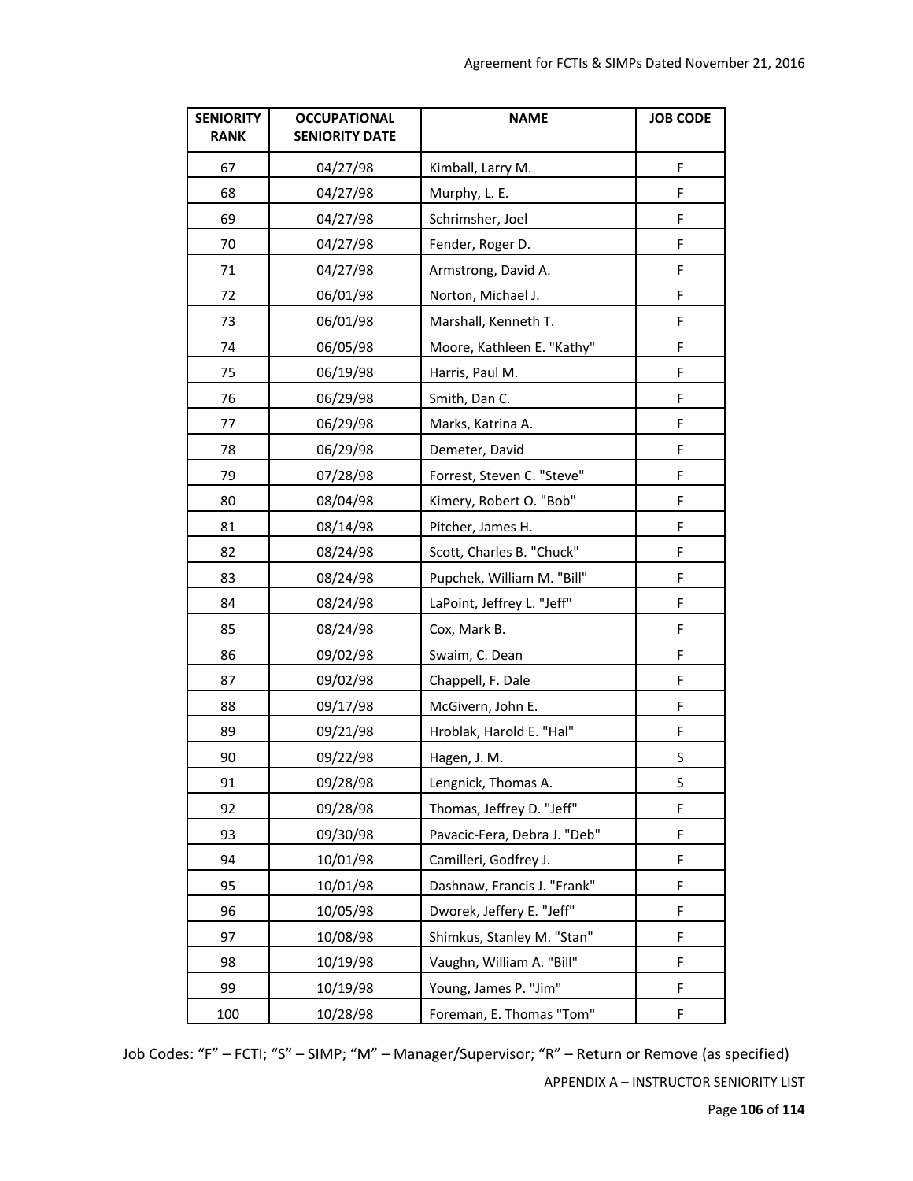| SENIORITY RANK | OCCUPATIONAL SENIORITY DATE | NAME | JOB CODE |
|---|---|---|---|
| 67 | 04/27/98 | Kimball, Larry M. | F |
| 68 | 04/27/98 | Murphy, L. E. | F |
| 69 | 04/27/98 | Schrimsher, Joel | F |
| 70 | 04/27/98 | Fender, Roger D. | F |
| 71 | 04/27/98 | Armstrong, David A. | F |
| 72 | 06/01/98 | Norton, Michael J. | F |
| 73 | 06/01/98 | Marshall, Kenneth T. | F |
| 74 | 06/05/98 | Moore, Kathleen E. "Kathy" | F |
| 75 | 06/19/98 | Harris, Paul M. | F |
| 76 | 06/29/98 | Smith, Dan C. | F |
| 77 | 06/29/98 | Marks, Katrina A. | F |
| 78 | 06/29/98 | Demeter, David | F |
| 79 | 07/28/98 | Forrest, Steven C. "Steve" | F |
| 80 | 08/04/98 | Kimery, Robert O. "Bob" | F |
| 81 | 08/14/98 | Pitcher, James H. | F |
| 82 | 08/24/98 | Scott, Charles B. "Chuck" | F |
| 83 | 08/24/98 | Pupchek, William M. "Bill" | F |
| 84 | 08/24/98 | LaPoint, Jeffrey L. "Jeff" | F |
| 85 | 08/24/98 | Cox, Mark B. | F |
| 86 | 09/02/98 | Swaim, C. Dean | F |
| 87 | 09/02/98 | Chappell, F. Dale | F |
| 88 | 09/17/98 | McGivern, John E. | F |
| 89 | 09/21/98 | Hroblak, Harold E. "Hal" | F |
| 90 | 09/22/98 | Hagen, J. M. | S |
| 91 | 09/28/98 | Lengnick, Thomas A. | S |
| 92 | 09/28/98 | Thomas, Jeffrey D. "Jeff" | F |
| 93 | 09/30/98 | Pavacic-Fera, Debra J. "Deb" | F |
| 94 | 10/01/98 | Camilleri, Godfrey J. | F |
| 95 | 10/01/98 | Dashnaw, Francis J. "Frank" | F |
| 96 | 10/05/98 | Dworek, Jeffery E. "Jeff" | F |
| 97 | 10/08/98 | Shimkus, Stanley M. "Stan" | F |
| 98 | 10/19/98 | Vaughn, William A. "Bill" | F |
| 99 | 10/19/98 | Young, James P. "Jim" | F |
| 100 | 10/28/98 | Foreman, E. Thomas "Tom" | F |

Job Codes: "F" – FCTI; "S" – SIMP; "M" – Manager/Supervisor; "R" – Return or Remove (as specified)

APPENDIX A – INSTRUCTOR SENIORITY LIST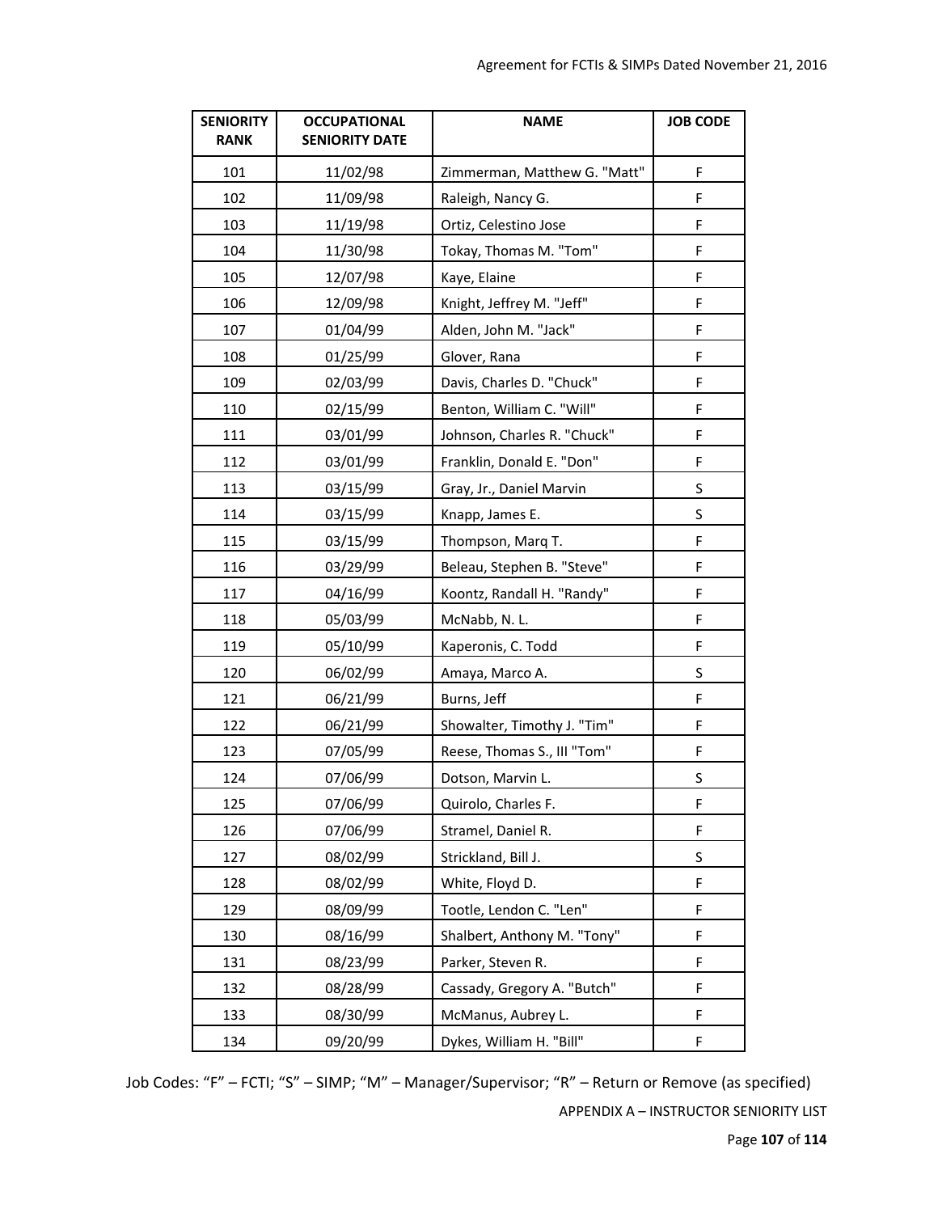| SENIORITY RANK | OCCUPATIONAL SENIORITY DATE | NAME | JOB CODE |
|---|---|---|---|
| 101 | 11/02/98 | Zimmerman, Matthew G. "Matt" | F |
| 102 | 11/09/98 | Raleigh, Nancy G. | F |
| 103 | 11/19/98 | Ortiz, Celestino Jose | F |
| 104 | 11/30/98 | Tokay, Thomas M. "Tom" | F |
| 105 | 12/07/98 | Kaye, Elaine | F |
| 106 | 12/09/98 | Knight, Jeffrey M. "Jeff" | F |
| 107 | 01/04/99 | Alden, John M. "Jack" | F |
| 108 | 01/25/99 | Glover, Rana | F |
| 109 | 02/03/99 | Davis, Charles D. "Chuck" | F |
| 110 | 02/15/99 | Benton, William C. "Will" | F |
| 111 | 03/01/99 | Johnson, Charles R. "Chuck" | F |
| 112 | 03/01/99 | Franklin, Donald E. "Don" | F |
| 113 | 03/15/99 | Gray, Jr., Daniel Marvin | S |
| 114 | 03/15/99 | Knapp, James E. | S |
| 115 | 03/15/99 | Thompson, Marq T. | F |
| 116 | 03/29/99 | Beleau, Stephen B. "Steve" | F |
| 117 | 04/16/99 | Koontz, Randall H. "Randy" | F |
| 118 | 05/03/99 | McNabb, N. L. | F |
| 119 | 05/10/99 | Kaperonis, C. Todd | F |
| 120 | 06/02/99 | Amaya, Marco A. | S |
| 121 | 06/21/99 | Burns, Jeff | F |
| 122 | 06/21/99 | Showalter, Timothy J. "Tim" | F |
| 123 | 07/05/99 | Reese, Thomas S., III "Tom" | F |
| 124 | 07/06/99 | Dotson, Marvin L. | S |
| 125 | 07/06/99 | Quirolo, Charles F. | F |
| 126 | 07/06/99 | Stramel, Daniel R. | F |
| 127 | 08/02/99 | Strickland, Bill J. | S |
| 128 | 08/02/99 | White, Floyd D. | F |
| 129 | 08/09/99 | Tootle, Lendon C. "Len" | F |
| 130 | 08/16/99 | Shalbert, Anthony M. "Tony" | F |
| 131 | 08/23/99 | Parker, Steven R. | F |
| 132 | 08/28/99 | Cassady, Gregory A. "Butch" | F |
| 133 | 08/30/99 | McManus, Aubrey L. | F |
| 134 | 09/20/99 | Dykes, William H. "Bill" | F |

Job Codes: “F” – FCTI; “S” – SIMP; “M” – Manager/Supervisor; “R” – Return or Remove (as specified)

APPENDIX A – INSTRUCTOR SENIORITY LIST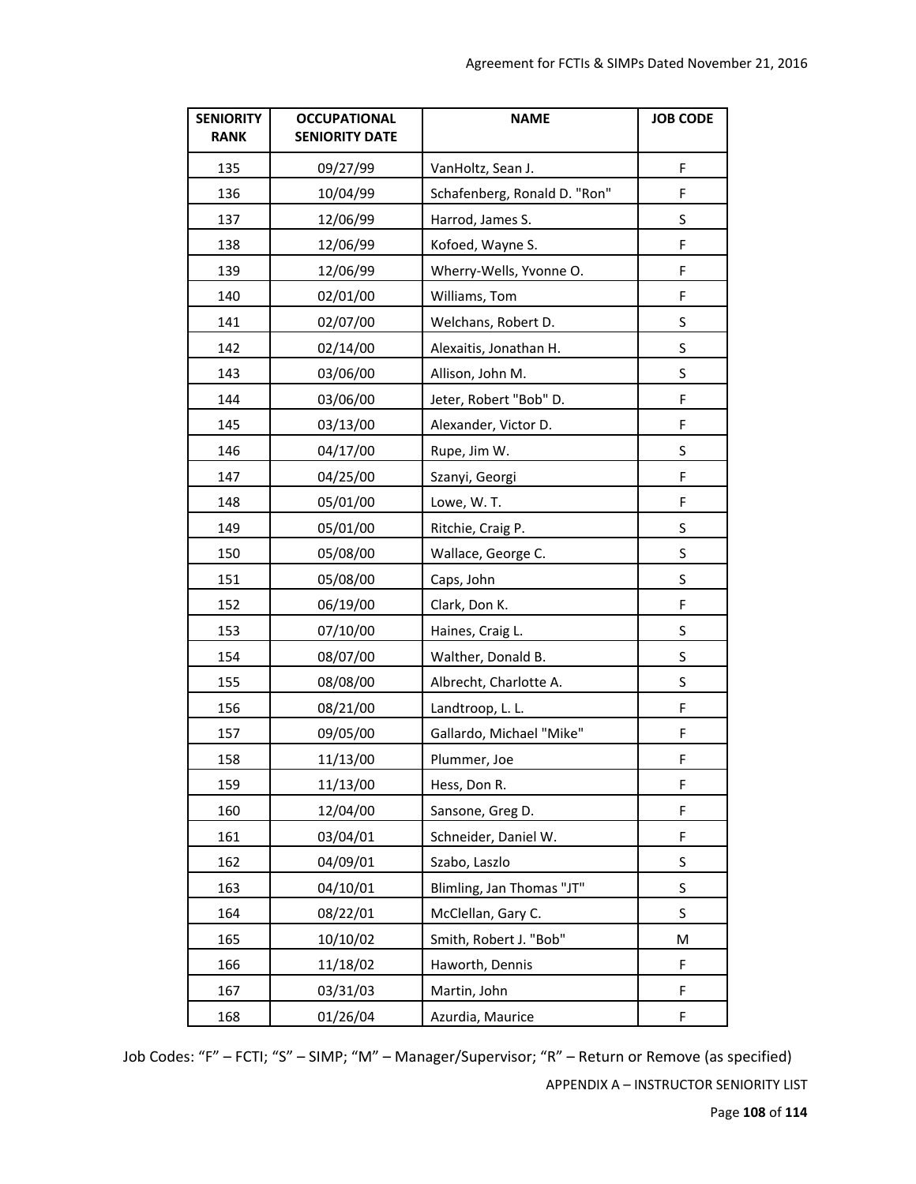| SENIORITY RANK | OCCUPATIONAL SENIORITY DATE | NAME | JOB CODE |
|---|---|---|---|
| 135 | 09/27/99 | VanHoltz, Sean J. | F |
| 136 | 10/04/99 | Schafenberg, Ronald D. "Ron" | F |
| 137 | 12/06/99 | Harrod, James S. | S |
| 138 | 12/06/99 | Kofoed, Wayne S. | F |
| 139 | 12/06/99 | Wherry-Wells, Yvonne O. | F |
| 140 | 02/01/00 | Williams, Tom | F |
| 141 | 02/07/00 | Welchans, Robert D. | S |
| 142 | 02/14/00 | Alexaitis, Jonathan H. | S |
| 143 | 03/06/00 | Allison, John M. | S |
| 144 | 03/06/00 | Jeter, Robert "Bob" D. | F |
| 145 | 03/13/00 | Alexander, Victor D. | F |
| 146 | 04/17/00 | Rupe, Jim W. | S |
| 147 | 04/25/00 | Szanyi, Georgi | F |
| 148 | 05/01/00 | Lowe, W. T. | F |
| 149 | 05/01/00 | Ritchie, Craig P. | S |
| 150 | 05/08/00 | Wallace, George C. | S |
| 151 | 05/08/00 | Caps, John | S |
| 152 | 06/19/00 | Clark, Don K. | F |
| 153 | 07/10/00 | Haines, Craig L. | S |
| 154 | 08/07/00 | Walther, Donald B. | S |
| 155 | 08/08/00 | Albrecht, Charlotte A. | S |
| 156 | 08/21/00 | Landtroop, L. L. | F |
| 157 | 09/05/00 | Gallardo, Michael "Mike" | F |
| 158 | 11/13/00 | Plummer, Joe | F |
| 159 | 11/13/00 | Hess, Don R. | F |
| 160 | 12/04/00 | Sansone, Greg D. | F |
| 161 | 03/04/01 | Schneider, Daniel W. | F |
| 162 | 04/09/01 | Szabo, Laszlo | S |
| 163 | 04/10/01 | Blimling, Jan Thomas "JT" | S |
| 164 | 08/22/01 | McClellan, Gary C. | S |
| 165 | 10/10/02 | Smith, Robert J. "Bob" | M |
| 166 | 11/18/02 | Haworth, Dennis | F |
| 167 | 03/31/03 | Martin, John | F |
| 168 | 01/26/04 | Azurdia, Maurice | F |

Job Codes: "F" – FCTI; "S" – SIMP; "M" – Manager/Supervisor; "R" – Return or Remove (as specified)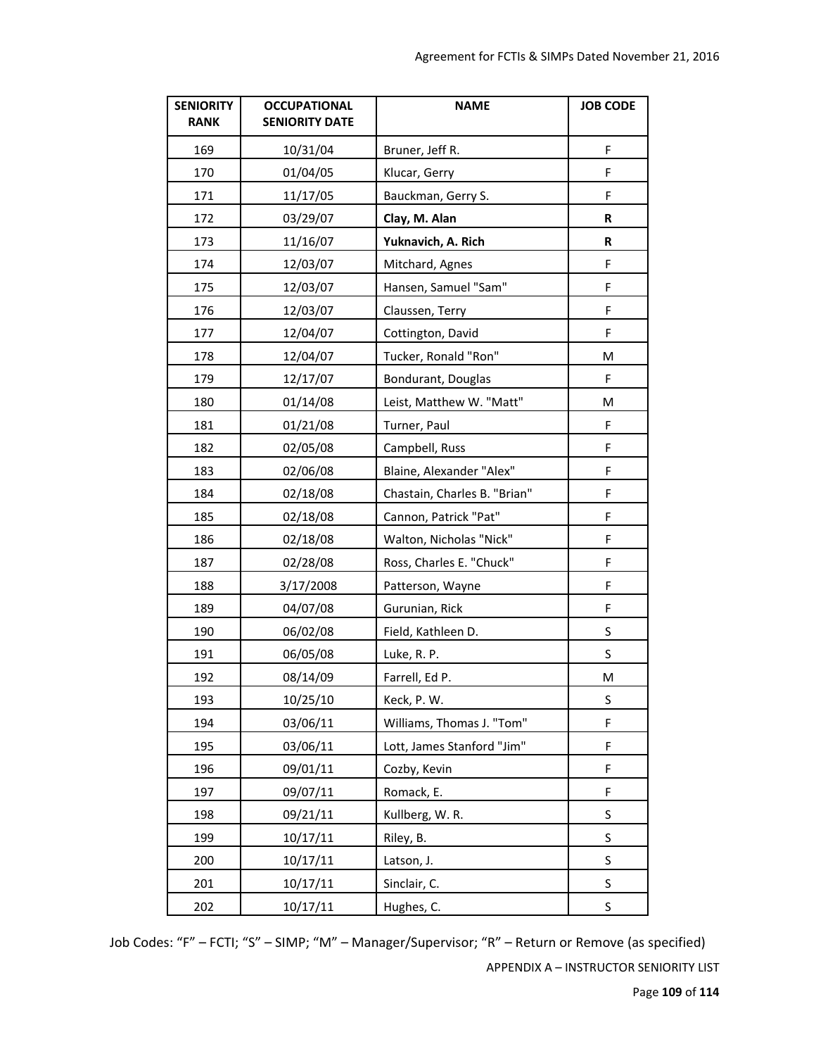| SENIORITY RANK | OCCUPATIONAL SENIORITY DATE | NAME | JOB CODE |
|---|---|---|---|
| 169 | 10/31/04 | Bruner, Jeff R. | F |
| 170 | 01/04/05 | Klucar, Gerry | F |
| 171 | 11/17/05 | Bauckman, Gerry S. | F |
| 172 | 03/29/07 | **Clay, M. Alan** | **R** |
| 173 | 11/16/07 | **Yuknavich, A. Rich** | **R** |
| 174 | 12/03/07 | Mitchard, Agnes | F |
| 175 | 12/03/07 | Hansen, Samuel "Sam" | F |
| 176 | 12/03/07 | Claussen, Terry | F |
| 177 | 12/04/07 | Cottington, David | F |
| 178 | 12/04/07 | Tucker, Ronald "Ron" | M |
| 179 | 12/17/07 | Bondurant, Douglas | F |
| 180 | 01/14/08 | Leist, Matthew W. "Matt" | M |
| 181 | 01/21/08 | Turner, Paul | F |
| 182 | 02/05/08 | Campbell, Russ | F |
| 183 | 02/06/08 | Blaine, Alexander "Alex" | F |
| 184 | 02/18/08 | Chastain, Charles B. "Brian" | F |
| 185 | 02/18/08 | Cannon, Patrick "Pat" | F |
| 186 | 02/18/08 | Walton, Nicholas "Nick" | F |
| 187 | 02/28/08 | Ross, Charles E. "Chuck" | F |
| 188 | 3/17/2008 | Patterson, Wayne | F |
| 189 | 04/07/08 | Gurunian, Rick | F |
| 190 | 06/02/08 | Field, Kathleen D. | S |
| 191 | 06/05/08 | Luke, R. P. | S |
| 192 | 08/14/09 | Farrell, Ed P. | M |
| 193 | 10/25/10 | Keck, P. W. | S |
| 194 | 03/06/11 | Williams, Thomas J. "Tom" | F |
| 195 | 03/06/11 | Lott, James Stanford "Jim" | F |
| 196 | 09/01/11 | Cozby, Kevin | F |
| 197 | 09/07/11 | Romack, E. | F |
| 198 | 09/21/11 | Kullberg, W. R. | S |
| 199 | 10/17/11 | Riley, B. | S |
| 200 | 10/17/11 | Latson, J. | S |
| 201 | 10/17/11 | Sinclair, C. | S |
| 202 | 10/17/11 | Hughes, C. | S |

Job Codes: "F" – FCTI; "S" – SIMP; "M" – Manager/Supervisor; "R" – Return or Remove (as specified)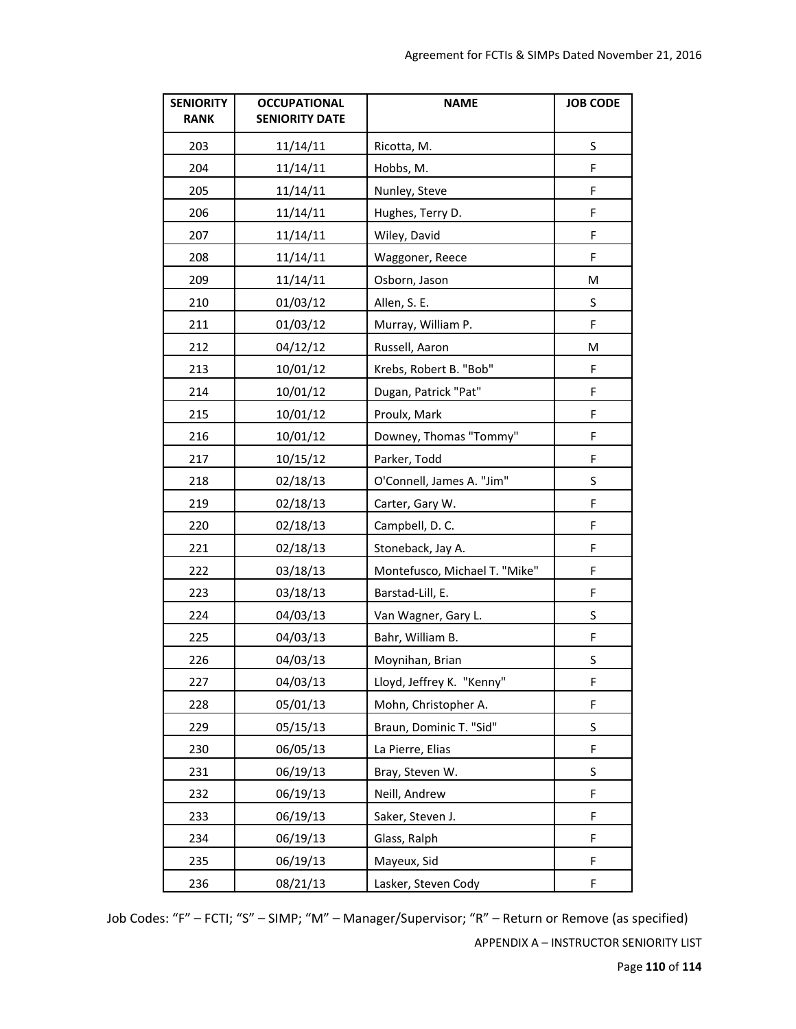| SENIORITY RANK | OCCUPATIONAL SENIORITY DATE | NAME | JOB CODE |
|---|---|---|---|
| 203 | 11/14/11 | Ricotta, M. | S |
| 204 | 11/14/11 | Hobbs, M. | F |
| 205 | 11/14/11 | Nunley, Steve | F |
| 206 | 11/14/11 | Hughes, Terry D. | F |
| 207 | 11/14/11 | Wiley, David | F |
| 208 | 11/14/11 | Waggoner, Reece | F |
| 209 | 11/14/11 | Osborn, Jason | M |
| 210 | 01/03/12 | Allen, S. E. | S |
| 211 | 01/03/12 | Murray, William P. | F |
| 212 | 04/12/12 | Russell, Aaron | M |
| 213 | 10/01/12 | Krebs, Robert B. "Bob" | F |
| 214 | 10/01/12 | Dugan, Patrick "Pat" | F |
| 215 | 10/01/12 | Proulx, Mark | F |
| 216 | 10/01/12 | Downey, Thomas "Tommy" | F |
| 217 | 10/15/12 | Parker, Todd | F |
| 218 | 02/18/13 | O'Connell, James A. "Jim" | S |
| 219 | 02/18/13 | Carter, Gary W. | F |
| 220 | 02/18/13 | Campbell, D. C. | F |
| 221 | 02/18/13 | Stoneback, Jay A. | F |
| 222 | 03/18/13 | Montefusco, Michael T. "Mike" | F |
| 223 | 03/18/13 | Barstad-Lill, E. | F |
| 224 | 04/03/13 | Van Wagner, Gary L. | S |
| 225 | 04/03/13 | Bahr, William B. | F |
| 226 | 04/03/13 | Moynihan, Brian | S |
| 227 | 04/03/13 | Lloyd, Jeffrey K. "Kenny" | F |
| 228 | 05/01/13 | Mohn, Christopher A. | F |
| 229 | 05/15/13 | Braun, Dominic T. "Sid" | S |
| 230 | 06/05/13 | La Pierre, Elias | F |
| 231 | 06/19/13 | Bray, Steven W. | S |
| 232 | 06/19/13 | Neill, Andrew | F |
| 233 | 06/19/13 | Saker, Steven J. | F |
| 234 | 06/19/13 | Glass, Ralph | F |
| 235 | 06/19/13 | Mayeux, Sid | F |
| 236 | 08/21/13 | Lasker, Steven Cody | F |

Job Codes: "F" – FCTI; "S" – SIMP; "M" – Manager/Supervisor; "R" – Return or Remove (as specified)

APPENDIX A – INSTRUCTOR SENIORITY LIST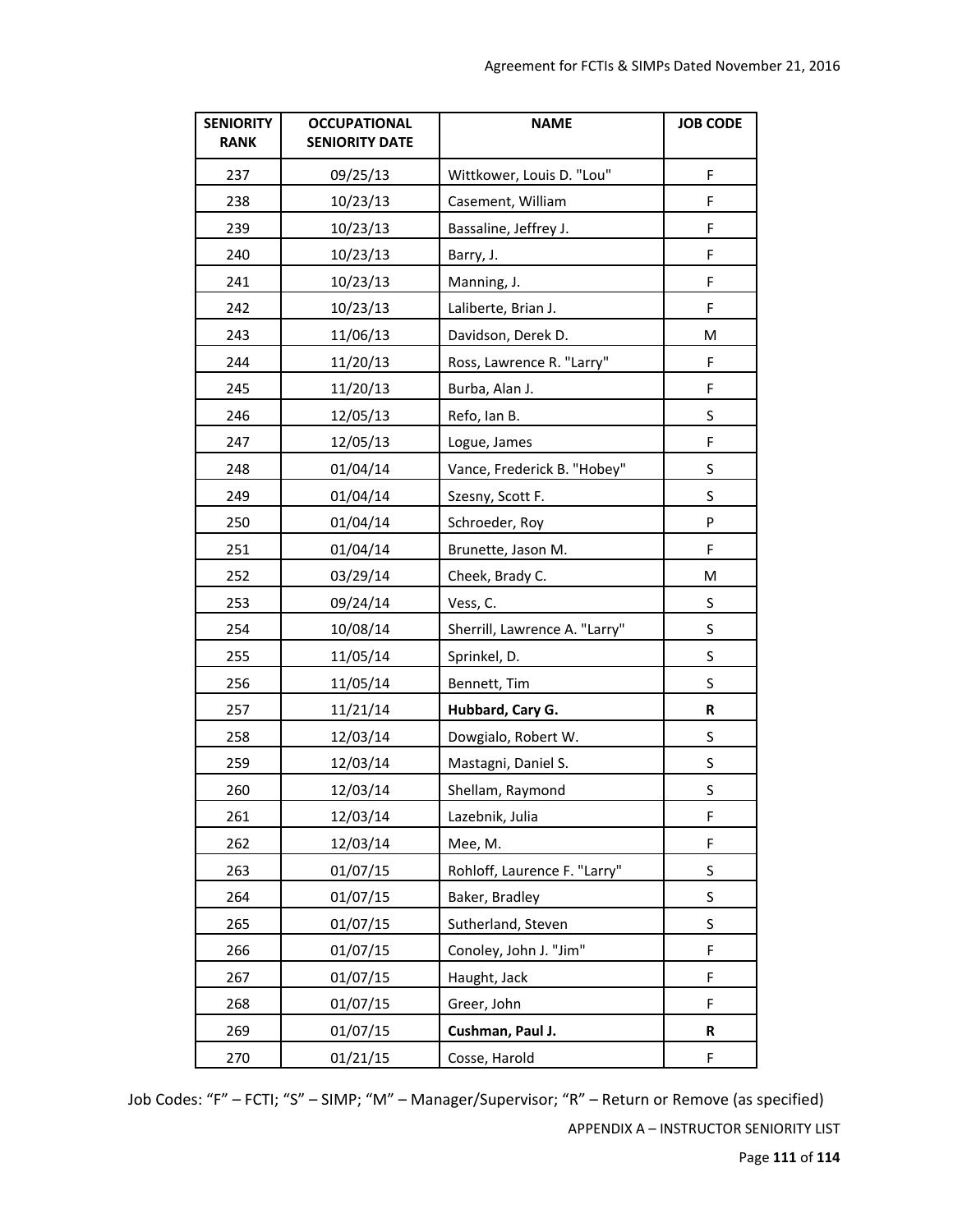| SENIORITY RANK | OCCUPATIONAL SENIORITY DATE | NAME | JOB CODE |
|---|---|---|---|
| 237 | 09/25/13 | Wittkower, Louis D. "Lou" | F |
| 238 | 10/23/13 | Casement, William | F |
| 239 | 10/23/13 | Bassaline, Jeffrey J. | F |
| 240 | 10/23/13 | Barry, J. | F |
| 241 | 10/23/13 | Manning, J. | F |
| 242 | 10/23/13 | Laliberte, Brian J. | F |
| 243 | 11/06/13 | Davidson, Derek D. | M |
| 244 | 11/20/13 | Ross, Lawrence R. "Larry" | F |
| 245 | 11/20/13 | Burba, Alan J. | F |
| 246 | 12/05/13 | Refo, Ian B. | S |
| 247 | 12/05/13 | Logue, James | F |
| 248 | 01/04/14 | Vance, Frederick B. "Hobey" | S |
| 249 | 01/04/14 | Szesny, Scott F. | S |
| 250 | 01/04/14 | Schroeder, Roy | P |
| 251 | 01/04/14 | Brunette, Jason M. | F |
| 252 | 03/29/14 | Cheek, Brady C. | M |
| 253 | 09/24/14 | Vess, C. | S |
| 254 | 10/08/14 | Sherrill, Lawrence A. "Larry" | S |
| 255 | 11/05/14 | Sprinkel, D. | S |
| 256 | 11/05/14 | Bennett, Tim | S |
| 257 | 11/21/14 | **Hubbard, Cary G.** | **R** |
| 258 | 12/03/14 | Dowgialo, Robert W. | S |
| 259 | 12/03/14 | Mastagni, Daniel S. | S |
| 260 | 12/03/14 | Shellam, Raymond | S |
| 261 | 12/03/14 | Lazebnik, Julia | F |
| 262 | 12/03/14 | Mee, M. | F |
| 263 | 01/07/15 | Rohloff, Laurence F. "Larry" | S |
| 264 | 01/07/15 | Baker, Bradley | S |
| 265 | 01/07/15 | Sutherland, Steven | S |
| 266 | 01/07/15 | Conoley, John J. "Jim" | F |
| 267 | 01/07/15 | Haught, Jack | F |
| 268 | 01/07/15 | Greer, John | F |
| 269 | 01/07/15 | **Cushman, Paul J.** | **R** |
| 270 | 01/21/15 | Cosse, Harold | F |

Job Codes: “F” – FCTI; “S” – SIMP; “M” – Manager/Supervisor; “R” – Return or Remove (as specified)

APPENDIX A – INSTRUCTOR SENIORITY LIST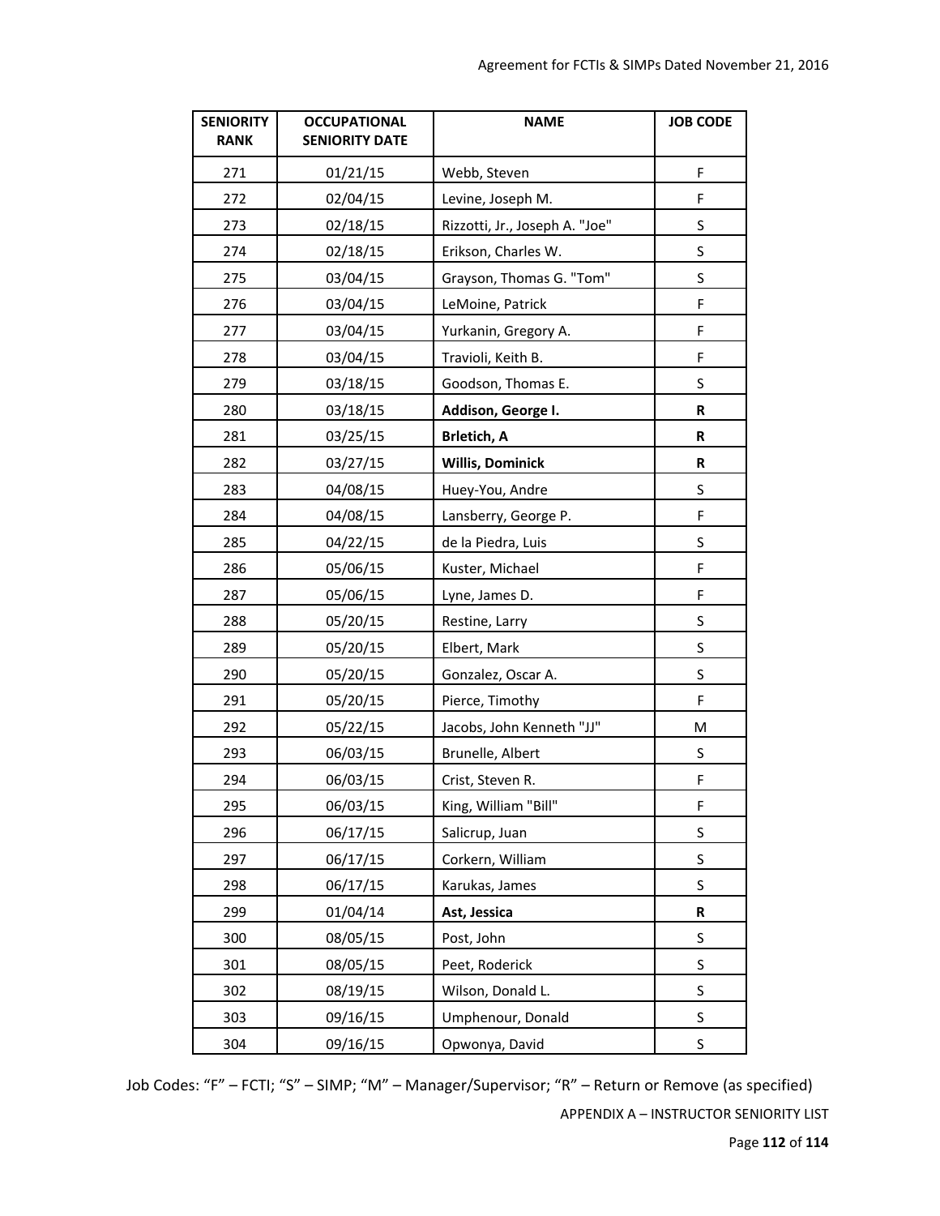| SENIORITY RANK | OCCUPATIONAL SENIORITY DATE | NAME | JOB CODE |
|---|---|---|---|
| 271 | 01/21/15 | Webb, Steven | F |
| 272 | 02/04/15 | Levine, Joseph M. | F |
| 273 | 02/18/15 | Rizzotti, Jr., Joseph A. "Joe" | S |
| 274 | 02/18/15 | Erikson, Charles W. | S |
| 275 | 03/04/15 | Grayson, Thomas G. "Tom" | S |
| 276 | 03/04/15 | LeMoine, Patrick | F |
| 277 | 03/04/15 | Yurkanin, Gregory A. | F |
| 278 | 03/04/15 | Travioli, Keith B. | F |
| 279 | 03/18/15 | Goodson, Thomas E. | S |
| 280 | 03/18/15 | **Addison, George I.** | **R** |
| 281 | 03/25/15 | **Brletich, A** | **R** |
| 282 | 03/27/15 | **Willis, Dominick** | **R** |
| 283 | 04/08/15 | Huey-You, Andre | S |
| 284 | 04/08/15 | Lansberry, George P. | F |
| 285 | 04/22/15 | de la Piedra, Luis | S |
| 286 | 05/06/15 | Kuster, Michael | F |
| 287 | 05/06/15 | Lyne, James D. | F |
| 288 | 05/20/15 | Restine, Larry | S |
| 289 | 05/20/15 | Elbert, Mark | S |
| 290 | 05/20/15 | Gonzalez, Oscar A. | S |
| 291 | 05/20/15 | Pierce, Timothy | F |
| 292 | 05/22/15 | Jacobs, John Kenneth "JJ" | M |
| 293 | 06/03/15 | Brunelle, Albert | S |
| 294 | 06/03/15 | Crist, Steven R. | F |
| 295 | 06/03/15 | King, William "Bill" | F |
| 296 | 06/17/15 | Salicrup, Juan | S |
| 297 | 06/17/15 | Corkern, William | S |
| 298 | 06/17/15 | Karukas, James | S |
| 299 | 01/04/14 | **Ast, Jessica** | **R** |
| 300 | 08/05/15 | Post, John | S |
| 301 | 08/05/15 | Peet, Roderick | S |
| 302 | 08/19/15 | Wilson, Donald L. | S |
| 303 | 09/16/15 | Umphenour, Donald | S |
| 304 | 09/16/15 | Opwonya, David | S |

Job Codes: "F" – FCTI; "S" – SIMP; "M" – Manager/Supervisor; "R" – Return or Remove (as specified)

APPENDIX A – INSTRUCTOR SENIORITY LIST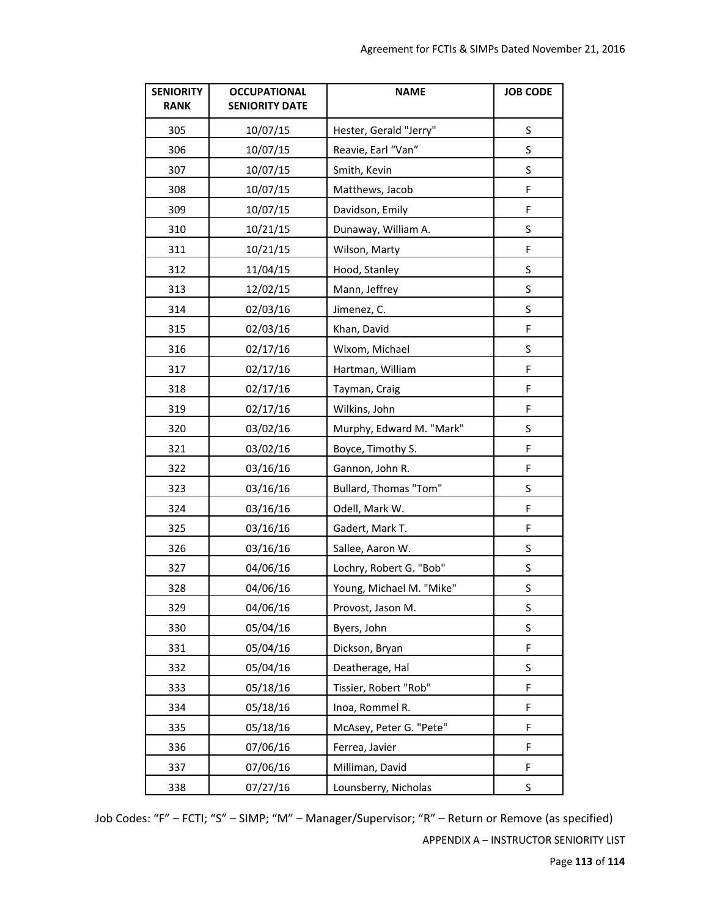| SENIORITY RANK | OCCUPATIONAL SENIORITY DATE | NAME | JOB CODE |
|---|---|---|---|
| 305 | 10/07/15 | Hester, Gerald "Jerry" | S |
| 306 | 10/07/15 | Reavie, Earl “Van” | S |
| 307 | 10/07/15 | Smith, Kevin | S |
| 308 | 10/07/15 | Matthews, Jacob | F |
| 309 | 10/07/15 | Davidson, Emily | F |
| 310 | 10/21/15 | Dunaway, William A. | S |
| 311 | 10/21/15 | Wilson, Marty | F |
| 312 | 11/04/15 | Hood, Stanley | S |
| 313 | 12/02/15 | Mann, Jeffrey | S |
| 314 | 02/03/16 | Jimenez, C. | S |
| 315 | 02/03/16 | Khan, David | F |
| 316 | 02/17/16 | Wixom, Michael | S |
| 317 | 02/17/16 | Hartman, William | F |
| 318 | 02/17/16 | Tayman, Craig | F |
| 319 | 02/17/16 | Wilkins, John | F |
| 320 | 03/02/16 | Murphy, Edward M. "Mark" | S |
| 321 | 03/02/16 | Boyce, Timothy S. | F |
| 322 | 03/16/16 | Gannon, John R. | F |
| 323 | 03/16/16 | Bullard, Thomas "Tom" | S |
| 324 | 03/16/16 | Odell, Mark W. | F |
| 325 | 03/16/16 | Gadert, Mark T. | F |
| 326 | 03/16/16 | Sallee, Aaron W. | S |
| 327 | 04/06/16 | Lochry, Robert G. "Bob" | S |
| 328 | 04/06/16 | Young, Michael M. "Mike" | S |
| 329 | 04/06/16 | Provost, Jason M. | S |
| 330 | 05/04/16 | Byers, John | S |
| 331 | 05/04/16 | Dickson, Bryan | F |
| 332 | 05/04/16 | Deatherage, Hal | S |
| 333 | 05/18/16 | Tissier, Robert "Rob" | F |
| 334 | 05/18/16 | Inoa, Rommel R. | F |
| 335 | 05/18/16 | McAsey, Peter G. "Pete" | F |
| 336 | 07/06/16 | Ferrea, Javier | F |
| 337 | 07/06/16 | Milliman, David | F |
| 338 | 07/27/16 | Lounsberry, Nicholas | S |

Job Codes: “F” – FCTI; “S” – SIMP; “M” – Manager/Supervisor; “R” – Return or Remove (as specified)

APPENDIX A – INSTRUCTOR SENIORITY LIST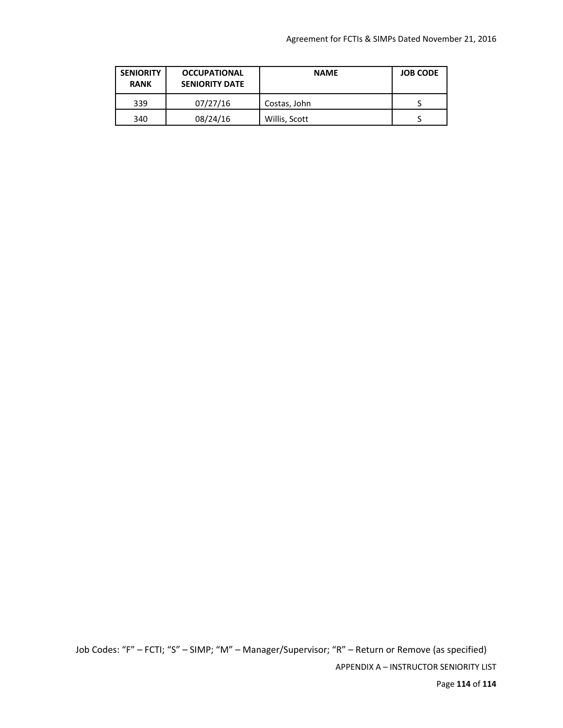| SENIORITY RANK | OCCUPATIONAL SENIORITY DATE | NAME | JOB CODE |
|---|---|---|---|
| 339 | 07/27/16 | Costas, John | S |
| 340 | 08/24/16 | Willis, Scott | S |

Job Codes: “F” – FCTI; “S” – SIMP; “M” – Manager/Supervisor; “R” – Return or Remove (as specified)